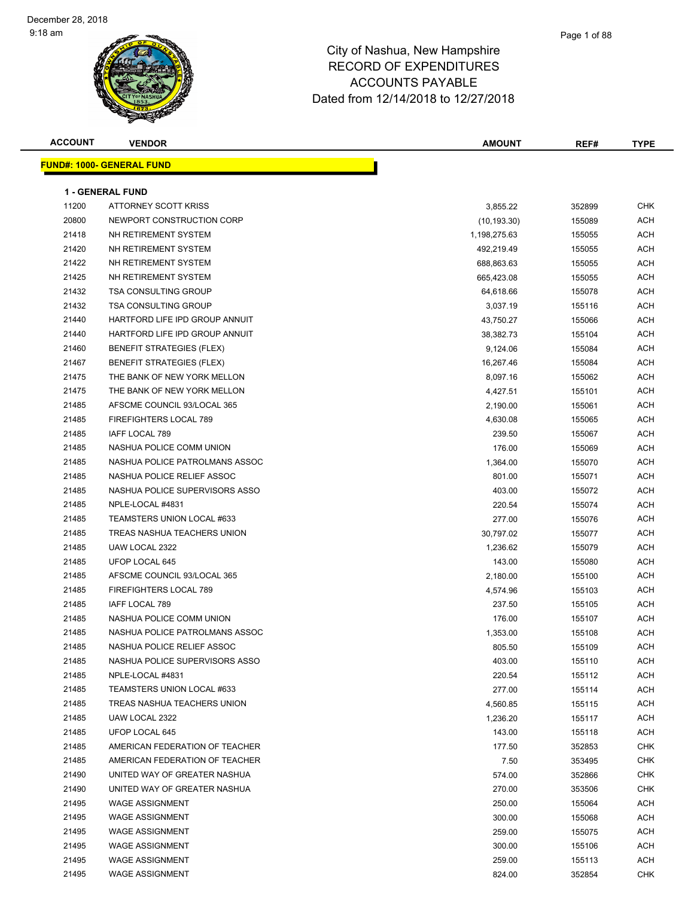# City of Nashua, New Hampshire
# RECORD OF EXPENDITURES
# ACCOUNTS PAYABLE
# Dated from 12/14/2018 to 12/27/2018

December 28, 2018
9:18 am

## FUND#: 1000- GENERAL FUND

### 1 - GENERAL FUND

| ACCOUNT | VENDOR | AMOUNT | REF# | TYPE |
|---|---|---|---|---|
| 11200 | ATTORNEY SCOTT KRISS | 3,855.22 | 352899 | CHK |
| 20800 | NEWPORT CONSTRUCTION CORP | (10,193.30) | 155089 | ACH |
| 21418 | NH RETIREMENT SYSTEM | 1,198,275.63 | 155055 | ACH |
| 21420 | NH RETIREMENT SYSTEM | 492,219.49 | 155055 | ACH |
| 21422 | NH RETIREMENT SYSTEM | 688,863.63 | 155055 | ACH |
| 21425 | NH RETIREMENT SYSTEM | 665,423.08 | 155055 | ACH |
| 21432 | TSA CONSULTING GROUP | 64,618.66 | 155078 | ACH |
| 21432 | TSA CONSULTING GROUP | 3,037.19 | 155116 | ACH |
| 21440 | HARTFORD LIFE IPD GROUP ANNUIT | 43,750.27 | 155066 | ACH |
| 21440 | HARTFORD LIFE IPD GROUP ANNUIT | 38,382.73 | 155104 | ACH |
| 21460 | BENEFIT STRATEGIES (FLEX) | 9,124.06 | 155084 | ACH |
| 21467 | BENEFIT STRATEGIES (FLEX) | 16,267.46 | 155084 | ACH |
| 21475 | THE BANK OF NEW YORK MELLON | 8,097.16 | 155062 | ACH |
| 21475 | THE BANK OF NEW YORK MELLON | 4,427.51 | 155101 | ACH |
| 21485 | AFSCME COUNCIL 93/LOCAL 365 | 2,190.00 | 155061 | ACH |
| 21485 | FIREFIGHTERS LOCAL 789 | 4,630.08 | 155065 | ACH |
| 21485 | IAFF LOCAL 789 | 239.50 | 155067 | ACH |
| 21485 | NASHUA POLICE COMM UNION | 176.00 | 155069 | ACH |
| 21485 | NASHUA POLICE PATROLMANS ASSOC | 1,364.00 | 155070 | ACH |
| 21485 | NASHUA POLICE RELIEF ASSOC | 801.00 | 155071 | ACH |
| 21485 | NASHUA POLICE SUPERVISORS ASSO | 403.00 | 155072 | ACH |
| 21485 | NPLE-LOCAL #4831 | 220.54 | 155074 | ACH |
| 21485 | TEAMSTERS UNION LOCAL #633 | 277.00 | 155076 | ACH |
| 21485 | TREAS NASHUA TEACHERS UNION | 30,797.02 | 155077 | ACH |
| 21485 | UAW LOCAL 2322 | 1,236.62 | 155079 | ACH |
| 21485 | UFOP LOCAL 645 | 143.00 | 155080 | ACH |
| 21485 | AFSCME COUNCIL 93/LOCAL 365 | 2,180.00 | 155100 | ACH |
| 21485 | FIREFIGHTERS LOCAL 789 | 4,574.96 | 155103 | ACH |
| 21485 | IAFF LOCAL 789 | 237.50 | 155105 | ACH |
| 21485 | NASHUA POLICE COMM UNION | 176.00 | 155107 | ACH |
| 21485 | NASHUA POLICE PATROLMANS ASSOC | 1,353.00 | 155108 | ACH |
| 21485 | NASHUA POLICE RELIEF ASSOC | 805.50 | 155109 | ACH |
| 21485 | NASHUA POLICE SUPERVISORS ASSO | 403.00 | 155110 | ACH |
| 21485 | NPLE-LOCAL #4831 | 220.54 | 155112 | ACH |
| 21485 | TEAMSTERS UNION LOCAL #633 | 277.00 | 155114 | ACH |
| 21485 | TREAS NASHUA TEACHERS UNION | 4,560.85 | 155115 | ACH |
| 21485 | UAW LOCAL 2322 | 1,236.20 | 155117 | ACH |
| 21485 | UFOP LOCAL 645 | 143.00 | 155118 | ACH |
| 21485 | AMERICAN FEDERATION OF TEACHER | 177.50 | 352853 | CHK |
| 21485 | AMERICAN FEDERATION OF TEACHER | 7.50 | 353495 | CHK |
| 21490 | UNITED WAY OF GREATER NASHUA | 574.00 | 352866 | CHK |
| 21490 | UNITED WAY OF GREATER NASHUA | 270.00 | 353506 | CHK |
| 21495 | WAGE ASSIGNMENT | 250.00 | 155064 | ACH |
| 21495 | WAGE ASSIGNMENT | 300.00 | 155068 | ACH |
| 21495 | WAGE ASSIGNMENT | 259.00 | 155075 | ACH |
| 21495 | WAGE ASSIGNMENT | 300.00 | 155106 | ACH |
| 21495 | WAGE ASSIGNMENT | 259.00 | 155113 | ACH |
| 21495 | WAGE ASSIGNMENT | 824.00 | 352854 | CHK |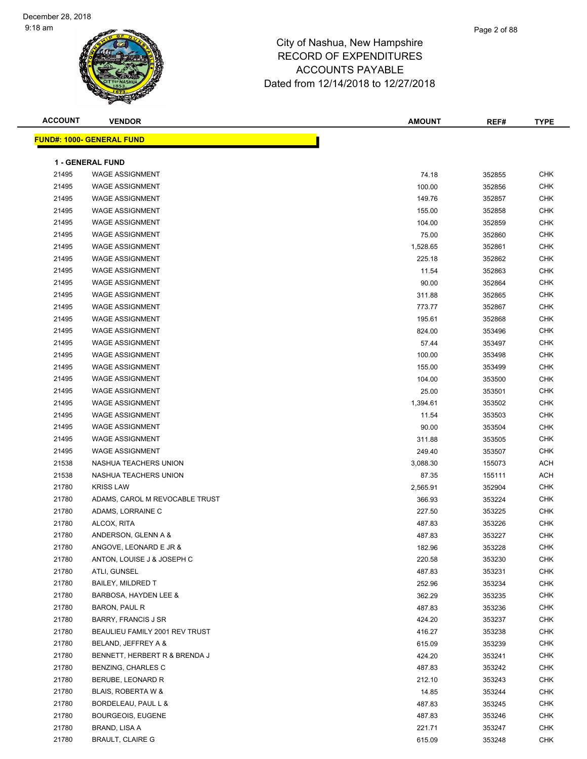# City of Nashua, New Hampshire
## RECORD OF EXPENDITURES
## ACCOUNTS PAYABLE
## Dated from 12/14/2018 to 12/27/2018

| ACCOUNT | VENDOR | AMOUNT | REF# | TYPE |
|---|---|---|---|---|
| **FUND#: 1000- GENERAL FUND** | | | | |
| **1 - GENERAL FUND** | | | | |
| 21495 | WAGE ASSIGNMENT | 74.18 | 352855 | CHK |
| 21495 | WAGE ASSIGNMENT | 100.00 | 352856 | CHK |
| 21495 | WAGE ASSIGNMENT | 149.76 | 352857 | CHK |
| 21495 | WAGE ASSIGNMENT | 155.00 | 352858 | CHK |
| 21495 | WAGE ASSIGNMENT | 104.00 | 352859 | CHK |
| 21495 | WAGE ASSIGNMENT | 75.00 | 352860 | CHK |
| 21495 | WAGE ASSIGNMENT | 1,528.65 | 352861 | CHK |
| 21495 | WAGE ASSIGNMENT | 225.18 | 352862 | CHK |
| 21495 | WAGE ASSIGNMENT | 11.54 | 352863 | CHK |
| 21495 | WAGE ASSIGNMENT | 90.00 | 352864 | CHK |
| 21495 | WAGE ASSIGNMENT | 311.88 | 352865 | CHK |
| 21495 | WAGE ASSIGNMENT | 773.77 | 352867 | CHK |
| 21495 | WAGE ASSIGNMENT | 195.61 | 352868 | CHK |
| 21495 | WAGE ASSIGNMENT | 824.00 | 353496 | CHK |
| 21495 | WAGE ASSIGNMENT | 57.44 | 353497 | CHK |
| 21495 | WAGE ASSIGNMENT | 100.00 | 353498 | CHK |
| 21495 | WAGE ASSIGNMENT | 155.00 | 353499 | CHK |
| 21495 | WAGE ASSIGNMENT | 104.00 | 353500 | CHK |
| 21495 | WAGE ASSIGNMENT | 25.00 | 353501 | CHK |
| 21495 | WAGE ASSIGNMENT | 1,394.61 | 353502 | CHK |
| 21495 | WAGE ASSIGNMENT | 11.54 | 353503 | CHK |
| 21495 | WAGE ASSIGNMENT | 90.00 | 353504 | CHK |
| 21495 | WAGE ASSIGNMENT | 311.88 | 353505 | CHK |
| 21495 | WAGE ASSIGNMENT | 249.40 | 353507 | CHK |
| 21538 | NASHUA TEACHERS UNION | 3,088.30 | 155073 | ACH |
| 21538 | NASHUA TEACHERS UNION | 87.35 | 155111 | ACH |
| 21780 | KRISS LAW | 2,565.91 | 352904 | CHK |
| 21780 | ADAMS, CAROL M REVOCABLE TRUST | 366.93 | 353224 | CHK |
| 21780 | ADAMS, LORRAINE C | 227.50 | 353225 | CHK |
| 21780 | ALCOX, RITA | 487.83 | 353226 | CHK |
| 21780 | ANDERSON, GLENN A & | 487.83 | 353227 | CHK |
| 21780 | ANGOVE, LEONARD E JR & | 182.96 | 353228 | CHK |
| 21780 | ANTON, LOUISE J & JOSEPH C | 220.58 | 353230 | CHK |
| 21780 | ATLI, GUNSEL | 487.83 | 353231 | CHK |
| 21780 | BAILEY, MILDRED T | 252.96 | 353234 | CHK |
| 21780 | BARBOSA, HAYDEN LEE & | 362.29 | 353235 | CHK |
| 21780 | BARON, PAUL R | 487.83 | 353236 | CHK |
| 21780 | BARRY, FRANCIS J SR | 424.20 | 353237 | CHK |
| 21780 | BEAULIEU FAMILY 2001 REV TRUST | 416.27 | 353238 | CHK |
| 21780 | BELAND, JEFFREY A & | 615.09 | 353239 | CHK |
| 21780 | BENNETT, HERBERT R & BRENDA J | 424.20 | 353241 | CHK |
| 21780 | BENZING, CHARLES C | 487.83 | 353242 | CHK |
| 21780 | BERUBE, LEONARD R | 212.10 | 353243 | CHK |
| 21780 | BLAIS, ROBERTA W & | 14.85 | 353244 | CHK |
| 21780 | BORDELEAU, PAUL L & | 487.83 | 353245 | CHK |
| 21780 | BOURGEOIS, EUGENE | 487.83 | 353246 | CHK |
| 21780 | BRAND, LISA A | 221.71 | 353247 | CHK |
| 21780 | BRAULT, CLAIRE G | 615.09 | 353248 | CHK |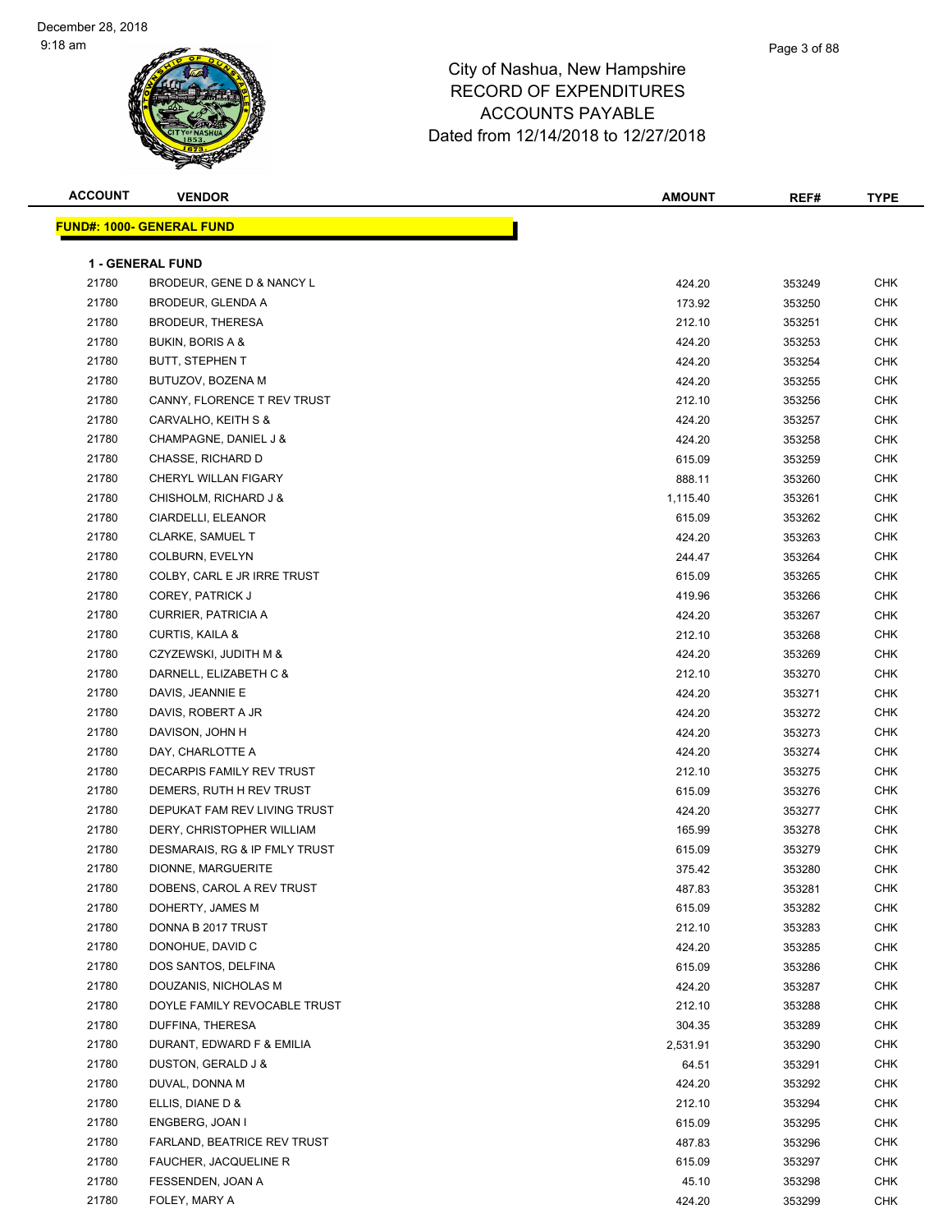# City of Nashua, New Hampshire
## RECORD OF EXPENDITURES
## ACCOUNTS PAYABLE
## Dated from 12/14/2018 to 12/27/2018

**FUND#: 1000- GENERAL FUND**

**1 - GENERAL FUND**

| ACCOUNT | VENDOR | AMOUNT | REF# | TYPE |
|---|---|---|---|---|
| 21780 | BRODEUR, GENE D & NANCY L | 424.20 | 353249 | CHK |
| 21780 | BRODEUR, GLENDA A | 173.92 | 353250 | CHK |
| 21780 | BRODEUR, THERESA | 212.10 | 353251 | CHK |
| 21780 | BUKIN, BORIS A & | 424.20 | 353253 | CHK |
| 21780 | BUTT, STEPHEN T | 424.20 | 353254 | CHK |
| 21780 | BUTUZOV, BOZENA M | 424.20 | 353255 | CHK |
| 21780 | CANNY, FLORENCE T REV TRUST | 212.10 | 353256 | CHK |
| 21780 | CARVALHO, KEITH S & | 424.20 | 353257 | CHK |
| 21780 | CHAMPAGNE, DANIEL J & | 424.20 | 353258 | CHK |
| 21780 | CHASSE, RICHARD D | 615.09 | 353259 | CHK |
| 21780 | CHERYL WILLAN FIGARY | 888.11 | 353260 | CHK |
| 21780 | CHISHOLM, RICHARD J & | 1,115.40 | 353261 | CHK |
| 21780 | CIARDELLI, ELEANOR | 615.09 | 353262 | CHK |
| 21780 | CLARKE, SAMUEL T | 424.20 | 353263 | CHK |
| 21780 | COLBURN, EVELYN | 244.47 | 353264 | CHK |
| 21780 | COLBY, CARL E JR IRRE TRUST | 615.09 | 353265 | CHK |
| 21780 | COREY, PATRICK J | 419.96 | 353266 | CHK |
| 21780 | CURRIER, PATRICIA A | 424.20 | 353267 | CHK |
| 21780 | CURTIS, KAILA & | 212.10 | 353268 | CHK |
| 21780 | CZYZEWSKI, JUDITH M & | 424.20 | 353269 | CHK |
| 21780 | DARNELL, ELIZABETH C & | 212.10 | 353270 | CHK |
| 21780 | DAVIS, JEANNIE E | 424.20 | 353271 | CHK |
| 21780 | DAVIS, ROBERT A JR | 424.20 | 353272 | CHK |
| 21780 | DAVISON, JOHN H | 424.20 | 353273 | CHK |
| 21780 | DAY, CHARLOTTE A | 424.20 | 353274 | CHK |
| 21780 | DECARPIS FAMILY REV TRUST | 212.10 | 353275 | CHK |
| 21780 | DEMERS, RUTH H REV TRUST | 615.09 | 353276 | CHK |
| 21780 | DEPUKAT FAM REV LIVING TRUST | 424.20 | 353277 | CHK |
| 21780 | DERY, CHRISTOPHER WILLIAM | 165.99 | 353278 | CHK |
| 21780 | DESMARAIS, RG & IP FMLY TRUST | 615.09 | 353279 | CHK |
| 21780 | DIONNE, MARGUERITE | 375.42 | 353280 | CHK |
| 21780 | DOBENS, CAROL A REV TRUST | 487.83 | 353281 | CHK |
| 21780 | DOHERTY, JAMES M | 615.09 | 353282 | CHK |
| 21780 | DONNA B 2017 TRUST | 212.10 | 353283 | CHK |
| 21780 | DONOHUE, DAVID C | 424.20 | 353285 | CHK |
| 21780 | DOS SANTOS, DELFINA | 615.09 | 353286 | CHK |
| 21780 | DOUZANIS, NICHOLAS M | 424.20 | 353287 | CHK |
| 21780 | DOYLE FAMILY REVOCABLE TRUST | 212.10 | 353288 | CHK |
| 21780 | DUFFINA, THERESA | 304.35 | 353289 | CHK |
| 21780 | DURANT, EDWARD F & EMILIA | 2,531.91 | 353290 | CHK |
| 21780 | DUSTON, GERALD J & | 64.51 | 353291 | CHK |
| 21780 | DUVAL, DONNA M | 424.20 | 353292 | CHK |
| 21780 | ELLIS, DIANE D & | 212.10 | 353294 | CHK |
| 21780 | ENGBERG, JOAN I | 615.09 | 353295 | CHK |
| 21780 | FARLAND, BEATRICE REV TRUST | 487.83 | 353296 | CHK |
| 21780 | FAUCHER, JACQUELINE R | 615.09 | 353297 | CHK |
| 21780 | FESSENDEN, JOAN A | 45.10 | 353298 | CHK |
| 21780 | FOLEY, MARY A | 424.20 | 353299 | CHK |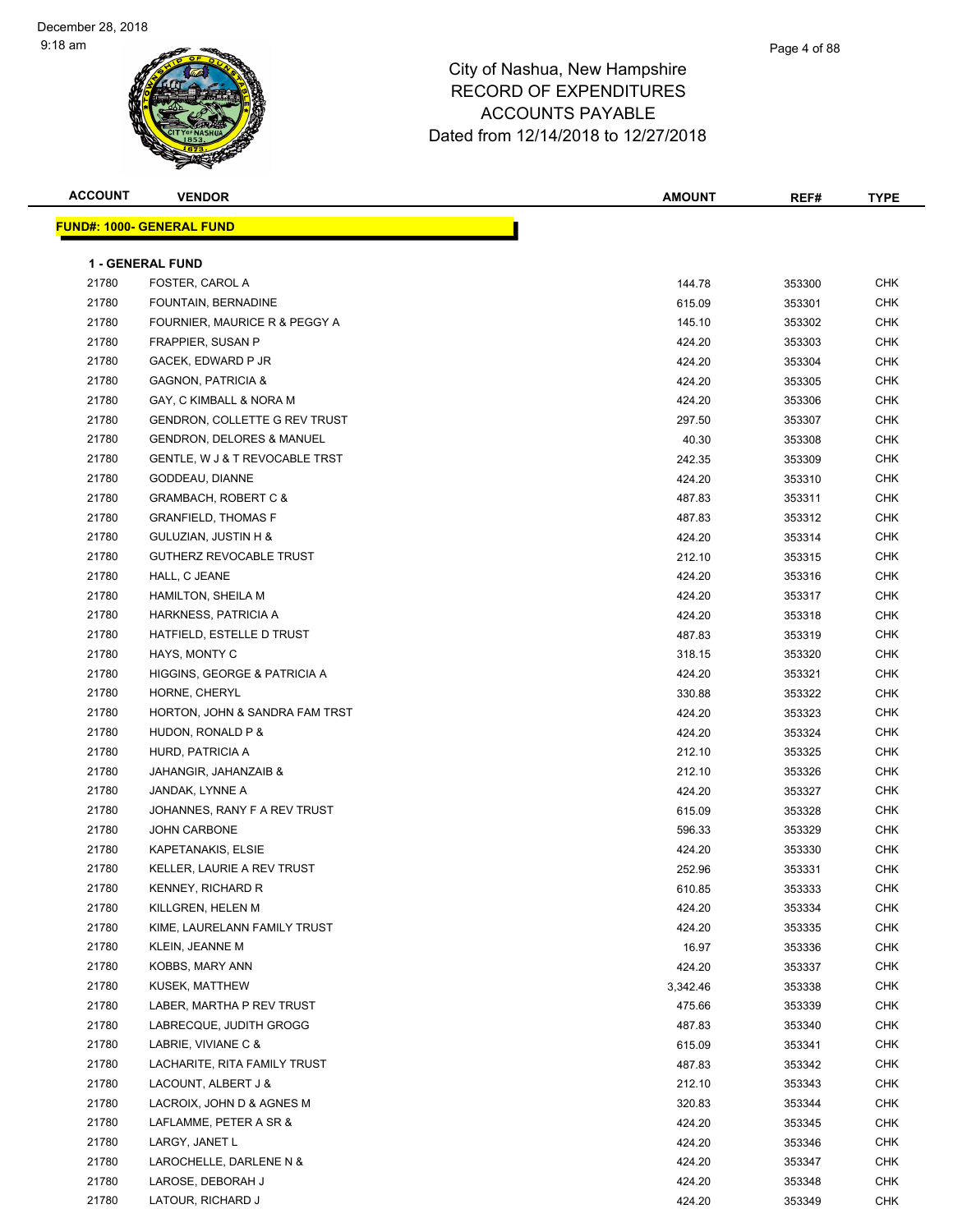# City of Nashua, New Hampshire
## RECORD OF EXPENDITURES
## ACCOUNTS PAYABLE
### Dated from 12/14/2018 to 12/27/2018

December 28, 2018
9:18 am

**FUND#: 1000- GENERAL FUND**

**1 - GENERAL FUND**

| ACCOUNT | VENDOR | AMOUNT | REF# | TYPE |
|---|---|---|---|---|
| 21780 | FOSTER, CAROL A | 144.78 | 353300 | CHK |
| 21780 | FOUNTAIN, BERNADINE | 615.09 | 353301 | CHK |
| 21780 | FOURNIER, MAURICE R & PEGGY A | 145.10 | 353302 | CHK |
| 21780 | FRAPPIER, SUSAN P | 424.20 | 353303 | CHK |
| 21780 | GACEK, EDWARD P JR | 424.20 | 353304 | CHK |
| 21780 | GAGNON, PATRICIA & | 424.20 | 353305 | CHK |
| 21780 | GAY, C KIMBALL & NORA M | 424.20 | 353306 | CHK |
| 21780 | GENDRON, COLLETTE G REV TRUST | 297.50 | 353307 | CHK |
| 21780 | GENDRON, DELORES & MANUEL | 40.30 | 353308 | CHK |
| 21780 | GENTLE, W J & T REVOCABLE TRST | 242.35 | 353309 | CHK |
| 21780 | GODDEAU, DIANNE | 424.20 | 353310 | CHK |
| 21780 | GRAMBACH, ROBERT C & | 487.83 | 353311 | CHK |
| 21780 | GRANFIELD, THOMAS F | 487.83 | 353312 | CHK |
| 21780 | GULUZIAN, JUSTIN H & | 424.20 | 353314 | CHK |
| 21780 | GUTHERZ REVOCABLE TRUST | 212.10 | 353315 | CHK |
| 21780 | HALL, C JEANE | 424.20 | 353316 | CHK |
| 21780 | HAMILTON, SHEILA M | 424.20 | 353317 | CHK |
| 21780 | HARKNESS, PATRICIA A | 424.20 | 353318 | CHK |
| 21780 | HATFIELD, ESTELLE D TRUST | 487.83 | 353319 | CHK |
| 21780 | HAYS, MONTY C | 318.15 | 353320 | CHK |
| 21780 | HIGGINS, GEORGE & PATRICIA A | 424.20 | 353321 | CHK |
| 21780 | HORNE, CHERYL | 330.88 | 353322 | CHK |
| 21780 | HORTON, JOHN & SANDRA FAM TRST | 424.20 | 353323 | CHK |
| 21780 | HUDON, RONALD P & | 424.20 | 353324 | CHK |
| 21780 | HURD, PATRICIA A | 212.10 | 353325 | CHK |
| 21780 | JAHANGIR, JAHANZAIB & | 212.10 | 353326 | CHK |
| 21780 | JANDAK, LYNNE A | 424.20 | 353327 | CHK |
| 21780 | JOHANNES, RANY F A REV TRUST | 615.09 | 353328 | CHK |
| 21780 | JOHN CARBONE | 596.33 | 353329 | CHK |
| 21780 | KAPETANAKIS, ELSIE | 424.20 | 353330 | CHK |
| 21780 | KELLER, LAURIE A REV TRUST | 252.96 | 353331 | CHK |
| 21780 | KENNEY, RICHARD R | 610.85 | 353333 | CHK |
| 21780 | KILLGREN, HELEN M | 424.20 | 353334 | CHK |
| 21780 | KIME, LAURELANN FAMILY TRUST | 424.20 | 353335 | CHK |
| 21780 | KLEIN, JEANNE M | 16.97 | 353336 | CHK |
| 21780 | KOBBS, MARY ANN | 424.20 | 353337 | CHK |
| 21780 | KUSEK, MATTHEW | 3,342.46 | 353338 | CHK |
| 21780 | LABER, MARTHA P REV TRUST | 475.66 | 353339 | CHK |
| 21780 | LABRECQUE, JUDITH GROGG | 487.83 | 353340 | CHK |
| 21780 | LABRIE, VIVIANE C & | 615.09 | 353341 | CHK |
| 21780 | LACHARITE, RITA FAMILY TRUST | 487.83 | 353342 | CHK |
| 21780 | LACOUNT, ALBERT J & | 212.10 | 353343 | CHK |
| 21780 | LACROIX, JOHN D & AGNES M | 320.83 | 353344 | CHK |
| 21780 | LAFLAMME, PETER A SR & | 424.20 | 353345 | CHK |
| 21780 | LARGY, JANET L | 424.20 | 353346 | CHK |
| 21780 | LAROCHELLE, DARLENE N & | 424.20 | 353347 | CHK |
| 21780 | LAROSE, DEBORAH J | 424.20 | 353348 | CHK |
| 21780 | LATOUR, RICHARD J | 424.20 | 353349 | CHK |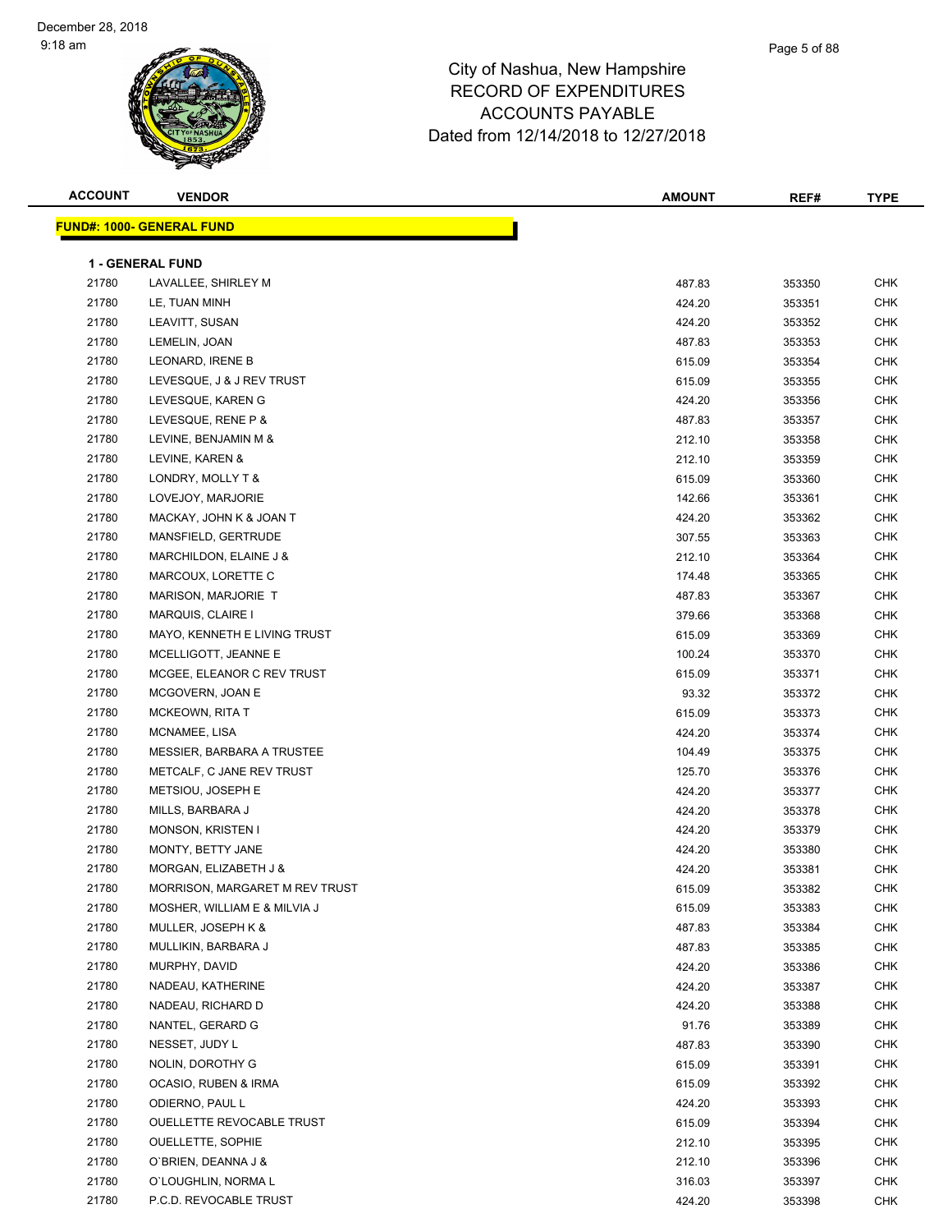# City of Nashua, New Hampshire
## RECORD OF EXPENDITURES
## ACCOUNTS PAYABLE
## Dated from 12/14/2018 to 12/27/2018

**FUND#: 1000- GENERAL FUND**

**1 - GENERAL FUND**

| ACCOUNT | VENDOR | AMOUNT | REF# | TYPE |
|---|---|---|---|---|
| 21780 | LAVALLEE, SHIRLEY M | 487.83 | 353350 | CHK |
| 21780 | LE, TUAN MINH | 424.20 | 353351 | CHK |
| 21780 | LEAVITT, SUSAN | 424.20 | 353352 | CHK |
| 21780 | LEMELIN, JOAN | 487.83 | 353353 | CHK |
| 21780 | LEONARD, IRENE B | 615.09 | 353354 | CHK |
| 21780 | LEVESQUE, J & J REV TRUST | 615.09 | 353355 | CHK |
| 21780 | LEVESQUE, KAREN G | 424.20 | 353356 | CHK |
| 21780 | LEVESQUE, RENE P & | 487.83 | 353357 | CHK |
| 21780 | LEVINE, BENJAMIN M & | 212.10 | 353358 | CHK |
| 21780 | LEVINE, KAREN & | 212.10 | 353359 | CHK |
| 21780 | LONDRY, MOLLY T & | 615.09 | 353360 | CHK |
| 21780 | LOVEJOY, MARJORIE | 142.66 | 353361 | CHK |
| 21780 | MACKAY, JOHN K & JOAN T | 424.20 | 353362 | CHK |
| 21780 | MANSFIELD, GERTRUDE | 307.55 | 353363 | CHK |
| 21780 | MARCHILDON, ELAINE J & | 212.10 | 353364 | CHK |
| 21780 | MARCOUX, LORETTE C | 174.48 | 353365 | CHK |
| 21780 | MARISON, MARJORIE T | 487.83 | 353367 | CHK |
| 21780 | MARQUIS, CLAIRE I | 379.66 | 353368 | CHK |
| 21780 | MAYO, KENNETH E LIVING TRUST | 615.09 | 353369 | CHK |
| 21780 | MCELLIGOTT, JEANNE E | 100.24 | 353370 | CHK |
| 21780 | MCGEE, ELEANOR C REV TRUST | 615.09 | 353371 | CHK |
| 21780 | MCGOVERN, JOAN E | 93.32 | 353372 | CHK |
| 21780 | MCKEOWN, RITA T | 615.09 | 353373 | CHK |
| 21780 | MCNAMEE, LISA | 424.20 | 353374 | CHK |
| 21780 | MESSIER, BARBARA A TRUSTEE | 104.49 | 353375 | CHK |
| 21780 | METCALF, C JANE REV TRUST | 125.70 | 353376 | CHK |
| 21780 | METSIOU, JOSEPH E | 424.20 | 353377 | CHK |
| 21780 | MILLS, BARBARA J | 424.20 | 353378 | CHK |
| 21780 | MONSON, KRISTEN I | 424.20 | 353379 | CHK |
| 21780 | MONTY, BETTY JANE | 424.20 | 353380 | CHK |
| 21780 | MORGAN, ELIZABETH J & | 424.20 | 353381 | CHK |
| 21780 | MORRISON, MARGARET M REV TRUST | 615.09 | 353382 | CHK |
| 21780 | MOSHER, WILLIAM E & MILVIA J | 615.09 | 353383 | CHK |
| 21780 | MULLER, JOSEPH K & | 487.83 | 353384 | CHK |
| 21780 | MULLIKIN, BARBARA J | 487.83 | 353385 | CHK |
| 21780 | MURPHY, DAVID | 424.20 | 353386 | CHK |
| 21780 | NADEAU, KATHERINE | 424.20 | 353387 | CHK |
| 21780 | NADEAU, RICHARD D | 424.20 | 353388 | CHK |
| 21780 | NANTEL, GERARD G | 91.76 | 353389 | CHK |
| 21780 | NESSET, JUDY L | 487.83 | 353390 | CHK |
| 21780 | NOLIN, DOROTHY G | 615.09 | 353391 | CHK |
| 21780 | OCASIO, RUBEN & IRMA | 615.09 | 353392 | CHK |
| 21780 | ODIERNO, PAUL L | 424.20 | 353393 | CHK |
| 21780 | OUELLETTE REVOCABLE TRUST | 615.09 | 353394 | CHK |
| 21780 | OUELLETTE, SOPHIE | 212.10 | 353395 | CHK |
| 21780 | O`BRIEN, DEANNA J & | 212.10 | 353396 | CHK |
| 21780 | O`LOUGHLIN, NORMA L | 316.03 | 353397 | CHK |
| 21780 | P.C.D. REVOCABLE TRUST | 424.20 | 353398 | CHK |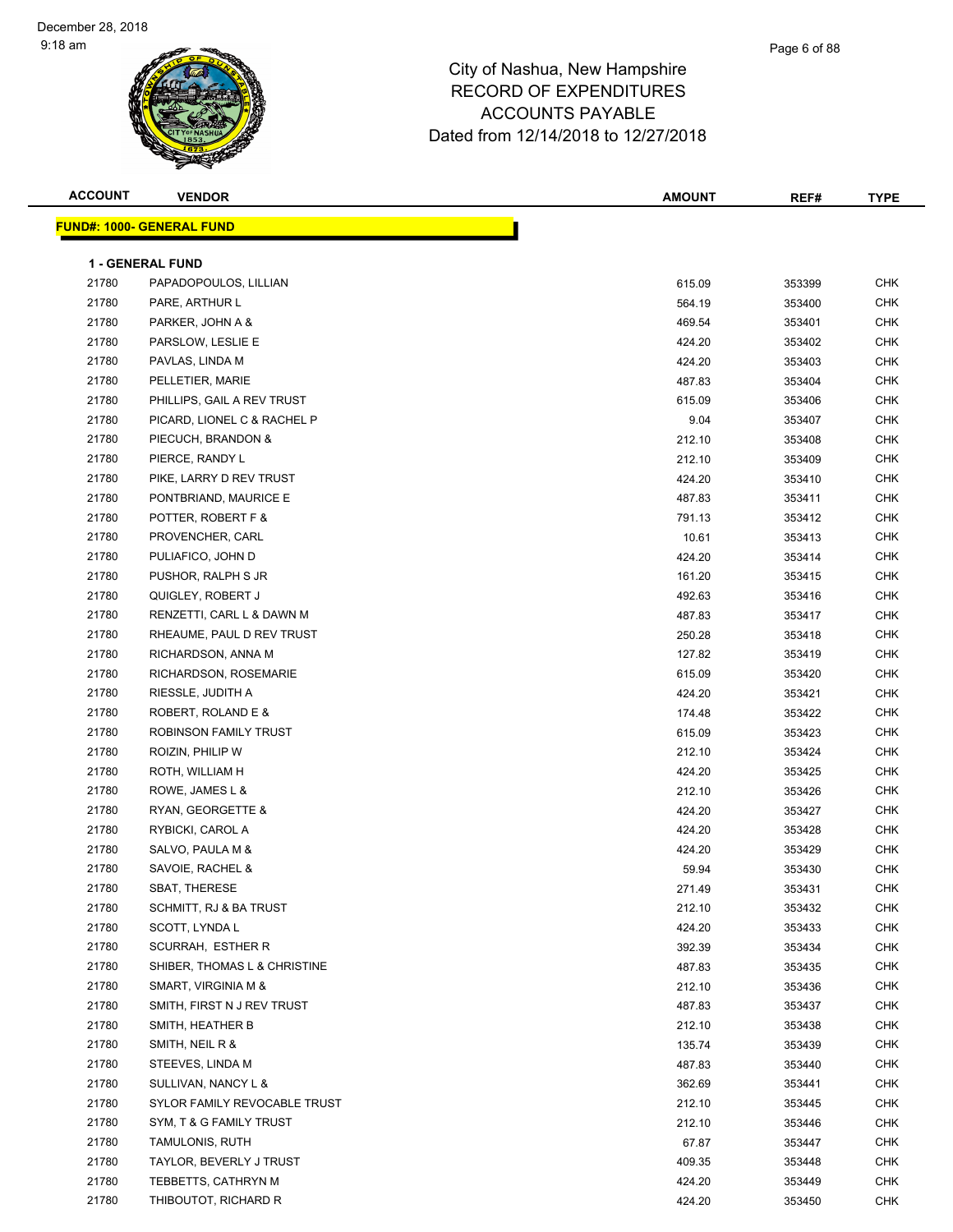# City of Nashua, New Hampshire
# RECORD OF EXPENDITURES
# ACCOUNTS PAYABLE
# Dated from 12/14/2018 to 12/27/2018

| ACCOUNT | VENDOR | AMOUNT | REF# | TYPE |
|---|---|---|---|---|
| **FUND#: 1000- GENERAL FUND** | | | | |
| **1 - GENERAL FUND** | | | | |
| 21780 | PAPADOPOULOS, LILLIAN | 615.09 | 353399 | CHK |
| 21780 | PARE, ARTHUR L | 564.19 | 353400 | CHK |
| 21780 | PARKER, JOHN A & | 469.54 | 353401 | CHK |
| 21780 | PARSLOW, LESLIE E | 424.20 | 353402 | CHK |
| 21780 | PAVLAS, LINDA M | 424.20 | 353403 | CHK |
| 21780 | PELLETIER, MARIE | 487.83 | 353404 | CHK |
| 21780 | PHILLIPS, GAIL A REV TRUST | 615.09 | 353406 | CHK |
| 21780 | PICARD, LIONEL C & RACHEL P | 9.04 | 353407 | CHK |
| 21780 | PIECUCH, BRANDON & | 212.10 | 353408 | CHK |
| 21780 | PIERCE, RANDY L | 212.10 | 353409 | CHK |
| 21780 | PIKE, LARRY D REV TRUST | 424.20 | 353410 | CHK |
| 21780 | PONTBRIAND, MAURICE E | 487.83 | 353411 | CHK |
| 21780 | POTTER, ROBERT F & | 791.13 | 353412 | CHK |
| 21780 | PROVENCHER, CARL | 10.61 | 353413 | CHK |
| 21780 | PULIAFICO, JOHN D | 424.20 | 353414 | CHK |
| 21780 | PUSHOR, RALPH S JR | 161.20 | 353415 | CHK |
| 21780 | QUIGLEY, ROBERT J | 492.63 | 353416 | CHK |
| 21780 | RENZETTI, CARL L & DAWN M | 487.83 | 353417 | CHK |
| 21780 | RHEAUME, PAUL D REV TRUST | 250.28 | 353418 | CHK |
| 21780 | RICHARDSON, ANNA M | 127.82 | 353419 | CHK |
| 21780 | RICHARDSON, ROSEMARIE | 615.09 | 353420 | CHK |
| 21780 | RIESSLE, JUDITH A | 424.20 | 353421 | CHK |
| 21780 | ROBERT, ROLAND E & | 174.48 | 353422 | CHK |
| 21780 | ROBINSON FAMILY TRUST | 615.09 | 353423 | CHK |
| 21780 | ROIZIN, PHILIP W | 212.10 | 353424 | CHK |
| 21780 | ROTH, WILLIAM H | 424.20 | 353425 | CHK |
| 21780 | ROWE, JAMES L & | 212.10 | 353426 | CHK |
| 21780 | RYAN, GEORGETTE & | 424.20 | 353427 | CHK |
| 21780 | RYBICKI, CAROL A | 424.20 | 353428 | CHK |
| 21780 | SALVO, PAULA M & | 424.20 | 353429 | CHK |
| 21780 | SAVOIE, RACHEL & | 59.94 | 353430 | CHK |
| 21780 | SBAT, THERESE | 271.49 | 353431 | CHK |
| 21780 | SCHMITT, RJ & BA TRUST | 212.10 | 353432 | CHK |
| 21780 | SCOTT, LYNDA L | 424.20 | 353433 | CHK |
| 21780 | SCURRAH, ESTHER R | 392.39 | 353434 | CHK |
| 21780 | SHIBER, THOMAS L & CHRISTINE | 487.83 | 353435 | CHK |
| 21780 | SMART, VIRGINIA M & | 212.10 | 353436 | CHK |
| 21780 | SMITH, FIRST N J REV TRUST | 487.83 | 353437 | CHK |
| 21780 | SMITH, HEATHER B | 212.10 | 353438 | CHK |
| 21780 | SMITH, NEIL R & | 135.74 | 353439 | CHK |
| 21780 | STEEVES, LINDA M | 487.83 | 353440 | CHK |
| 21780 | SULLIVAN, NANCY L & | 362.69 | 353441 | CHK |
| 21780 | SYLOR FAMILY REVOCABLE TRUST | 212.10 | 353445 | CHK |
| 21780 | SYM, T & G FAMILY TRUST | 212.10 | 353446 | CHK |
| 21780 | TAMULONIS, RUTH | 67.87 | 353447 | CHK |
| 21780 | TAYLOR, BEVERLY J TRUST | 409.35 | 353448 | CHK |
| 21780 | TEBBETTS, CATHRYN M | 424.20 | 353449 | CHK |
| 21780 | THIBOUTOT, RICHARD R | 424.20 | 353450 | CHK |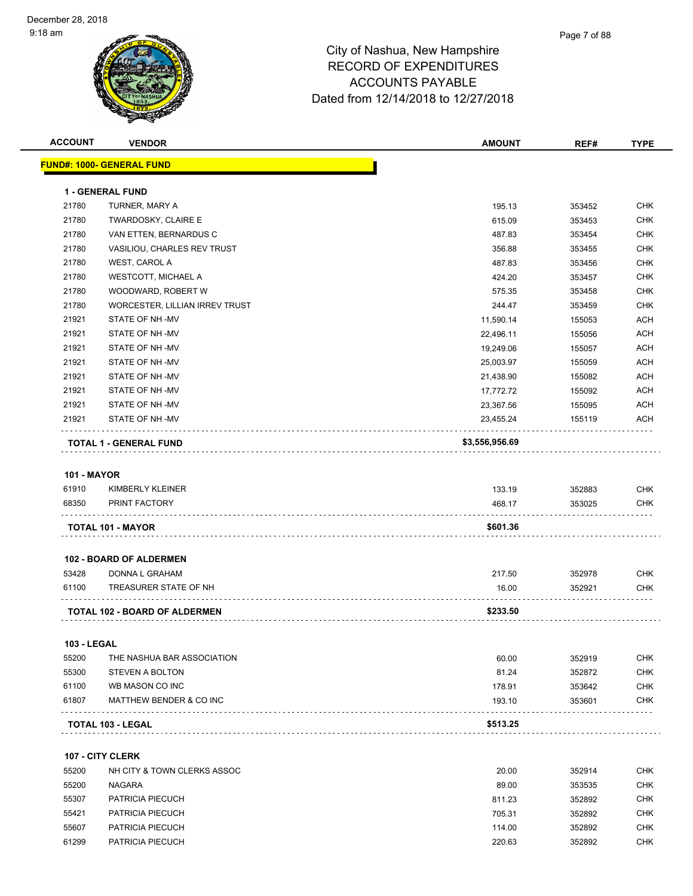# City of Nashua, New Hampshire
## RECORD OF EXPENDITURES
## ACCOUNTS PAYABLE
## Dated from 12/14/2018 to 12/27/2018

| ACCOUNT | VENDOR | AMOUNT | REF# | TYPE |
|---|---|---|---|---|
| **FUND#: 1000- GENERAL FUND** | | | | |
| **1 - GENERAL FUND** | | | | |
| 21780 | TURNER, MARY A | 195.13 | 353452 | CHK |
| 21780 | TWARDOSKY, CLAIRE E | 615.09 | 353453 | CHK |
| 21780 | VAN ETTEN, BERNARDUS C | 487.83 | 353454 | CHK |
| 21780 | VASILIOU, CHARLES REV TRUST | 356.88 | 353455 | CHK |
| 21780 | WEST, CAROL A | 487.83 | 353456 | CHK |
| 21780 | WESTCOTT, MICHAEL A | 424.20 | 353457 | CHK |
| 21780 | WOODWARD, ROBERT W | 575.35 | 353458 | CHK |
| 21780 | WORCESTER, LILLIAN IRREV TRUST | 244.47 | 353459 | CHK |
| 21921 | STATE OF NH -MV | 11,590.14 | 155053 | ACH |
| 21921 | STATE OF NH -MV | 22,496.11 | 155056 | ACH |
| 21921 | STATE OF NH -MV | 19,249.06 | 155057 | ACH |
| 21921 | STATE OF NH -MV | 25,003.97 | 155059 | ACH |
| 21921 | STATE OF NH -MV | 21,438.90 | 155082 | ACH |
| 21921 | STATE OF NH -MV | 17,772.72 | 155092 | ACH |
| 21921 | STATE OF NH -MV | 23,367.56 | 155095 | ACH |
| 21921 | STATE OF NH -MV | 23,455.24 | 155119 | ACH |
| | **TOTAL 1 - GENERAL FUND** | **$3,556,956.69** | | |
| **101 - MAYOR** | | | | |
| 61910 | KIMBERLY KLEINER | 133.19 | 352883 | CHK |
| 68350 | PRINT FACTORY | 468.17 | 353025 | CHK |
| | **TOTAL 101 - MAYOR** | **$601.36** | | |
| **102 - BOARD OF ALDERMEN** | | | | |
| 53428 | DONNA L GRAHAM | 217.50 | 352978 | CHK |
| 61100 | TREASURER STATE OF NH | 16.00 | 352921 | CHK |
| | **TOTAL 102 - BOARD OF ALDERMEN** | **$233.50** | | |
| **103 - LEGAL** | | | | |
| 55200 | THE NASHUA BAR ASSOCIATION | 60.00 | 352919 | CHK |
| 55300 | STEVEN A BOLTON | 81.24 | 352872 | CHK |
| 61100 | WB MASON CO INC | 178.91 | 353642 | CHK |
| 61807 | MATTHEW BENDER & CO INC | 193.10 | 353601 | CHK |
| | **TOTAL 103 - LEGAL** | **$513.25** | | |
| **107 - CITY CLERK** | | | | |
| 55200 | NH CITY & TOWN CLERKS ASSOC | 20.00 | 352914 | CHK |
| 55200 | NAGARA | 89.00 | 353535 | CHK |
| 55307 | PATRICIA PIECUCH | 811.23 | 352892 | CHK |
| 55421 | PATRICIA PIECUCH | 705.31 | 352892 | CHK |
| 55607 | PATRICIA PIECUCH | 114.00 | 352892 | CHK |
| 61299 | PATRICIA PIECUCH | 220.63 | 352892 | CHK |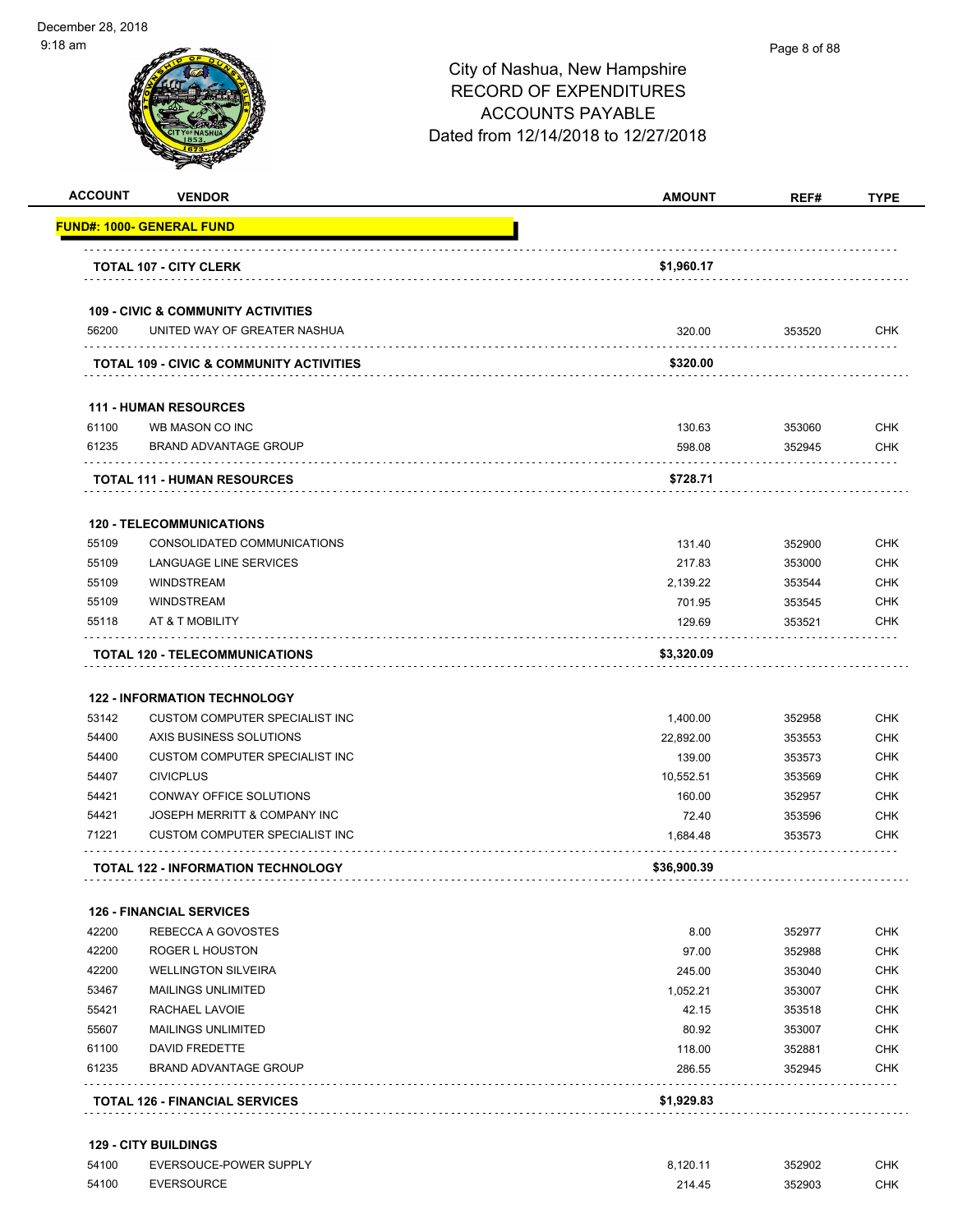City of Nashua, New Hampshire
RECORD OF EXPENDITURES
ACCOUNTS PAYABLE
Dated from 12/14/2018 to 12/27/2018

| ACCOUNT | VENDOR | AMOUNT | REF# | TYPE |
|---|---|---|---|---|
| **FUND#: 1000- GENERAL FUND** | | | | |
| | **TOTAL 107 - CITY CLERK** | **$1,960.17** | | |
| | **109 - CIVIC & COMMUNITY ACTIVITIES** | | | |
| 56200 | UNITED WAY OF GREATER NASHUA | 320.00 | 353520 | CHK |
| | **TOTAL 109 - CIVIC & COMMUNITY ACTIVITIES** | **$320.00** | | |
| | **111 - HUMAN RESOURCES** | | | |
| 61100 | WB MASON CO INC | 130.63 | 353060 | CHK |
| 61235 | BRAND ADVANTAGE GROUP | 598.08 | 352945 | CHK |
| | **TOTAL 111 - HUMAN RESOURCES** | **$728.71** | | |
| | **120 - TELECOMMUNICATIONS** | | | |
| 55109 | CONSOLIDATED COMMUNICATIONS | 131.40 | 352900 | CHK |
| 55109 | LANGUAGE LINE SERVICES | 217.83 | 353000 | CHK |
| 55109 | WINDSTREAM | 2,139.22 | 353544 | CHK |
| 55109 | WINDSTREAM | 701.95 | 353545 | CHK |
| 55118 | AT & T MOBILITY | 129.69 | 353521 | CHK |
| | **TOTAL 120 - TELECOMMUNICATIONS** | **$3,320.09** | | |
| | **122 - INFORMATION TECHNOLOGY** | | | |
| 53142 | CUSTOM COMPUTER SPECIALIST INC | 1,400.00 | 352958 | CHK |
| 54400 | AXIS BUSINESS SOLUTIONS | 22,892.00 | 353553 | CHK |
| 54400 | CUSTOM COMPUTER SPECIALIST INC | 139.00 | 353573 | CHK |
| 54407 | CIVICPLUS | 10,552.51 | 353569 | CHK |
| 54421 | CONWAY OFFICE SOLUTIONS | 160.00 | 352957 | CHK |
| 54421 | JOSEPH MERRITT & COMPANY INC | 72.40 | 353596 | CHK |
| 71221 | CUSTOM COMPUTER SPECIALIST INC | 1,684.48 | 353573 | CHK |
| | **TOTAL 122 - INFORMATION TECHNOLOGY** | **$36,900.39** | | |
| | **126 - FINANCIAL SERVICES** | | | |
| 42200 | REBECCA A GOVOSTES | 8.00 | 352977 | CHK |
| 42200 | ROGER L HOUSTON | 97.00 | 352988 | CHK |
| 42200 | WELLINGTON SILVEIRA | 245.00 | 353040 | CHK |
| 53467 | MAILINGS UNLIMITED | 1,052.21 | 353007 | CHK |
| 55421 | RACHAEL LAVOIE | 42.15 | 353518 | CHK |
| 55607 | MAILINGS UNLIMITED | 80.92 | 353007 | CHK |
| 61100 | DAVID FREDETTE | 118.00 | 352881 | CHK |
| 61235 | BRAND ADVANTAGE GROUP | 286.55 | 352945 | CHK |
| | **TOTAL 126 - FINANCIAL SERVICES** | **$1,929.83** | | |
| | **129 - CITY BUILDINGS** | | | |
| 54100 | EVERSOUCE-POWER SUPPLY | 8,120.11 | 352902 | CHK |
| 54100 | EVERSOURCE | 214.45 | 352903 | CHK |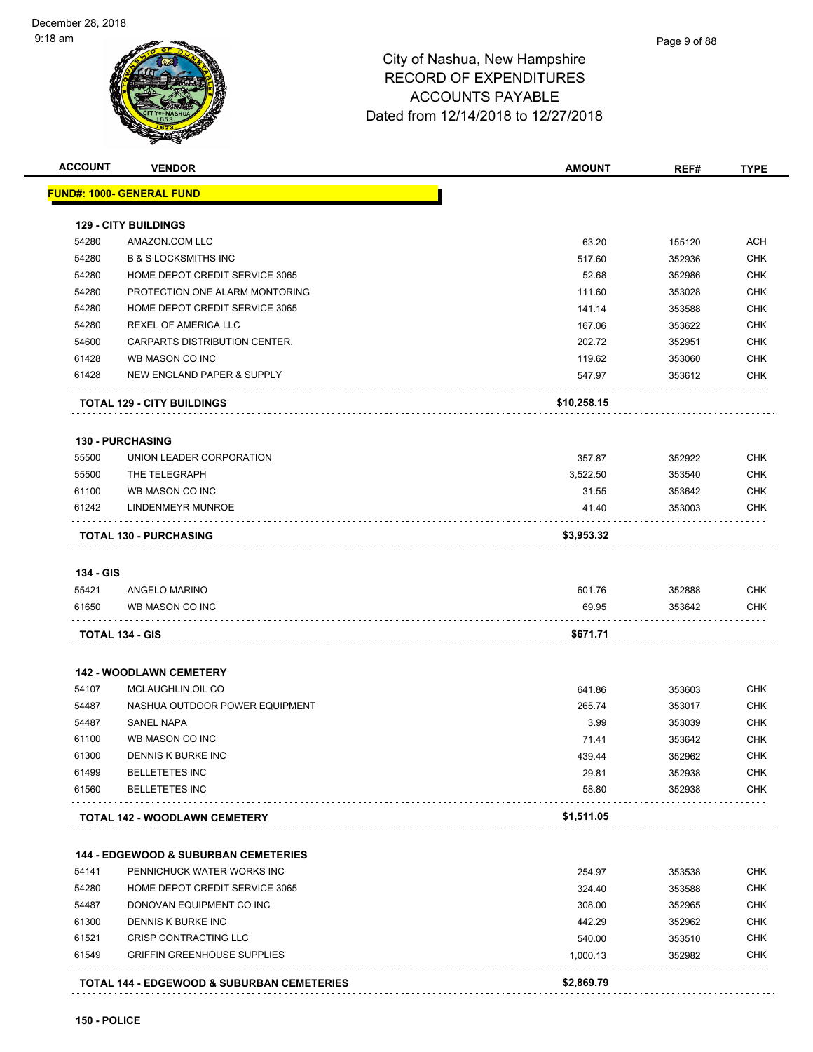City of Nashua, New Hampshire
RECORD OF EXPENDITURES
ACCOUNTS PAYABLE
Dated from 12/14/2018 to 12/27/2018

| ACCOUNT | VENDOR | AMOUNT | REF# | TYPE |
|---|---|---|---|---|
| **FUND#: 1000- GENERAL FUND** | | | | |
| **129 - CITY BUILDINGS** | | | | |
| 54280 | AMAZON.COM LLC | 63.20 | 155120 | ACH |
| 54280 | B & S LOCKSMITHS INC | 517.60 | 352936 | CHK |
| 54280 | HOME DEPOT CREDIT SERVICE 3065 | 52.68 | 352986 | CHK |
| 54280 | PROTECTION ONE ALARM MONTORING | 111.60 | 353028 | CHK |
| 54280 | HOME DEPOT CREDIT SERVICE 3065 | 141.14 | 353588 | CHK |
| 54280 | REXEL OF AMERICA LLC | 167.06 | 353622 | CHK |
| 54600 | CARPARTS DISTRIBUTION CENTER, | 202.72 | 352951 | CHK |
| 61428 | WB MASON CO INC | 119.62 | 353060 | CHK |
| 61428 | NEW ENGLAND PAPER & SUPPLY | 547.97 | 353612 | CHK |
| | **TOTAL 129 - CITY BUILDINGS** | **$10,258.15** | | |
| **130 - PURCHASING** | | | | |
| 55500 | UNION LEADER CORPORATION | 357.87 | 352922 | CHK |
| 55500 | THE TELEGRAPH | 3,522.50 | 353540 | CHK |
| 61100 | WB MASON CO INC | 31.55 | 353642 | CHK |
| 61242 | LINDENMEYR MUNROE | 41.40 | 353003 | CHK |
| | **TOTAL 130 - PURCHASING** | **$3,953.32** | | |
| **134 - GIS** | | | | |
| 55421 | ANGELO MARINO | 601.76 | 352888 | CHK |
| 61650 | WB MASON CO INC | 69.95 | 353642 | CHK |
| | **TOTAL 134 - GIS** | **$671.71** | | |
| **142 - WOODLAWN CEMETERY** | | | | |
| 54107 | MCLAUGHLIN OIL CO | 641.86 | 353603 | CHK |
| 54487 | NASHUA OUTDOOR POWER EQUIPMENT | 265.74 | 353017 | CHK |
| 54487 | SANEL NAPA | 3.99 | 353039 | CHK |
| 61100 | WB MASON CO INC | 71.41 | 353642 | CHK |
| 61300 | DENNIS K BURKE INC | 439.44 | 352962 | CHK |
| 61499 | BELLETETES INC | 29.81 | 352938 | CHK |
| 61560 | BELLETETES INC | 58.80 | 352938 | CHK |
| | **TOTAL 142 - WOODLAWN CEMETERY** | **$1,511.05** | | |
| **144 - EDGEWOOD & SUBURBAN CEMETERIES** | | | | |
| 54141 | PENNICHUCK WATER WORKS INC | 254.97 | 353538 | CHK |
| 54280 | HOME DEPOT CREDIT SERVICE 3065 | 324.40 | 353588 | CHK |
| 54487 | DONOVAN EQUIPMENT CO INC | 308.00 | 352965 | CHK |
| 61300 | DENNIS K BURKE INC | 442.29 | 352962 | CHK |
| 61521 | CRISP CONTRACTING LLC | 540.00 | 353510 | CHK |
| 61549 | GRIFFIN GREENHOUSE SUPPLIES | 1,000.13 | 352982 | CHK |
| | **TOTAL 144 - EDGEWOOD & SUBURBAN CEMETERIES** | **$2,869.79** | | |
| **150 - POLICE** | | | | |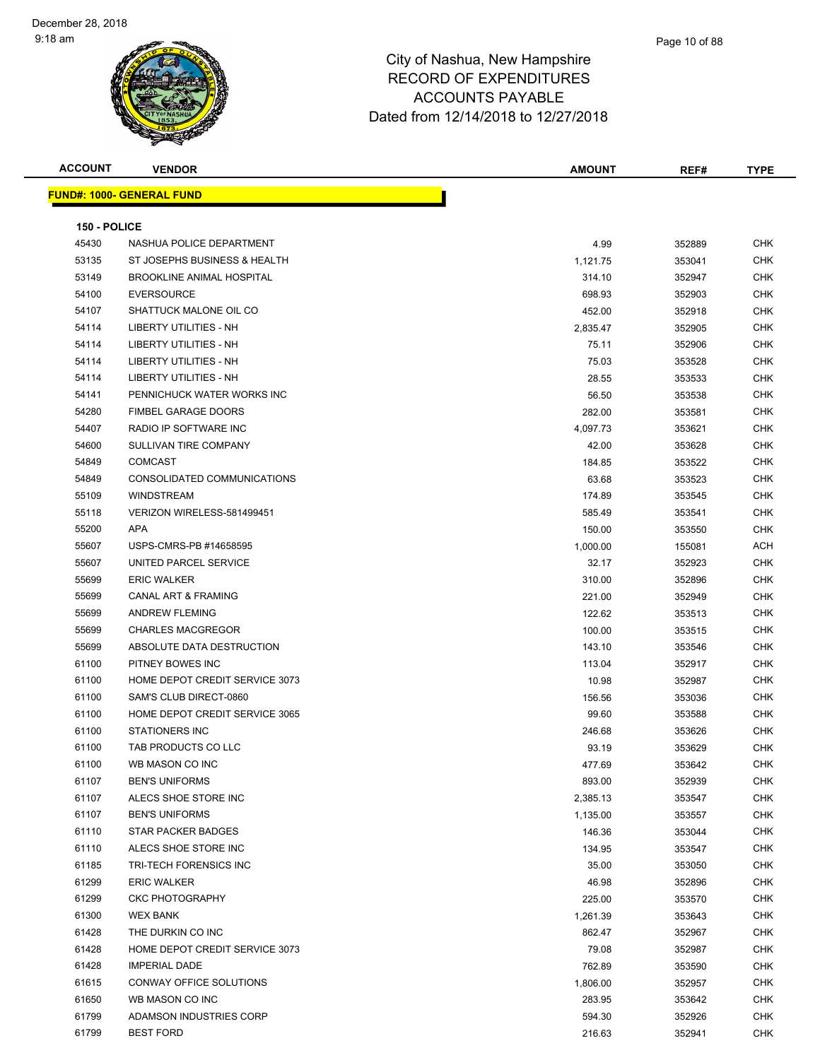# City of Nashua, New Hampshire
# RECORD OF EXPENDITURES
# ACCOUNTS PAYABLE
# Dated from 12/14/2018 to 12/27/2018

December 28, 2018
9:18 am

| ACCOUNT | VENDOR | AMOUNT | REF# | TYPE |
|---|---|---|---|---|
| **FUND#: 1000- GENERAL FUND** | | | | |
| **150 - POLICE** | | | | |
| 45430 | NASHUA POLICE DEPARTMENT | 4.99 | 352889 | CHK |
| 53135 | ST JOSEPHS BUSINESS & HEALTH | 1,121.75 | 353041 | CHK |
| 53149 | BROOKLINE ANIMAL HOSPITAL | 314.10 | 352947 | CHK |
| 54100 | EVERSOURCE | 698.93 | 352903 | CHK |
| 54107 | SHATTUCK MALONE OIL CO | 452.00 | 352918 | CHK |
| 54114 | LIBERTY UTILITIES - NH | 2,835.47 | 352905 | CHK |
| 54114 | LIBERTY UTILITIES - NH | 75.11 | 352906 | CHK |
| 54114 | LIBERTY UTILITIES - NH | 75.03 | 353528 | CHK |
| 54114 | LIBERTY UTILITIES - NH | 28.55 | 353533 | CHK |
| 54141 | PENNICHUCK WATER WORKS INC | 56.50 | 353538 | CHK |
| 54280 | FIMBEL GARAGE DOORS | 282.00 | 353581 | CHK |
| 54407 | RADIO IP SOFTWARE INC | 4,097.73 | 353621 | CHK |
| 54600 | SULLIVAN TIRE COMPANY | 42.00 | 353628 | CHK |
| 54849 | COMCAST | 184.85 | 353522 | CHK |
| 54849 | CONSOLIDATED COMMUNICATIONS | 63.68 | 353523 | CHK |
| 55109 | WINDSTREAM | 174.89 | 353545 | CHK |
| 55118 | VERIZON WIRELESS-581499451 | 585.49 | 353541 | CHK |
| 55200 | APA | 150.00 | 353550 | CHK |
| 55607 | USPS-CMRS-PB #14658595 | 1,000.00 | 155081 | ACH |
| 55607 | UNITED PARCEL SERVICE | 32.17 | 352923 | CHK |
| 55699 | ERIC WALKER | 310.00 | 352896 | CHK |
| 55699 | CANAL ART & FRAMING | 221.00 | 352949 | CHK |
| 55699 | ANDREW FLEMING | 122.62 | 353513 | CHK |
| 55699 | CHARLES MACGREGOR | 100.00 | 353515 | CHK |
| 55699 | ABSOLUTE DATA DESTRUCTION | 143.10 | 353546 | CHK |
| 61100 | PITNEY BOWES INC | 113.04 | 352917 | CHK |
| 61100 | HOME DEPOT CREDIT SERVICE 3073 | 10.98 | 352987 | CHK |
| 61100 | SAM'S CLUB DIRECT-0860 | 156.56 | 353036 | CHK |
| 61100 | HOME DEPOT CREDIT SERVICE 3065 | 99.60 | 353588 | CHK |
| 61100 | STATIONERS INC | 246.68 | 353626 | CHK |
| 61100 | TAB PRODUCTS CO LLC | 93.19 | 353629 | CHK |
| 61100 | WB MASON CO INC | 477.69 | 353642 | CHK |
| 61107 | BEN'S UNIFORMS | 893.00 | 352939 | CHK |
| 61107 | ALECS SHOE STORE INC | 2,385.13 | 353547 | CHK |
| 61107 | BEN'S UNIFORMS | 1,135.00 | 353557 | CHK |
| 61110 | STAR PACKER BADGES | 146.36 | 353044 | CHK |
| 61110 | ALECS SHOE STORE INC | 134.95 | 353547 | CHK |
| 61185 | TRI-TECH FORENSICS INC | 35.00 | 353050 | CHK |
| 61299 | ERIC WALKER | 46.98 | 352896 | CHK |
| 61299 | CKC PHOTOGRAPHY | 225.00 | 353570 | CHK |
| 61300 | WEX BANK | 1,261.39 | 353643 | CHK |
| 61428 | THE DURKIN CO INC | 862.47 | 352967 | CHK |
| 61428 | HOME DEPOT CREDIT SERVICE 3073 | 79.08 | 352987 | CHK |
| 61428 | IMPERIAL DADE | 762.89 | 353590 | CHK |
| 61615 | CONWAY OFFICE SOLUTIONS | 1,806.00 | 352957 | CHK |
| 61650 | WB MASON CO INC | 283.95 | 353642 | CHK |
| 61799 | ADAMSON INDUSTRIES CORP | 594.30 | 352926 | CHK |
| 61799 | BEST FORD | 216.63 | 352941 | CHK |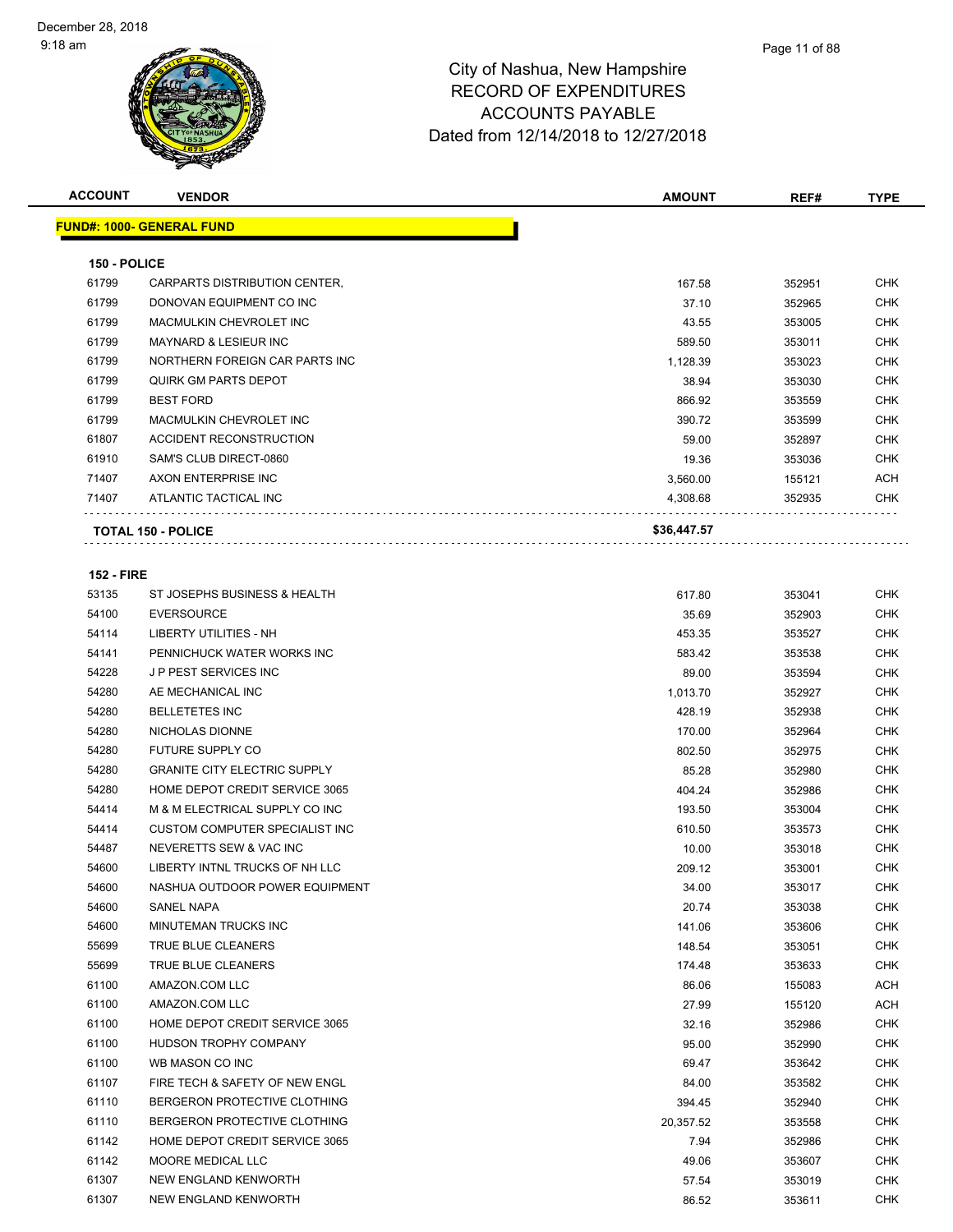# City of Nashua, New Hampshire
# RECORD OF EXPENDITURES
# ACCOUNTS PAYABLE
# Dated from 12/14/2018 to 12/27/2018

| ACCOUNT | VENDOR | AMOUNT | REF# | TYPE |
|---|---|---|---|---|
| **FUND#: 1000- GENERAL FUND** | | | | |
| **150 - POLICE** | | | | |
| 61799 | CARPARTS DISTRIBUTION CENTER, | 167.58 | 352951 | CHK |
| 61799 | DONOVAN EQUIPMENT CO INC | 37.10 | 352965 | CHK |
| 61799 | MACMULKIN CHEVROLET INC | 43.55 | 353005 | CHK |
| 61799 | MAYNARD & LESIEUR INC | 589.50 | 353011 | CHK |
| 61799 | NORTHERN FOREIGN CAR PARTS INC | 1,128.39 | 353023 | CHK |
| 61799 | QUIRK GM PARTS DEPOT | 38.94 | 353030 | CHK |
| 61799 | BEST FORD | 866.92 | 353559 | CHK |
| 61799 | MACMULKIN CHEVROLET INC | 390.72 | 353599 | CHK |
| 61807 | ACCIDENT RECONSTRUCTION | 59.00 | 352897 | CHK |
| 61910 | SAM'S CLUB DIRECT-0860 | 19.36 | 353036 | CHK |
| 71407 | AXON ENTERPRISE INC | 3,560.00 | 155121 | ACH |
| 71407 | ATLANTIC TACTICAL INC | 4,308.68 | 352935 | CHK |
| **TOTAL 150 - POLICE** | | **$36,447.57** | | |
| **152 - FIRE** | | | | |
| 53135 | ST JOSEPHS BUSINESS & HEALTH | 617.80 | 353041 | CHK |
| 54100 | EVERSOURCE | 35.69 | 352903 | CHK |
| 54114 | LIBERTY UTILITIES - NH | 453.35 | 353527 | CHK |
| 54141 | PENNICHUCK WATER WORKS INC | 583.42 | 353538 | CHK |
| 54228 | J P PEST SERVICES INC | 89.00 | 353594 | CHK |
| 54280 | AE MECHANICAL INC | 1,013.70 | 352927 | CHK |
| 54280 | BELLETETES INC | 428.19 | 352938 | CHK |
| 54280 | NICHOLAS DIONNE | 170.00 | 352964 | CHK |
| 54280 | FUTURE SUPPLY CO | 802.50 | 352975 | CHK |
| 54280 | GRANITE CITY ELECTRIC SUPPLY | 85.28 | 352980 | CHK |
| 54280 | HOME DEPOT CREDIT SERVICE 3065 | 404.24 | 352986 | CHK |
| 54414 | M & M ELECTRICAL SUPPLY CO INC | 193.50 | 353004 | CHK |
| 54414 | CUSTOM COMPUTER SPECIALIST INC | 610.50 | 353573 | CHK |
| 54487 | NEVERETTS SEW & VAC INC | 10.00 | 353018 | CHK |
| 54600 | LIBERTY INTNL TRUCKS OF NH LLC | 209.12 | 353001 | CHK |
| 54600 | NASHUA OUTDOOR POWER EQUIPMENT | 34.00 | 353017 | CHK |
| 54600 | SANEL NAPA | 20.74 | 353038 | CHK |
| 54600 | MINUTEMAN TRUCKS INC | 141.06 | 353606 | CHK |
| 55699 | TRUE BLUE CLEANERS | 148.54 | 353051 | CHK |
| 55699 | TRUE BLUE CLEANERS | 174.48 | 353633 | CHK |
| 61100 | AMAZON.COM LLC | 86.06 | 155083 | ACH |
| 61100 | AMAZON.COM LLC | 27.99 | 155120 | ACH |
| 61100 | HOME DEPOT CREDIT SERVICE 3065 | 32.16 | 352986 | CHK |
| 61100 | HUDSON TROPHY COMPANY | 95.00 | 352990 | CHK |
| 61100 | WB MASON CO INC | 69.47 | 353642 | CHK |
| 61107 | FIRE TECH & SAFETY OF NEW ENGL | 84.00 | 353582 | CHK |
| 61110 | BERGERON PROTECTIVE CLOTHING | 394.45 | 352940 | CHK |
| 61110 | BERGERON PROTECTIVE CLOTHING | 20,357.52 | 353558 | CHK |
| 61142 | HOME DEPOT CREDIT SERVICE 3065 | 7.94 | 352986 | CHK |
| 61142 | MOORE MEDICAL LLC | 49.06 | 353607 | CHK |
| 61307 | NEW ENGLAND KENWORTH | 57.54 | 353019 | CHK |
| 61307 | NEW ENGLAND KENWORTH | 86.52 | 353611 | CHK |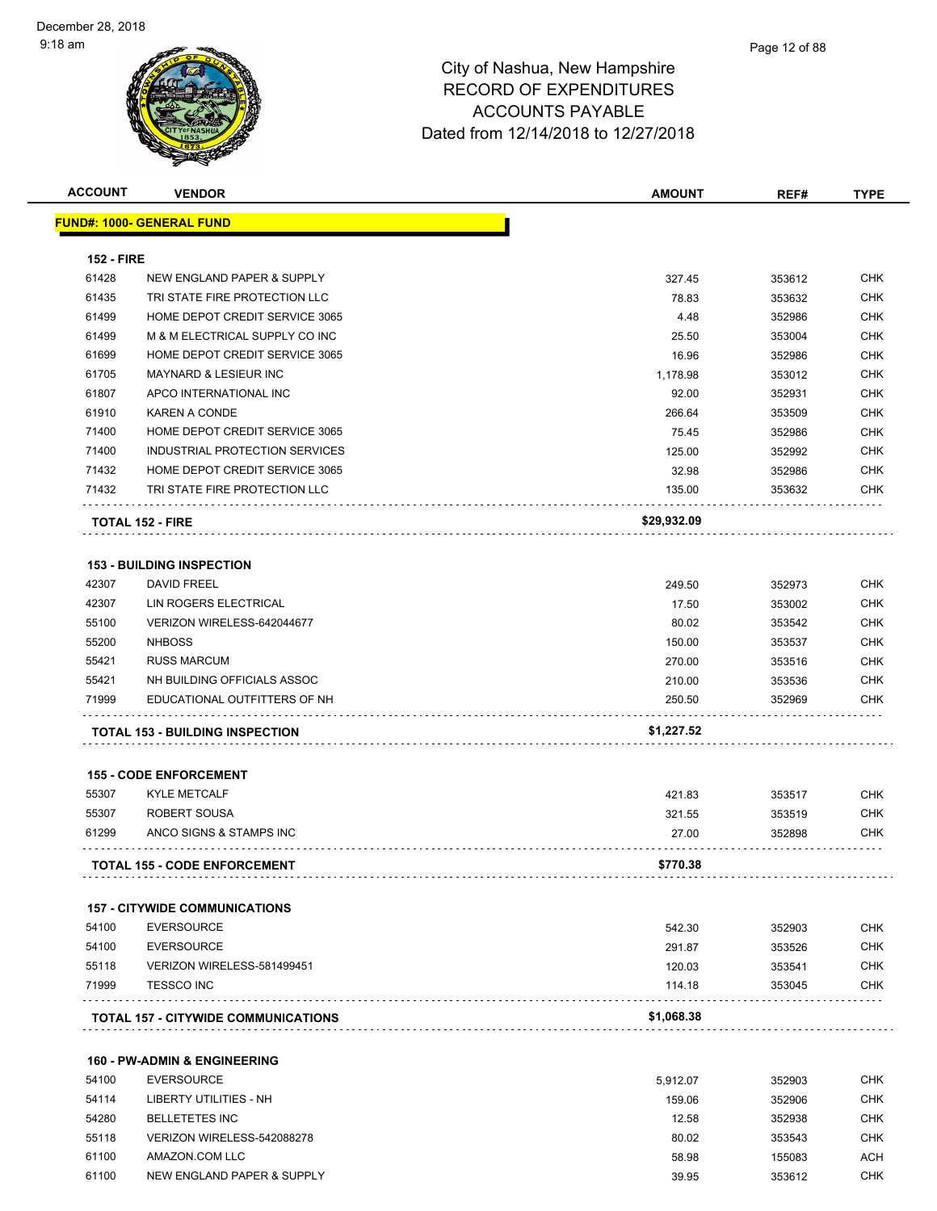# City of Nashua, New Hampshire
## RECORD OF EXPENDITURES
## ACCOUNTS PAYABLE
## Dated from 12/14/2018 to 12/27/2018

| ACCOUNT | VENDOR | AMOUNT | REF# | TYPE |
|---|---|---|---|---|
| **FUND#: 1000- GENERAL FUND** | | | | |
| **152 - FIRE** | | | | |
| 61428 | NEW ENGLAND PAPER & SUPPLY | 327.45 | 353612 | CHK |
| 61435 | TRI STATE FIRE PROTECTION LLC | 78.83 | 353632 | CHK |
| 61499 | HOME DEPOT CREDIT SERVICE 3065 | 4.48 | 352986 | CHK |
| 61499 | M & M ELECTRICAL SUPPLY CO INC | 25.50 | 353004 | CHK |
| 61699 | HOME DEPOT CREDIT SERVICE 3065 | 16.96 | 352986 | CHK |
| 61705 | MAYNARD & LESIEUR INC | 1,178.98 | 353012 | CHK |
| 61807 | APCO INTERNATIONAL INC | 92.00 | 352931 | CHK |
| 61910 | KAREN A CONDE | 266.64 | 353509 | CHK |
| 71400 | HOME DEPOT CREDIT SERVICE 3065 | 75.45 | 352986 | CHK |
| 71400 | INDUSTRIAL PROTECTION SERVICES | 125.00 | 352992 | CHK |
| 71432 | HOME DEPOT CREDIT SERVICE 3065 | 32.98 | 352986 | CHK |
| 71432 | TRI STATE FIRE PROTECTION LLC | 135.00 | 353632 | CHK |
| **TOTAL 152 - FIRE** | | **$29,932.09** | | |
| **153 - BUILDING INSPECTION** | | | | |
| 42307 | DAVID FREEL | 249.50 | 352973 | CHK |
| 42307 | LIN ROGERS ELECTRICAL | 17.50 | 353002 | CHK |
| 55100 | VERIZON WIRELESS-642044677 | 80.02 | 353542 | CHK |
| 55200 | NHBOSS | 150.00 | 353537 | CHK |
| 55421 | RUSS MARCUM | 270.00 | 353516 | CHK |
| 55421 | NH BUILDING OFFICIALS ASSOC | 210.00 | 353536 | CHK |
| 71999 | EDUCATIONAL OUTFITTERS OF NH | 250.50 | 352969 | CHK |
| **TOTAL 153 - BUILDING INSPECTION** | | **$1,227.52** | | |
| **155 - CODE ENFORCEMENT** | | | | |
| 55307 | KYLE METCALF | 421.83 | 353517 | CHK |
| 55307 | ROBERT SOUSA | 321.55 | 353519 | CHK |
| 61299 | ANCO SIGNS & STAMPS INC | 27.00 | 352898 | CHK |
| **TOTAL 155 - CODE ENFORCEMENT** | | **$770.38** | | |
| **157 - CITYWIDE COMMUNICATIONS** | | | | |
| 54100 | EVERSOURCE | 542.30 | 352903 | CHK |
| 54100 | EVERSOURCE | 291.87 | 353526 | CHK |
| 55118 | VERIZON WIRELESS-581499451 | 120.03 | 353541 | CHK |
| 71999 | TESSCO INC | 114.18 | 353045 | CHK |
| **TOTAL 157 - CITYWIDE COMMUNICATIONS** | | **$1,068.38** | | |
| **160 - PW-ADMIN & ENGINEERING** | | | | |
| 54100 | EVERSOURCE | 5,912.07 | 352903 | CHK |
| 54114 | LIBERTY UTILITIES - NH | 159.06 | 352906 | CHK |
| 54280 | BELLETETES INC | 12.58 | 352938 | CHK |
| 55118 | VERIZON WIRELESS-542088278 | 80.02 | 353543 | CHK |
| 61100 | AMAZON.COM LLC | 58.98 | 155083 | ACH |
| 61100 | NEW ENGLAND PAPER & SUPPLY | 39.95 | 353612 | CHK |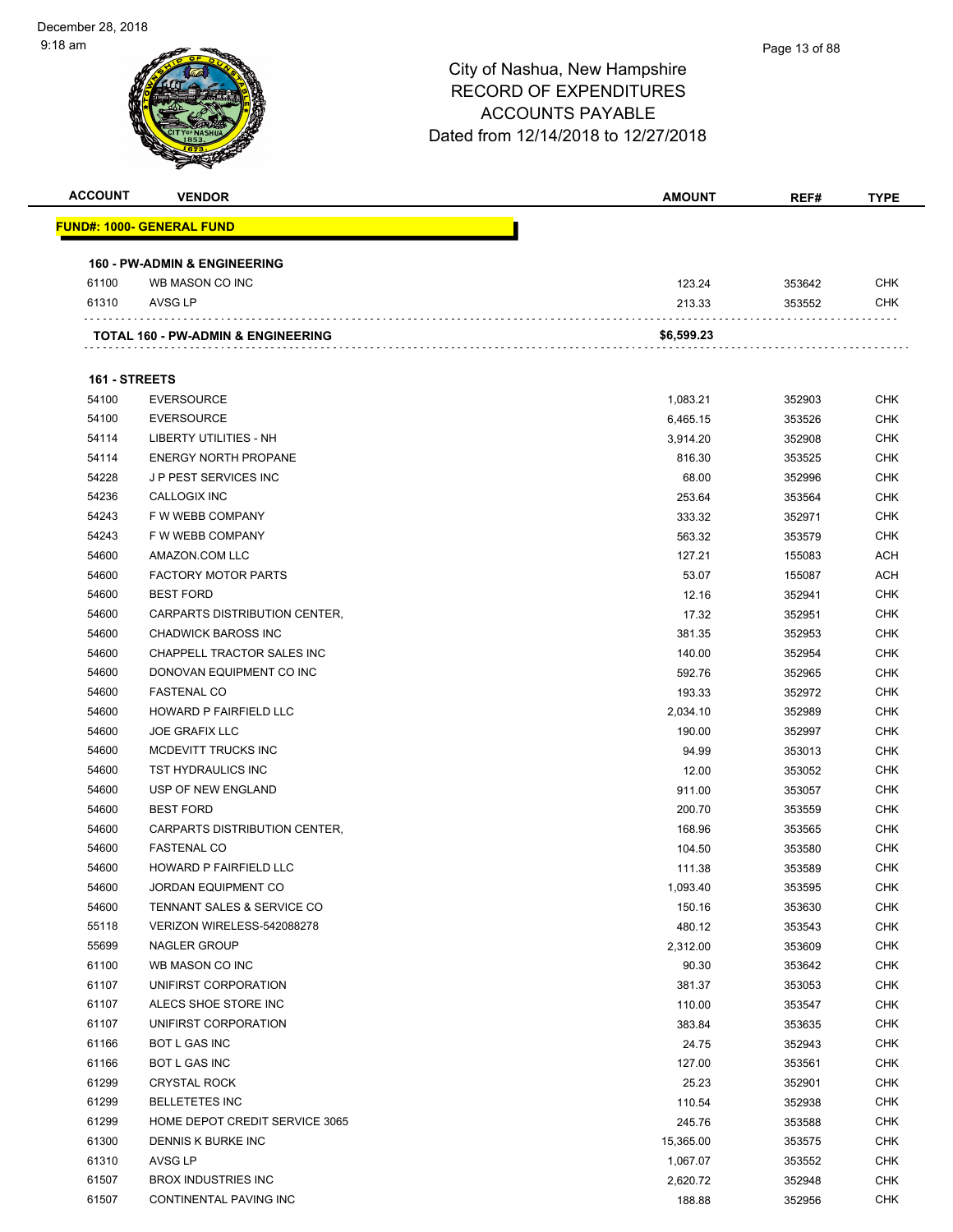December 28, 2018
9:18 am

# City of Nashua, New Hampshire
## RECORD OF EXPENDITURES
## ACCOUNTS PAYABLE
## Dated from 12/14/2018 to 12/27/2018

| ACCOUNT | VENDOR | AMOUNT | REF# | TYPE |
|---|---|---|---|---|
| **FUND#: 1000- GENERAL FUND** | | | | |
| **160 - PW-ADMIN & ENGINEERING** | | | | |
| 61100 | WB MASON CO INC | 123.24 | 353642 | CHK |
| 61310 | AVSG LP | 213.33 | 353552 | CHK |
| | **TOTAL 160 - PW-ADMIN & ENGINEERING** | **$6,599.23** | | |
| **161 - STREETS** | | | | |
| 54100 | EVERSOURCE | 1,083.21 | 352903 | CHK |
| 54100 | EVERSOURCE | 6,465.15 | 353526 | CHK |
| 54114 | LIBERTY UTILITIES - NH | 3,914.20 | 352908 | CHK |
| 54114 | ENERGY NORTH PROPANE | 816.30 | 353525 | CHK |
| 54228 | J P PEST SERVICES INC | 68.00 | 352996 | CHK |
| 54236 | CALLOGIX INC | 253.64 | 353564 | CHK |
| 54243 | F W WEBB COMPANY | 333.32 | 352971 | CHK |
| 54243 | F W WEBB COMPANY | 563.32 | 353579 | CHK |
| 54600 | AMAZON.COM LLC | 127.21 | 155083 | ACH |
| 54600 | FACTORY MOTOR PARTS | 53.07 | 155087 | ACH |
| 54600 | BEST FORD | 12.16 | 352941 | CHK |
| 54600 | CARPARTS DISTRIBUTION CENTER, | 17.32 | 352951 | CHK |
| 54600 | CHADWICK BAROSS INC | 381.35 | 352953 | CHK |
| 54600 | CHAPPELL TRACTOR SALES INC | 140.00 | 352954 | CHK |
| 54600 | DONOVAN EQUIPMENT CO INC | 592.76 | 352965 | CHK |
| 54600 | FASTENAL CO | 193.33 | 352972 | CHK |
| 54600 | HOWARD P FAIRFIELD LLC | 2,034.10 | 352989 | CHK |
| 54600 | JOE GRAFIX LLC | 190.00 | 352997 | CHK |
| 54600 | MCDEVITT TRUCKS INC | 94.99 | 353013 | CHK |
| 54600 | TST HYDRAULICS INC | 12.00 | 353052 | CHK |
| 54600 | USP OF NEW ENGLAND | 911.00 | 353057 | CHK |
| 54600 | BEST FORD | 200.70 | 353559 | CHK |
| 54600 | CARPARTS DISTRIBUTION CENTER, | 168.96 | 353565 | CHK |
| 54600 | FASTENAL CO | 104.50 | 353580 | CHK |
| 54600 | HOWARD P FAIRFIELD LLC | 111.38 | 353589 | CHK |
| 54600 | JORDAN EQUIPMENT CO | 1,093.40 | 353595 | CHK |
| 54600 | TENNANT SALES & SERVICE CO | 150.16 | 353630 | CHK |
| 55118 | VERIZON WIRELESS-542088278 | 480.12 | 353543 | CHK |
| 55699 | NAGLER GROUP | 2,312.00 | 353609 | CHK |
| 61100 | WB MASON CO INC | 90.30 | 353642 | CHK |
| 61107 | UNIFIRST CORPORATION | 381.37 | 353053 | CHK |
| 61107 | ALECS SHOE STORE INC | 110.00 | 353547 | CHK |
| 61107 | UNIFIRST CORPORATION | 383.84 | 353635 | CHK |
| 61166 | BOT L GAS INC | 24.75 | 352943 | CHK |
| 61166 | BOT L GAS INC | 127.00 | 353561 | CHK |
| 61299 | CRYSTAL ROCK | 25.23 | 352901 | CHK |
| 61299 | BELLETETES INC | 110.54 | 352938 | CHK |
| 61299 | HOME DEPOT CREDIT SERVICE 3065 | 245.76 | 353588 | CHK |
| 61300 | DENNIS K BURKE INC | 15,365.00 | 353575 | CHK |
| 61310 | AVSG LP | 1,067.07 | 353552 | CHK |
| 61507 | BROX INDUSTRIES INC | 2,620.72 | 352948 | CHK |
| 61507 | CONTINENTAL PAVING INC | 188.88 | 352956 | CHK |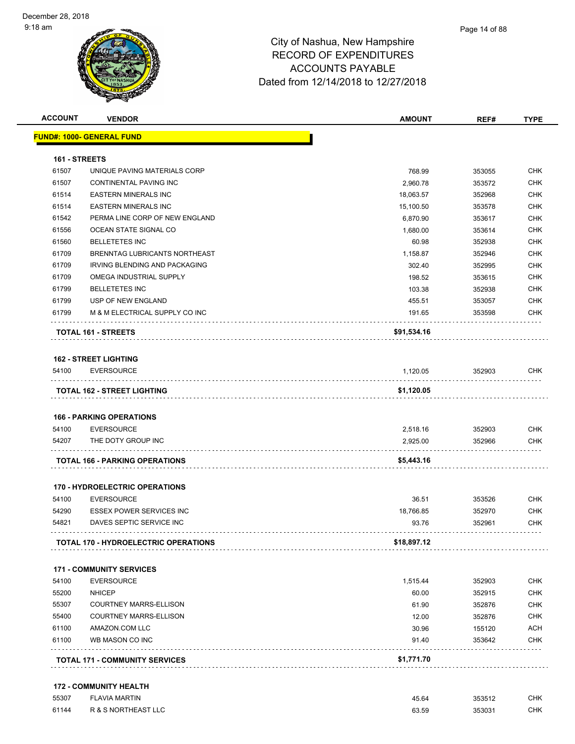# City of Nashua, New Hampshire
## RECORD OF EXPENDITURES
## ACCOUNTS PAYABLE
## Dated from 12/14/2018 to 12/27/2018

| ACCOUNT | VENDOR | AMOUNT | REF# | TYPE |
|---|---|---|---|---|
| **FUND#: 1000- GENERAL FUND** | | | | |
| **161 - STREETS** | | | | |
| 61507 | UNIQUE PAVING MATERIALS CORP | 768.99 | 353055 | CHK |
| 61507 | CONTINENTAL PAVING INC | 2,960.78 | 353572 | CHK |
| 61514 | EASTERN MINERALS INC | 18,063.57 | 352968 | CHK |
| 61514 | EASTERN MINERALS INC | 15,100.50 | 353578 | CHK |
| 61542 | PERMA LINE CORP OF NEW ENGLAND | 6,870.90 | 353617 | CHK |
| 61556 | OCEAN STATE SIGNAL CO | 1,680.00 | 353614 | CHK |
| 61560 | BELLETETES INC | 60.98 | 352938 | CHK |
| 61709 | BRENNTAG LUBRICANTS NORTHEAST | 1,158.87 | 352946 | CHK |
| 61709 | IRVING BLENDING AND PACKAGING | 302.40 | 352995 | CHK |
| 61709 | OMEGA INDUSTRIAL SUPPLY | 198.52 | 353615 | CHK |
| 61799 | BELLETETES INC | 103.38 | 352938 | CHK |
| 61799 | USP OF NEW ENGLAND | 455.51 | 353057 | CHK |
| 61799 | M & M ELECTRICAL SUPPLY CO INC | 191.65 | 353598 | CHK |
| | **TOTAL 161 - STREETS** | **$91,534.16** | | |
| **162 - STREET LIGHTING** | | | | |
| 54100 | EVERSOURCE | 1,120.05 | 352903 | CHK |
| | **TOTAL 162 - STREET LIGHTING** | **$1,120.05** | | |
| **166 - PARKING OPERATIONS** | | | | |
| 54100 | EVERSOURCE | 2,518.16 | 352903 | CHK |
| 54207 | THE DOTY GROUP INC | 2,925.00 | 352966 | CHK |
| | **TOTAL 166 - PARKING OPERATIONS** | **$5,443.16** | | |
| **170 - HYDROELECTRIC OPERATIONS** | | | | |
| 54100 | EVERSOURCE | 36.51 | 353526 | CHK |
| 54290 | ESSEX POWER SERVICES INC | 18,766.85 | 352970 | CHK |
| 54821 | DAVES SEPTIC SERVICE INC | 93.76 | 352961 | CHK |
| | **TOTAL 170 - HYDROELECTRIC OPERATIONS** | **$18,897.12** | | |
| **171 - COMMUNITY SERVICES** | | | | |
| 54100 | EVERSOURCE | 1,515.44 | 352903 | CHK |
| 55200 | NHICEP | 60.00 | 352915 | CHK |
| 55307 | COURTNEY MARRS-ELLISON | 61.90 | 352876 | CHK |
| 55400 | COURTNEY MARRS-ELLISON | 12.00 | 352876 | CHK |
| 61100 | AMAZON.COM LLC | 30.96 | 155120 | ACH |
| 61100 | WB MASON CO INC | 91.40 | 353642 | CHK |
| | **TOTAL 171 - COMMUNITY SERVICES** | **$1,771.70** | | |
| **172 - COMMUNITY HEALTH** | | | | |
| 55307 | FLAVIA MARTIN | 45.64 | 353512 | CHK |
| 61144 | R & S NORTHEAST LLC | 63.59 | 353031 | CHK |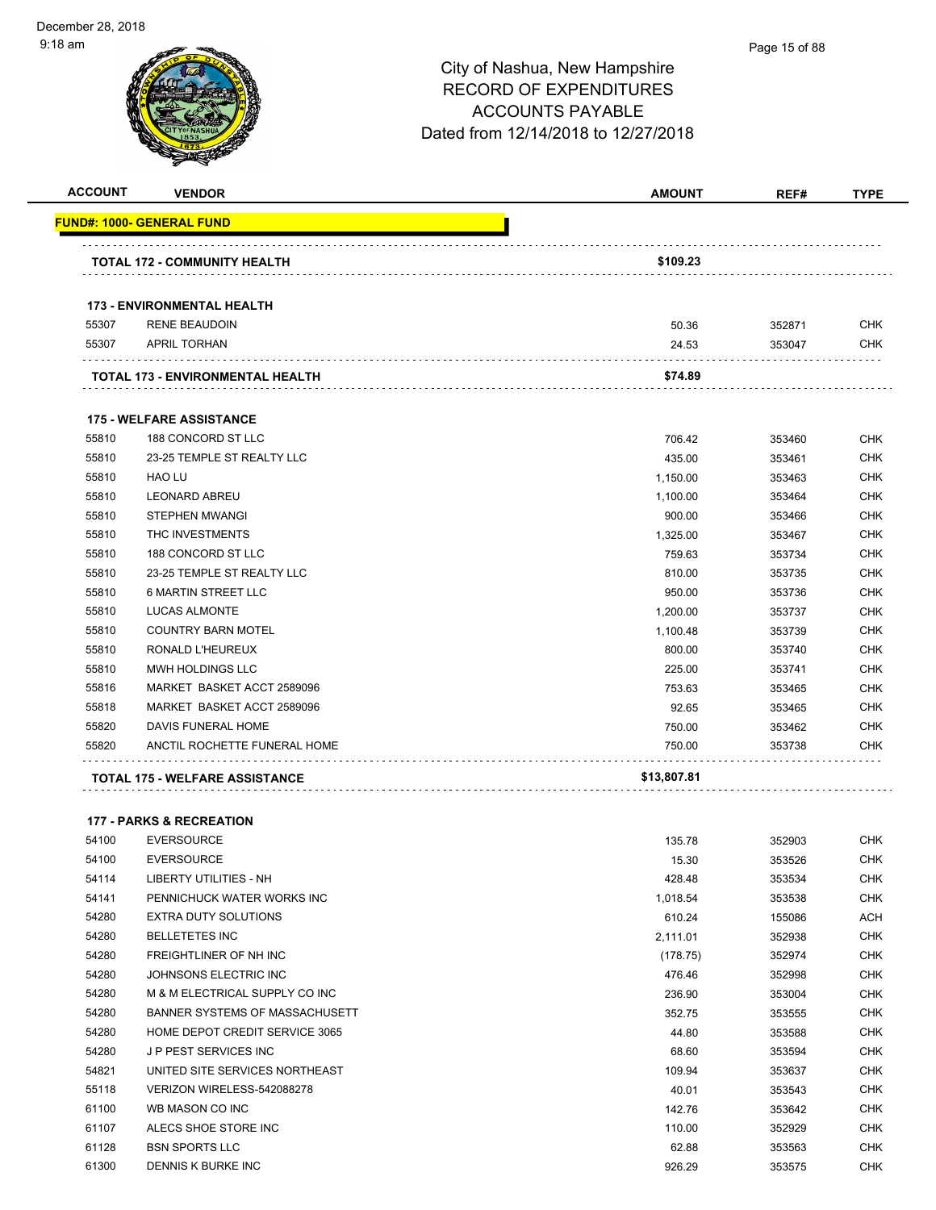# City of Nashua, New Hampshire
# RECORD OF EXPENDITURES
# ACCOUNTS PAYABLE
# Dated from 12/14/2018 to 12/27/2018

| ACCOUNT | VENDOR | AMOUNT | REF# | TYPE |
|---|---|---|---|---|
| **FUND#: 1000- GENERAL FUND** | | | | |
| | **TOTAL 172 - COMMUNITY HEALTH** | **$109.23** | | |
| | **173 - ENVIRONMENTAL HEALTH** | | | |
| 55307 | RENE BEAUDOIN | 50.36 | 352871 | CHK |
| 55307 | APRIL TORHAN | 24.53 | 353047 | CHK |
| | **TOTAL 173 - ENVIRONMENTAL HEALTH** | **$74.89** | | |
| | **175 - WELFARE ASSISTANCE** | | | |
| 55810 | 188 CONCORD ST LLC | 706.42 | 353460 | CHK |
| 55810 | 23-25 TEMPLE ST REALTY LLC | 435.00 | 353461 | CHK |
| 55810 | HAO LU | 1,150.00 | 353463 | CHK |
| 55810 | LEONARD ABREU | 1,100.00 | 353464 | CHK |
| 55810 | STEPHEN MWANGI | 900.00 | 353466 | CHK |
| 55810 | THC INVESTMENTS | 1,325.00 | 353467 | CHK |
| 55810 | 188 CONCORD ST LLC | 759.63 | 353734 | CHK |
| 55810 | 23-25 TEMPLE ST REALTY LLC | 810.00 | 353735 | CHK |
| 55810 | 6 MARTIN STREET LLC | 950.00 | 353736 | CHK |
| 55810 | LUCAS ALMONTE | 1,200.00 | 353737 | CHK |
| 55810 | COUNTRY BARN MOTEL | 1,100.48 | 353739 | CHK |
| 55810 | RONALD L'HEUREUX | 800.00 | 353740 | CHK |
| 55810 | MWH HOLDINGS LLC | 225.00 | 353741 | CHK |
| 55816 | MARKET BASKET ACCT 2589096 | 753.63 | 353465 | CHK |
| 55818 | MARKET BASKET ACCT 2589096 | 92.65 | 353465 | CHK |
| 55820 | DAVIS FUNERAL HOME | 750.00 | 353462 | CHK |
| 55820 | ANCTIL ROCHETTE FUNERAL HOME | 750.00 | 353738 | CHK |
| | **TOTAL 175 - WELFARE ASSISTANCE** | **$13,807.81** | | |
| | **177 - PARKS & RECREATION** | | | |
| 54100 | EVERSOURCE | 135.78 | 352903 | CHK |
| 54100 | EVERSOURCE | 15.30 | 353526 | CHK |
| 54114 | LIBERTY UTILITIES - NH | 428.48 | 353534 | CHK |
| 54141 | PENNICHUCK WATER WORKS INC | 1,018.54 | 353538 | CHK |
| 54280 | EXTRA DUTY SOLUTIONS | 610.24 | 155086 | ACH |
| 54280 | BELLETETES INC | 2,111.01 | 352938 | CHK |
| 54280 | FREIGHTLINER OF NH INC | (178.75) | 352974 | CHK |
| 54280 | JOHNSONS ELECTRIC INC | 476.46 | 352998 | CHK |
| 54280 | M & M ELECTRICAL SUPPLY CO INC | 236.90 | 353004 | CHK |
| 54280 | BANNER SYSTEMS OF MASSACHUSETT | 352.75 | 353555 | CHK |
| 54280 | HOME DEPOT CREDIT SERVICE 3065 | 44.80 | 353588 | CHK |
| 54280 | J P PEST SERVICES INC | 68.60 | 353594 | CHK |
| 54821 | UNITED SITE SERVICES NORTHEAST | 109.94 | 353637 | CHK |
| 55118 | VERIZON WIRELESS-542088278 | 40.01 | 353543 | CHK |
| 61100 | WB MASON CO INC | 142.76 | 353642 | CHK |
| 61107 | ALECS SHOE STORE INC | 110.00 | 352929 | CHK |
| 61128 | BSN SPORTS LLC | 62.88 | 353563 | CHK |
| 61300 | DENNIS K BURKE INC | 926.29 | 353575 | CHK |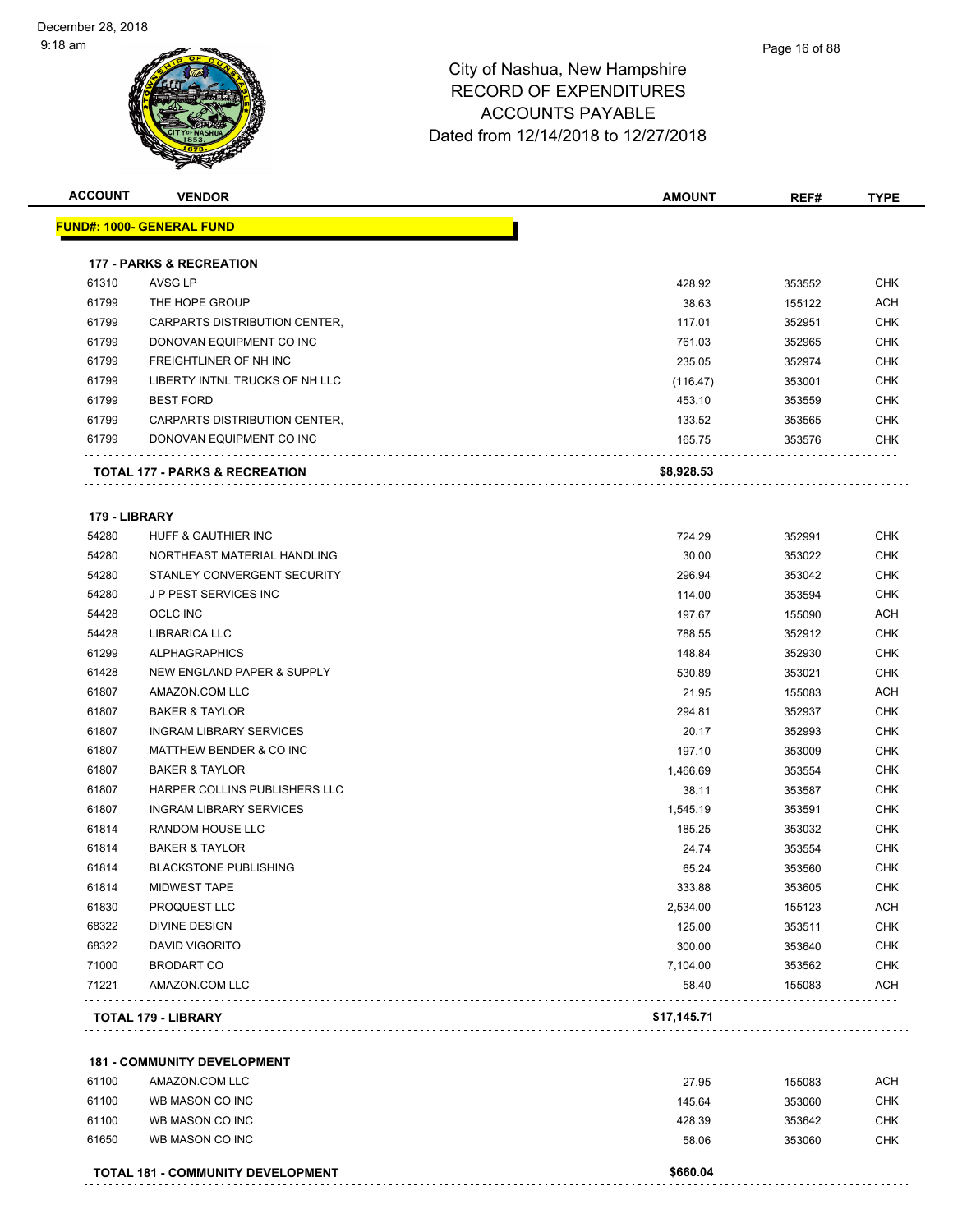# City of Nashua, New Hampshire
## RECORD OF EXPENDITURES
## ACCOUNTS PAYABLE
## Dated from 12/14/2018 to 12/27/2018

| ACCOUNT | VENDOR | AMOUNT | REF# | TYPE |
|---|---|---|---|---|
| **FUND#: 1000- GENERAL FUND** | | | | |
| **177 - PARKS & RECREATION** | | | | |
| 61310 | AVSG LP | 428.92 | 353552 | CHK |
| 61799 | THE HOPE GROUP | 38.63 | 155122 | ACH |
| 61799 | CARPARTS DISTRIBUTION CENTER, | 117.01 | 352951 | CHK |
| 61799 | DONOVAN EQUIPMENT CO INC | 761.03 | 352965 | CHK |
| 61799 | FREIGHTLINER OF NH INC | 235.05 | 352974 | CHK |
| 61799 | LIBERTY INTNL TRUCKS OF NH LLC | (116.47) | 353001 | CHK |
| 61799 | BEST FORD | 453.10 | 353559 | CHK |
| 61799 | CARPARTS DISTRIBUTION CENTER, | 133.52 | 353565 | CHK |
| 61799 | DONOVAN EQUIPMENT CO INC | 165.75 | 353576 | CHK |
| **TOTAL 177 - PARKS & RECREATION** | | **$8,928.53** | | |
| **179 - LIBRARY** | | | | |
| 54280 | HUFF & GAUTHIER INC | 724.29 | 352991 | CHK |
| 54280 | NORTHEAST MATERIAL HANDLING | 30.00 | 353022 | CHK |
| 54280 | STANLEY CONVERGENT SECURITY | 296.94 | 353042 | CHK |
| 54280 | J P PEST SERVICES INC | 114.00 | 353594 | CHK |
| 54428 | OCLC INC | 197.67 | 155090 | ACH |
| 54428 | LIBRARICA LLC | 788.55 | 352912 | CHK |
| 61299 | ALPHAGRAPHICS | 148.84 | 352930 | CHK |
| 61428 | NEW ENGLAND PAPER & SUPPLY | 530.89 | 353021 | CHK |
| 61807 | AMAZON.COM LLC | 21.95 | 155083 | ACH |
| 61807 | BAKER & TAYLOR | 294.81 | 352937 | CHK |
| 61807 | INGRAM LIBRARY SERVICES | 20.17 | 352993 | CHK |
| 61807 | MATTHEW BENDER & CO INC | 197.10 | 353009 | CHK |
| 61807 | BAKER & TAYLOR | 1,466.69 | 353554 | CHK |
| 61807 | HARPER COLLINS PUBLISHERS LLC | 38.11 | 353587 | CHK |
| 61807 | INGRAM LIBRARY SERVICES | 1,545.19 | 353591 | CHK |
| 61814 | RANDOM HOUSE LLC | 185.25 | 353032 | CHK |
| 61814 | BAKER & TAYLOR | 24.74 | 353554 | CHK |
| 61814 | BLACKSTONE PUBLISHING | 65.24 | 353560 | CHK |
| 61814 | MIDWEST TAPE | 333.88 | 353605 | CHK |
| 61830 | PROQUEST LLC | 2,534.00 | 155123 | ACH |
| 68322 | DIVINE DESIGN | 125.00 | 353511 | CHK |
| 68322 | DAVID VIGORITO | 300.00 | 353640 | CHK |
| 71000 | BRODART CO | 7,104.00 | 353562 | CHK |
| 71221 | AMAZON.COM LLC | 58.40 | 155083 | ACH |
| **TOTAL 179 - LIBRARY** | | **$17,145.71** | | |
| **181 - COMMUNITY DEVELOPMENT** | | | | |
| 61100 | AMAZON.COM LLC | 27.95 | 155083 | ACH |
| 61100 | WB MASON CO INC | 145.64 | 353060 | CHK |
| 61100 | WB MASON CO INC | 428.39 | 353642 | CHK |
| 61650 | WB MASON CO INC | 58.06 | 353060 | CHK |
| **TOTAL 181 - COMMUNITY DEVELOPMENT** | | **$660.04** | | |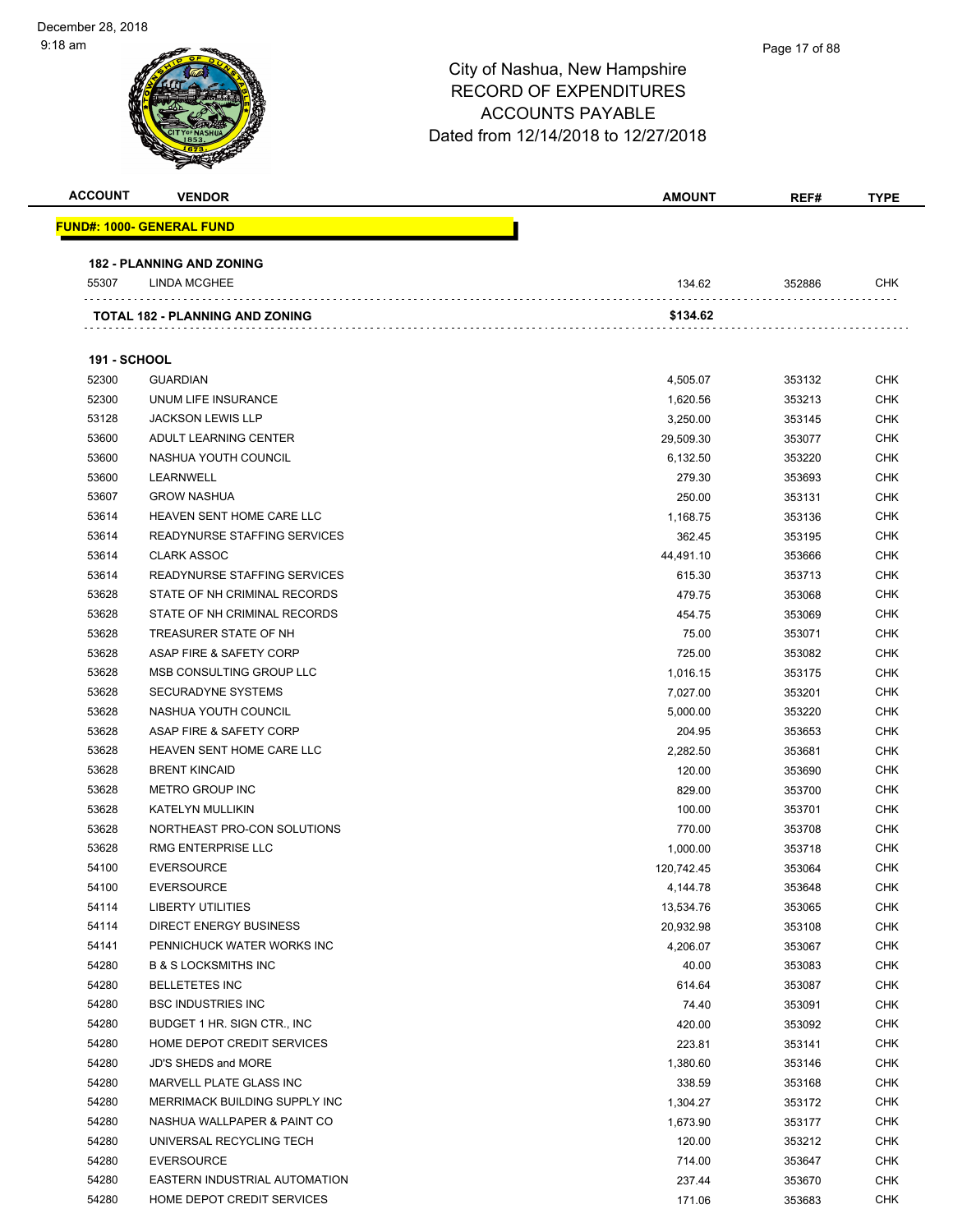City of Nashua, New Hampshire
RECORD OF EXPENDITURES
ACCOUNTS PAYABLE
Dated from 12/14/2018 to 12/27/2018

| ACCOUNT | VENDOR | AMOUNT | REF# | TYPE |
|---|---|---|---|---|
| **FUND#: 1000- GENERAL FUND** | | | | |
| **182 - PLANNING AND ZONING** | | | | |
| 55307 | LINDA MCGHEE | 134.62 | 352886 | CHK |
| **TOTAL 182 - PLANNING AND ZONING** | | **$134.62** | | |
| **191 - SCHOOL** | | | | |
| 52300 | GUARDIAN | 4,505.07 | 353132 | CHK |
| 52300 | UNUM LIFE INSURANCE | 1,620.56 | 353213 | CHK |
| 53128 | JACKSON LEWIS LLP | 3,250.00 | 353145 | CHK |
| 53600 | ADULT LEARNING CENTER | 29,509.30 | 353077 | CHK |
| 53600 | NASHUA YOUTH COUNCIL | 6,132.50 | 353220 | CHK |
| 53600 | LEARNWELL | 279.30 | 353693 | CHK |
| 53607 | GROW NASHUA | 250.00 | 353131 | CHK |
| 53614 | HEAVEN SENT HOME CARE LLC | 1,168.75 | 353136 | CHK |
| 53614 | READYNURSE STAFFING SERVICES | 362.45 | 353195 | CHK |
| 53614 | CLARK ASSOC | 44,491.10 | 353666 | CHK |
| 53614 | READYNURSE STAFFING SERVICES | 615.30 | 353713 | CHK |
| 53628 | STATE OF NH CRIMINAL RECORDS | 479.75 | 353068 | CHK |
| 53628 | STATE OF NH CRIMINAL RECORDS | 454.75 | 353069 | CHK |
| 53628 | TREASURER STATE OF NH | 75.00 | 353071 | CHK |
| 53628 | ASAP FIRE & SAFETY CORP | 725.00 | 353082 | CHK |
| 53628 | MSB CONSULTING GROUP LLC | 1,016.15 | 353175 | CHK |
| 53628 | SECURADYNE SYSTEMS | 7,027.00 | 353201 | CHK |
| 53628 | NASHUA YOUTH COUNCIL | 5,000.00 | 353220 | CHK |
| 53628 | ASAP FIRE & SAFETY CORP | 204.95 | 353653 | CHK |
| 53628 | HEAVEN SENT HOME CARE LLC | 2,282.50 | 353681 | CHK |
| 53628 | BRENT KINCAID | 120.00 | 353690 | CHK |
| 53628 | METRO GROUP INC | 829.00 | 353700 | CHK |
| 53628 | KATELYN MULLIKIN | 100.00 | 353701 | CHK |
| 53628 | NORTHEAST PRO-CON SOLUTIONS | 770.00 | 353708 | CHK |
| 53628 | RMG ENTERPRISE LLC | 1,000.00 | 353718 | CHK |
| 54100 | EVERSOURCE | 120,742.45 | 353064 | CHK |
| 54100 | EVERSOURCE | 4,144.78 | 353648 | CHK |
| 54114 | LIBERTY UTILITIES | 13,534.76 | 353065 | CHK |
| 54114 | DIRECT ENERGY BUSINESS | 20,932.98 | 353108 | CHK |
| 54141 | PENNICHUCK WATER WORKS INC | 4,206.07 | 353067 | CHK |
| 54280 | B & S LOCKSMITHS INC | 40.00 | 353083 | CHK |
| 54280 | BELLETETES INC | 614.64 | 353087 | CHK |
| 54280 | BSC INDUSTRIES INC | 74.40 | 353091 | CHK |
| 54280 | BUDGET 1 HR. SIGN CTR., INC | 420.00 | 353092 | CHK |
| 54280 | HOME DEPOT CREDIT SERVICES | 223.81 | 353141 | CHK |
| 54280 | JD'S SHEDS and MORE | 1,380.60 | 353146 | CHK |
| 54280 | MARVELL PLATE GLASS INC | 338.59 | 353168 | CHK |
| 54280 | MERRIMACK BUILDING SUPPLY INC | 1,304.27 | 353172 | CHK |
| 54280 | NASHUA WALLPAPER & PAINT CO | 1,673.90 | 353177 | CHK |
| 54280 | UNIVERSAL RECYCLING TECH | 120.00 | 353212 | CHK |
| 54280 | EVERSOURCE | 714.00 | 353647 | CHK |
| 54280 | EASTERN INDUSTRIAL AUTOMATION | 237.44 | 353670 | CHK |
| 54280 | HOME DEPOT CREDIT SERVICES | 171.06 | 353683 | CHK |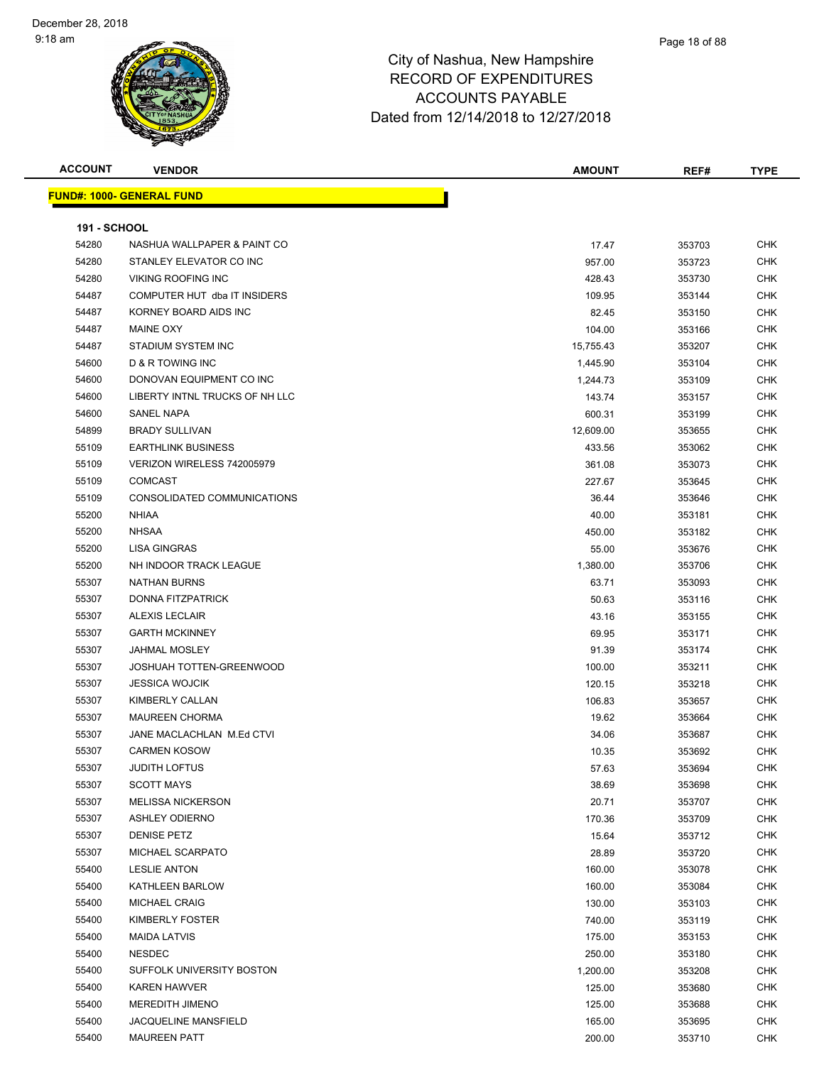City of Nashua, New Hampshire
RECORD OF EXPENDITURES
ACCOUNTS PAYABLE
Dated from 12/14/2018 to 12/27/2018

| ACCOUNT | VENDOR | AMOUNT | REF# | TYPE |
|---|---|---|---|---|

**FUND#: 1000- GENERAL FUND**

**191 - SCHOOL**

| ACCOUNT | VENDOR | AMOUNT | REF# | TYPE |
|---|---|---|---|---|
| 54280 | NASHUA WALLPAPER & PAINT CO | 17.47 | 353703 | CHK |
| 54280 | STANLEY ELEVATOR CO INC | 957.00 | 353723 | CHK |
| 54280 | VIKING ROOFING INC | 428.43 | 353730 | CHK |
| 54487 | COMPUTER HUT dba IT INSIDERS | 109.95 | 353144 | CHK |
| 54487 | KORNEY BOARD AIDS INC | 82.45 | 353150 | CHK |
| 54487 | MAINE OXY | 104.00 | 353166 | CHK |
| 54487 | STADIUM SYSTEM INC | 15,755.43 | 353207 | CHK |
| 54600 | D & R TOWING INC | 1,445.90 | 353104 | CHK |
| 54600 | DONOVAN EQUIPMENT CO INC | 1,244.73 | 353109 | CHK |
| 54600 | LIBERTY INTNL TRUCKS OF NH LLC | 143.74 | 353157 | CHK |
| 54600 | SANEL NAPA | 600.31 | 353199 | CHK |
| 54899 | BRADY SULLIVAN | 12,609.00 | 353655 | CHK |
| 55109 | EARTHLINK BUSINESS | 433.56 | 353062 | CHK |
| 55109 | VERIZON WIRELESS 742005979 | 361.08 | 353073 | CHK |
| 55109 | COMCAST | 227.67 | 353645 | CHK |
| 55109 | CONSOLIDATED COMMUNICATIONS | 36.44 | 353646 | CHK |
| 55200 | NHIAA | 40.00 | 353181 | CHK |
| 55200 | NHSAA | 450.00 | 353182 | CHK |
| 55200 | LISA GINGRAS | 55.00 | 353676 | CHK |
| 55200 | NH INDOOR TRACK LEAGUE | 1,380.00 | 353706 | CHK |
| 55307 | NATHAN BURNS | 63.71 | 353093 | CHK |
| 55307 | DONNA FITZPATRICK | 50.63 | 353116 | CHK |
| 55307 | ALEXIS LECLAIR | 43.16 | 353155 | CHK |
| 55307 | GARTH MCKINNEY | 69.95 | 353171 | CHK |
| 55307 | JAHMAL MOSLEY | 91.39 | 353174 | CHK |
| 55307 | JOSHUAH TOTTEN-GREENWOOD | 100.00 | 353211 | CHK |
| 55307 | JESSICA WOJCIK | 120.15 | 353218 | CHK |
| 55307 | KIMBERLY CALLAN | 106.83 | 353657 | CHK |
| 55307 | MAUREEN CHORMA | 19.62 | 353664 | CHK |
| 55307 | JANE MACLACHLAN M.Ed CTVI | 34.06 | 353687 | CHK |
| 55307 | CARMEN KOSOW | 10.35 | 353692 | CHK |
| 55307 | JUDITH LOFTUS | 57.63 | 353694 | CHK |
| 55307 | SCOTT MAYS | 38.69 | 353698 | CHK |
| 55307 | MELISSA NICKERSON | 20.71 | 353707 | CHK |
| 55307 | ASHLEY ODIERNO | 170.36 | 353709 | CHK |
| 55307 | DENISE PETZ | 15.64 | 353712 | CHK |
| 55307 | MICHAEL SCARPATO | 28.89 | 353720 | CHK |
| 55400 | LESLIE ANTON | 160.00 | 353078 | CHK |
| 55400 | KATHLEEN BARLOW | 160.00 | 353084 | CHK |
| 55400 | MICHAEL CRAIG | 130.00 | 353103 | CHK |
| 55400 | KIMBERLY FOSTER | 740.00 | 353119 | CHK |
| 55400 | MAIDA LATVIS | 175.00 | 353153 | CHK |
| 55400 | NESDEC | 250.00 | 353180 | CHK |
| 55400 | SUFFOLK UNIVERSITY BOSTON | 1,200.00 | 353208 | CHK |
| 55400 | KAREN HAWVER | 125.00 | 353680 | CHK |
| 55400 | MEREDITH JIMENO | 125.00 | 353688 | CHK |
| 55400 | JACQUELINE MANSFIELD | 165.00 | 353695 | CHK |
| 55400 | MAUREEN PATT | 200.00 | 353710 | CHK |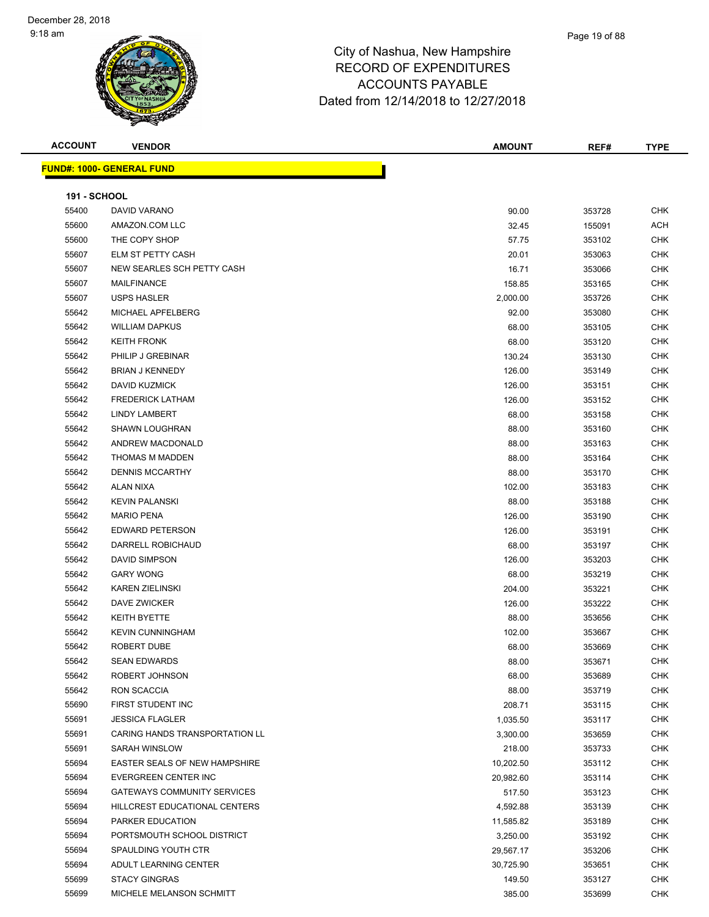# City of Nashua, New Hampshire
# RECORD OF EXPENDITURES
# ACCOUNTS PAYABLE
# Dated from 12/14/2018 to 12/27/2018

December 28, 2018
9:18 am

| ACCOUNT | VENDOR | AMOUNT | REF# | TYPE |
|---|---|---|---|---|

**FUND#: 1000- GENERAL FUND**

**191 - SCHOOL**

| ACCOUNT | VENDOR | AMOUNT | REF# | TYPE |
|---|---|---|---|---|
| 55400 | DAVID VARANO | 90.00 | 353728 | CHK |
| 55600 | AMAZON.COM LLC | 32.45 | 155091 | ACH |
| 55600 | THE COPY SHOP | 57.75 | 353102 | CHK |
| 55607 | ELM ST PETTY CASH | 20.01 | 353063 | CHK |
| 55607 | NEW SEARLES SCH PETTY CASH | 16.71 | 353066 | CHK |
| 55607 | MAILFINANCE | 158.85 | 353165 | CHK |
| 55607 | USPS HASLER | 2,000.00 | 353726 | CHK |
| 55642 | MICHAEL APFELBERG | 92.00 | 353080 | CHK |
| 55642 | WILLIAM DAPKUS | 68.00 | 353105 | CHK |
| 55642 | KEITH FRONK | 68.00 | 353120 | CHK |
| 55642 | PHILIP J GREBINAR | 130.24 | 353130 | CHK |
| 55642 | BRIAN J KENNEDY | 126.00 | 353149 | CHK |
| 55642 | DAVID KUZMICK | 126.00 | 353151 | CHK |
| 55642 | FREDERICK LATHAM | 126.00 | 353152 | CHK |
| 55642 | LINDY LAMBERT | 68.00 | 353158 | CHK |
| 55642 | SHAWN LOUGHRAN | 88.00 | 353160 | CHK |
| 55642 | ANDREW MACDONALD | 88.00 | 353163 | CHK |
| 55642 | THOMAS M MADDEN | 88.00 | 353164 | CHK |
| 55642 | DENNIS MCCARTHY | 88.00 | 353170 | CHK |
| 55642 | ALAN NIXA | 102.00 | 353183 | CHK |
| 55642 | KEVIN PALANSKI | 88.00 | 353188 | CHK |
| 55642 | MARIO PENA | 126.00 | 353190 | CHK |
| 55642 | EDWARD PETERSON | 126.00 | 353191 | CHK |
| 55642 | DARRELL ROBICHAUD | 68.00 | 353197 | CHK |
| 55642 | DAVID SIMPSON | 126.00 | 353203 | CHK |
| 55642 | GARY WONG | 68.00 | 353219 | CHK |
| 55642 | KAREN ZIELINSKI | 204.00 | 353221 | CHK |
| 55642 | DAVE ZWICKER | 126.00 | 353222 | CHK |
| 55642 | KEITH BYETTE | 88.00 | 353656 | CHK |
| 55642 | KEVIN CUNNINGHAM | 102.00 | 353667 | CHK |
| 55642 | ROBERT DUBE | 68.00 | 353669 | CHK |
| 55642 | SEAN EDWARDS | 88.00 | 353671 | CHK |
| 55642 | ROBERT JOHNSON | 68.00 | 353689 | CHK |
| 55642 | RON SCACCIA | 88.00 | 353719 | CHK |
| 55690 | FIRST STUDENT INC | 208.71 | 353115 | CHK |
| 55691 | JESSICA FLAGLER | 1,035.50 | 353117 | CHK |
| 55691 | CARING HANDS TRANSPORTATION LL | 3,300.00 | 353659 | CHK |
| 55691 | SARAH WINSLOW | 218.00 | 353733 | CHK |
| 55694 | EASTER SEALS OF NEW HAMPSHIRE | 10,202.50 | 353112 | CHK |
| 55694 | EVERGREEN CENTER INC | 20,982.60 | 353114 | CHK |
| 55694 | GATEWAYS COMMUNITY SERVICES | 517.50 | 353123 | CHK |
| 55694 | HILLCREST EDUCATIONAL CENTERS | 4,592.88 | 353139 | CHK |
| 55694 | PARKER EDUCATION | 11,585.82 | 353189 | CHK |
| 55694 | PORTSMOUTH SCHOOL DISTRICT | 3,250.00 | 353192 | CHK |
| 55694 | SPAULDING YOUTH CTR | 29,567.17 | 353206 | CHK |
| 55694 | ADULT LEARNING CENTER | 30,725.90 | 353651 | CHK |
| 55699 | STACY GINGRAS | 149.50 | 353127 | CHK |
| 55699 | MICHELE MELANSON SCHMITT | 385.00 | 353699 | CHK |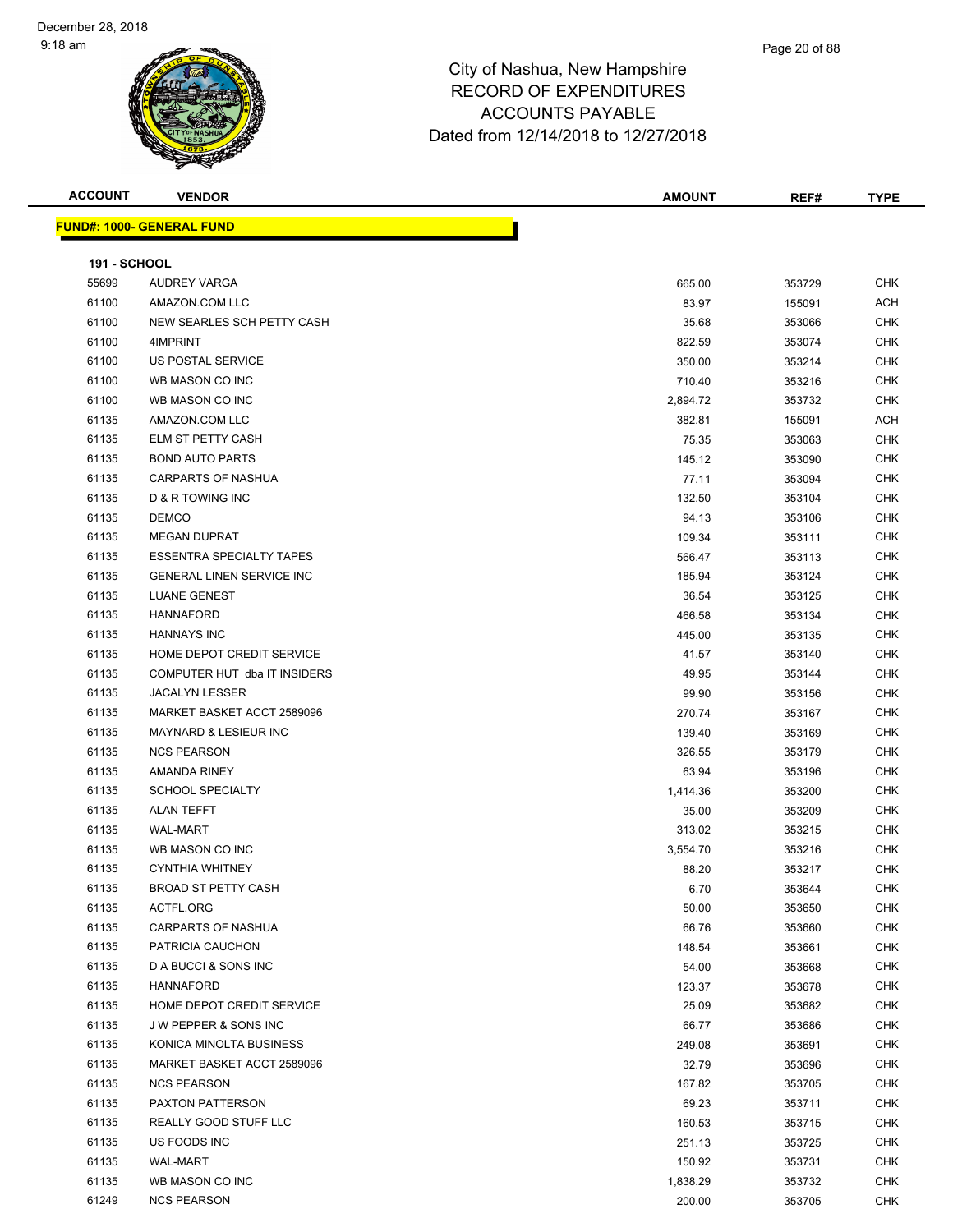City of Nashua, New Hampshire
RECORD OF EXPENDITURES
ACCOUNTS PAYABLE
Dated from 12/14/2018 to 12/27/2018

December 28, 2018
9:18 am

| ACCOUNT | VENDOR | AMOUNT | REF# | TYPE |
|---|---|---|---|---|

**FUND#: 1000- GENERAL FUND**

**191 - SCHOOL**

| ACCOUNT | VENDOR | AMOUNT | REF# | TYPE |
|---|---|---|---|---|
| 55699 | AUDREY VARGA | 665.00 | 353729 | CHK |
| 61100 | AMAZON.COM LLC | 83.97 | 155091 | ACH |
| 61100 | NEW SEARLES SCH PETTY CASH | 35.68 | 353066 | CHK |
| 61100 | 4IMPRINT | 822.59 | 353074 | CHK |
| 61100 | US POSTAL SERVICE | 350.00 | 353214 | CHK |
| 61100 | WB MASON CO INC | 710.40 | 353216 | CHK |
| 61100 | WB MASON CO INC | 2,894.72 | 353732 | CHK |
| 61135 | AMAZON.COM LLC | 382.81 | 155091 | ACH |
| 61135 | ELM ST PETTY CASH | 75.35 | 353063 | CHK |
| 61135 | BOND AUTO PARTS | 145.12 | 353090 | CHK |
| 61135 | CARPARTS OF NASHUA | 77.11 | 353094 | CHK |
| 61135 | D & R TOWING INC | 132.50 | 353104 | CHK |
| 61135 | DEMCO | 94.13 | 353106 | CHK |
| 61135 | MEGAN DUPRAT | 109.34 | 353111 | CHK |
| 61135 | ESSENTRA SPECIALTY TAPES | 566.47 | 353113 | CHK |
| 61135 | GENERAL LINEN SERVICE INC | 185.94 | 353124 | CHK |
| 61135 | LUANE GENEST | 36.54 | 353125 | CHK |
| 61135 | HANNAFORD | 466.58 | 353134 | CHK |
| 61135 | HANNAYS INC | 445.00 | 353135 | CHK |
| 61135 | HOME DEPOT CREDIT SERVICE | 41.57 | 353140 | CHK |
| 61135 | COMPUTER HUT dba IT INSIDERS | 49.95 | 353144 | CHK |
| 61135 | JACALYN LESSER | 99.90 | 353156 | CHK |
| 61135 | MARKET BASKET ACCT 2589096 | 270.74 | 353167 | CHK |
| 61135 | MAYNARD & LESIEUR INC | 139.40 | 353169 | CHK |
| 61135 | NCS PEARSON | 326.55 | 353179 | CHK |
| 61135 | AMANDA RINEY | 63.94 | 353196 | CHK |
| 61135 | SCHOOL SPECIALTY | 1,414.36 | 353200 | CHK |
| 61135 | ALAN TEFFT | 35.00 | 353209 | CHK |
| 61135 | WAL-MART | 313.02 | 353215 | CHK |
| 61135 | WB MASON CO INC | 3,554.70 | 353216 | CHK |
| 61135 | CYNTHIA WHITNEY | 88.20 | 353217 | CHK |
| 61135 | BROAD ST PETTY CASH | 6.70 | 353644 | CHK |
| 61135 | ACTFL.ORG | 50.00 | 353650 | CHK |
| 61135 | CARPARTS OF NASHUA | 66.76 | 353660 | CHK |
| 61135 | PATRICIA CAUCHON | 148.54 | 353661 | CHK |
| 61135 | D A BUCCI & SONS INC | 54.00 | 353668 | CHK |
| 61135 | HANNAFORD | 123.37 | 353678 | CHK |
| 61135 | HOME DEPOT CREDIT SERVICE | 25.09 | 353682 | CHK |
| 61135 | J W PEPPER & SONS INC | 66.77 | 353686 | CHK |
| 61135 | KONICA MINOLTA BUSINESS | 249.08 | 353691 | CHK |
| 61135 | MARKET BASKET ACCT 2589096 | 32.79 | 353696 | CHK |
| 61135 | NCS PEARSON | 167.82 | 353705 | CHK |
| 61135 | PAXTON PATTERSON | 69.23 | 353711 | CHK |
| 61135 | REALLY GOOD STUFF LLC | 160.53 | 353715 | CHK |
| 61135 | US FOODS INC | 251.13 | 353725 | CHK |
| 61135 | WAL-MART | 150.92 | 353731 | CHK |
| 61135 | WB MASON CO INC | 1,838.29 | 353732 | CHK |
| 61249 | NCS PEARSON | 200.00 | 353705 | CHK |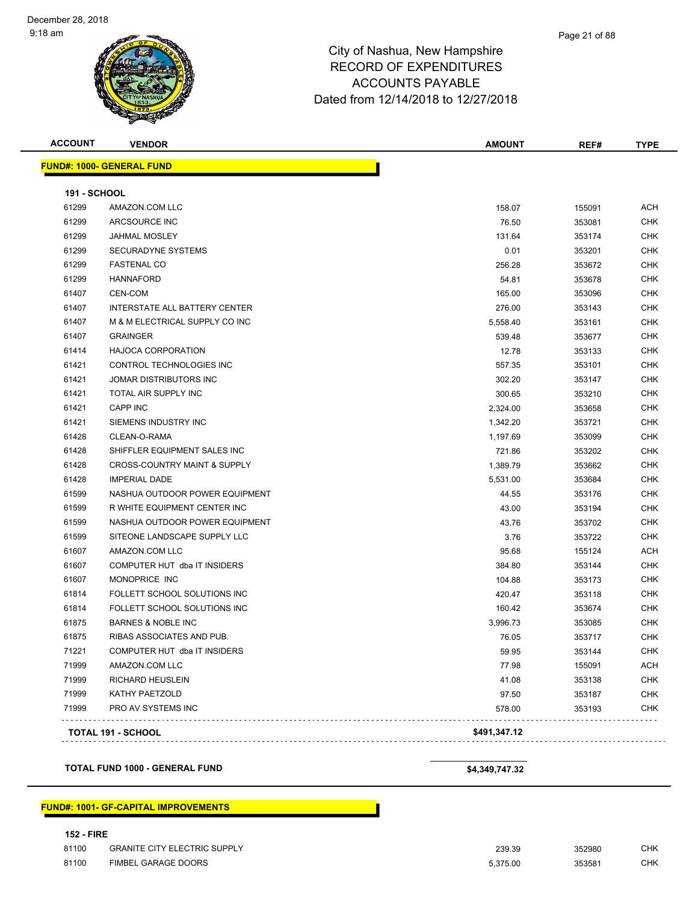# City of Nashua, New Hampshire
# RECORD OF EXPENDITURES
# ACCOUNTS PAYABLE
# Dated from 12/14/2018 to 12/27/2018

| ACCOUNT | VENDOR | AMOUNT | REF# | TYPE |
|---|---|---|---|---|
| **FUND#: 1000- GENERAL FUND** | | | | |
| **191 - SCHOOL** | | | | |
| 61299 | AMAZON.COM LLC | 158.07 | 155091 | ACH |
| 61299 | ARCSOURCE INC | 76.50 | 353081 | CHK |
| 61299 | JAHMAL MOSLEY | 131.64 | 353174 | CHK |
| 61299 | SECURADYNE SYSTEMS | 0.01 | 353201 | CHK |
| 61299 | FASTENAL CO | 256.28 | 353672 | CHK |
| 61299 | HANNAFORD | 54.81 | 353678 | CHK |
| 61407 | CEN-COM | 165.00 | 353096 | CHK |
| 61407 | INTERSTATE ALL BATTERY CENTER | 276.00 | 353143 | CHK |
| 61407 | M & M ELECTRICAL SUPPLY CO INC | 5,558.40 | 353161 | CHK |
| 61407 | GRAINGER | 539.48 | 353677 | CHK |
| 61414 | HAJOCA CORPORATION | 12.78 | 353133 | CHK |
| 61421 | CONTROL TECHNOLOGIES INC | 557.35 | 353101 | CHK |
| 61421 | JOMAR DISTRIBUTORS INC | 302.20 | 353147 | CHK |
| 61421 | TOTAL AIR SUPPLY INC | 300.65 | 353210 | CHK |
| 61421 | CAPP INC | 2,324.00 | 353658 | CHK |
| 61421 | SIEMENS INDUSTRY INC | 1,342.20 | 353721 | CHK |
| 61428 | CLEAN-O-RAMA | 1,197.69 | 353099 | CHK |
| 61428 | SHIFFLER EQUIPMENT SALES INC | 721.86 | 353202 | CHK |
| 61428 | CROSS-COUNTRY MAINT & SUPPLY | 1,389.79 | 353662 | CHK |
| 61428 | IMPERIAL DADE | 5,531.00 | 353684 | CHK |
| 61599 | NASHUA OUTDOOR POWER EQUIPMENT | 44.55 | 353176 | CHK |
| 61599 | R WHITE EQUIPMENT CENTER INC | 43.00 | 353194 | CHK |
| 61599 | NASHUA OUTDOOR POWER EQUIPMENT | 43.76 | 353702 | CHK |
| 61599 | SITEONE LANDSCAPE SUPPLY LLC | 3.76 | 353722 | CHK |
| 61607 | AMAZON.COM LLC | 95.68 | 155124 | ACH |
| 61607 | COMPUTER HUT dba IT INSIDERS | 384.80 | 353144 | CHK |
| 61607 | MONOPRICE INC | 104.88 | 353173 | CHK |
| 61814 | FOLLETT SCHOOL SOLUTIONS INC | 420.47 | 353118 | CHK |
| 61814 | FOLLETT SCHOOL SOLUTIONS INC | 160.42 | 353674 | CHK |
| 61875 | BARNES & NOBLE INC | 3,996.73 | 353085 | CHK |
| 61875 | RIBAS ASSOCIATES AND PUB. | 76.05 | 353717 | CHK |
| 71221 | COMPUTER HUT dba IT INSIDERS | 59.95 | 353144 | CHK |
| 71999 | AMAZON.COM LLC | 77.98 | 155091 | ACH |
| 71999 | RICHARD HEUSLEIN | 41.08 | 353138 | CHK |
| 71999 | KATHY PAETZOLD | 97.50 | 353187 | CHK |
| 71999 | PRO AV SYSTEMS INC | 578.00 | 353193 | CHK |
| **TOTAL 191 - SCHOOL** | | **$491,347.12** | | |
| **TOTAL FUND 1000 - GENERAL FUND** | | **$4,349,747.32** | | |
| **FUND#: 1001- GF-CAPITAL IMPROVEMENTS** | | | | |
| **152 - FIRE** | | | | |
| 81100 | GRANITE CITY ELECTRIC SUPPLY | 239.39 | 352980 | CHK |
| 81100 | FIMBEL GARAGE DOORS | 5,375.00 | 353581 | CHK |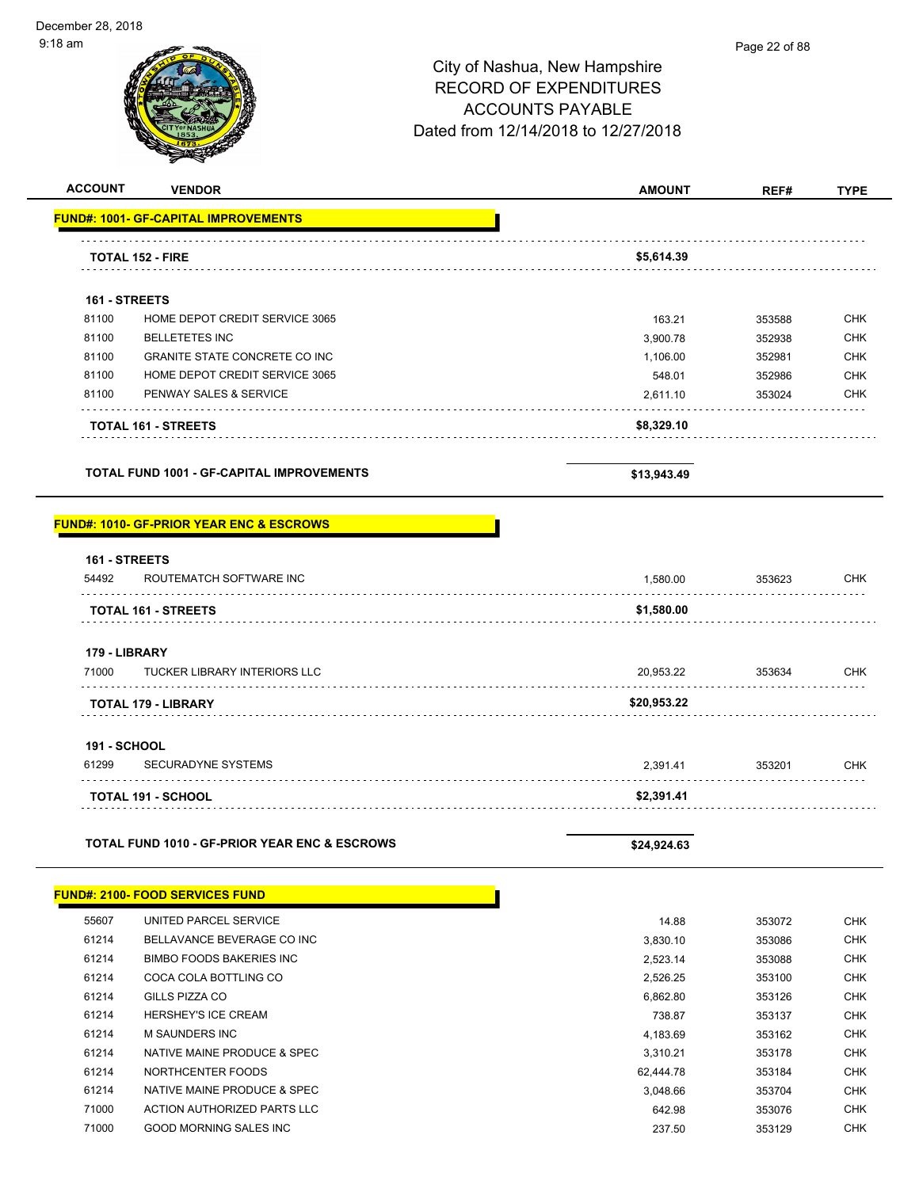# City of Nashua, New Hampshire
# RECORD OF EXPENDITURES
# ACCOUNTS PAYABLE
# Dated from 12/14/2018 to 12/27/2018

| ACCOUNT | VENDOR | AMOUNT | REF# | TYPE |
|---|---|---|---|---|
| **FUND#: 1001- GF-CAPITAL IMPROVEMENTS** | | | | |
| | **TOTAL 152 - FIRE** | **$5,614.39** | | |
| **161 - STREETS** | | | | |
| 81100 | HOME DEPOT CREDIT SERVICE 3065 | 163.21 | 353588 | CHK |
| 81100 | BELLETETES INC | 3,900.78 | 352938 | CHK |
| 81100 | GRANITE STATE CONCRETE CO INC | 1,106.00 | 352981 | CHK |
| 81100 | HOME DEPOT CREDIT SERVICE 3065 | 548.01 | 352986 | CHK |
| 81100 | PENWAY SALES & SERVICE | 2,611.10 | 353024 | CHK |
| | **TOTAL 161 - STREETS** | **$8,329.10** | | |
| | **TOTAL FUND 1001 - GF-CAPITAL IMPROVEMENTS** | **$13,943.49** | | |
| **FUND#: 1010- GF-PRIOR YEAR ENC & ESCROWS** | | | | |
| **161 - STREETS** | | | | |
| 54492 | ROUTEMATCH SOFTWARE INC | 1,580.00 | 353623 | CHK |
| | **TOTAL 161 - STREETS** | **$1,580.00** | | |
| **179 - LIBRARY** | | | | |
| 71000 | TUCKER LIBRARY INTERIORS LLC | 20,953.22 | 353634 | CHK |
| | **TOTAL 179 - LIBRARY** | **$20,953.22** | | |
| **191 - SCHOOL** | | | | |
| 61299 | SECURADYNE SYSTEMS | 2,391.41 | 353201 | CHK |
| | **TOTAL 191 - SCHOOL** | **$2,391.41** | | |
| | **TOTAL FUND 1010 - GF-PRIOR YEAR ENC & ESCROWS** | **$24,924.63** | | |
| **FUND#: 2100- FOOD SERVICES FUND** | | | | |
| 55607 | UNITED PARCEL SERVICE | 14.88 | 353072 | CHK |
| 61214 | BELLAVANCE BEVERAGE CO INC | 3,830.10 | 353086 | CHK |
| 61214 | BIMBO FOODS BAKERIES INC | 2,523.14 | 353088 | CHK |
| 61214 | COCA COLA BOTTLING CO | 2,526.25 | 353100 | CHK |
| 61214 | GILLS PIZZA CO | 6,862.80 | 353126 | CHK |
| 61214 | HERSHEY'S ICE CREAM | 738.87 | 353137 | CHK |
| 61214 | M SAUNDERS INC | 4,183.69 | 353162 | CHK |
| 61214 | NATIVE MAINE PRODUCE & SPEC | 3,310.21 | 353178 | CHK |
| 61214 | NORTHCENTER FOODS | 62,444.78 | 353184 | CHK |
| 61214 | NATIVE MAINE PRODUCE & SPEC | 3,048.66 | 353704 | CHK |
| 71000 | ACTION AUTHORIZED PARTS LLC | 642.98 | 353076 | CHK |
| 71000 | GOOD MORNING SALES INC | 237.50 | 353129 | CHK |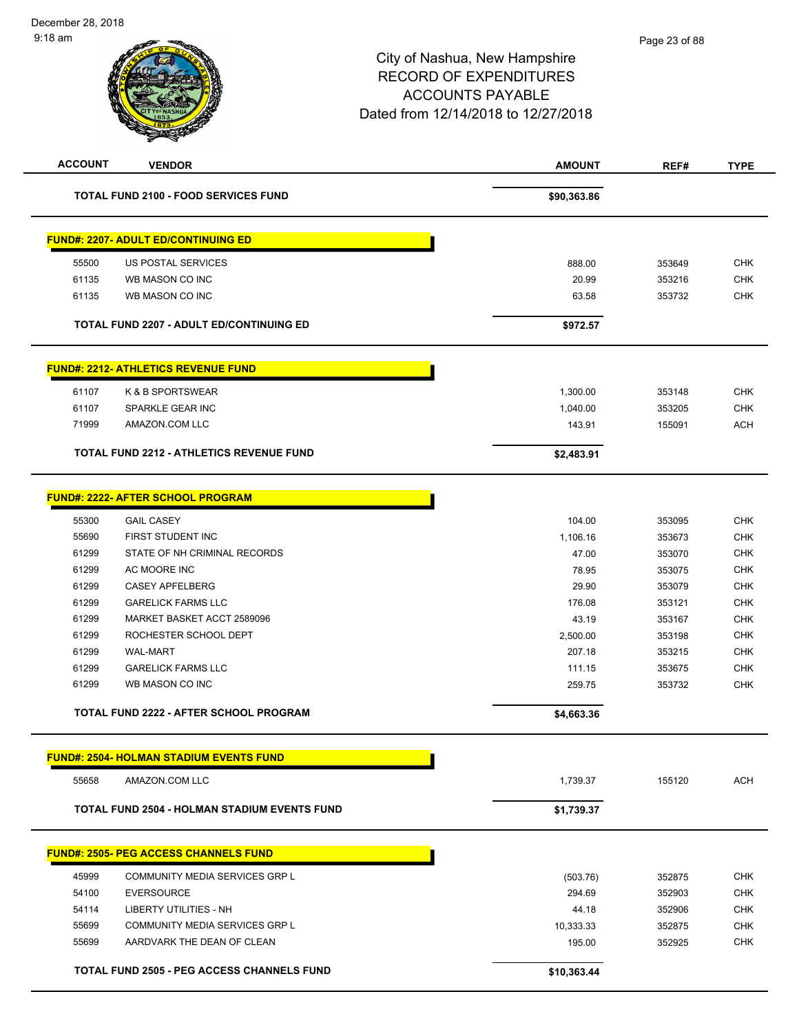# City of Nashua, New Hampshire
## RECORD OF EXPENDITURES
## ACCOUNTS PAYABLE
### Dated from 12/14/2018 to 12/27/2018

December 28, 2018
9:18 am

| ACCOUNT | VENDOR | AMOUNT | REF# | TYPE |
|---|---|---|---|---|
| | **TOTAL FUND 2100 - FOOD SERVICES FUND** | **$90,363.86** | | |
| | **FUND#: 2207- ADULT ED/CONTINUING ED** | | | |
| 55500 | US POSTAL SERVICES | 888.00 | 353649 | CHK |
| 61135 | WB MASON CO INC | 20.99 | 353216 | CHK |
| 61135 | WB MASON CO INC | 63.58 | 353732 | CHK |
| | **TOTAL FUND 2207 - ADULT ED/CONTINUING ED** | **$972.57** | | |
| | **FUND#: 2212- ATHLETICS REVENUE FUND** | | | |
| 61107 | K & B SPORTSWEAR | 1,300.00 | 353148 | CHK |
| 61107 | SPARKLE GEAR INC | 1,040.00 | 353205 | CHK |
| 71999 | AMAZON.COM LLC | 143.91 | 155091 | ACH |
| | **TOTAL FUND 2212 - ATHLETICS REVENUE FUND** | **$2,483.91** | | |
| | **FUND#: 2222- AFTER SCHOOL PROGRAM** | | | |
| 55300 | GAIL CASEY | 104.00 | 353095 | CHK |
| 55690 | FIRST STUDENT INC | 1,106.16 | 353673 | CHK |
| 61299 | STATE OF NH CRIMINAL RECORDS | 47.00 | 353070 | CHK |
| 61299 | AC MOORE INC | 78.95 | 353075 | CHK |
| 61299 | CASEY APFELBERG | 29.90 | 353079 | CHK |
| 61299 | GARELICK FARMS LLC | 176.08 | 353121 | CHK |
| 61299 | MARKET BASKET ACCT 2589096 | 43.19 | 353167 | CHK |
| 61299 | ROCHESTER SCHOOL DEPT | 2,500.00 | 353198 | CHK |
| 61299 | WAL-MART | 207.18 | 353215 | CHK |
| 61299 | GARELICK FARMS LLC | 111.15 | 353675 | CHK |
| 61299 | WB MASON CO INC | 259.75 | 353732 | CHK |
| | **TOTAL FUND 2222 - AFTER SCHOOL PROGRAM** | **$4,663.36** | | |
| | **FUND#: 2504- HOLMAN STADIUM EVENTS FUND** | | | |
| 55658 | AMAZON.COM LLC | 1,739.37 | 155120 | ACH |
| | **TOTAL FUND 2504 - HOLMAN STADIUM EVENTS FUND** | **$1,739.37** | | |
| | **FUND#: 2505- PEG ACCESS CHANNELS FUND** | | | |
| 45999 | COMMUNITY MEDIA SERVICES GRP L | (503.76) | 352875 | CHK |
| 54100 | EVERSOURCE | 294.69 | 352903 | CHK |
| 54114 | LIBERTY UTILITIES - NH | 44.18 | 352906 | CHK |
| 55699 | COMMUNITY MEDIA SERVICES GRP L | 10,333.33 | 352875 | CHK |
| 55699 | AARDVARK THE DEAN OF CLEAN | 195.00 | 352925 | CHK |
| | **TOTAL FUND 2505 - PEG ACCESS CHANNELS FUND** | **$10,363.44** | | |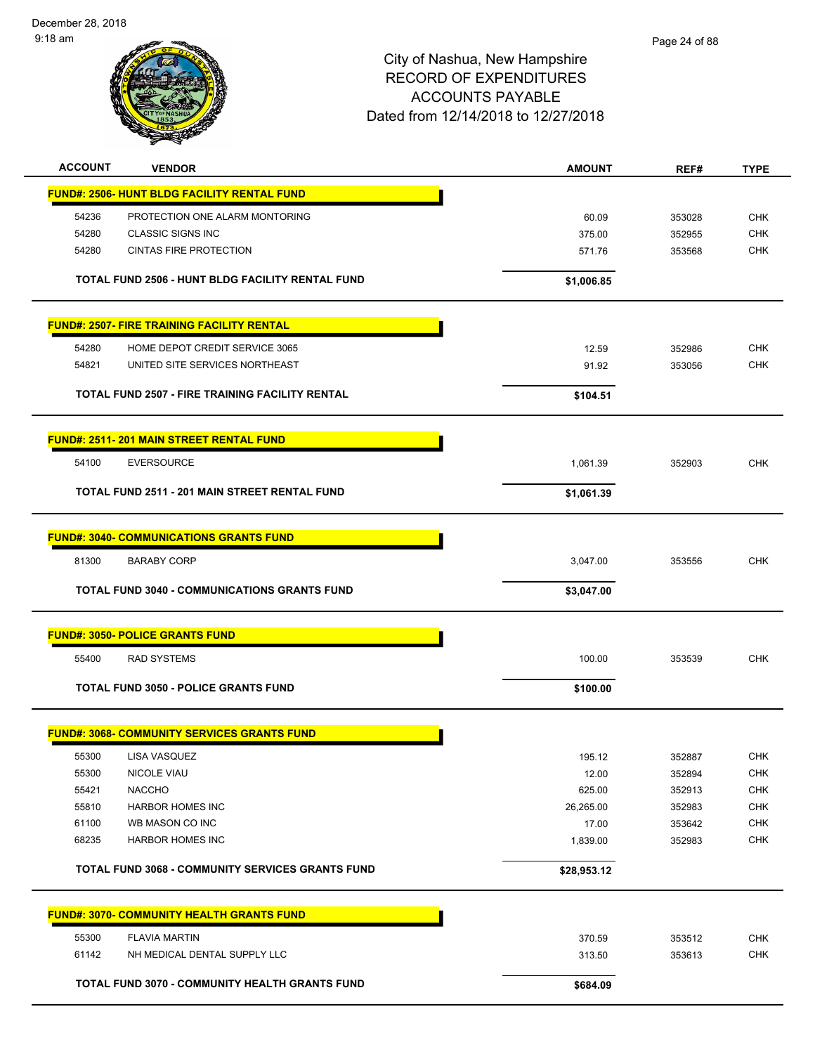City of Nashua, New Hampshire
RECORD OF EXPENDITURES
ACCOUNTS PAYABLE
Dated from 12/14/2018 to 12/27/2018

December 28, 2018
9:18 am

| ACCOUNT | VENDOR | AMOUNT | REF# | TYPE |
|---|---|---|---|---|
| **FUND#: 2506- HUNT BLDG FACILITY RENTAL FUND** | | | | |
| 54236 | PROTECTION ONE ALARM MONTORING | 60.09 | 353028 | CHK |
| 54280 | CLASSIC SIGNS INC | 375.00 | 352955 | CHK |
| 54280 | CINTAS FIRE PROTECTION | 571.76 | 353568 | CHK |
| | **TOTAL FUND 2506 - HUNT BLDG FACILITY RENTAL FUND** | **$1,006.85** | | |
| **FUND#: 2507- FIRE TRAINING FACILITY RENTAL** | | | | |
| 54280 | HOME DEPOT CREDIT SERVICE 3065 | 12.59 | 352986 | CHK |
| 54821 | UNITED SITE SERVICES NORTHEAST | 91.92 | 353056 | CHK |
| | **TOTAL FUND 2507 - FIRE TRAINING FACILITY RENTAL** | **$104.51** | | |
| **FUND#: 2511- 201 MAIN STREET RENTAL FUND** | | | | |
| 54100 | EVERSOURCE | 1,061.39 | 352903 | CHK |
| | **TOTAL FUND 2511 - 201 MAIN STREET RENTAL FUND** | **$1,061.39** | | |
| **FUND#: 3040- COMMUNICATIONS GRANTS FUND** | | | | |
| 81300 | BARABY CORP | 3,047.00 | 353556 | CHK |
| | **TOTAL FUND 3040 - COMMUNICATIONS GRANTS FUND** | **$3,047.00** | | |
| **FUND#: 3050- POLICE GRANTS FUND** | | | | |
| 55400 | RAD SYSTEMS | 100.00 | 353539 | CHK |
| | **TOTAL FUND 3050 - POLICE GRANTS FUND** | **$100.00** | | |
| **FUND#: 3068- COMMUNITY SERVICES GRANTS FUND** | | | | |
| 55300 | LISA VASQUEZ | 195.12 | 352887 | CHK |
| 55300 | NICOLE VIAU | 12.00 | 352894 | CHK |
| 55421 | NACCHO | 625.00 | 352913 | CHK |
| 55810 | HARBOR HOMES INC | 26,265.00 | 352983 | CHK |
| 61100 | WB MASON CO INC | 17.00 | 353642 | CHK |
| 68235 | HARBOR HOMES INC | 1,839.00 | 352983 | CHK |
| | **TOTAL FUND 3068 - COMMUNITY SERVICES GRANTS FUND** | **$28,953.12** | | |
| **FUND#: 3070- COMMUNITY HEALTH GRANTS FUND** | | | | |
| 55300 | FLAVIA MARTIN | 370.59 | 353512 | CHK |
| 61142 | NH MEDICAL DENTAL SUPPLY LLC | 313.50 | 353613 | CHK |
| | **TOTAL FUND 3070 - COMMUNITY HEALTH GRANTS FUND** | **$684.09** | | |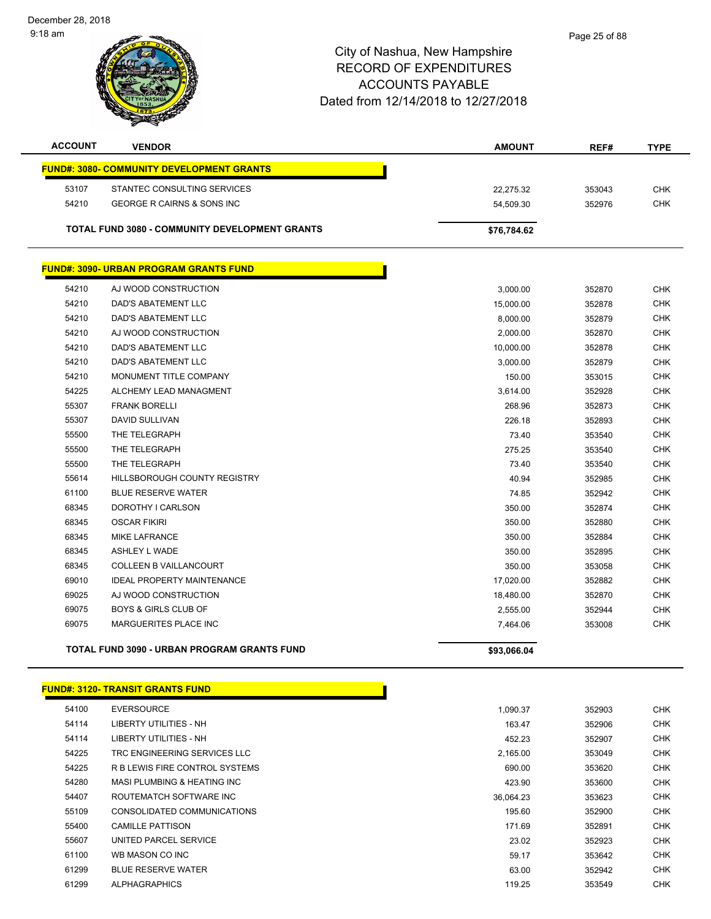City of Nashua, New Hampshire
RECORD OF EXPENDITURES
ACCOUNTS PAYABLE
Dated from 12/14/2018 to 12/27/2018

| ACCOUNT | VENDOR | AMOUNT | REF# | TYPE |
|---|---|---|---|---|
| **FUND#: 3080- COMMUNITY DEVELOPMENT GRANTS** | | | | |
| 53107 | STANTEC CONSULTING SERVICES | 22,275.32 | 353043 | CHK |
| 54210 | GEORGE R CAIRNS & SONS INC | 54,509.30 | 352976 | CHK |
| | **TOTAL FUND 3080 - COMMUNITY DEVELOPMENT GRANTS** | **$76,784.62** | | |
| **FUND#: 3090- URBAN PROGRAM GRANTS FUND** | | | | |
| 54210 | AJ WOOD CONSTRUCTION | 3,000.00 | 352870 | CHK |
| 54210 | DAD'S ABATEMENT LLC | 15,000.00 | 352878 | CHK |
| 54210 | DAD'S ABATEMENT LLC | 8,000.00 | 352879 | CHK |
| 54210 | AJ WOOD CONSTRUCTION | 2,000.00 | 352870 | CHK |
| 54210 | DAD'S ABATEMENT LLC | 10,000.00 | 352878 | CHK |
| 54210 | DAD'S ABATEMENT LLC | 3,000.00 | 352879 | CHK |
| 54210 | MONUMENT TITLE COMPANY | 150.00 | 353015 | CHK |
| 54225 | ALCHEMY LEAD MANAGMENT | 3,614.00 | 352928 | CHK |
| 55307 | FRANK BORELLI | 268.96 | 352873 | CHK |
| 55307 | DAVID SULLIVAN | 226.18 | 352893 | CHK |
| 55500 | THE TELEGRAPH | 73.40 | 353540 | CHK |
| 55500 | THE TELEGRAPH | 275.25 | 353540 | CHK |
| 55500 | THE TELEGRAPH | 73.40 | 353540 | CHK |
| 55614 | HILLSBOROUGH COUNTY REGISTRY | 40.94 | 352985 | CHK |
| 61100 | BLUE RESERVE WATER | 74.85 | 352942 | CHK |
| 68345 | DOROTHY I CARLSON | 350.00 | 352874 | CHK |
| 68345 | OSCAR FIKIRI | 350.00 | 352880 | CHK |
| 68345 | MIKE LAFRANCE | 350.00 | 352884 | CHK |
| 68345 | ASHLEY L WADE | 350.00 | 352895 | CHK |
| 68345 | COLLEEN B VAILLANCOURT | 350.00 | 353058 | CHK |
| 69010 | IDEAL PROPERTY MAINTENANCE | 17,020.00 | 352882 | CHK |
| 69025 | AJ WOOD CONSTRUCTION | 18,480.00 | 352870 | CHK |
| 69075 | BOYS & GIRLS CLUB OF | 2,555.00 | 352944 | CHK |
| 69075 | MARGUERITES PLACE INC | 7,464.06 | 353008 | CHK |
| | **TOTAL FUND 3090 - URBAN PROGRAM GRANTS FUND** | **$93,066.04** | | |
| **FUND#: 3120- TRANSIT GRANTS FUND** | | | | |
| 54100 | EVERSOURCE | 1,090.37 | 352903 | CHK |
| 54114 | LIBERTY UTILITIES - NH | 163.47 | 352906 | CHK |
| 54114 | LIBERTY UTILITIES - NH | 452.23 | 352907 | CHK |
| 54225 | TRC ENGINEERING SERVICES LLC | 2,165.00 | 353049 | CHK |
| 54225 | R B LEWIS FIRE CONTROL SYSTEMS | 690.00 | 353620 | CHK |
| 54280 | MASI PLUMBING & HEATING INC | 423.90 | 353600 | CHK |
| 54407 | ROUTEMATCH SOFTWARE INC | 36,064.23 | 353623 | CHK |
| 55109 | CONSOLIDATED COMMUNICATIONS | 195.60 | 352900 | CHK |
| 55400 | CAMILLE PATTISON | 171.69 | 352891 | CHK |
| 55607 | UNITED PARCEL SERVICE | 23.02 | 352923 | CHK |
| 61100 | WB MASON CO INC | 59.17 | 353642 | CHK |
| 61299 | BLUE RESERVE WATER | 63.00 | 352942 | CHK |
| 61299 | ALPHAGRAPHICS | 119.25 | 353549 | CHK |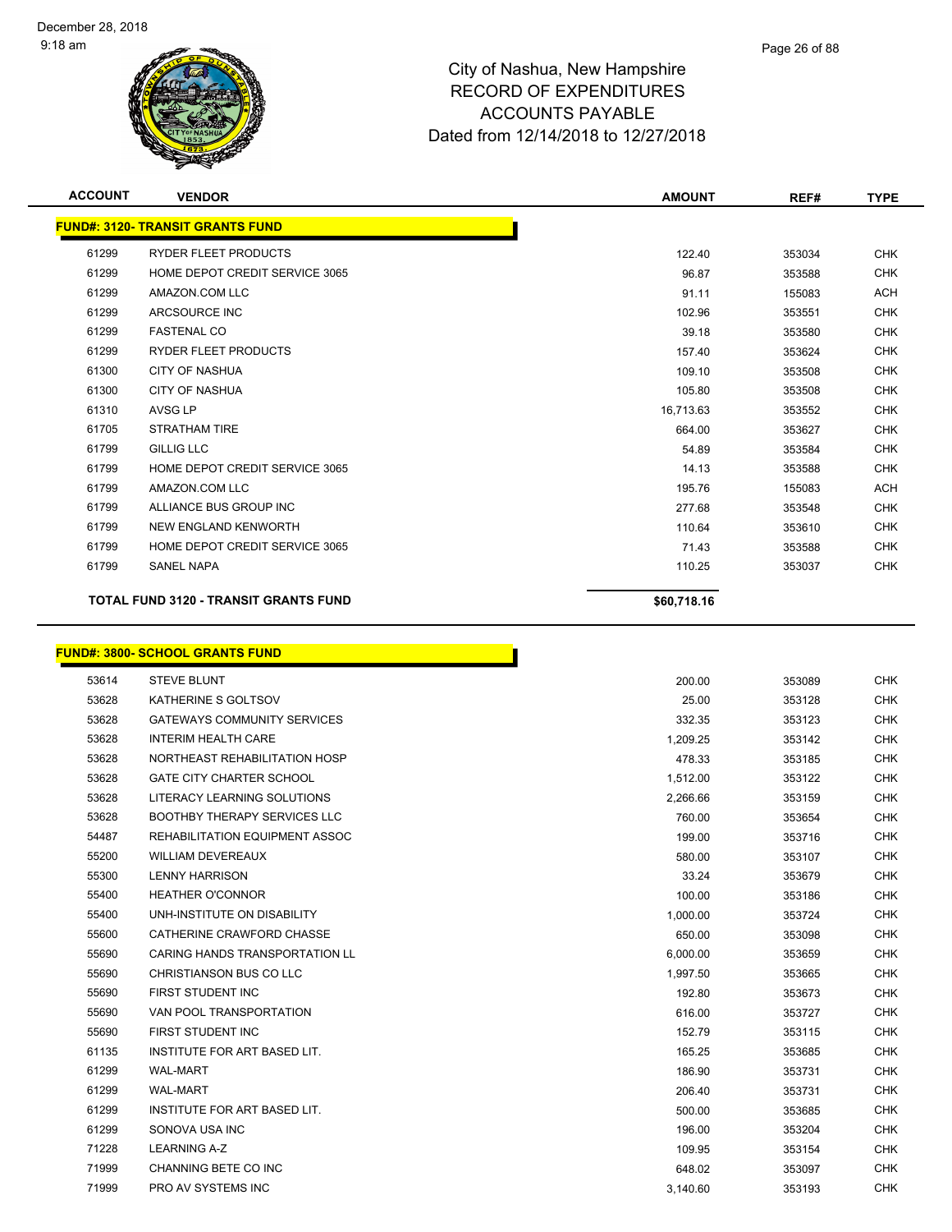December 28, 2018
9:18 am

# City of Nashua, New Hampshire
## RECORD OF EXPENDITURES
## ACCOUNTS PAYABLE
### Dated from 12/14/2018 to 12/27/2018

| ACCOUNT | VENDOR | AMOUNT | REF# | TYPE |
|---|---|---|---|---|
| **FUND#: 3120- TRANSIT GRANTS FUND** | | | | |
| 61299 | RYDER FLEET PRODUCTS | 122.40 | 353034 | CHK |
| 61299 | HOME DEPOT CREDIT SERVICE 3065 | 96.87 | 353588 | CHK |
| 61299 | AMAZON.COM LLC | 91.11 | 155083 | ACH |
| 61299 | ARCSOURCE INC | 102.96 | 353551 | CHK |
| 61299 | FASTENAL CO | 39.18 | 353580 | CHK |
| 61299 | RYDER FLEET PRODUCTS | 157.40 | 353624 | CHK |
| 61300 | CITY OF NASHUA | 109.10 | 353508 | CHK |
| 61300 | CITY OF NASHUA | 105.80 | 353508 | CHK |
| 61310 | AVSG LP | 16,713.63 | 353552 | CHK |
| 61705 | STRATHAM TIRE | 664.00 | 353627 | CHK |
| 61799 | GILLIG LLC | 54.89 | 353584 | CHK |
| 61799 | HOME DEPOT CREDIT SERVICE 3065 | 14.13 | 353588 | CHK |
| 61799 | AMAZON.COM LLC | 195.76 | 155083 | ACH |
| 61799 | ALLIANCE BUS GROUP INC | 277.68 | 353548 | CHK |
| 61799 | NEW ENGLAND KENWORTH | 110.64 | 353610 | CHK |
| 61799 | HOME DEPOT CREDIT SERVICE 3065 | 71.43 | 353588 | CHK |
| 61799 | SANEL NAPA | 110.25 | 353037 | CHK |
| | **TOTAL FUND 3120 - TRANSIT GRANTS FUND** | **$60,718.16** | | |

| ACCOUNT | VENDOR | AMOUNT | REF# | TYPE |
|---|---|---|---|---|
| **FUND#: 3800- SCHOOL GRANTS FUND** | | | | |
| 53614 | STEVE BLUNT | 200.00 | 353089 | CHK |
| 53628 | KATHERINE S GOLTSOV | 25.00 | 353128 | CHK |
| 53628 | GATEWAYS COMMUNITY SERVICES | 332.35 | 353123 | CHK |
| 53628 | INTERIM HEALTH CARE | 1,209.25 | 353142 | CHK |
| 53628 | NORTHEAST REHABILITATION HOSP | 478.33 | 353185 | CHK |
| 53628 | GATE CITY CHARTER SCHOOL | 1,512.00 | 353122 | CHK |
| 53628 | LITERACY LEARNING SOLUTIONS | 2,266.66 | 353159 | CHK |
| 53628 | BOOTHBY THERAPY SERVICES LLC | 760.00 | 353654 | CHK |
| 54487 | REHABILITATION EQUIPMENT ASSOC | 199.00 | 353716 | CHK |
| 55200 | WILLIAM DEVEREAUX | 580.00 | 353107 | CHK |
| 55300 | LENNY HARRISON | 33.24 | 353679 | CHK |
| 55400 | HEATHER O'CONNOR | 100.00 | 353186 | CHK |
| 55400 | UNH-INSTITUTE ON DISABILITY | 1,000.00 | 353724 | CHK |
| 55600 | CATHERINE CRAWFORD CHASSE | 650.00 | 353098 | CHK |
| 55690 | CARING HANDS TRANSPORTATION LL | 6,000.00 | 353659 | CHK |
| 55690 | CHRISTIANSON BUS CO LLC | 1,997.50 | 353665 | CHK |
| 55690 | FIRST STUDENT INC | 192.80 | 353673 | CHK |
| 55690 | VAN POOL TRANSPORTATION | 616.00 | 353727 | CHK |
| 55690 | FIRST STUDENT INC | 152.79 | 353115 | CHK |
| 61135 | INSTITUTE FOR ART BASED LIT. | 165.25 | 353685 | CHK |
| 61299 | WAL-MART | 186.90 | 353731 | CHK |
| 61299 | WAL-MART | 206.40 | 353731 | CHK |
| 61299 | INSTITUTE FOR ART BASED LIT. | 500.00 | 353685 | CHK |
| 61299 | SONOVA USA INC | 196.00 | 353204 | CHK |
| 71228 | LEARNING A-Z | 109.95 | 353154 | CHK |
| 71999 | CHANNING BETE CO INC | 648.02 | 353097 | CHK |
| 71999 | PRO AV SYSTEMS INC | 3,140.60 | 353193 | CHK |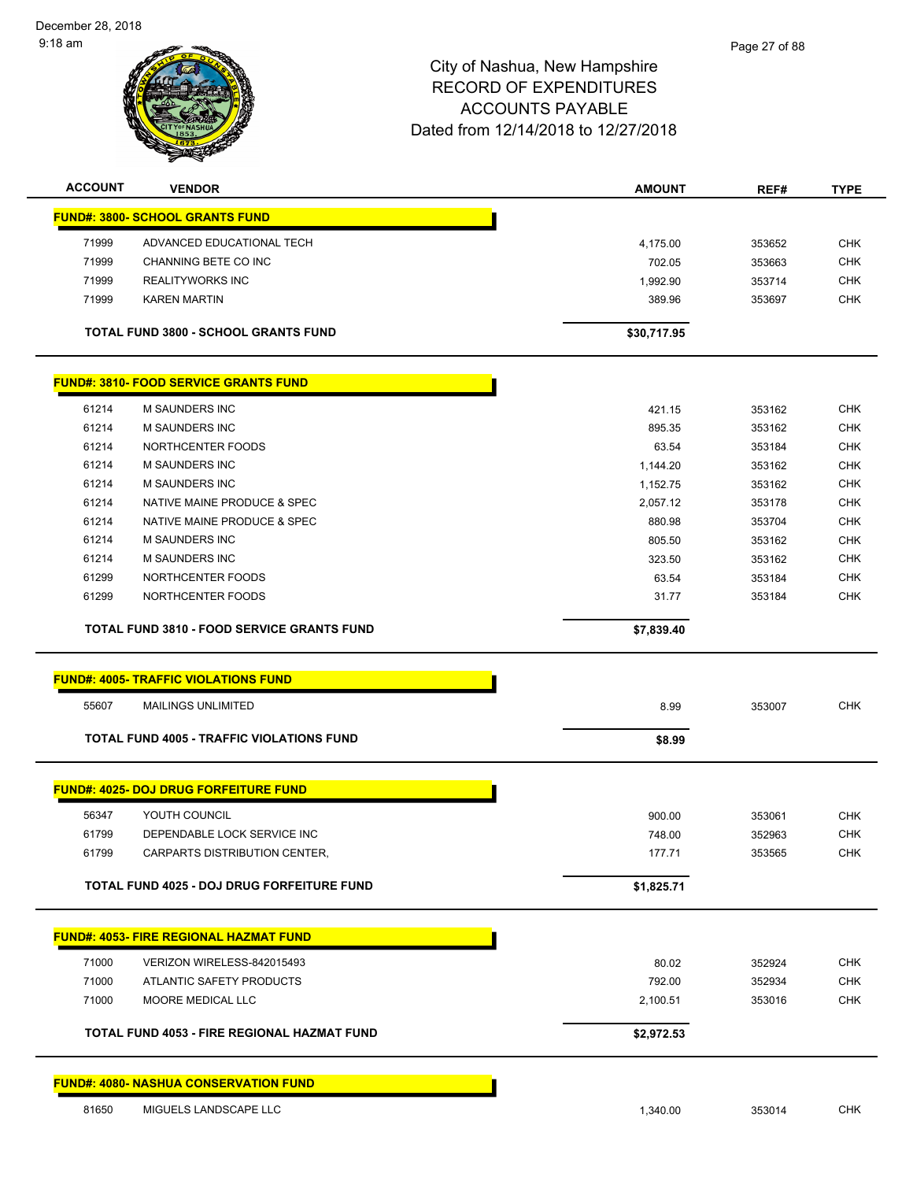# City of Nashua, New Hampshire
## RECORD OF EXPENDITURES
## ACCOUNTS PAYABLE
### Dated from 12/14/2018 to 12/27/2018

| ACCOUNT | VENDOR | AMOUNT | REF# | TYPE |
|---|---|---|---|---|
| **FUND#: 3800- SCHOOL GRANTS FUND** | | | | |
| 71999 | ADVANCED EDUCATIONAL TECH | 4,175.00 | 353652 | CHK |
| 71999 | CHANNING BETE CO INC | 702.05 | 353663 | CHK |
| 71999 | REALITYWORKS INC | 1,992.90 | 353714 | CHK |
| 71999 | KAREN MARTIN | 389.96 | 353697 | CHK |
| | **TOTAL FUND 3800 - SCHOOL GRANTS FUND** | **$30,717.95** | | |
| **FUND#: 3810- FOOD SERVICE GRANTS FUND** | | | | |
| 61214 | M SAUNDERS INC | 421.15 | 353162 | CHK |
| 61214 | M SAUNDERS INC | 895.35 | 353162 | CHK |
| 61214 | NORTHCENTER FOODS | 63.54 | 353184 | CHK |
| 61214 | M SAUNDERS INC | 1,144.20 | 353162 | CHK |
| 61214 | M SAUNDERS INC | 1,152.75 | 353162 | CHK |
| 61214 | NATIVE MAINE PRODUCE & SPEC | 2,057.12 | 353178 | CHK |
| 61214 | NATIVE MAINE PRODUCE & SPEC | 880.98 | 353704 | CHK |
| 61214 | M SAUNDERS INC | 805.50 | 353162 | CHK |
| 61214 | M SAUNDERS INC | 323.50 | 353162 | CHK |
| 61299 | NORTHCENTER FOODS | 63.54 | 353184 | CHK |
| 61299 | NORTHCENTER FOODS | 31.77 | 353184 | CHK |
| | **TOTAL FUND 3810 - FOOD SERVICE GRANTS FUND** | **$7,839.40** | | |
| **FUND#: 4005- TRAFFIC VIOLATIONS FUND** | | | | |
| 55607 | MAILINGS UNLIMITED | 8.99 | 353007 | CHK |
| | **TOTAL FUND 4005 - TRAFFIC VIOLATIONS FUND** | **$8.99** | | |
| **FUND#: 4025- DOJ DRUG FORFEITURE FUND** | | | | |
| 56347 | YOUTH COUNCIL | 900.00 | 353061 | CHK |
| 61799 | DEPENDABLE LOCK SERVICE INC | 748.00 | 352963 | CHK |
| 61799 | CARPARTS DISTRIBUTION CENTER, | 177.71 | 353565 | CHK |
| | **TOTAL FUND 4025 - DOJ DRUG FORFEITURE FUND** | **$1,825.71** | | |
| **FUND#: 4053- FIRE REGIONAL HAZMAT FUND** | | | | |
| 71000 | VERIZON WIRELESS-842015493 | 80.02 | 352924 | CHK |
| 71000 | ATLANTIC SAFETY PRODUCTS | 792.00 | 352934 | CHK |
| 71000 | MOORE MEDICAL LLC | 2,100.51 | 353016 | CHK |
| | **TOTAL FUND 4053 - FIRE REGIONAL HAZMAT FUND** | **$2,972.53** | | |
| **FUND#: 4080- NASHUA CONSERVATION FUND** | | | | |
| 81650 | MIGUELS LANDSCAPE LLC | 1,340.00 | 353014 | CHK |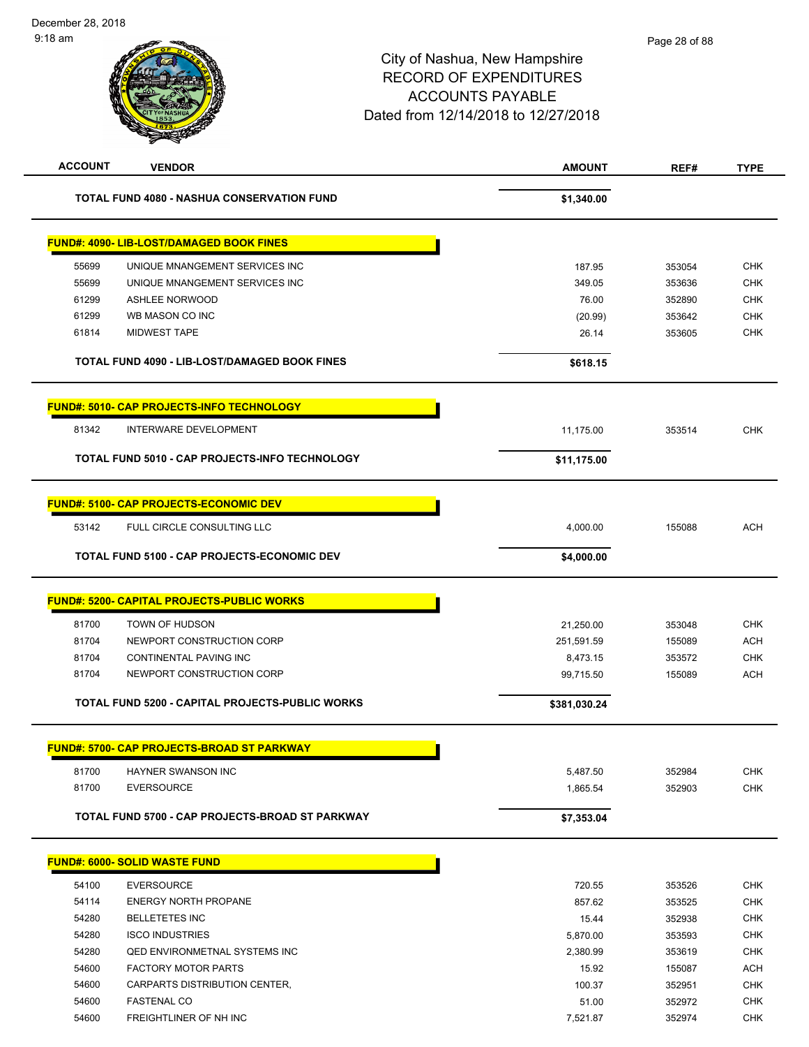City of Nashua, New Hampshire
RECORD OF EXPENDITURES
ACCOUNTS PAYABLE
Dated from 12/14/2018 to 12/27/2018

| ACCOUNT | VENDOR | AMOUNT | REF# | TYPE |
|---|---|---|---|---|
| | **TOTAL FUND 4080 - NASHUA CONSERVATION FUND** | **$1,340.00** | | |
| | **FUND#: 4090- LIB-LOST/DAMAGED BOOK FINES** | | | |
| 55699 | UNIQUE MNANGEMENT SERVICES INC | 187.95 | 353054 | CHK |
| 55699 | UNIQUE MNANGEMENT SERVICES INC | 349.05 | 353636 | CHK |
| 61299 | ASHLEE NORWOOD | 76.00 | 352890 | CHK |
| 61299 | WB MASON CO INC | (20.99) | 353642 | CHK |
| 61814 | MIDWEST TAPE | 26.14 | 353605 | CHK |
| | **TOTAL FUND 4090 - LIB-LOST/DAMAGED BOOK FINES** | **$618.15** | | |
| | **FUND#: 5010- CAP PROJECTS-INFO TECHNOLOGY** | | | |
| 81342 | INTERWARE DEVELOPMENT | 11,175.00 | 353514 | CHK |
| | **TOTAL FUND 5010 - CAP PROJECTS-INFO TECHNOLOGY** | **$11,175.00** | | |
| | **FUND#: 5100- CAP PROJECTS-ECONOMIC DEV** | | | |
| 53142 | FULL CIRCLE CONSULTING LLC | 4,000.00 | 155088 | ACH |
| | **TOTAL FUND 5100 - CAP PROJECTS-ECONOMIC DEV** | **$4,000.00** | | |
| | **FUND#: 5200- CAPITAL PROJECTS-PUBLIC WORKS** | | | |
| 81700 | TOWN OF HUDSON | 21,250.00 | 353048 | CHK |
| 81704 | NEWPORT CONSTRUCTION CORP | 251,591.59 | 155089 | ACH |
| 81704 | CONTINENTAL PAVING INC | 8,473.15 | 353572 | CHK |
| 81704 | NEWPORT CONSTRUCTION CORP | 99,715.50 | 155089 | ACH |
| | **TOTAL FUND 5200 - CAPITAL PROJECTS-PUBLIC WORKS** | **$381,030.24** | | |
| | **FUND#: 5700- CAP PROJECTS-BROAD ST PARKWAY** | | | |
| 81700 | HAYNER SWANSON INC | 5,487.50 | 352984 | CHK |
| 81700 | EVERSOURCE | 1,865.54 | 352903 | CHK |
| | **TOTAL FUND 5700 - CAP PROJECTS-BROAD ST PARKWAY** | **$7,353.04** | | |
| | **FUND#: 6000- SOLID WASTE FUND** | | | |
| 54100 | EVERSOURCE | 720.55 | 353526 | CHK |
| 54114 | ENERGY NORTH PROPANE | 857.62 | 353525 | CHK |
| 54280 | BELLETETES INC | 15.44 | 352938 | CHK |
| 54280 | ISCO INDUSTRIES | 5,870.00 | 353593 | CHK |
| 54280 | QED ENVIRONMETNAL SYSTEMS INC | 2,380.99 | 353619 | CHK |
| 54600 | FACTORY MOTOR PARTS | 15.92 | 155087 | ACH |
| 54600 | CARPARTS DISTRIBUTION CENTER, | 100.37 | 352951 | CHK |
| 54600 | FASTENAL CO | 51.00 | 352972 | CHK |
| 54600 | FREIGHTLINER OF NH INC | 7,521.87 | 352974 | CHK |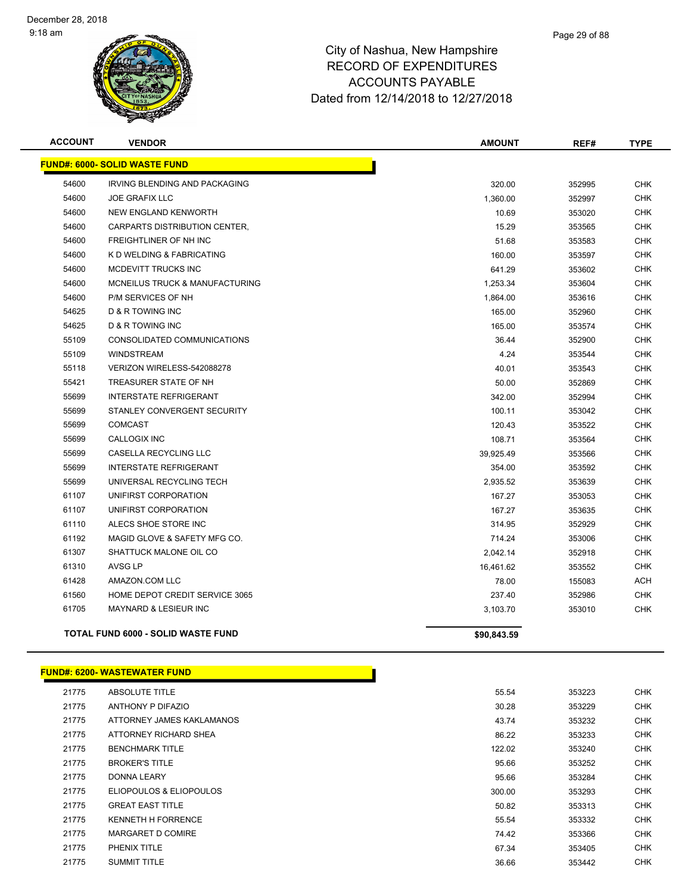# City of Nashua, New Hampshire
# RECORD OF EXPENDITURES
# ACCOUNTS PAYABLE
# Dated from 12/14/2018 to 12/27/2018

| ACCOUNT | VENDOR | AMOUNT | REF# | TYPE |
|---|---|---|---|---|
| **FUND#: 6000- SOLID WASTE FUND** | | | | |
| 54600 | IRVING BLENDING AND PACKAGING | 320.00 | 352995 | CHK |
| 54600 | JOE GRAFIX LLC | 1,360.00 | 352997 | CHK |
| 54600 | NEW ENGLAND KENWORTH | 10.69 | 353020 | CHK |
| 54600 | CARPARTS DISTRIBUTION CENTER, | 15.29 | 353565 | CHK |
| 54600 | FREIGHTLINER OF NH INC | 51.68 | 353583 | CHK |
| 54600 | K D WELDING & FABRICATING | 160.00 | 353597 | CHK |
| 54600 | MCDEVITT TRUCKS INC | 641.29 | 353602 | CHK |
| 54600 | MCNEILUS TRUCK & MANUFACTURING | 1,253.34 | 353604 | CHK |
| 54600 | P/M SERVICES OF NH | 1,864.00 | 353616 | CHK |
| 54625 | D & R TOWING INC | 165.00 | 352960 | CHK |
| 54625 | D & R TOWING INC | 165.00 | 353574 | CHK |
| 55109 | CONSOLIDATED COMMUNICATIONS | 36.44 | 352900 | CHK |
| 55109 | WINDSTREAM | 4.24 | 353544 | CHK |
| 55118 | VERIZON WIRELESS-542088278 | 40.01 | 353543 | CHK |
| 55421 | TREASURER STATE OF NH | 50.00 | 352869 | CHK |
| 55699 | INTERSTATE REFRIGERANT | 342.00 | 352994 | CHK |
| 55699 | STANLEY CONVERGENT SECURITY | 100.11 | 353042 | CHK |
| 55699 | COMCAST | 120.43 | 353522 | CHK |
| 55699 | CALLOGIX INC | 108.71 | 353564 | CHK |
| 55699 | CASELLA RECYCLING LLC | 39,925.49 | 353566 | CHK |
| 55699 | INTERSTATE REFRIGERANT | 354.00 | 353592 | CHK |
| 55699 | UNIVERSAL RECYCLING TECH | 2,935.52 | 353639 | CHK |
| 61107 | UNIFIRST CORPORATION | 167.27 | 353053 | CHK |
| 61107 | UNIFIRST CORPORATION | 167.27 | 353635 | CHK |
| 61110 | ALECS SHOE STORE INC | 314.95 | 352929 | CHK |
| 61192 | MAGID GLOVE & SAFETY MFG CO. | 714.24 | 353006 | CHK |
| 61307 | SHATTUCK MALONE OIL CO | 2,042.14 | 352918 | CHK |
| 61310 | AVSG LP | 16,461.62 | 353552 | CHK |
| 61428 | AMAZON.COM LLC | 78.00 | 155083 | ACH |
| 61560 | HOME DEPOT CREDIT SERVICE 3065 | 237.40 | 352986 | CHK |
| 61705 | MAYNARD & LESIEUR INC | 3,103.70 | 353010 | CHK |
| **TOTAL FUND 6000 - SOLID WASTE FUND** | | **$90,843.59** | | |

| ACCOUNT | VENDOR | AMOUNT | REF# | TYPE |
|---|---|---|---|---|
| **FUND#: 6200- WASTEWATER FUND** | | | | |
| 21775 | ABSOLUTE TITLE | 55.54 | 353223 | CHK |
| 21775 | ANTHONY P DIFAZIO | 30.28 | 353229 | CHK |
| 21775 | ATTORNEY JAMES KAKLAMANOS | 43.74 | 353232 | CHK |
| 21775 | ATTORNEY RICHARD SHEA | 86.22 | 353233 | CHK |
| 21775 | BENCHMARK TITLE | 122.02 | 353240 | CHK |
| 21775 | BROKER'S TITLE | 95.66 | 353252 | CHK |
| 21775 | DONNA LEARY | 95.66 | 353284 | CHK |
| 21775 | ELIOPOULOS & ELIOPOULOS | 300.00 | 353293 | CHK |
| 21775 | GREAT EAST TITLE | 50.82 | 353313 | CHK |
| 21775 | KENNETH H FORRENCE | 55.54 | 353332 | CHK |
| 21775 | MARGARET D COMIRE | 74.42 | 353366 | CHK |
| 21775 | PHENIX TITLE | 67.34 | 353405 | CHK |
| 21775 | SUMMIT TITLE | 36.66 | 353442 | CHK |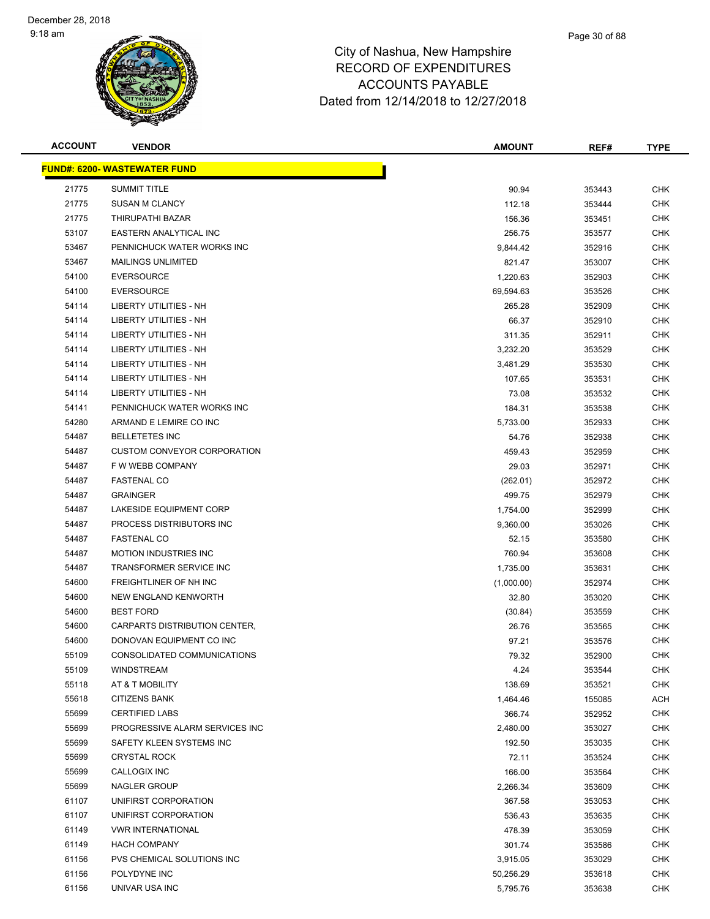# City of Nashua, New Hampshire
## RECORD OF EXPENDITURES
## ACCOUNTS PAYABLE
## Dated from 12/14/2018 to 12/27/2018

| ACCOUNT | VENDOR | AMOUNT | REF# | TYPE |
|---|---|---|---|---|
| **FUND#: 6200- WASTEWATER FUND** | | | | |
| 21775 | SUMMIT TITLE | 90.94 | 353443 | CHK |
| 21775 | SUSAN M CLANCY | 112.18 | 353444 | CHK |
| 21775 | THIRUPATHI BAZAR | 156.36 | 353451 | CHK |
| 53107 | EASTERN ANALYTICAL INC | 256.75 | 353577 | CHK |
| 53467 | PENNICHUCK WATER WORKS INC | 9,844.42 | 352916 | CHK |
| 53467 | MAILINGS UNLIMITED | 821.47 | 353007 | CHK |
| 54100 | EVERSOURCE | 1,220.63 | 352903 | CHK |
| 54100 | EVERSOURCE | 69,594.63 | 353526 | CHK |
| 54114 | LIBERTY UTILITIES - NH | 265.28 | 352909 | CHK |
| 54114 | LIBERTY UTILITIES - NH | 66.37 | 352910 | CHK |
| 54114 | LIBERTY UTILITIES - NH | 311.35 | 352911 | CHK |
| 54114 | LIBERTY UTILITIES - NH | 3,232.20 | 353529 | CHK |
| 54114 | LIBERTY UTILITIES - NH | 3,481.29 | 353530 | CHK |
| 54114 | LIBERTY UTILITIES - NH | 107.65 | 353531 | CHK |
| 54114 | LIBERTY UTILITIES - NH | 73.08 | 353532 | CHK |
| 54141 | PENNICHUCK WATER WORKS INC | 184.31 | 353538 | CHK |
| 54280 | ARMAND E LEMIRE CO INC | 5,733.00 | 352933 | CHK |
| 54487 | BELLETETES INC | 54.76 | 352938 | CHK |
| 54487 | CUSTOM CONVEYOR CORPORATION | 459.43 | 352959 | CHK |
| 54487 | F W WEBB COMPANY | 29.03 | 352971 | CHK |
| 54487 | FASTENAL CO | (262.01) | 352972 | CHK |
| 54487 | GRAINGER | 499.75 | 352979 | CHK |
| 54487 | LAKESIDE EQUIPMENT CORP | 1,754.00 | 352999 | CHK |
| 54487 | PROCESS DISTRIBUTORS INC | 9,360.00 | 353026 | CHK |
| 54487 | FASTENAL CO | 52.15 | 353580 | CHK |
| 54487 | MOTION INDUSTRIES INC | 760.94 | 353608 | CHK |
| 54487 | TRANSFORMER SERVICE INC | 1,735.00 | 353631 | CHK |
| 54600 | FREIGHTLINER OF NH INC | (1,000.00) | 352974 | CHK |
| 54600 | NEW ENGLAND KENWORTH | 32.80 | 353020 | CHK |
| 54600 | BEST FORD | (30.84) | 353559 | CHK |
| 54600 | CARPARTS DISTRIBUTION CENTER, | 26.76 | 353565 | CHK |
| 54600 | DONOVAN EQUIPMENT CO INC | 97.21 | 353576 | CHK |
| 55109 | CONSOLIDATED COMMUNICATIONS | 79.32 | 352900 | CHK |
| 55109 | WINDSTREAM | 4.24 | 353544 | CHK |
| 55118 | AT & T MOBILITY | 138.69 | 353521 | CHK |
| 55618 | CITIZENS BANK | 1,464.46 | 155085 | ACH |
| 55699 | CERTIFIED LABS | 366.74 | 352952 | CHK |
| 55699 | PROGRESSIVE ALARM SERVICES INC | 2,480.00 | 353027 | CHK |
| 55699 | SAFETY KLEEN SYSTEMS INC | 192.50 | 353035 | CHK |
| 55699 | CRYSTAL ROCK | 72.11 | 353524 | CHK |
| 55699 | CALLOGIX INC | 166.00 | 353564 | CHK |
| 55699 | NAGLER GROUP | 2,266.34 | 353609 | CHK |
| 61107 | UNIFIRST CORPORATION | 367.58 | 353053 | CHK |
| 61107 | UNIFIRST CORPORATION | 536.43 | 353635 | CHK |
| 61149 | VWR INTERNATIONAL | 478.39 | 353059 | CHK |
| 61149 | HACH COMPANY | 301.74 | 353586 | CHK |
| 61156 | PVS CHEMICAL SOLUTIONS INC | 3,915.05 | 353029 | CHK |
| 61156 | POLYDYNE INC | 50,256.29 | 353618 | CHK |
| 61156 | UNIVAR USA INC | 5,795.76 | 353638 | CHK |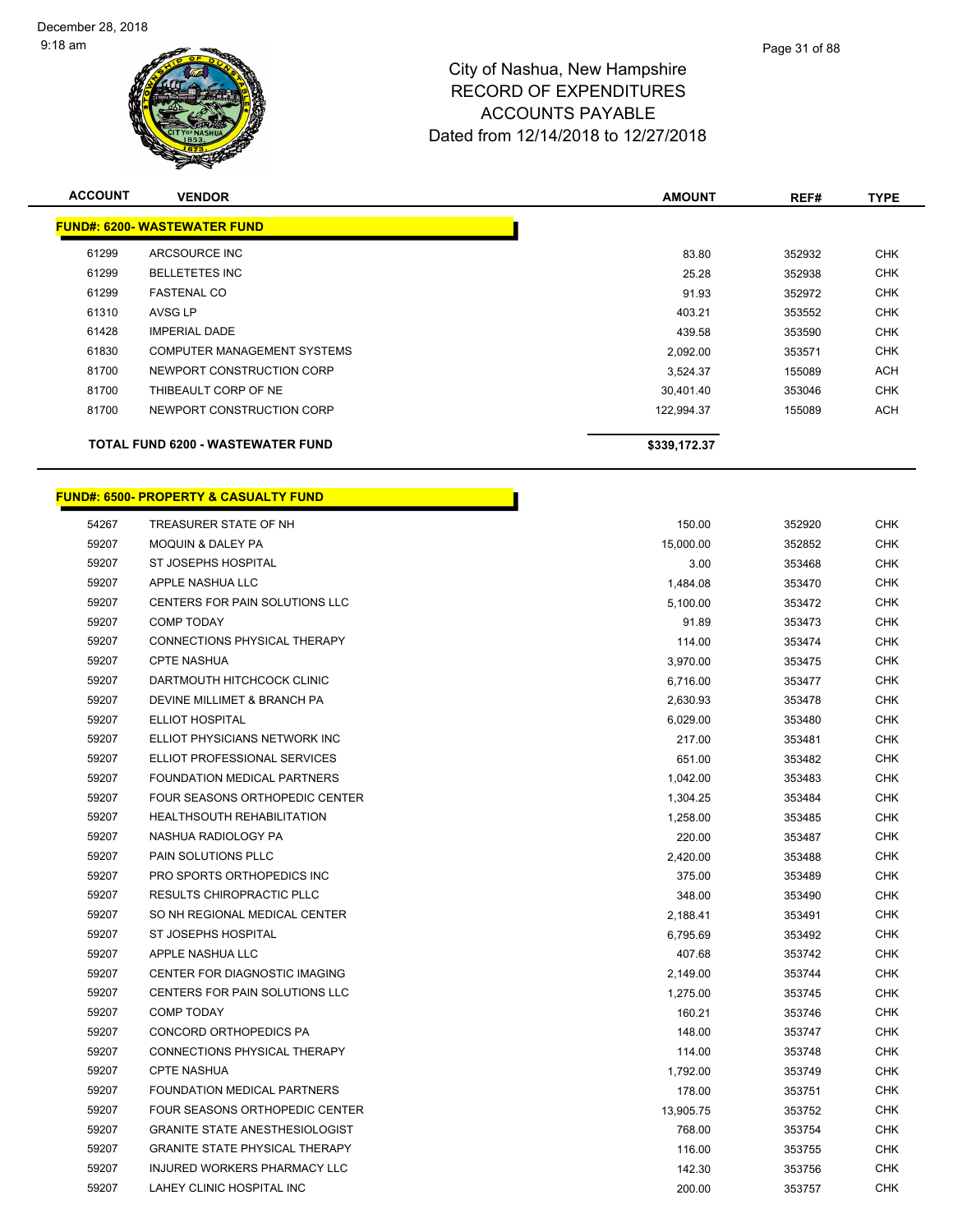City of Nashua, New Hampshire
RECORD OF EXPENDITURES
ACCOUNTS PAYABLE
Dated from 12/14/2018 to 12/27/2018

| ACCOUNT | VENDOR | AMOUNT | REF# | TYPE |
|---|---|---|---|---|
| **FUND#: 6200- WASTEWATER FUND** | | | | |
| 61299 | ARCSOURCE INC | 83.80 | 352932 | CHK |
| 61299 | BELLETETES INC | 25.28 | 352938 | CHK |
| 61299 | FASTENAL CO | 91.93 | 352972 | CHK |
| 61310 | AVSG LP | 403.21 | 353552 | CHK |
| 61428 | IMPERIAL DADE | 439.58 | 353590 | CHK |
| 61830 | COMPUTER MANAGEMENT SYSTEMS | 2,092.00 | 353571 | CHK |
| 81700 | NEWPORT CONSTRUCTION CORP | 3,524.37 | 155089 | ACH |
| 81700 | THIBEAULT CORP OF NE | 30,401.40 | 353046 | CHK |
| 81700 | NEWPORT CONSTRUCTION CORP | 122,994.37 | 155089 | ACH |
| | **TOTAL FUND 6200 - WASTEWATER FUND** | **$339,172.37** | | |

| ACCOUNT | VENDOR | AMOUNT | REF# | TYPE |
|---|---|---|---|---|
| **FUND#: 6500- PROPERTY & CASUALTY FUND** | | | | |
| 54267 | TREASURER STATE OF NH | 150.00 | 352920 | CHK |
| 59207 | MOQUIN & DALEY PA | 15,000.00 | 352852 | CHK |
| 59207 | ST JOSEPHS HOSPITAL | 3.00 | 353468 | CHK |
| 59207 | APPLE NASHUA LLC | 1,484.08 | 353470 | CHK |
| 59207 | CENTERS FOR PAIN SOLUTIONS LLC | 5,100.00 | 353472 | CHK |
| 59207 | COMP TODAY | 91.89 | 353473 | CHK |
| 59207 | CONNECTIONS PHYSICAL THERAPY | 114.00 | 353474 | CHK |
| 59207 | CPTE NASHUA | 3,970.00 | 353475 | CHK |
| 59207 | DARTMOUTH HITCHCOCK CLINIC | 6,716.00 | 353477 | CHK |
| 59207 | DEVINE MILLIMET & BRANCH PA | 2,630.93 | 353478 | CHK |
| 59207 | ELLIOT HOSPITAL | 6,029.00 | 353480 | CHK |
| 59207 | ELLIOT PHYSICIANS NETWORK INC | 217.00 | 353481 | CHK |
| 59207 | ELLIOT PROFESSIONAL SERVICES | 651.00 | 353482 | CHK |
| 59207 | FOUNDATION MEDICAL PARTNERS | 1,042.00 | 353483 | CHK |
| 59207 | FOUR SEASONS ORTHOPEDIC CENTER | 1,304.25 | 353484 | CHK |
| 59207 | HEALTHSOUTH REHABILITATION | 1,258.00 | 353485 | CHK |
| 59207 | NASHUA RADIOLOGY PA | 220.00 | 353487 | CHK |
| 59207 | PAIN SOLUTIONS PLLC | 2,420.00 | 353488 | CHK |
| 59207 | PRO SPORTS ORTHOPEDICS INC | 375.00 | 353489 | CHK |
| 59207 | RESULTS CHIROPRACTIC PLLC | 348.00 | 353490 | CHK |
| 59207 | SO NH REGIONAL MEDICAL CENTER | 2,188.41 | 353491 | CHK |
| 59207 | ST JOSEPHS HOSPITAL | 6,795.69 | 353492 | CHK |
| 59207 | APPLE NASHUA LLC | 407.68 | 353742 | CHK |
| 59207 | CENTER FOR DIAGNOSTIC IMAGING | 2,149.00 | 353744 | CHK |
| 59207 | CENTERS FOR PAIN SOLUTIONS LLC | 1,275.00 | 353745 | CHK |
| 59207 | COMP TODAY | 160.21 | 353746 | CHK |
| 59207 | CONCORD ORTHOPEDICS PA | 148.00 | 353747 | CHK |
| 59207 | CONNECTIONS PHYSICAL THERAPY | 114.00 | 353748 | CHK |
| 59207 | CPTE NASHUA | 1,792.00 | 353749 | CHK |
| 59207 | FOUNDATION MEDICAL PARTNERS | 178.00 | 353751 | CHK |
| 59207 | FOUR SEASONS ORTHOPEDIC CENTER | 13,905.75 | 353752 | CHK |
| 59207 | GRANITE STATE ANESTHESIOLOGIST | 768.00 | 353754 | CHK |
| 59207 | GRANITE STATE PHYSICAL THERAPY | 116.00 | 353755 | CHK |
| 59207 | INJURED WORKERS PHARMACY LLC | 142.30 | 353756 | CHK |
| 59207 | LAHEY CLINIC HOSPITAL INC | 200.00 | 353757 | CHK |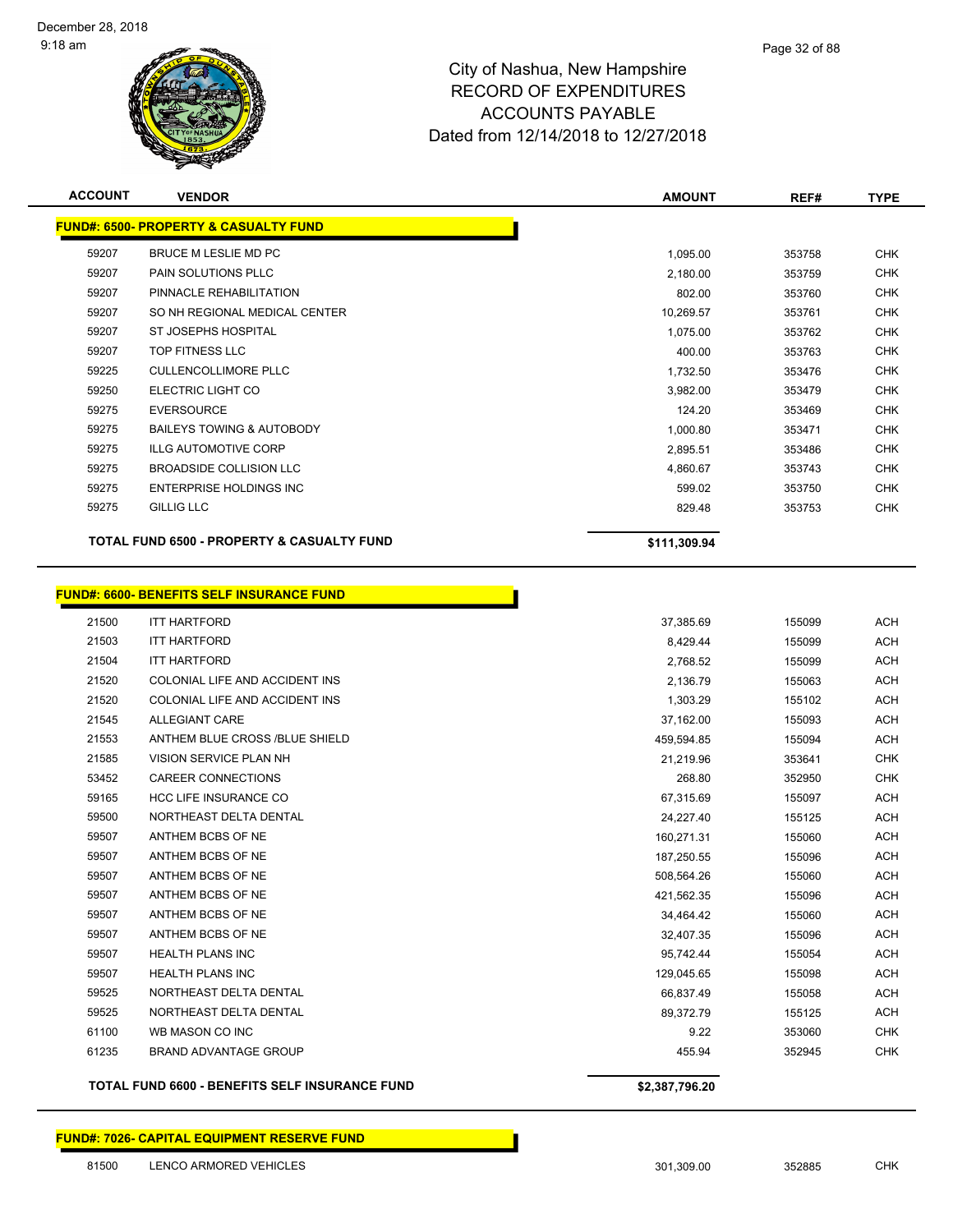# City of Nashua, New Hampshire
## RECORD OF EXPENDITURES
## ACCOUNTS PAYABLE
## Dated from 12/14/2018 to 12/27/2018

| ACCOUNT | VENDOR | AMOUNT | REF# | TYPE |
|---|---|---|---|---|
| **FUND#: 6500- PROPERTY & CASUALTY FUND** | | | | |
| 59207 | BRUCE M LESLIE MD PC | 1,095.00 | 353758 | CHK |
| 59207 | PAIN SOLUTIONS PLLC | 2,180.00 | 353759 | CHK |
| 59207 | PINNACLE REHABILITATION | 802.00 | 353760 | CHK |
| 59207 | SO NH REGIONAL MEDICAL CENTER | 10,269.57 | 353761 | CHK |
| 59207 | ST JOSEPHS HOSPITAL | 1,075.00 | 353762 | CHK |
| 59207 | TOP FITNESS LLC | 400.00 | 353763 | CHK |
| 59225 | CULLENCOLLIMORE PLLC | 1,732.50 | 353476 | CHK |
| 59250 | ELECTRIC LIGHT CO | 3,982.00 | 353479 | CHK |
| 59275 | EVERSOURCE | 124.20 | 353469 | CHK |
| 59275 | BAILEYS TOWING & AUTOBODY | 1,000.80 | 353471 | CHK |
| 59275 | ILLG AUTOMOTIVE CORP | 2,895.51 | 353486 | CHK |
| 59275 | BROADSIDE COLLISION LLC | 4,860.67 | 353743 | CHK |
| 59275 | ENTERPRISE HOLDINGS INC | 599.02 | 353750 | CHK |
| 59275 | GILLIG LLC | 829.48 | 353753 | CHK |
| | **TOTAL FUND 6500 - PROPERTY & CASUALTY FUND** | **$111,309.94** | | |

| ACCOUNT | VENDOR | AMOUNT | REF# | TYPE |
|---|---|---|---|---|
| **FUND#: 6600- BENEFITS SELF INSURANCE FUND** | | | | |
| 21500 | ITT HARTFORD | 37,385.69 | 155099 | ACH |
| 21503 | ITT HARTFORD | 8,429.44 | 155099 | ACH |
| 21504 | ITT HARTFORD | 2,768.52 | 155099 | ACH |
| 21520 | COLONIAL LIFE AND ACCIDENT INS | 2,136.79 | 155063 | ACH |
| 21520 | COLONIAL LIFE AND ACCIDENT INS | 1,303.29 | 155102 | ACH |
| 21545 | ALLEGIANT CARE | 37,162.00 | 155093 | ACH |
| 21553 | ANTHEM BLUE CROSS /BLUE SHIELD | 459,594.85 | 155094 | ACH |
| 21585 | VISION SERVICE PLAN NH | 21,219.96 | 353641 | CHK |
| 53452 | CAREER CONNECTIONS | 268.80 | 352950 | CHK |
| 59165 | HCC LIFE INSURANCE CO | 67,315.69 | 155097 | ACH |
| 59500 | NORTHEAST DELTA DENTAL | 24,227.40 | 155125 | ACH |
| 59507 | ANTHEM BCBS OF NE | 160,271.31 | 155060 | ACH |
| 59507 | ANTHEM BCBS OF NE | 187,250.55 | 155096 | ACH |
| 59507 | ANTHEM BCBS OF NE | 508,564.26 | 155060 | ACH |
| 59507 | ANTHEM BCBS OF NE | 421,562.35 | 155096 | ACH |
| 59507 | ANTHEM BCBS OF NE | 34,464.42 | 155060 | ACH |
| 59507 | ANTHEM BCBS OF NE | 32,407.35 | 155096 | ACH |
| 59507 | HEALTH PLANS INC | 95,742.44 | 155054 | ACH |
| 59507 | HEALTH PLANS INC | 129,045.65 | 155098 | ACH |
| 59525 | NORTHEAST DELTA DENTAL | 66,837.49 | 155058 | ACH |
| 59525 | NORTHEAST DELTA DENTAL | 89,372.79 | 155125 | ACH |
| 61100 | WB MASON CO INC | 9.22 | 353060 | CHK |
| 61235 | BRAND ADVANTAGE GROUP | 455.94 | 352945 | CHK |
| | **TOTAL FUND 6600 - BENEFITS SELF INSURANCE FUND** | **$2,387,796.20** | | |

| ACCOUNT | VENDOR | AMOUNT | REF# | TYPE |
|---|---|---|---|---|
| **FUND#: 7026- CAPITAL EQUIPMENT RESERVE FUND** | | | | |
| 81500 | LENCO ARMORED VEHICLES | 301,309.00 | 352885 | CHK |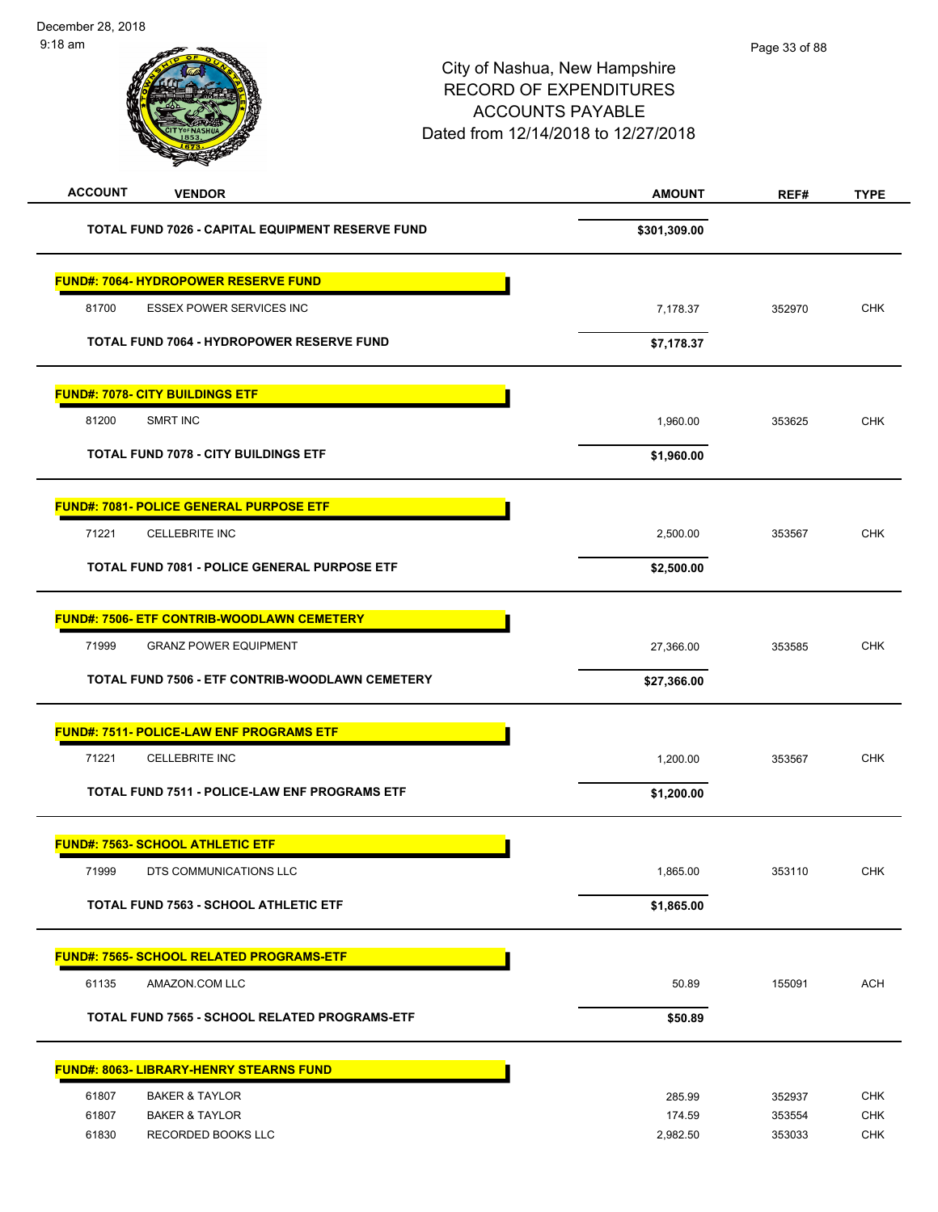City of Nashua, New Hampshire
RECORD OF EXPENDITURES
ACCOUNTS PAYABLE
Dated from 12/14/2018 to 12/27/2018

| ACCOUNT | VENDOR | AMOUNT | REF# | TYPE |
|---|---|---|---|---|
| | **TOTAL FUND 7026 - CAPITAL EQUIPMENT RESERVE FUND** | **$301,309.00** | | |
| **FUND#: 7064- HYDROPOWER RESERVE FUND** | | | | |
| 81700 | ESSEX POWER SERVICES INC | 7,178.37 | 352970 | CHK |
| | **TOTAL FUND 7064 - HYDROPOWER RESERVE FUND** | **$7,178.37** | | |
| **FUND#: 7078- CITY BUILDINGS ETF** | | | | |
| 81200 | SMRT INC | 1,960.00 | 353625 | CHK |
| | **TOTAL FUND 7078 - CITY BUILDINGS ETF** | **$1,960.00** | | |
| **FUND#: 7081- POLICE GENERAL PURPOSE ETF** | | | | |
| 71221 | CELLEBRITE INC | 2,500.00 | 353567 | CHK |
| | **TOTAL FUND 7081 - POLICE GENERAL PURPOSE ETF** | **$2,500.00** | | |
| **FUND#: 7506- ETF CONTRIB-WOODLAWN CEMETERY** | | | | |
| 71999 | GRANZ POWER EQUIPMENT | 27,366.00 | 353585 | CHK |
| | **TOTAL FUND 7506 - ETF CONTRIB-WOODLAWN CEMETERY** | **$27,366.00** | | |
| **FUND#: 7511- POLICE-LAW ENF PROGRAMS ETF** | | | | |
| 71221 | CELLEBRITE INC | 1,200.00 | 353567 | CHK |
| | **TOTAL FUND 7511 - POLICE-LAW ENF PROGRAMS ETF** | **$1,200.00** | | |
| **FUND#: 7563- SCHOOL ATHLETIC ETF** | | | | |
| 71999 | DTS COMMUNICATIONS LLC | 1,865.00 | 353110 | CHK |
| | **TOTAL FUND 7563 - SCHOOL ATHLETIC ETF** | **$1,865.00** | | |
| **FUND#: 7565- SCHOOL RELATED PROGRAMS-ETF** | | | | |
| 61135 | AMAZON.COM LLC | 50.89 | 155091 | ACH |
| | **TOTAL FUND 7565 - SCHOOL RELATED PROGRAMS-ETF** | **$50.89** | | |
| **FUND#: 8063- LIBRARY-HENRY STEARNS FUND** | | | | |
| 61807 | BAKER & TAYLOR | 285.99 | 352937 | CHK |
| 61807 | BAKER & TAYLOR | 174.59 | 353554 | CHK |
| 61830 | RECORDED BOOKS LLC | 2,982.50 | 353033 | CHK |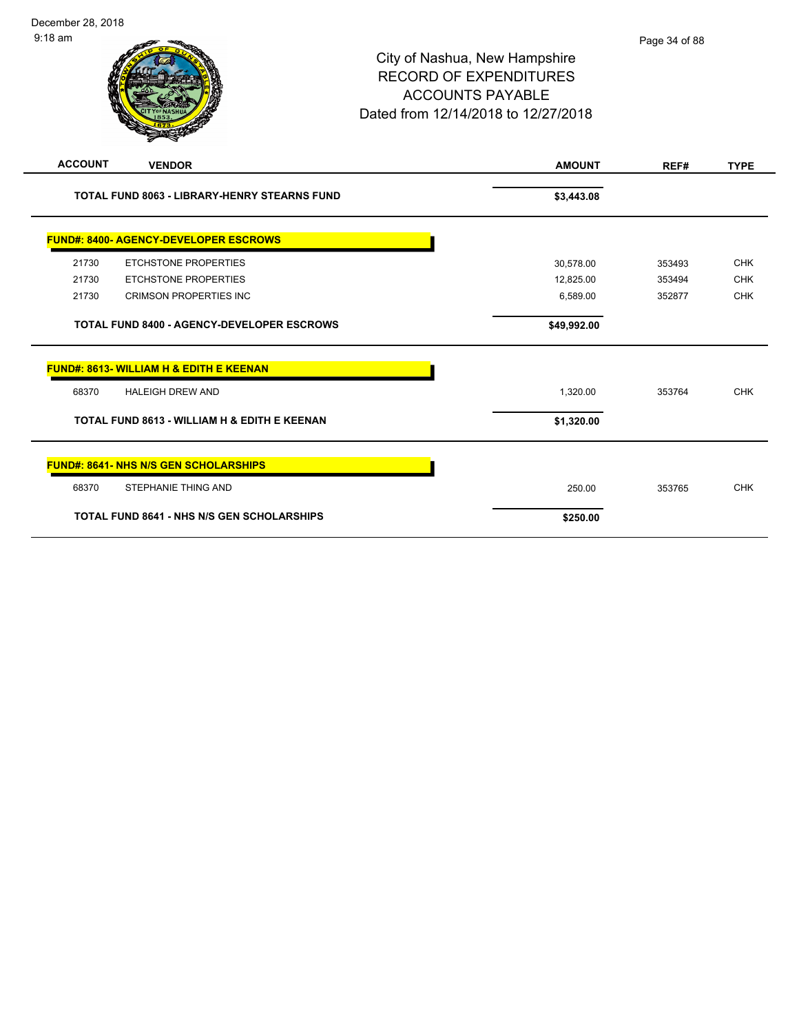# City of Nashua, New Hampshire
## RECORD OF EXPENDITURES
## ACCOUNTS PAYABLE
## Dated from 12/14/2018 to 12/27/2018

December 28, 2018
9:18 am

| ACCOUNT | VENDOR | AMOUNT | REF# | TYPE |
|---|---|---|---|---|
| | **TOTAL FUND 8063 - LIBRARY-HENRY STEARNS FUND** | **$3,443.08** | | |
| | **FUND#: 8400- AGENCY-DEVELOPER ESCROWS** | | | |
| 21730 | ETCHSTONE PROPERTIES | 30,578.00 | 353493 | CHK |
| 21730 | ETCHSTONE PROPERTIES | 12,825.00 | 353494 | CHK |
| 21730 | CRIMSON PROPERTIES INC | 6,589.00 | 352877 | CHK |
| | **TOTAL FUND 8400 - AGENCY-DEVELOPER ESCROWS** | **$49,992.00** | | |
| | **FUND#: 8613- WILLIAM H & EDITH E KEENAN** | | | |
| 68370 | HALEIGH DREW AND | 1,320.00 | 353764 | CHK |
| | **TOTAL FUND 8613 - WILLIAM H & EDITH E KEENAN** | **$1,320.00** | | |
| | **FUND#: 8641- NHS N/S GEN SCHOLARSHIPS** | | | |
| 68370 | STEPHANIE THING AND | 250.00 | 353765 | CHK |
| | **TOTAL FUND 8641 - NHS N/S GEN SCHOLARSHIPS** | **$250.00** | | |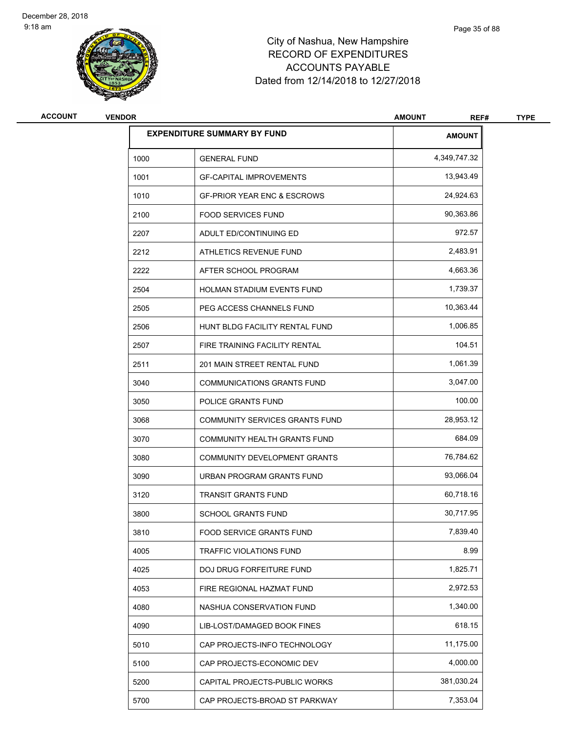# City of Nashua, New Hampshire
# RECORD OF EXPENDITURES
# ACCOUNTS PAYABLE
# Dated from 12/14/2018 to 12/27/2018

| ACCOUNT | VENDOR | AMOUNT | REF# | TYPE |
|---|---|---|---|---|

| EXPENDITURE SUMMARY BY FUND | | AMOUNT |
|---|---|---|
| 1000 | GENERAL FUND | 4,349,747.32 |
| 1001 | GF-CAPITAL IMPROVEMENTS | 13,943.49 |
| 1010 | GF-PRIOR YEAR ENC & ESCROWS | 24,924.63 |
| 2100 | FOOD SERVICES FUND | 90,363.86 |
| 2207 | ADULT ED/CONTINUING ED | 972.57 |
| 2212 | ATHLETICS REVENUE FUND | 2,483.91 |
| 2222 | AFTER SCHOOL PROGRAM | 4,663.36 |
| 2504 | HOLMAN STADIUM EVENTS FUND | 1,739.37 |
| 2505 | PEG ACCESS CHANNELS FUND | 10,363.44 |
| 2506 | HUNT BLDG FACILITY RENTAL FUND | 1,006.85 |
| 2507 | FIRE TRAINING FACILITY RENTAL | 104.51 |
| 2511 | 201 MAIN STREET RENTAL FUND | 1,061.39 |
| 3040 | COMMUNICATIONS GRANTS FUND | 3,047.00 |
| 3050 | POLICE GRANTS FUND | 100.00 |
| 3068 | COMMUNITY SERVICES GRANTS FUND | 28,953.12 |
| 3070 | COMMUNITY HEALTH GRANTS FUND | 684.09 |
| 3080 | COMMUNITY DEVELOPMENT GRANTS | 76,784.62 |
| 3090 | URBAN PROGRAM GRANTS FUND | 93,066.04 |
| 3120 | TRANSIT GRANTS FUND | 60,718.16 |
| 3800 | SCHOOL GRANTS FUND | 30,717.95 |
| 3810 | FOOD SERVICE GRANTS FUND | 7,839.40 |
| 4005 | TRAFFIC VIOLATIONS FUND | 8.99 |
| 4025 | DOJ DRUG FORFEITURE FUND | 1,825.71 |
| 4053 | FIRE REGIONAL HAZMAT FUND | 2,972.53 |
| 4080 | NASHUA CONSERVATION FUND | 1,340.00 |
| 4090 | LIB-LOST/DAMAGED BOOK FINES | 618.15 |
| 5010 | CAP PROJECTS-INFO TECHNOLOGY | 11,175.00 |
| 5100 | CAP PROJECTS-ECONOMIC DEV | 4,000.00 |
| 5200 | CAPITAL PROJECTS-PUBLIC WORKS | 381,030.24 |
| 5700 | CAP PROJECTS-BROAD ST PARKWAY | 7,353.04 |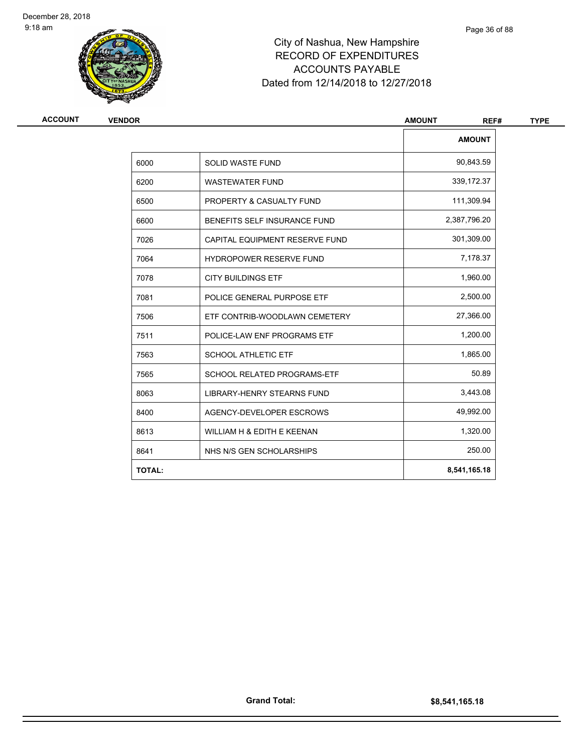City of Nashua, New Hampshire
RECORD OF EXPENDITURES
ACCOUNTS PAYABLE
Dated from 12/14/2018 to 12/27/2018

| ACCOUNT | VENDOR | AMOUNT | REF# | TYPE |
|---|---|---|---|---|

| | | AMOUNT |
|---|---|---|
| 6000 | SOLID WASTE FUND | 90,843.59 |
| 6200 | WASTEWATER FUND | 339,172.37 |
| 6500 | PROPERTY & CASUALTY FUND | 111,309.94 |
| 6600 | BENEFITS SELF INSURANCE FUND | 2,387,796.20 |
| 7026 | CAPITAL EQUIPMENT RESERVE FUND | 301,309.00 |
| 7064 | HYDROPOWER RESERVE FUND | 7,178.37 |
| 7078 | CITY BUILDINGS ETF | 1,960.00 |
| 7081 | POLICE GENERAL PURPOSE ETF | 2,500.00 |
| 7506 | ETF CONTRIB-WOODLAWN CEMETERY | 27,366.00 |
| 7511 | POLICE-LAW ENF PROGRAMS ETF | 1,200.00 |
| 7563 | SCHOOL ATHLETIC ETF | 1,865.00 |
| 7565 | SCHOOL RELATED PROGRAMS-ETF | 50.89 |
| 8063 | LIBRARY-HENRY STEARNS FUND | 3,443.08 |
| 8400 | AGENCY-DEVELOPER ESCROWS | 49,992.00 |
| 8613 | WILLIAM H & EDITH E KEENAN | 1,320.00 |
| 8641 | NHS N/S GEN SCHOLARSHIPS | 250.00 |
| **TOTAL:** | | **8,541,165.18** |

**Grand Total:** **$8,541,165.18**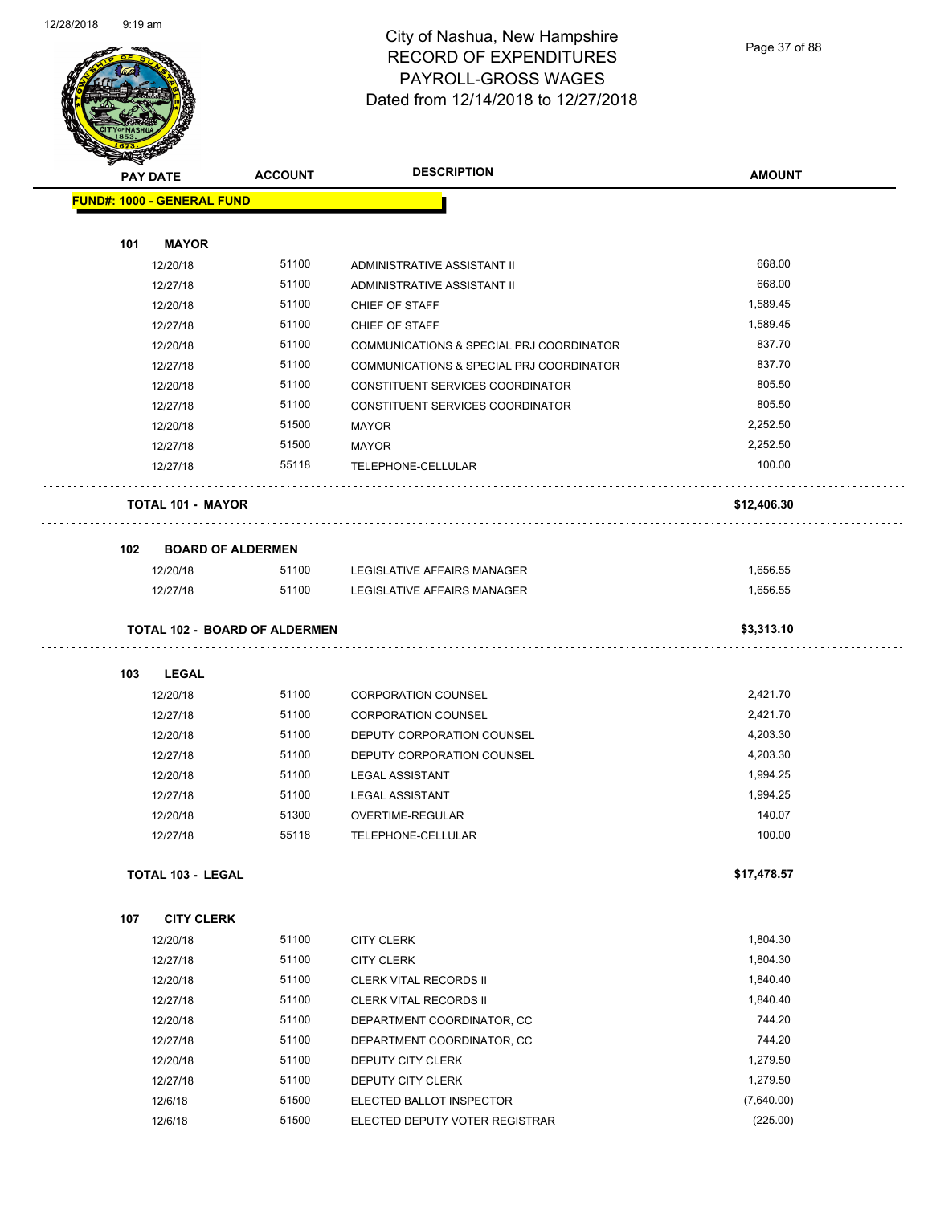# City of Nashua, New Hampshire
## RECORD OF EXPENDITURES
## PAYROLL-GROSS WAGES
## Dated from 12/14/2018 to 12/27/2018

| PAY DATE | ACCOUNT | DESCRIPTION | AMOUNT |
|---|---|---|---|
| **FUND#: 1000 - GENERAL FUND** | | | |
| **101 MAYOR** | | | |
| 12/20/18 | 51100 | ADMINISTRATIVE ASSISTANT II | 668.00 |
| 12/27/18 | 51100 | ADMINISTRATIVE ASSISTANT II | 668.00 |
| 12/20/18 | 51100 | CHIEF OF STAFF | 1,589.45 |
| 12/27/18 | 51100 | CHIEF OF STAFF | 1,589.45 |
| 12/20/18 | 51100 | COMMUNICATIONS & SPECIAL PRJ COORDINATOR | 837.70 |
| 12/27/18 | 51100 | COMMUNICATIONS & SPECIAL PRJ COORDINATOR | 837.70 |
| 12/20/18 | 51100 | CONSTITUENT SERVICES COORDINATOR | 805.50 |
| 12/27/18 | 51100 | CONSTITUENT SERVICES COORDINATOR | 805.50 |
| 12/20/18 | 51500 | MAYOR | 2,252.50 |
| 12/27/18 | 51500 | MAYOR | 2,252.50 |
| 12/27/18 | 55118 | TELEPHONE-CELLULAR | 100.00 |
| **TOTAL 101 - MAYOR** | | | **$12,406.30** |
| **102 BOARD OF ALDERMEN** | | | |
| 12/20/18 | 51100 | LEGISLATIVE AFFAIRS MANAGER | 1,656.55 |
| 12/27/18 | 51100 | LEGISLATIVE AFFAIRS MANAGER | 1,656.55 |
| **TOTAL 102 - BOARD OF ALDERMEN** | | | **$3,313.10** |
| **103 LEGAL** | | | |
| 12/20/18 | 51100 | CORPORATION COUNSEL | 2,421.70 |
| 12/27/18 | 51100 | CORPORATION COUNSEL | 2,421.70 |
| 12/20/18 | 51100 | DEPUTY CORPORATION COUNSEL | 4,203.30 |
| 12/27/18 | 51100 | DEPUTY CORPORATION COUNSEL | 4,203.30 |
| 12/20/18 | 51100 | LEGAL ASSISTANT | 1,994.25 |
| 12/27/18 | 51100 | LEGAL ASSISTANT | 1,994.25 |
| 12/20/18 | 51300 | OVERTIME-REGULAR | 140.07 |
| 12/27/18 | 55118 | TELEPHONE-CELLULAR | 100.00 |
| **TOTAL 103 - LEGAL** | | | **$17,478.57** |
| **107 CITY CLERK** | | | |
| 12/20/18 | 51100 | CITY CLERK | 1,804.30 |
| 12/27/18 | 51100 | CITY CLERK | 1,804.30 |
| 12/20/18 | 51100 | CLERK VITAL RECORDS II | 1,840.40 |
| 12/27/18 | 51100 | CLERK VITAL RECORDS II | 1,840.40 |
| 12/20/18 | 51100 | DEPARTMENT COORDINATOR, CC | 744.20 |
| 12/27/18 | 51100 | DEPARTMENT COORDINATOR, CC | 744.20 |
| 12/20/18 | 51100 | DEPUTY CITY CLERK | 1,279.50 |
| 12/27/18 | 51100 | DEPUTY CITY CLERK | 1,279.50 |
| 12/6/18 | 51500 | ELECTED BALLOT INSPECTOR | (7,640.00) |
| 12/6/18 | 51500 | ELECTED DEPUTY VOTER REGISTRAR | (225.00) |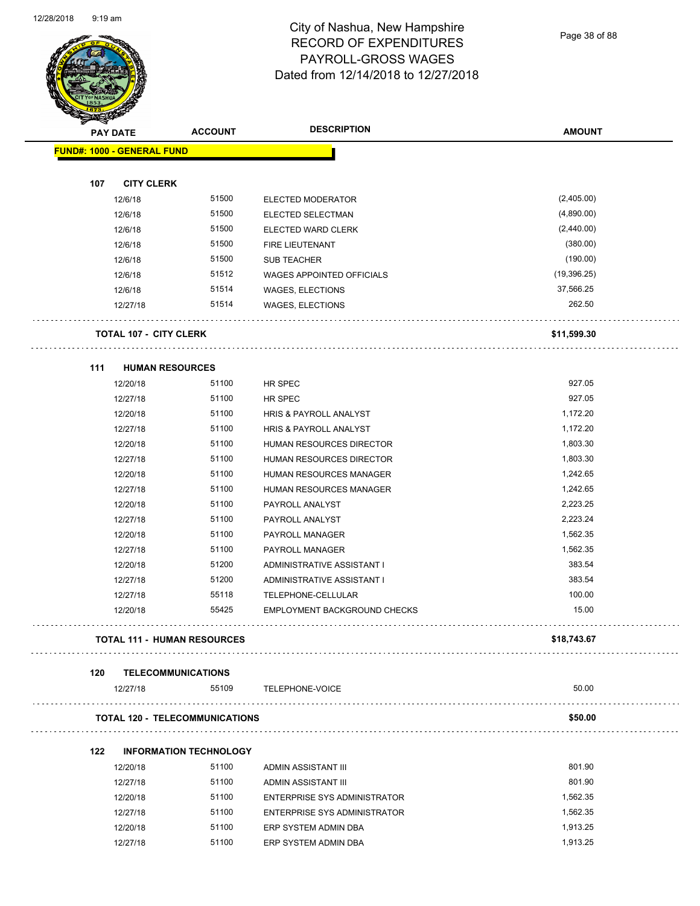# City of Nashua, New Hampshire
## RECORD OF EXPENDITURES
## PAYROLL-GROSS WAGES
## Dated from 12/14/2018 to 12/27/2018

| PAY DATE | ACCOUNT | DESCRIPTION | AMOUNT |
|---|---|---|---|
| **FUND#: 1000 - GENERAL FUND** | | | |
| **107 CITY CLERK** | | | |
| 12/6/18 | 51500 | ELECTED MODERATOR | (2,405.00) |
| 12/6/18 | 51500 | ELECTED SELECTMAN | (4,890.00) |
| 12/6/18 | 51500 | ELECTED WARD CLERK | (2,440.00) |
| 12/6/18 | 51500 | FIRE LIEUTENANT | (380.00) |
| 12/6/18 | 51500 | SUB TEACHER | (190.00) |
| 12/6/18 | 51512 | WAGES APPOINTED OFFICIALS | (19,396.25) |
| 12/6/18 | 51514 | WAGES, ELECTIONS | 37,566.25 |
| 12/27/18 | 51514 | WAGES, ELECTIONS | 262.50 |
| **TOTAL 107 - CITY CLERK** | | | **$11,599.30** |
| **111 HUMAN RESOURCES** | | | |
| 12/20/18 | 51100 | HR SPEC | 927.05 |
| 12/27/18 | 51100 | HR SPEC | 927.05 |
| 12/20/18 | 51100 | HRIS & PAYROLL ANALYST | 1,172.20 |
| 12/27/18 | 51100 | HRIS & PAYROLL ANALYST | 1,172.20 |
| 12/20/18 | 51100 | HUMAN RESOURCES DIRECTOR | 1,803.30 |
| 12/27/18 | 51100 | HUMAN RESOURCES DIRECTOR | 1,803.30 |
| 12/20/18 | 51100 | HUMAN RESOURCES MANAGER | 1,242.65 |
| 12/27/18 | 51100 | HUMAN RESOURCES MANAGER | 1,242.65 |
| 12/20/18 | 51100 | PAYROLL ANALYST | 2,223.25 |
| 12/27/18 | 51100 | PAYROLL ANALYST | 2,223.24 |
| 12/20/18 | 51100 | PAYROLL MANAGER | 1,562.35 |
| 12/27/18 | 51100 | PAYROLL MANAGER | 1,562.35 |
| 12/20/18 | 51200 | ADMINISTRATIVE ASSISTANT I | 383.54 |
| 12/27/18 | 51200 | ADMINISTRATIVE ASSISTANT I | 383.54 |
| 12/27/18 | 55118 | TELEPHONE-CELLULAR | 100.00 |
| 12/20/18 | 55425 | EMPLOYMENT BACKGROUND CHECKS | 15.00 |
| **TOTAL 111 - HUMAN RESOURCES** | | | **$18,743.67** |
| **120 TELECOMMUNICATIONS** | | | |
| 12/27/18 | 55109 | TELEPHONE-VOICE | 50.00 |
| **TOTAL 120 - TELECOMMUNICATIONS** | | | **$50.00** |
| **122 INFORMATION TECHNOLOGY** | | | |
| 12/20/18 | 51100 | ADMIN ASSISTANT III | 801.90 |
| 12/27/18 | 51100 | ADMIN ASSISTANT III | 801.90 |
| 12/20/18 | 51100 | ENTERPRISE SYS ADMINISTRATOR | 1,562.35 |
| 12/27/18 | 51100 | ENTERPRISE SYS ADMINISTRATOR | 1,562.35 |
| 12/20/18 | 51100 | ERP SYSTEM ADMIN DBA | 1,913.25 |
| 12/27/18 | 51100 | ERP SYSTEM ADMIN DBA | 1,913.25 |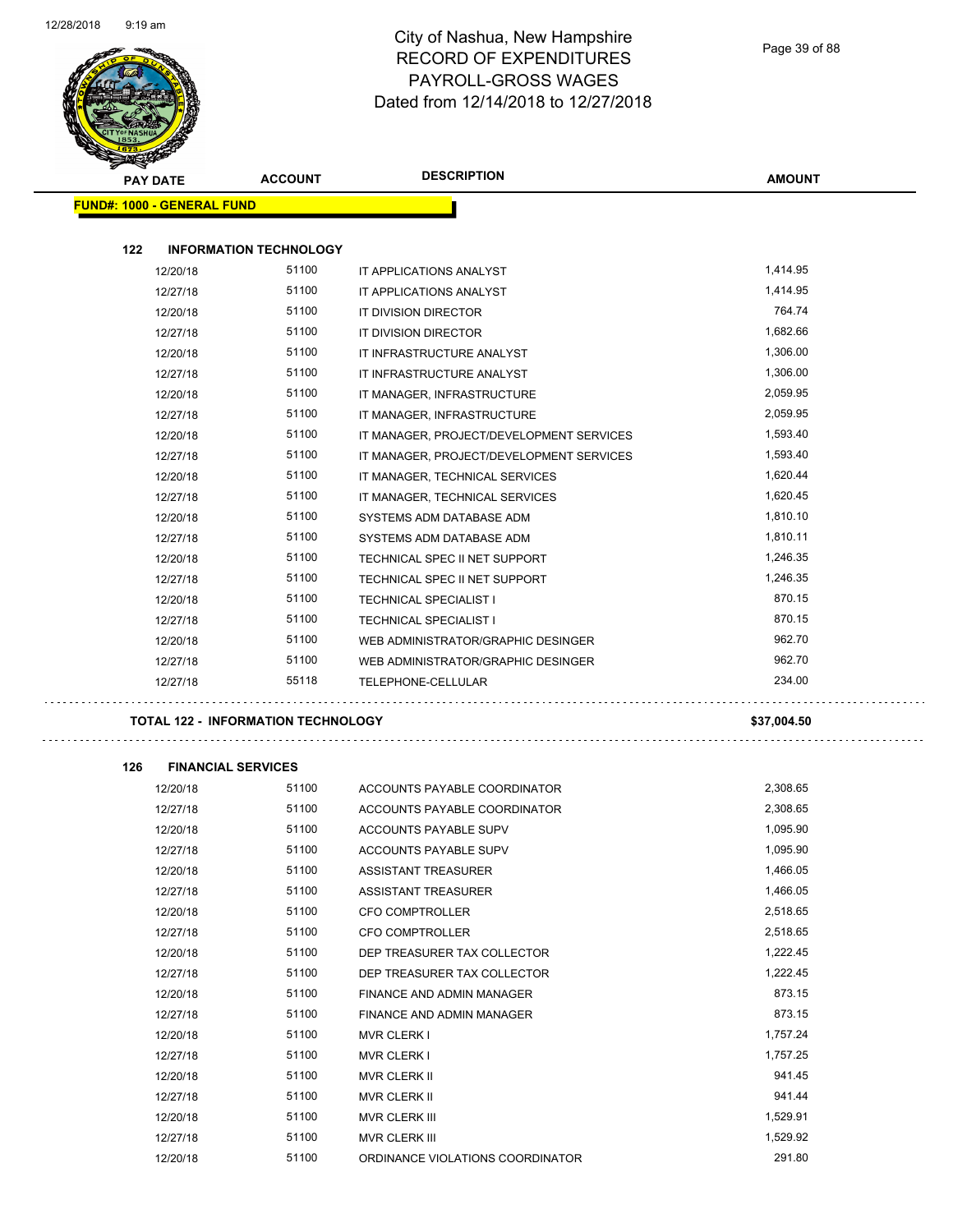# City of Nashua, New Hampshire
## RECORD OF EXPENDITURES
## PAYROLL-GROSS WAGES
## Dated from 12/14/2018 to 12/27/2018

| PAY DATE | ACCOUNT | DESCRIPTION | AMOUNT |
|---|---|---|---|
| **FUND#: 1000 - GENERAL FUND** | | | |
| **122 INFORMATION TECHNOLOGY** | | | |
| 12/20/18 | 51100 | IT APPLICATIONS ANALYST | 1,414.95 |
| 12/27/18 | 51100 | IT APPLICATIONS ANALYST | 1,414.95 |
| 12/20/18 | 51100 | IT DIVISION DIRECTOR | 764.74 |
| 12/27/18 | 51100 | IT DIVISION DIRECTOR | 1,682.66 |
| 12/20/18 | 51100 | IT INFRASTRUCTURE ANALYST | 1,306.00 |
| 12/27/18 | 51100 | IT INFRASTRUCTURE ANALYST | 1,306.00 |
| 12/20/18 | 51100 | IT MANAGER, INFRASTRUCTURE | 2,059.95 |
| 12/27/18 | 51100 | IT MANAGER, INFRASTRUCTURE | 2,059.95 |
| 12/20/18 | 51100 | IT MANAGER, PROJECT/DEVELOPMENT SERVICES | 1,593.40 |
| 12/27/18 | 51100 | IT MANAGER, PROJECT/DEVELOPMENT SERVICES | 1,593.40 |
| 12/20/18 | 51100 | IT MANAGER, TECHNICAL SERVICES | 1,620.44 |
| 12/27/18 | 51100 | IT MANAGER, TECHNICAL SERVICES | 1,620.45 |
| 12/20/18 | 51100 | SYSTEMS ADM DATABASE ADM | 1,810.10 |
| 12/27/18 | 51100 | SYSTEMS ADM DATABASE ADM | 1,810.11 |
| 12/20/18 | 51100 | TECHNICAL SPEC II NET SUPPORT | 1,246.35 |
| 12/27/18 | 51100 | TECHNICAL SPEC II NET SUPPORT | 1,246.35 |
| 12/20/18 | 51100 | TECHNICAL SPECIALIST I | 870.15 |
| 12/27/18 | 51100 | TECHNICAL SPECIALIST I | 870.15 |
| 12/20/18 | 51100 | WEB ADMINISTRATOR/GRAPHIC DESINGER | 962.70 |
| 12/27/18 | 51100 | WEB ADMINISTRATOR/GRAPHIC DESINGER | 962.70 |
| 12/27/18 | 55118 | TELEPHONE-CELLULAR | 234.00 |
| **TOTAL 122 - INFORMATION TECHNOLOGY** | | | **$37,004.50** |
| **126 FINANCIAL SERVICES** | | | |
| 12/20/18 | 51100 | ACCOUNTS PAYABLE COORDINATOR | 2,308.65 |
| 12/27/18 | 51100 | ACCOUNTS PAYABLE COORDINATOR | 2,308.65 |
| 12/20/18 | 51100 | ACCOUNTS PAYABLE SUPV | 1,095.90 |
| 12/27/18 | 51100 | ACCOUNTS PAYABLE SUPV | 1,095.90 |
| 12/20/18 | 51100 | ASSISTANT TREASURER | 1,466.05 |
| 12/27/18 | 51100 | ASSISTANT TREASURER | 1,466.05 |
| 12/20/18 | 51100 | CFO COMPTROLLER | 2,518.65 |
| 12/27/18 | 51100 | CFO COMPTROLLER | 2,518.65 |
| 12/20/18 | 51100 | DEP TREASURER TAX COLLECTOR | 1,222.45 |
| 12/27/18 | 51100 | DEP TREASURER TAX COLLECTOR | 1,222.45 |
| 12/20/18 | 51100 | FINANCE AND ADMIN MANAGER | 873.15 |
| 12/27/18 | 51100 | FINANCE AND ADMIN MANAGER | 873.15 |
| 12/20/18 | 51100 | MVR CLERK I | 1,757.24 |
| 12/27/18 | 51100 | MVR CLERK I | 1,757.25 |
| 12/20/18 | 51100 | MVR CLERK II | 941.45 |
| 12/27/18 | 51100 | MVR CLERK II | 941.44 |
| 12/20/18 | 51100 | MVR CLERK III | 1,529.91 |
| 12/27/18 | 51100 | MVR CLERK III | 1,529.92 |
| 12/20/18 | 51100 | ORDINANCE VIOLATIONS COORDINATOR | 291.80 |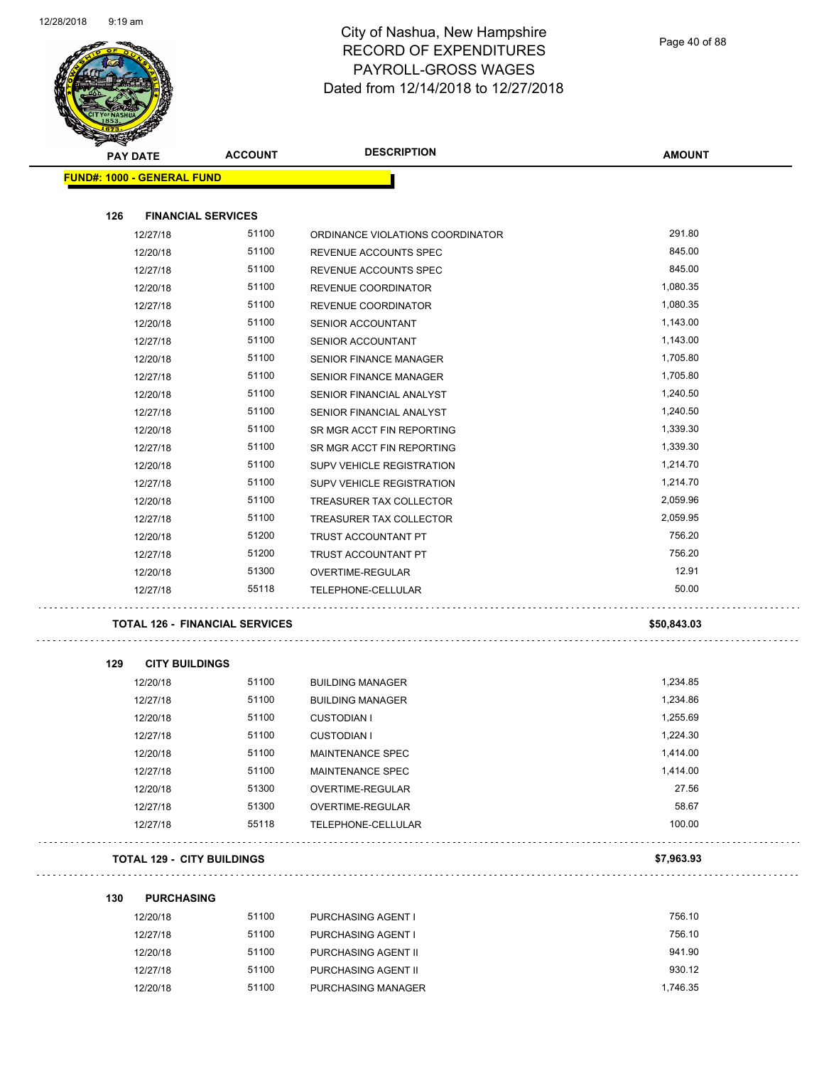# City of Nashua, New Hampshire
## RECORD OF EXPENDITURES
## PAYROLL-GROSS WAGES
## Dated from 12/14/2018 to 12/27/2018

| PAY DATE | ACCOUNT | DESCRIPTION | AMOUNT |
|---|---|---|---|
| **FUND#: 1000 - GENERAL FUND** | | | |
| **126 FINANCIAL SERVICES** | | | |
| 12/27/18 | 51100 | ORDINANCE VIOLATIONS COORDINATOR | 291.80 |
| 12/20/18 | 51100 | REVENUE ACCOUNTS SPEC | 845.00 |
| 12/27/18 | 51100 | REVENUE ACCOUNTS SPEC | 845.00 |
| 12/20/18 | 51100 | REVENUE COORDINATOR | 1,080.35 |
| 12/27/18 | 51100 | REVENUE COORDINATOR | 1,080.35 |
| 12/20/18 | 51100 | SENIOR ACCOUNTANT | 1,143.00 |
| 12/27/18 | 51100 | SENIOR ACCOUNTANT | 1,143.00 |
| 12/20/18 | 51100 | SENIOR FINANCE MANAGER | 1,705.80 |
| 12/27/18 | 51100 | SENIOR FINANCE MANAGER | 1,705.80 |
| 12/20/18 | 51100 | SENIOR FINANCIAL ANALYST | 1,240.50 |
| 12/27/18 | 51100 | SENIOR FINANCIAL ANALYST | 1,240.50 |
| 12/20/18 | 51100 | SR MGR ACCT FIN REPORTING | 1,339.30 |
| 12/27/18 | 51100 | SR MGR ACCT FIN REPORTING | 1,339.30 |
| 12/20/18 | 51100 | SUPV VEHICLE REGISTRATION | 1,214.70 |
| 12/27/18 | 51100 | SUPV VEHICLE REGISTRATION | 1,214.70 |
| 12/20/18 | 51100 | TREASURER TAX COLLECTOR | 2,059.96 |
| 12/27/18 | 51100 | TREASURER TAX COLLECTOR | 2,059.95 |
| 12/20/18 | 51200 | TRUST ACCOUNTANT PT | 756.20 |
| 12/27/18 | 51200 | TRUST ACCOUNTANT PT | 756.20 |
| 12/20/18 | 51300 | OVERTIME-REGULAR | 12.91 |
| 12/27/18 | 55118 | TELEPHONE-CELLULAR | 50.00 |
| **TOTAL 126 - FINANCIAL SERVICES** | | | **$50,843.03** |
| **129 CITY BUILDINGS** | | | |
| 12/20/18 | 51100 | BUILDING MANAGER | 1,234.85 |
| 12/27/18 | 51100 | BUILDING MANAGER | 1,234.86 |
| 12/20/18 | 51100 | CUSTODIAN I | 1,255.69 |
| 12/27/18 | 51100 | CUSTODIAN I | 1,224.30 |
| 12/20/18 | 51100 | MAINTENANCE SPEC | 1,414.00 |
| 12/27/18 | 51100 | MAINTENANCE SPEC | 1,414.00 |
| 12/20/18 | 51300 | OVERTIME-REGULAR | 27.56 |
| 12/27/18 | 51300 | OVERTIME-REGULAR | 58.67 |
| 12/27/18 | 55118 | TELEPHONE-CELLULAR | 100.00 |
| **TOTAL 129 - CITY BUILDINGS** | | | **$7,963.93** |
| **130 PURCHASING** | | | |
| 12/20/18 | 51100 | PURCHASING AGENT I | 756.10 |
| 12/27/18 | 51100 | PURCHASING AGENT I | 756.10 |
| 12/20/18 | 51100 | PURCHASING AGENT II | 941.90 |
| 12/27/18 | 51100 | PURCHASING AGENT II | 930.12 |
| 12/20/18 | 51100 | PURCHASING MANAGER | 1,746.35 |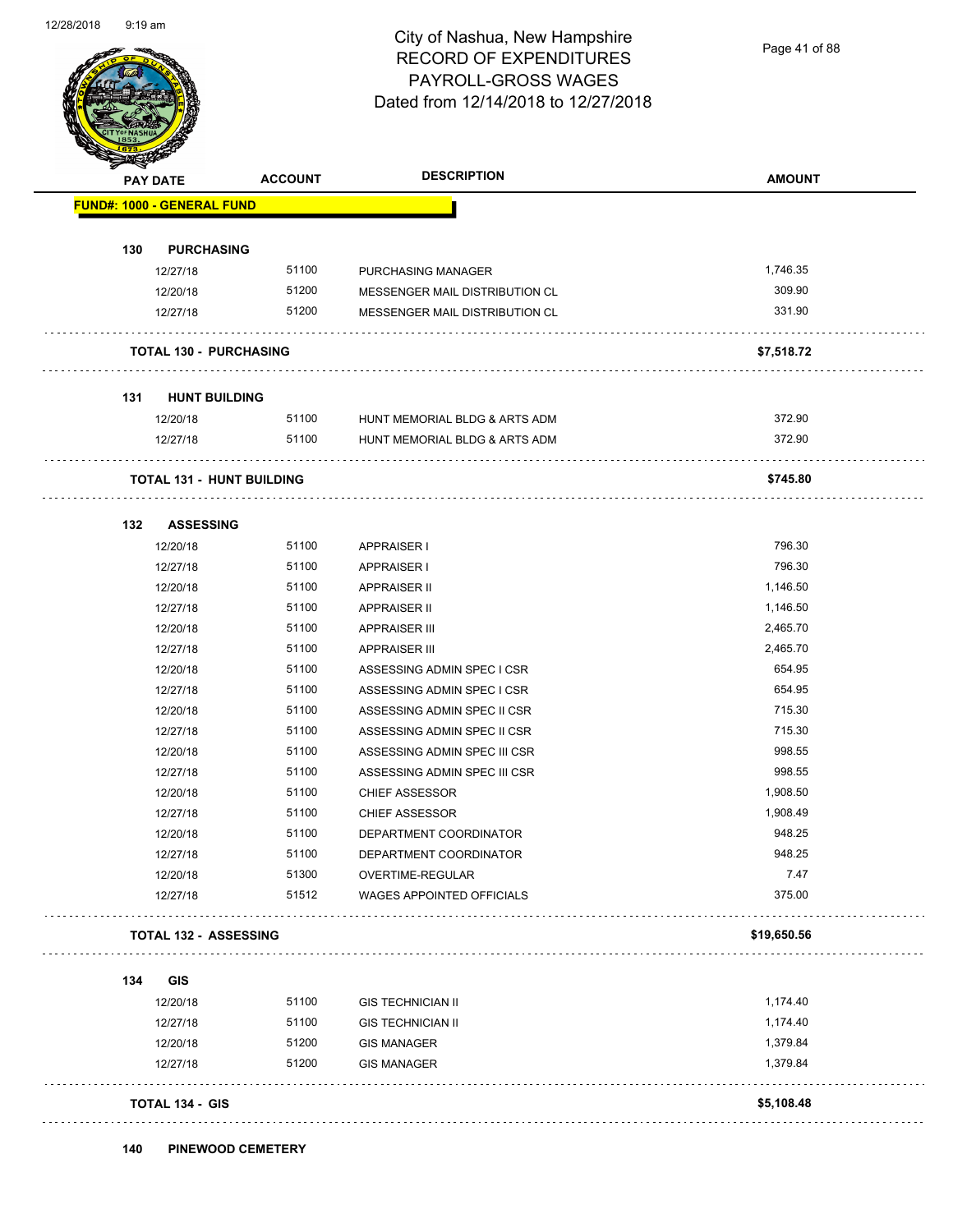City of Nashua, New Hampshire
RECORD OF EXPENDITURES
PAYROLL-GROSS WAGES
Dated from 12/14/2018 to 12/27/2018

| PAY DATE | ACCOUNT | DESCRIPTION | AMOUNT |
|---|---|---|---|
| **FUND#: 1000 - GENERAL FUND** | | | |
| **130 PURCHASING** | | | |
| 12/27/18 | 51100 | PURCHASING MANAGER | 1,746.35 |
| 12/20/18 | 51200 | MESSENGER MAIL DISTRIBUTION CL | 309.90 |
| 12/27/18 | 51200 | MESSENGER MAIL DISTRIBUTION CL | 331.90 |
| **TOTAL 130 - PURCHASING** | | | **$7,518.72** |
| **131 HUNT BUILDING** | | | |
| 12/20/18 | 51100 | HUNT MEMORIAL BLDG & ARTS ADM | 372.90 |
| 12/27/18 | 51100 | HUNT MEMORIAL BLDG & ARTS ADM | 372.90 |
| **TOTAL 131 - HUNT BUILDING** | | | **$745.80** |
| **132 ASSESSING** | | | |
| 12/20/18 | 51100 | APPRAISER I | 796.30 |
| 12/27/18 | 51100 | APPRAISER I | 796.30 |
| 12/20/18 | 51100 | APPRAISER II | 1,146.50 |
| 12/27/18 | 51100 | APPRAISER II | 1,146.50 |
| 12/20/18 | 51100 | APPRAISER III | 2,465.70 |
| 12/27/18 | 51100 | APPRAISER III | 2,465.70 |
| 12/20/18 | 51100 | ASSESSING ADMIN SPEC I CSR | 654.95 |
| 12/27/18 | 51100 | ASSESSING ADMIN SPEC I CSR | 654.95 |
| 12/20/18 | 51100 | ASSESSING ADMIN SPEC II CSR | 715.30 |
| 12/27/18 | 51100 | ASSESSING ADMIN SPEC II CSR | 715.30 |
| 12/20/18 | 51100 | ASSESSING ADMIN SPEC III CSR | 998.55 |
| 12/27/18 | 51100 | ASSESSING ADMIN SPEC III CSR | 998.55 |
| 12/20/18 | 51100 | CHIEF ASSESSOR | 1,908.50 |
| 12/27/18 | 51100 | CHIEF ASSESSOR | 1,908.49 |
| 12/20/18 | 51100 | DEPARTMENT COORDINATOR | 948.25 |
| 12/27/18 | 51100 | DEPARTMENT COORDINATOR | 948.25 |
| 12/20/18 | 51300 | OVERTIME-REGULAR | 7.47 |
| 12/27/18 | 51512 | WAGES APPOINTED OFFICIALS | 375.00 |
| **TOTAL 132 - ASSESSING** | | | **$19,650.56** |
| **134 GIS** | | | |
| 12/20/18 | 51100 | GIS TECHNICIAN II | 1,174.40 |
| 12/27/18 | 51100 | GIS TECHNICIAN II | 1,174.40 |
| 12/20/18 | 51200 | GIS MANAGER | 1,379.84 |
| 12/27/18 | 51200 | GIS MANAGER | 1,379.84 |
| **TOTAL 134 - GIS** | | | **$5,108.48** |
| **140 PINEWOOD CEMETERY** | | | |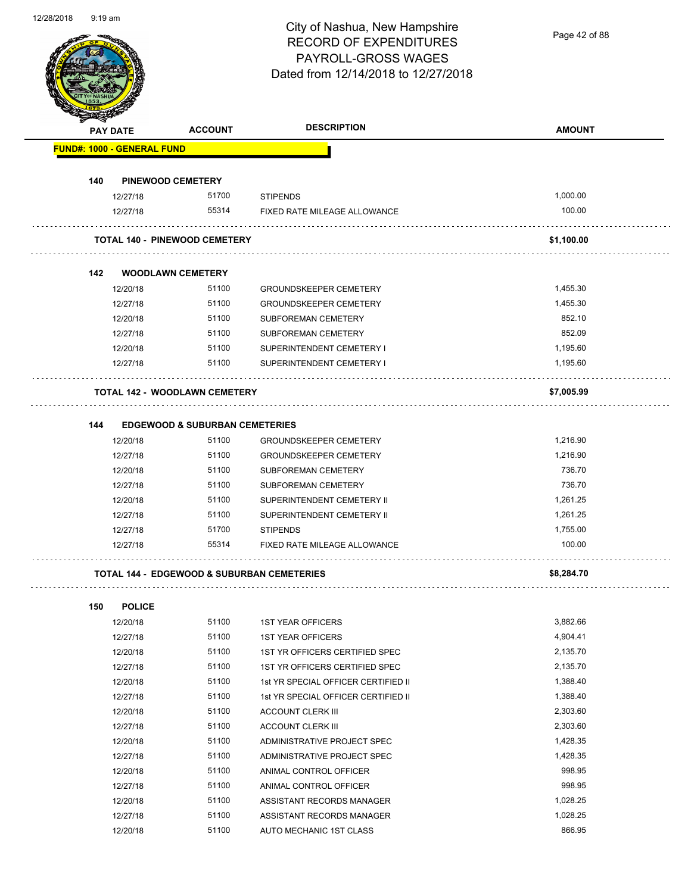# City of Nashua, New Hampshire
## RECORD OF EXPENDITURES
## PAYROLL-GROSS WAGES
## Dated from 12/14/2018 to 12/27/2018

| PAY DATE | ACCOUNT | DESCRIPTION | AMOUNT |
|---|---|---|---|
| **FUND#: 1000 - GENERAL FUND** | | | |
| **140 PINEWOOD CEMETERY** | | | |
| 12/27/18 | 51700 | STIPENDS | 1,000.00 |
| 12/27/18 | 55314 | FIXED RATE MILEAGE ALLOWANCE | 100.00 |
| **TOTAL 140 - PINEWOOD CEMETERY** | | | **$1,100.00** |
| **142 WOODLAWN CEMETERY** | | | |
| 12/20/18 | 51100 | GROUNDSKEEPER CEMETERY | 1,455.30 |
| 12/27/18 | 51100 | GROUNDSKEEPER CEMETERY | 1,455.30 |
| 12/20/18 | 51100 | SUBFOREMAN CEMETERY | 852.10 |
| 12/27/18 | 51100 | SUBFOREMAN CEMETERY | 852.09 |
| 12/20/18 | 51100 | SUPERINTENDENT CEMETERY I | 1,195.60 |
| 12/27/18 | 51100 | SUPERINTENDENT CEMETERY I | 1,195.60 |
| **TOTAL 142 - WOODLAWN CEMETERY** | | | **$7,005.99** |
| **144 EDGEWOOD & SUBURBAN CEMETERIES** | | | |
| 12/20/18 | 51100 | GROUNDSKEEPER CEMETERY | 1,216.90 |
| 12/27/18 | 51100 | GROUNDSKEEPER CEMETERY | 1,216.90 |
| 12/20/18 | 51100 | SUBFOREMAN CEMETERY | 736.70 |
| 12/27/18 | 51100 | SUBFOREMAN CEMETERY | 736.70 |
| 12/20/18 | 51100 | SUPERINTENDENT CEMETERY II | 1,261.25 |
| 12/27/18 | 51100 | SUPERINTENDENT CEMETERY II | 1,261.25 |
| 12/27/18 | 51700 | STIPENDS | 1,755.00 |
| 12/27/18 | 55314 | FIXED RATE MILEAGE ALLOWANCE | 100.00 |
| **TOTAL 144 - EDGEWOOD & SUBURBAN CEMETERIES** | | | **$8,284.70** |
| **150 POLICE** | | | |
| 12/20/18 | 51100 | 1ST YEAR OFFICERS | 3,882.66 |
| 12/27/18 | 51100 | 1ST YEAR OFFICERS | 4,904.41 |
| 12/20/18 | 51100 | 1ST YR OFFICERS CERTIFIED SPEC | 2,135.70 |
| 12/27/18 | 51100 | 1ST YR OFFICERS CERTIFIED SPEC | 2,135.70 |
| 12/20/18 | 51100 | 1st YR SPECIAL OFFICER CERTIFIED II | 1,388.40 |
| 12/27/18 | 51100 | 1st YR SPECIAL OFFICER CERTIFIED II | 1,388.40 |
| 12/20/18 | 51100 | ACCOUNT CLERK III | 2,303.60 |
| 12/27/18 | 51100 | ACCOUNT CLERK III | 2,303.60 |
| 12/20/18 | 51100 | ADMINISTRATIVE PROJECT SPEC | 1,428.35 |
| 12/27/18 | 51100 | ADMINISTRATIVE PROJECT SPEC | 1,428.35 |
| 12/20/18 | 51100 | ANIMAL CONTROL OFFICER | 998.95 |
| 12/27/18 | 51100 | ANIMAL CONTROL OFFICER | 998.95 |
| 12/20/18 | 51100 | ASSISTANT RECORDS MANAGER | 1,028.25 |
| 12/27/18 | 51100 | ASSISTANT RECORDS MANAGER | 1,028.25 |
| 12/20/18 | 51100 | AUTO MECHANIC 1ST CLASS | 866.95 |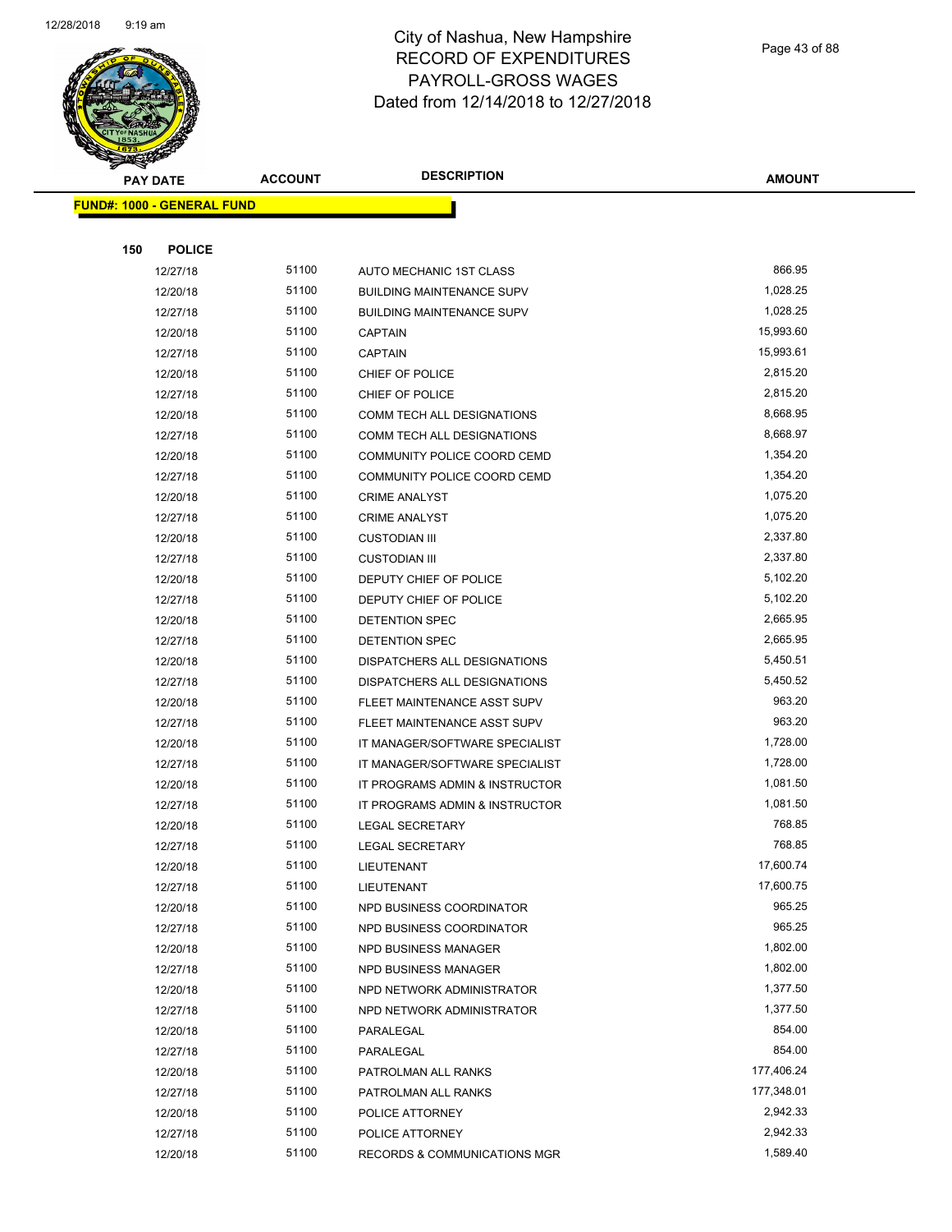# City of Nashua, New Hampshire
## RECORD OF EXPENDITURES
## PAYROLL-GROSS WAGES
## Dated from 12/14/2018 to 12/27/2018

| PAY DATE | ACCOUNT | DESCRIPTION | AMOUNT |
|---|---|---|---|
| **FUND#: 1000 - GENERAL FUND** | | | |
| **150 POLICE** | | | |
| 12/27/18 | 51100 | AUTO MECHANIC 1ST CLASS | 866.95 |
| 12/20/18 | 51100 | BUILDING MAINTENANCE SUPV | 1,028.25 |
| 12/27/18 | 51100 | BUILDING MAINTENANCE SUPV | 1,028.25 |
| 12/20/18 | 51100 | CAPTAIN | 15,993.60 |
| 12/27/18 | 51100 | CAPTAIN | 15,993.61 |
| 12/20/18 | 51100 | CHIEF OF POLICE | 2,815.20 |
| 12/27/18 | 51100 | CHIEF OF POLICE | 2,815.20 |
| 12/20/18 | 51100 | COMM TECH ALL DESIGNATIONS | 8,668.95 |
| 12/27/18 | 51100 | COMM TECH ALL DESIGNATIONS | 8,668.97 |
| 12/20/18 | 51100 | COMMUNITY POLICE COORD CEMD | 1,354.20 |
| 12/27/18 | 51100 | COMMUNITY POLICE COORD CEMD | 1,354.20 |
| 12/20/18 | 51100 | CRIME ANALYST | 1,075.20 |
| 12/27/18 | 51100 | CRIME ANALYST | 1,075.20 |
| 12/20/18 | 51100 | CUSTODIAN III | 2,337.80 |
| 12/27/18 | 51100 | CUSTODIAN III | 2,337.80 |
| 12/20/18 | 51100 | DEPUTY CHIEF OF POLICE | 5,102.20 |
| 12/27/18 | 51100 | DEPUTY CHIEF OF POLICE | 5,102.20 |
| 12/20/18 | 51100 | DETENTION SPEC | 2,665.95 |
| 12/27/18 | 51100 | DETENTION SPEC | 2,665.95 |
| 12/20/18 | 51100 | DISPATCHERS ALL DESIGNATIONS | 5,450.51 |
| 12/27/18 | 51100 | DISPATCHERS ALL DESIGNATIONS | 5,450.52 |
| 12/20/18 | 51100 | FLEET MAINTENANCE ASST SUPV | 963.20 |
| 12/27/18 | 51100 | FLEET MAINTENANCE ASST SUPV | 963.20 |
| 12/20/18 | 51100 | IT MANAGER/SOFTWARE SPECIALIST | 1,728.00 |
| 12/27/18 | 51100 | IT MANAGER/SOFTWARE SPECIALIST | 1,728.00 |
| 12/20/18 | 51100 | IT PROGRAMS ADMIN & INSTRUCTOR | 1,081.50 |
| 12/27/18 | 51100 | IT PROGRAMS ADMIN & INSTRUCTOR | 1,081.50 |
| 12/20/18 | 51100 | LEGAL SECRETARY | 768.85 |
| 12/27/18 | 51100 | LEGAL SECRETARY | 768.85 |
| 12/20/18 | 51100 | LIEUTENANT | 17,600.74 |
| 12/27/18 | 51100 | LIEUTENANT | 17,600.75 |
| 12/20/18 | 51100 | NPD BUSINESS COORDINATOR | 965.25 |
| 12/27/18 | 51100 | NPD BUSINESS COORDINATOR | 965.25 |
| 12/20/18 | 51100 | NPD BUSINESS MANAGER | 1,802.00 |
| 12/27/18 | 51100 | NPD BUSINESS MANAGER | 1,802.00 |
| 12/20/18 | 51100 | NPD NETWORK ADMINISTRATOR | 1,377.50 |
| 12/27/18 | 51100 | NPD NETWORK ADMINISTRATOR | 1,377.50 |
| 12/20/18 | 51100 | PARALEGAL | 854.00 |
| 12/27/18 | 51100 | PARALEGAL | 854.00 |
| 12/20/18 | 51100 | PATROLMAN ALL RANKS | 177,406.24 |
| 12/27/18 | 51100 | PATROLMAN ALL RANKS | 177,348.01 |
| 12/20/18 | 51100 | POLICE ATTORNEY | 2,942.33 |
| 12/27/18 | 51100 | POLICE ATTORNEY | 2,942.33 |
| 12/20/18 | 51100 | RECORDS & COMMUNICATIONS MGR | 1,589.40 |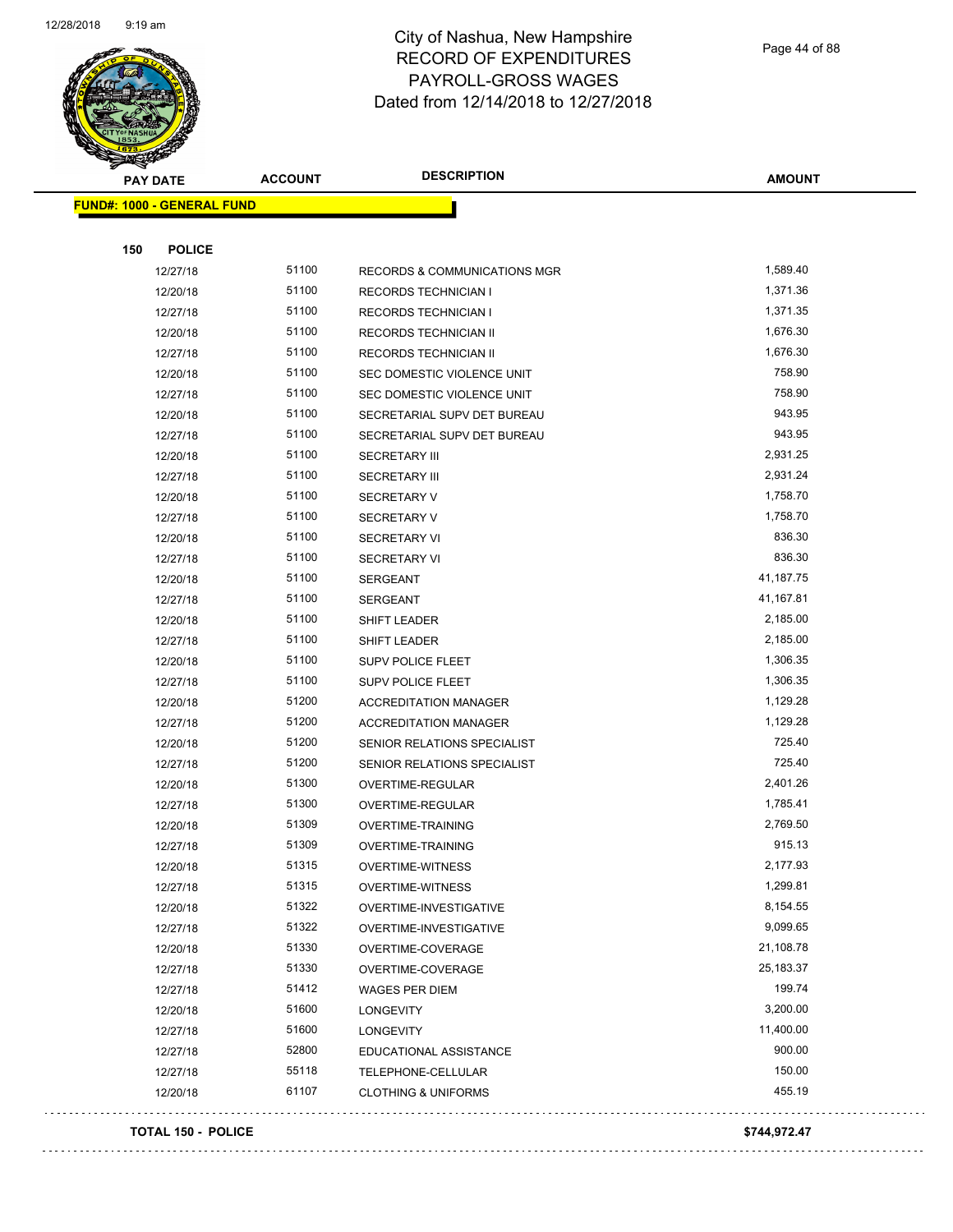# City of Nashua, New Hampshire
## RECORD OF EXPENDITURES
## PAYROLL-GROSS WAGES
## Dated from 12/14/2018 to 12/27/2018

**FUND#: 1000 - GENERAL FUND**

**150 POLICE**

| PAY DATE | ACCOUNT | DESCRIPTION | AMOUNT |
|---|---|---|---|
| 12/27/18 | 51100 | RECORDS & COMMUNICATIONS MGR | 1,589.40 |
| 12/20/18 | 51100 | RECORDS TECHNICIAN I | 1,371.36 |
| 12/27/18 | 51100 | RECORDS TECHNICIAN I | 1,371.35 |
| 12/20/18 | 51100 | RECORDS TECHNICIAN II | 1,676.30 |
| 12/27/18 | 51100 | RECORDS TECHNICIAN II | 1,676.30 |
| 12/20/18 | 51100 | SEC DOMESTIC VIOLENCE UNIT | 758.90 |
| 12/27/18 | 51100 | SEC DOMESTIC VIOLENCE UNIT | 758.90 |
| 12/20/18 | 51100 | SECRETARIAL SUPV DET BUREAU | 943.95 |
| 12/27/18 | 51100 | SECRETARIAL SUPV DET BUREAU | 943.95 |
| 12/20/18 | 51100 | SECRETARY III | 2,931.25 |
| 12/27/18 | 51100 | SECRETARY III | 2,931.24 |
| 12/20/18 | 51100 | SECRETARY V | 1,758.70 |
| 12/27/18 | 51100 | SECRETARY V | 1,758.70 |
| 12/20/18 | 51100 | SECRETARY VI | 836.30 |
| 12/27/18 | 51100 | SECRETARY VI | 836.30 |
| 12/20/18 | 51100 | SERGEANT | 41,187.75 |
| 12/27/18 | 51100 | SERGEANT | 41,167.81 |
| 12/20/18 | 51100 | SHIFT LEADER | 2,185.00 |
| 12/27/18 | 51100 | SHIFT LEADER | 2,185.00 |
| 12/20/18 | 51100 | SUPV POLICE FLEET | 1,306.35 |
| 12/27/18 | 51100 | SUPV POLICE FLEET | 1,306.35 |
| 12/20/18 | 51200 | ACCREDITATION MANAGER | 1,129.28 |
| 12/27/18 | 51200 | ACCREDITATION MANAGER | 1,129.28 |
| 12/20/18 | 51200 | SENIOR RELATIONS SPECIALIST | 725.40 |
| 12/27/18 | 51200 | SENIOR RELATIONS SPECIALIST | 725.40 |
| 12/20/18 | 51300 | OVERTIME-REGULAR | 2,401.26 |
| 12/27/18 | 51300 | OVERTIME-REGULAR | 1,785.41 |
| 12/20/18 | 51309 | OVERTIME-TRAINING | 2,769.50 |
| 12/27/18 | 51309 | OVERTIME-TRAINING | 915.13 |
| 12/20/18 | 51315 | OVERTIME-WITNESS | 2,177.93 |
| 12/27/18 | 51315 | OVERTIME-WITNESS | 1,299.81 |
| 12/20/18 | 51322 | OVERTIME-INVESTIGATIVE | 8,154.55 |
| 12/27/18 | 51322 | OVERTIME-INVESTIGATIVE | 9,099.65 |
| 12/20/18 | 51330 | OVERTIME-COVERAGE | 21,108.78 |
| 12/27/18 | 51330 | OVERTIME-COVERAGE | 25,183.37 |
| 12/27/18 | 51412 | WAGES PER DIEM | 199.74 |
| 12/20/18 | 51600 | LONGEVITY | 3,200.00 |
| 12/27/18 | 51600 | LONGEVITY | 11,400.00 |
| 12/27/18 | 52800 | EDUCATIONAL ASSISTANCE | 900.00 |
| 12/27/18 | 55118 | TELEPHONE-CELLULAR | 150.00 |
| 12/20/18 | 61107 | CLOTHING & UNIFORMS | 455.19 |

**TOTAL 150 - POLICE** **$744,972.47**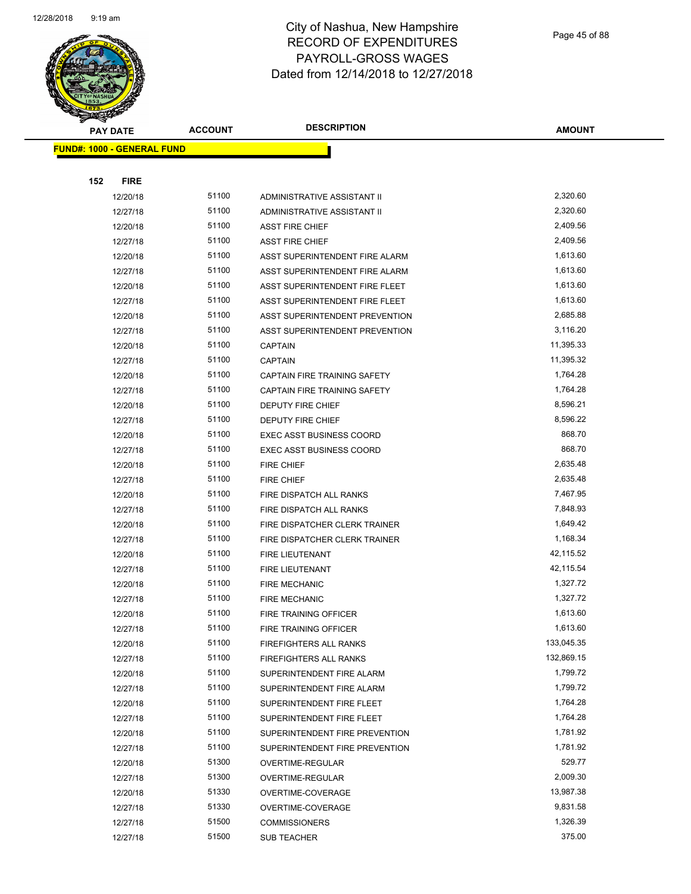# City of Nashua, New Hampshire
## RECORD OF EXPENDITURES
## PAYROLL-GROSS WAGES
## Dated from 12/14/2018 to 12/27/2018

**FUND#: 1000 - GENERAL FUND**

**152 FIRE**

| PAY DATE | ACCOUNT | DESCRIPTION | AMOUNT |
|---|---|---|---|
| 12/20/18 | 51100 | ADMINISTRATIVE ASSISTANT II | 2,320.60 |
| 12/27/18 | 51100 | ADMINISTRATIVE ASSISTANT II | 2,320.60 |
| 12/20/18 | 51100 | ASST FIRE CHIEF | 2,409.56 |
| 12/27/18 | 51100 | ASST FIRE CHIEF | 2,409.56 |
| 12/20/18 | 51100 | ASST SUPERINTENDENT FIRE ALARM | 1,613.60 |
| 12/27/18 | 51100 | ASST SUPERINTENDENT FIRE ALARM | 1,613.60 |
| 12/20/18 | 51100 | ASST SUPERINTENDENT FIRE FLEET | 1,613.60 |
| 12/27/18 | 51100 | ASST SUPERINTENDENT FIRE FLEET | 1,613.60 |
| 12/20/18 | 51100 | ASST SUPERINTENDENT PREVENTION | 2,685.88 |
| 12/27/18 | 51100 | ASST SUPERINTENDENT PREVENTION | 3,116.20 |
| 12/20/18 | 51100 | CAPTAIN | 11,395.33 |
| 12/27/18 | 51100 | CAPTAIN | 11,395.32 |
| 12/20/18 | 51100 | CAPTAIN FIRE TRAINING SAFETY | 1,764.28 |
| 12/27/18 | 51100 | CAPTAIN FIRE TRAINING SAFETY | 1,764.28 |
| 12/20/18 | 51100 | DEPUTY FIRE CHIEF | 8,596.21 |
| 12/27/18 | 51100 | DEPUTY FIRE CHIEF | 8,596.22 |
| 12/20/18 | 51100 | EXEC ASST BUSINESS COORD | 868.70 |
| 12/27/18 | 51100 | EXEC ASST BUSINESS COORD | 868.70 |
| 12/20/18 | 51100 | FIRE CHIEF | 2,635.48 |
| 12/27/18 | 51100 | FIRE CHIEF | 2,635.48 |
| 12/20/18 | 51100 | FIRE DISPATCH ALL RANKS | 7,467.95 |
| 12/27/18 | 51100 | FIRE DISPATCH ALL RANKS | 7,848.93 |
| 12/20/18 | 51100 | FIRE DISPATCHER CLERK TRAINER | 1,649.42 |
| 12/27/18 | 51100 | FIRE DISPATCHER CLERK TRAINER | 1,168.34 |
| 12/20/18 | 51100 | FIRE LIEUTENANT | 42,115.52 |
| 12/27/18 | 51100 | FIRE LIEUTENANT | 42,115.54 |
| 12/20/18 | 51100 | FIRE MECHANIC | 1,327.72 |
| 12/27/18 | 51100 | FIRE MECHANIC | 1,327.72 |
| 12/20/18 | 51100 | FIRE TRAINING OFFICER | 1,613.60 |
| 12/27/18 | 51100 | FIRE TRAINING OFFICER | 1,613.60 |
| 12/20/18 | 51100 | FIREFIGHTERS ALL RANKS | 133,045.35 |
| 12/27/18 | 51100 | FIREFIGHTERS ALL RANKS | 132,869.15 |
| 12/20/18 | 51100 | SUPERINTENDENT FIRE ALARM | 1,799.72 |
| 12/27/18 | 51100 | SUPERINTENDENT FIRE ALARM | 1,799.72 |
| 12/20/18 | 51100 | SUPERINTENDENT FIRE FLEET | 1,764.28 |
| 12/27/18 | 51100 | SUPERINTENDENT FIRE FLEET | 1,764.28 |
| 12/20/18 | 51100 | SUPERINTENDENT FIRE PREVENTION | 1,781.92 |
| 12/27/18 | 51100 | SUPERINTENDENT FIRE PREVENTION | 1,781.92 |
| 12/20/18 | 51300 | OVERTIME-REGULAR | 529.77 |
| 12/27/18 | 51300 | OVERTIME-REGULAR | 2,009.30 |
| 12/20/18 | 51330 | OVERTIME-COVERAGE | 13,987.38 |
| 12/27/18 | 51330 | OVERTIME-COVERAGE | 9,831.58 |
| 12/27/18 | 51500 | COMMISSIONERS | 1,326.39 |
| 12/27/18 | 51500 | SUB TEACHER | 375.00 |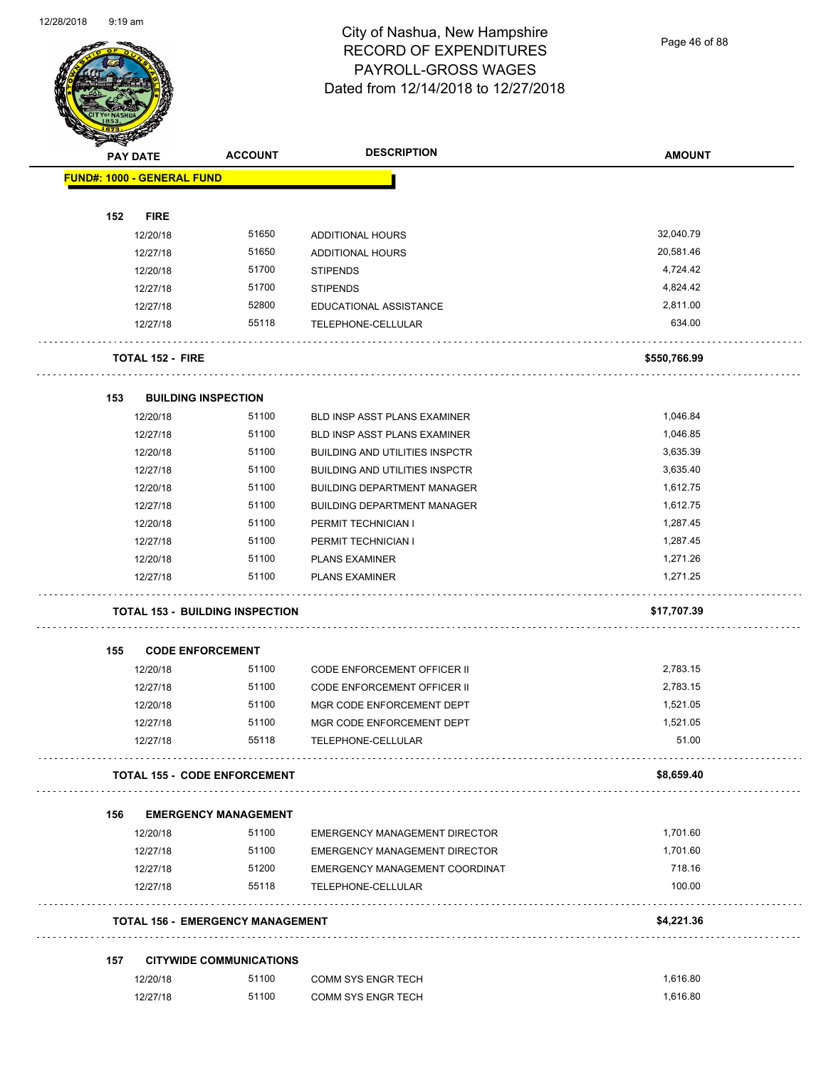# City of Nashua, New Hampshire
## RECORD OF EXPENDITURES
## PAYROLL-GROSS WAGES
## Dated from 12/14/2018 to 12/27/2018

| PAY DATE | ACCOUNT | DESCRIPTION | AMOUNT |
|---|---|---|---|
| **FUND#: 1000 - GENERAL FUND** | | | |
| **152 FIRE** | | | |
| 12/20/18 | 51650 | ADDITIONAL HOURS | 32,040.79 |
| 12/27/18 | 51650 | ADDITIONAL HOURS | 20,581.46 |
| 12/20/18 | 51700 | STIPENDS | 4,724.42 |
| 12/27/18 | 51700 | STIPENDS | 4,824.42 |
| 12/27/18 | 52800 | EDUCATIONAL ASSISTANCE | 2,811.00 |
| 12/27/18 | 55118 | TELEPHONE-CELLULAR | 634.00 |
| **TOTAL 152 - FIRE** | | | **$550,766.99** |
| **153 BUILDING INSPECTION** | | | |
| 12/20/18 | 51100 | BLD INSP ASST PLANS EXAMINER | 1,046.84 |
| 12/27/18 | 51100 | BLD INSP ASST PLANS EXAMINER | 1,046.85 |
| 12/20/18 | 51100 | BUILDING AND UTILITIES INSPCTR | 3,635.39 |
| 12/27/18 | 51100 | BUILDING AND UTILITIES INSPCTR | 3,635.40 |
| 12/20/18 | 51100 | BUILDING DEPARTMENT MANAGER | 1,612.75 |
| 12/27/18 | 51100 | BUILDING DEPARTMENT MANAGER | 1,612.75 |
| 12/20/18 | 51100 | PERMIT TECHNICIAN I | 1,287.45 |
| 12/27/18 | 51100 | PERMIT TECHNICIAN I | 1,287.45 |
| 12/20/18 | 51100 | PLANS EXAMINER | 1,271.26 |
| 12/27/18 | 51100 | PLANS EXAMINER | 1,271.25 |
| **TOTAL 153 - BUILDING INSPECTION** | | | **$17,707.39** |
| **155 CODE ENFORCEMENT** | | | |
| 12/20/18 | 51100 | CODE ENFORCEMENT OFFICER II | 2,783.15 |
| 12/27/18 | 51100 | CODE ENFORCEMENT OFFICER II | 2,783.15 |
| 12/20/18 | 51100 | MGR CODE ENFORCEMENT DEPT | 1,521.05 |
| 12/27/18 | 51100 | MGR CODE ENFORCEMENT DEPT | 1,521.05 |
| 12/27/18 | 55118 | TELEPHONE-CELLULAR | 51.00 |
| **TOTAL 155 - CODE ENFORCEMENT** | | | **$8,659.40** |
| **156 EMERGENCY MANAGEMENT** | | | |
| 12/20/18 | 51100 | EMERGENCY MANAGEMENT DIRECTOR | 1,701.60 |
| 12/27/18 | 51100 | EMERGENCY MANAGEMENT DIRECTOR | 1,701.60 |
| 12/27/18 | 51200 | EMERGENCY MANAGEMENT COORDINAT | 718.16 |
| 12/27/18 | 55118 | TELEPHONE-CELLULAR | 100.00 |
| **TOTAL 156 - EMERGENCY MANAGEMENT** | | | **$4,221.36** |
| **157 CITYWIDE COMMUNICATIONS** | | | |
| 12/20/18 | 51100 | COMM SYS ENGR TECH | 1,616.80 |
| 12/27/18 | 51100 | COMM SYS ENGR TECH | 1,616.80 |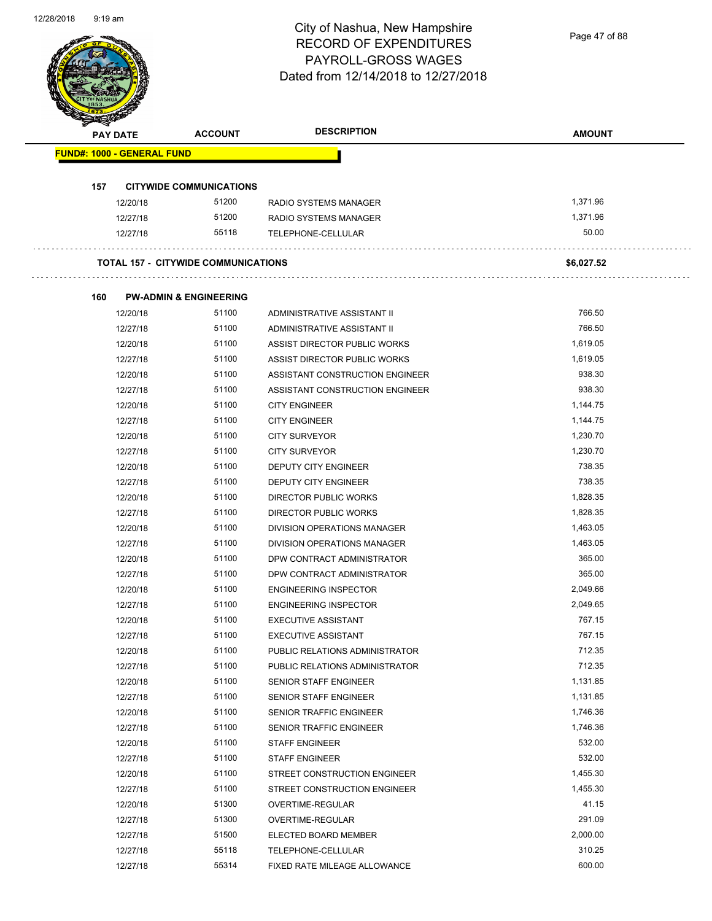# City of Nashua, New Hampshire
## RECORD OF EXPENDITURES
## PAYROLL-GROSS WAGES
## Dated from 12/14/2018 to 12/27/2018

| PAY DATE | ACCOUNT | DESCRIPTION | AMOUNT |
|---|---|---|---|
| **FUND#: 1000 - GENERAL FUND** | | | |
| **157 CITYWIDE COMMUNICATIONS** | | | |
| 12/20/18 | 51200 | RADIO SYSTEMS MANAGER | 1,371.96 |
| 12/27/18 | 51200 | RADIO SYSTEMS MANAGER | 1,371.96 |
| 12/27/18 | 55118 | TELEPHONE-CELLULAR | 50.00 |
| **TOTAL 157 - CITYWIDE COMMUNICATIONS** | | | **$6,027.52** |
| **160 PW-ADMIN & ENGINEERING** | | | |
| 12/20/18 | 51100 | ADMINISTRATIVE ASSISTANT II | 766.50 |
| 12/27/18 | 51100 | ADMINISTRATIVE ASSISTANT II | 766.50 |
| 12/20/18 | 51100 | ASSIST DIRECTOR PUBLIC WORKS | 1,619.05 |
| 12/27/18 | 51100 | ASSIST DIRECTOR PUBLIC WORKS | 1,619.05 |
| 12/20/18 | 51100 | ASSISTANT CONSTRUCTION ENGINEER | 938.30 |
| 12/27/18 | 51100 | ASSISTANT CONSTRUCTION ENGINEER | 938.30 |
| 12/20/18 | 51100 | CITY ENGINEER | 1,144.75 |
| 12/27/18 | 51100 | CITY ENGINEER | 1,144.75 |
| 12/20/18 | 51100 | CITY SURVEYOR | 1,230.70 |
| 12/27/18 | 51100 | CITY SURVEYOR | 1,230.70 |
| 12/20/18 | 51100 | DEPUTY CITY ENGINEER | 738.35 |
| 12/27/18 | 51100 | DEPUTY CITY ENGINEER | 738.35 |
| 12/20/18 | 51100 | DIRECTOR PUBLIC WORKS | 1,828.35 |
| 12/27/18 | 51100 | DIRECTOR PUBLIC WORKS | 1,828.35 |
| 12/20/18 | 51100 | DIVISION OPERATIONS MANAGER | 1,463.05 |
| 12/27/18 | 51100 | DIVISION OPERATIONS MANAGER | 1,463.05 |
| 12/20/18 | 51100 | DPW CONTRACT ADMINISTRATOR | 365.00 |
| 12/27/18 | 51100 | DPW CONTRACT ADMINISTRATOR | 365.00 |
| 12/20/18 | 51100 | ENGINEERING INSPECTOR | 2,049.66 |
| 12/27/18 | 51100 | ENGINEERING INSPECTOR | 2,049.65 |
| 12/20/18 | 51100 | EXECUTIVE ASSISTANT | 767.15 |
| 12/27/18 | 51100 | EXECUTIVE ASSISTANT | 767.15 |
| 12/20/18 | 51100 | PUBLIC RELATIONS ADMINISTRATOR | 712.35 |
| 12/27/18 | 51100 | PUBLIC RELATIONS ADMINISTRATOR | 712.35 |
| 12/20/18 | 51100 | SENIOR STAFF ENGINEER | 1,131.85 |
| 12/27/18 | 51100 | SENIOR STAFF ENGINEER | 1,131.85 |
| 12/20/18 | 51100 | SENIOR TRAFFIC ENGINEER | 1,746.36 |
| 12/27/18 | 51100 | SENIOR TRAFFIC ENGINEER | 1,746.36 |
| 12/20/18 | 51100 | STAFF ENGINEER | 532.00 |
| 12/27/18 | 51100 | STAFF ENGINEER | 532.00 |
| 12/20/18 | 51100 | STREET CONSTRUCTION ENGINEER | 1,455.30 |
| 12/27/18 | 51100 | STREET CONSTRUCTION ENGINEER | 1,455.30 |
| 12/20/18 | 51300 | OVERTIME-REGULAR | 41.15 |
| 12/27/18 | 51300 | OVERTIME-REGULAR | 291.09 |
| 12/27/18 | 51500 | ELECTED BOARD MEMBER | 2,000.00 |
| 12/27/18 | 55118 | TELEPHONE-CELLULAR | 310.25 |
| 12/27/18 | 55314 | FIXED RATE MILEAGE ALLOWANCE | 600.00 |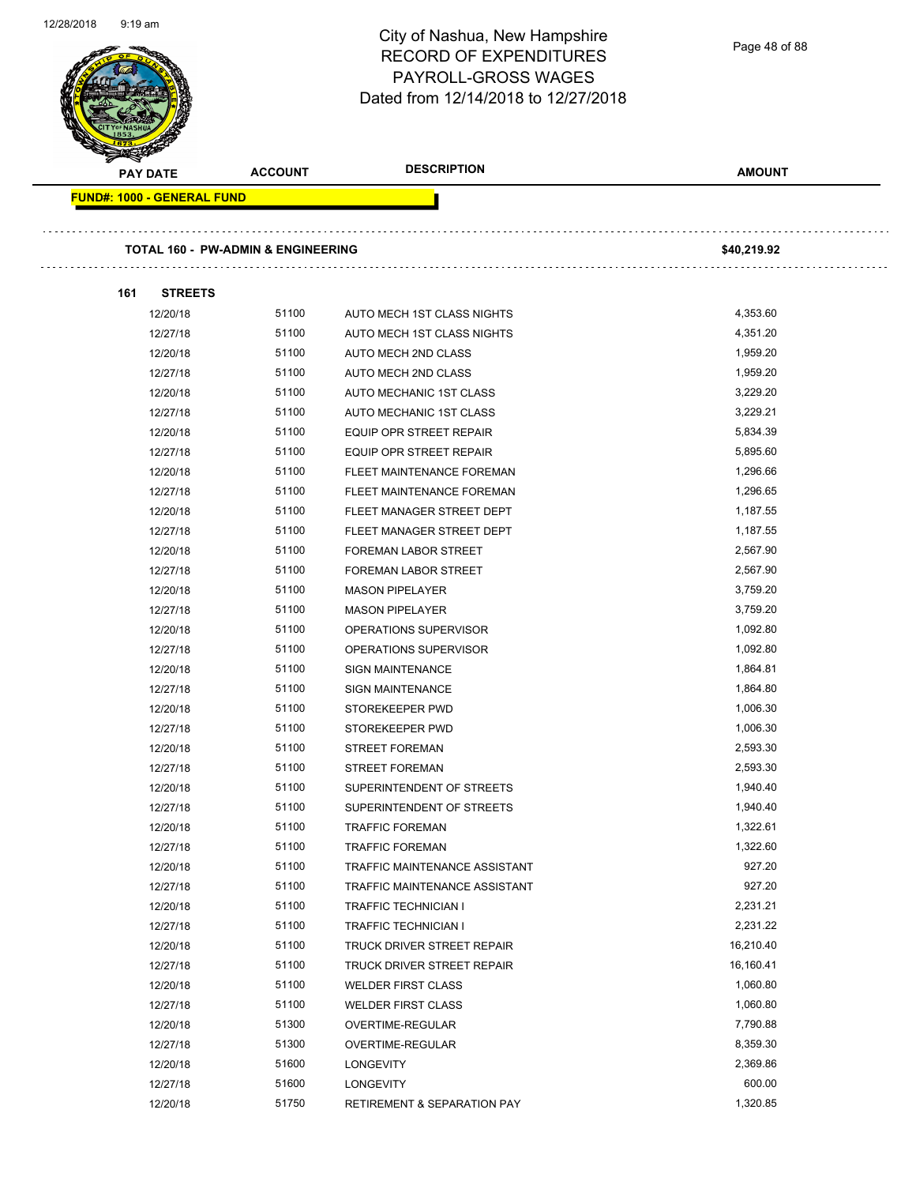# City of Nashua, New Hampshire
## RECORD OF EXPENDITURES
## PAYROLL-GROSS WAGES
## Dated from 12/14/2018 to 12/27/2018

| PAY DATE | ACCOUNT | DESCRIPTION | AMOUNT |
|---|---|---|---|

**FUND#: 1000 - GENERAL FUND**

**TOTAL 160 - PW-ADMIN & ENGINEERING** **$40,219.92**

**161 STREETS**

| PAY DATE | ACCOUNT | DESCRIPTION | AMOUNT |
|---|---|---|---|
| 12/20/18 | 51100 | AUTO MECH 1ST CLASS NIGHTS | 4,353.60 |
| 12/27/18 | 51100 | AUTO MECH 1ST CLASS NIGHTS | 4,351.20 |
| 12/20/18 | 51100 | AUTO MECH 2ND CLASS | 1,959.20 |
| 12/27/18 | 51100 | AUTO MECH 2ND CLASS | 1,959.20 |
| 12/20/18 | 51100 | AUTO MECHANIC 1ST CLASS | 3,229.20 |
| 12/27/18 | 51100 | AUTO MECHANIC 1ST CLASS | 3,229.21 |
| 12/20/18 | 51100 | EQUIP OPR STREET REPAIR | 5,834.39 |
| 12/27/18 | 51100 | EQUIP OPR STREET REPAIR | 5,895.60 |
| 12/20/18 | 51100 | FLEET MAINTENANCE FOREMAN | 1,296.66 |
| 12/27/18 | 51100 | FLEET MAINTENANCE FOREMAN | 1,296.65 |
| 12/20/18 | 51100 | FLEET MANAGER STREET DEPT | 1,187.55 |
| 12/27/18 | 51100 | FLEET MANAGER STREET DEPT | 1,187.55 |
| 12/20/18 | 51100 | FOREMAN LABOR STREET | 2,567.90 |
| 12/27/18 | 51100 | FOREMAN LABOR STREET | 2,567.90 |
| 12/20/18 | 51100 | MASON PIPELAYER | 3,759.20 |
| 12/27/18 | 51100 | MASON PIPELAYER | 3,759.20 |
| 12/20/18 | 51100 | OPERATIONS SUPERVISOR | 1,092.80 |
| 12/27/18 | 51100 | OPERATIONS SUPERVISOR | 1,092.80 |
| 12/20/18 | 51100 | SIGN MAINTENANCE | 1,864.81 |
| 12/27/18 | 51100 | SIGN MAINTENANCE | 1,864.80 |
| 12/20/18 | 51100 | STOREKEEPER PWD | 1,006.30 |
| 12/27/18 | 51100 | STOREKEEPER PWD | 1,006.30 |
| 12/20/18 | 51100 | STREET FOREMAN | 2,593.30 |
| 12/27/18 | 51100 | STREET FOREMAN | 2,593.30 |
| 12/20/18 | 51100 | SUPERINTENDENT OF STREETS | 1,940.40 |
| 12/27/18 | 51100 | SUPERINTENDENT OF STREETS | 1,940.40 |
| 12/20/18 | 51100 | TRAFFIC FOREMAN | 1,322.61 |
| 12/27/18 | 51100 | TRAFFIC FOREMAN | 1,322.60 |
| 12/20/18 | 51100 | TRAFFIC MAINTENANCE ASSISTANT | 927.20 |
| 12/27/18 | 51100 | TRAFFIC MAINTENANCE ASSISTANT | 927.20 |
| 12/20/18 | 51100 | TRAFFIC TECHNICIAN I | 2,231.21 |
| 12/27/18 | 51100 | TRAFFIC TECHNICIAN I | 2,231.22 |
| 12/20/18 | 51100 | TRUCK DRIVER STREET REPAIR | 16,210.40 |
| 12/27/18 | 51100 | TRUCK DRIVER STREET REPAIR | 16,160.41 |
| 12/20/18 | 51100 | WELDER FIRST CLASS | 1,060.80 |
| 12/27/18 | 51100 | WELDER FIRST CLASS | 1,060.80 |
| 12/20/18 | 51300 | OVERTIME-REGULAR | 7,790.88 |
| 12/27/18 | 51300 | OVERTIME-REGULAR | 8,359.30 |
| 12/20/18 | 51600 | LONGEVITY | 2,369.86 |
| 12/27/18 | 51600 | LONGEVITY | 600.00 |
| 12/20/18 | 51750 | RETIREMENT & SEPARATION PAY | 1,320.85 |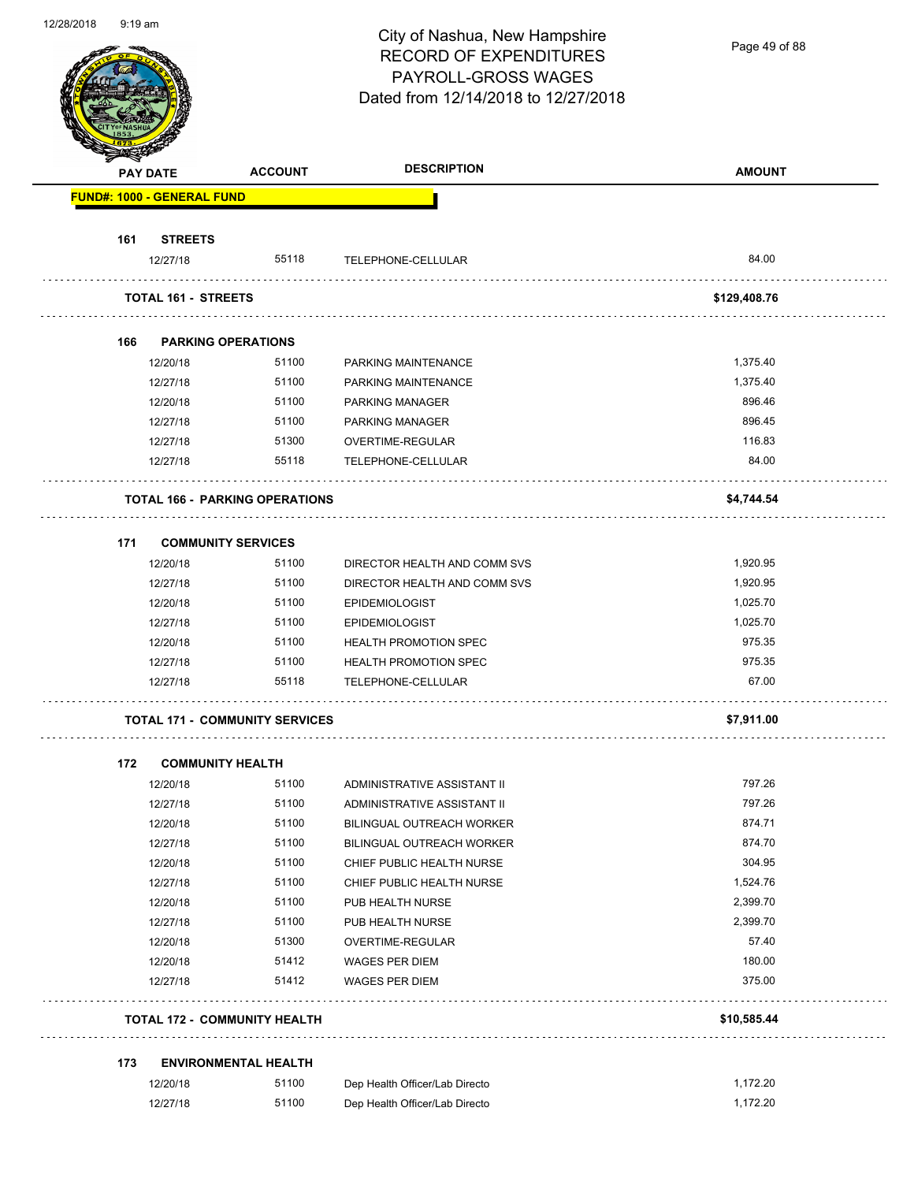# City of Nashua, New Hampshire
## RECORD OF EXPENDITURES
## PAYROLL-GROSS WAGES
## Dated from 12/14/2018 to 12/27/2018

| PAY DATE | ACCOUNT | DESCRIPTION | AMOUNT |
|---|---|---|---|
| **FUND#: 1000 - GENERAL FUND** | | | |
| **161 STREETS** | | | |
| 12/27/18 | 55118 | TELEPHONE-CELLULAR | 84.00 |
| **TOTAL 161 - STREETS** | | | **$129,408.76** |
| **166 PARKING OPERATIONS** | | | |
| 12/20/18 | 51100 | PARKING MAINTENANCE | 1,375.40 |
| 12/27/18 | 51100 | PARKING MAINTENANCE | 1,375.40 |
| 12/20/18 | 51100 | PARKING MANAGER | 896.46 |
| 12/27/18 | 51100 | PARKING MANAGER | 896.45 |
| 12/27/18 | 51300 | OVERTIME-REGULAR | 116.83 |
| 12/27/18 | 55118 | TELEPHONE-CELLULAR | 84.00 |
| **TOTAL 166 - PARKING OPERATIONS** | | | **$4,744.54** |
| **171 COMMUNITY SERVICES** | | | |
| 12/20/18 | 51100 | DIRECTOR HEALTH AND COMM SVS | 1,920.95 |
| 12/27/18 | 51100 | DIRECTOR HEALTH AND COMM SVS | 1,920.95 |
| 12/20/18 | 51100 | EPIDEMIOLOGIST | 1,025.70 |
| 12/27/18 | 51100 | EPIDEMIOLOGIST | 1,025.70 |
| 12/20/18 | 51100 | HEALTH PROMOTION SPEC | 975.35 |
| 12/27/18 | 51100 | HEALTH PROMOTION SPEC | 975.35 |
| 12/27/18 | 55118 | TELEPHONE-CELLULAR | 67.00 |
| **TOTAL 171 - COMMUNITY SERVICES** | | | **$7,911.00** |
| **172 COMMUNITY HEALTH** | | | |
| 12/20/18 | 51100 | ADMINISTRATIVE ASSISTANT II | 797.26 |
| 12/27/18 | 51100 | ADMINISTRATIVE ASSISTANT II | 797.26 |
| 12/20/18 | 51100 | BILINGUAL OUTREACH WORKER | 874.71 |
| 12/27/18 | 51100 | BILINGUAL OUTREACH WORKER | 874.70 |
| 12/20/18 | 51100 | CHIEF PUBLIC HEALTH NURSE | 304.95 |
| 12/27/18 | 51100 | CHIEF PUBLIC HEALTH NURSE | 1,524.76 |
| 12/20/18 | 51100 | PUB HEALTH NURSE | 2,399.70 |
| 12/27/18 | 51100 | PUB HEALTH NURSE | 2,399.70 |
| 12/20/18 | 51300 | OVERTIME-REGULAR | 57.40 |
| 12/20/18 | 51412 | WAGES PER DIEM | 180.00 |
| 12/27/18 | 51412 | WAGES PER DIEM | 375.00 |
| **TOTAL 172 - COMMUNITY HEALTH** | | | **$10,585.44** |
| **173 ENVIRONMENTAL HEALTH** | | | |
| 12/20/18 | 51100 | Dep Health Officer/Lab Directo | 1,172.20 |
| 12/27/18 | 51100 | Dep Health Officer/Lab Directo | 1,172.20 |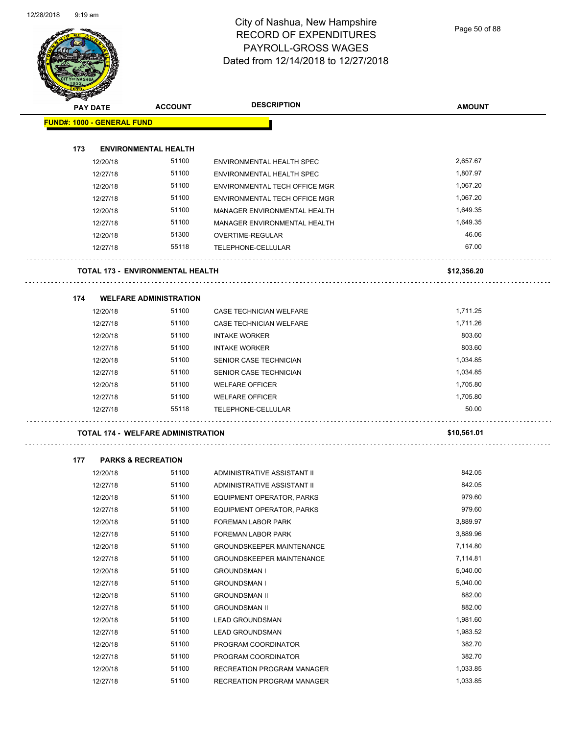# City of Nashua, New Hampshire
## RECORD OF EXPENDITURES
## PAYROLL-GROSS WAGES
## Dated from 12/14/2018 to 12/27/2018

| PAY DATE | ACCOUNT | DESCRIPTION | AMOUNT |
|---|---|---|---|
| **FUND#: 1000 - GENERAL FUND** | | | |
| **173 ENVIRONMENTAL HEALTH** | | | |
| 12/20/18 | 51100 | ENVIRONMENTAL HEALTH SPEC | 2,657.67 |
| 12/27/18 | 51100 | ENVIRONMENTAL HEALTH SPEC | 1,807.97 |
| 12/20/18 | 51100 | ENVIRONMENTAL TECH OFFICE MGR | 1,067.20 |
| 12/27/18 | 51100 | ENVIRONMENTAL TECH OFFICE MGR | 1,067.20 |
| 12/20/18 | 51100 | MANAGER ENVIRONMENTAL HEALTH | 1,649.35 |
| 12/27/18 | 51100 | MANAGER ENVIRONMENTAL HEALTH | 1,649.35 |
| 12/20/18 | 51300 | OVERTIME-REGULAR | 46.06 |
| 12/27/18 | 55118 | TELEPHONE-CELLULAR | 67.00 |
| **TOTAL 173 - ENVIRONMENTAL HEALTH** | | | **$12,356.20** |
| **174 WELFARE ADMINISTRATION** | | | |
| 12/20/18 | 51100 | CASE TECHNICIAN WELFARE | 1,711.25 |
| 12/27/18 | 51100 | CASE TECHNICIAN WELFARE | 1,711.26 |
| 12/20/18 | 51100 | INTAKE WORKER | 803.60 |
| 12/27/18 | 51100 | INTAKE WORKER | 803.60 |
| 12/20/18 | 51100 | SENIOR CASE TECHNICIAN | 1,034.85 |
| 12/27/18 | 51100 | SENIOR CASE TECHNICIAN | 1,034.85 |
| 12/20/18 | 51100 | WELFARE OFFICER | 1,705.80 |
| 12/27/18 | 51100 | WELFARE OFFICER | 1,705.80 |
| 12/27/18 | 55118 | TELEPHONE-CELLULAR | 50.00 |
| **TOTAL 174 - WELFARE ADMINISTRATION** | | | **$10,561.01** |
| **177 PARKS & RECREATION** | | | |
| 12/20/18 | 51100 | ADMINISTRATIVE ASSISTANT II | 842.05 |
| 12/27/18 | 51100 | ADMINISTRATIVE ASSISTANT II | 842.05 |
| 12/20/18 | 51100 | EQUIPMENT OPERATOR, PARKS | 979.60 |
| 12/27/18 | 51100 | EQUIPMENT OPERATOR, PARKS | 979.60 |
| 12/20/18 | 51100 | FOREMAN LABOR PARK | 3,889.97 |
| 12/27/18 | 51100 | FOREMAN LABOR PARK | 3,889.96 |
| 12/20/18 | 51100 | GROUNDSKEEPER MAINTENANCE | 7,114.80 |
| 12/27/18 | 51100 | GROUNDSKEEPER MAINTENANCE | 7,114.81 |
| 12/20/18 | 51100 | GROUNDSMAN I | 5,040.00 |
| 12/27/18 | 51100 | GROUNDSMAN I | 5,040.00 |
| 12/20/18 | 51100 | GROUNDSMAN II | 882.00 |
| 12/27/18 | 51100 | GROUNDSMAN II | 882.00 |
| 12/20/18 | 51100 | LEAD GROUNDSMAN | 1,981.60 |
| 12/27/18 | 51100 | LEAD GROUNDSMAN | 1,983.52 |
| 12/20/18 | 51100 | PROGRAM COORDINATOR | 382.70 |
| 12/27/18 | 51100 | PROGRAM COORDINATOR | 382.70 |
| 12/20/18 | 51100 | RECREATION PROGRAM MANAGER | 1,033.85 |
| 12/27/18 | 51100 | RECREATION PROGRAM MANAGER | 1,033.85 |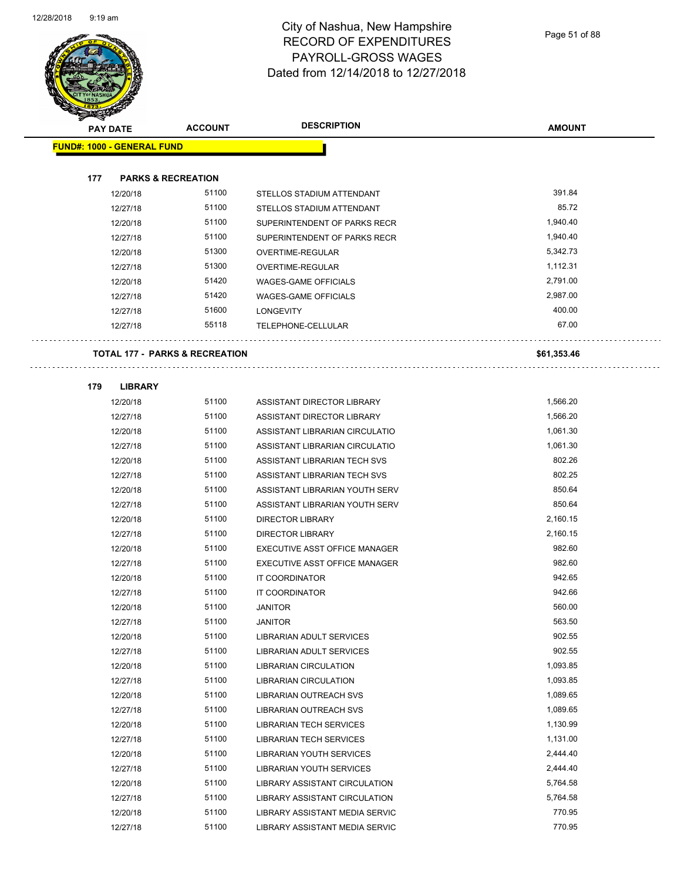# City of Nashua, New Hampshire
## RECORD OF EXPENDITURES
## PAYROLL-GROSS WAGES
## Dated from 12/14/2018 to 12/27/2018

| PAY DATE | ACCOUNT | DESCRIPTION | AMOUNT |
|---|---|---|---|
| **FUND#: 1000 - GENERAL FUND** | | | |
| **177 PARKS & RECREATION** | | | |
| 12/20/18 | 51100 | STELLOS STADIUM ATTENDANT | 391.84 |
| 12/27/18 | 51100 | STELLOS STADIUM ATTENDANT | 85.72 |
| 12/20/18 | 51100 | SUPERINTENDENT OF PARKS RECR | 1,940.40 |
| 12/27/18 | 51100 | SUPERINTENDENT OF PARKS RECR | 1,940.40 |
| 12/20/18 | 51300 | OVERTIME-REGULAR | 5,342.73 |
| 12/27/18 | 51300 | OVERTIME-REGULAR | 1,112.31 |
| 12/20/18 | 51420 | WAGES-GAME OFFICIALS | 2,791.00 |
| 12/27/18 | 51420 | WAGES-GAME OFFICIALS | 2,987.00 |
| 12/27/18 | 51600 | LONGEVITY | 400.00 |
| 12/27/18 | 55118 | TELEPHONE-CELLULAR | 67.00 |
| **TOTAL 177 - PARKS & RECREATION** | | | **$61,353.46** |
| **179 LIBRARY** | | | |
| 12/20/18 | 51100 | ASSISTANT DIRECTOR LIBRARY | 1,566.20 |
| 12/27/18 | 51100 | ASSISTANT DIRECTOR LIBRARY | 1,566.20 |
| 12/20/18 | 51100 | ASSISTANT LIBRARIAN CIRCULATIO | 1,061.30 |
| 12/27/18 | 51100 | ASSISTANT LIBRARIAN CIRCULATIO | 1,061.30 |
| 12/20/18 | 51100 | ASSISTANT LIBRARIAN TECH SVS | 802.26 |
| 12/27/18 | 51100 | ASSISTANT LIBRARIAN TECH SVS | 802.25 |
| 12/20/18 | 51100 | ASSISTANT LIBRARIAN YOUTH SERV | 850.64 |
| 12/27/18 | 51100 | ASSISTANT LIBRARIAN YOUTH SERV | 850.64 |
| 12/20/18 | 51100 | DIRECTOR LIBRARY | 2,160.15 |
| 12/27/18 | 51100 | DIRECTOR LIBRARY | 2,160.15 |
| 12/20/18 | 51100 | EXECUTIVE ASST OFFICE MANAGER | 982.60 |
| 12/27/18 | 51100 | EXECUTIVE ASST OFFICE MANAGER | 982.60 |
| 12/20/18 | 51100 | IT COORDINATOR | 942.65 |
| 12/27/18 | 51100 | IT COORDINATOR | 942.66 |
| 12/20/18 | 51100 | JANITOR | 560.00 |
| 12/27/18 | 51100 | JANITOR | 563.50 |
| 12/20/18 | 51100 | LIBRARIAN ADULT SERVICES | 902.55 |
| 12/27/18 | 51100 | LIBRARIAN ADULT SERVICES | 902.55 |
| 12/20/18 | 51100 | LIBRARIAN CIRCULATION | 1,093.85 |
| 12/27/18 | 51100 | LIBRARIAN CIRCULATION | 1,093.85 |
| 12/20/18 | 51100 | LIBRARIAN OUTREACH SVS | 1,089.65 |
| 12/27/18 | 51100 | LIBRARIAN OUTREACH SVS | 1,089.65 |
| 12/20/18 | 51100 | LIBRARIAN TECH SERVICES | 1,130.99 |
| 12/27/18 | 51100 | LIBRARIAN TECH SERVICES | 1,131.00 |
| 12/20/18 | 51100 | LIBRARIAN YOUTH SERVICES | 2,444.40 |
| 12/27/18 | 51100 | LIBRARIAN YOUTH SERVICES | 2,444.40 |
| 12/20/18 | 51100 | LIBRARY ASSISTANT CIRCULATION | 5,764.58 |
| 12/27/18 | 51100 | LIBRARY ASSISTANT CIRCULATION | 5,764.58 |
| 12/20/18 | 51100 | LIBRARY ASSISTANT MEDIA SERVIC | 770.95 |
| 12/27/18 | 51100 | LIBRARY ASSISTANT MEDIA SERVIC | 770.95 |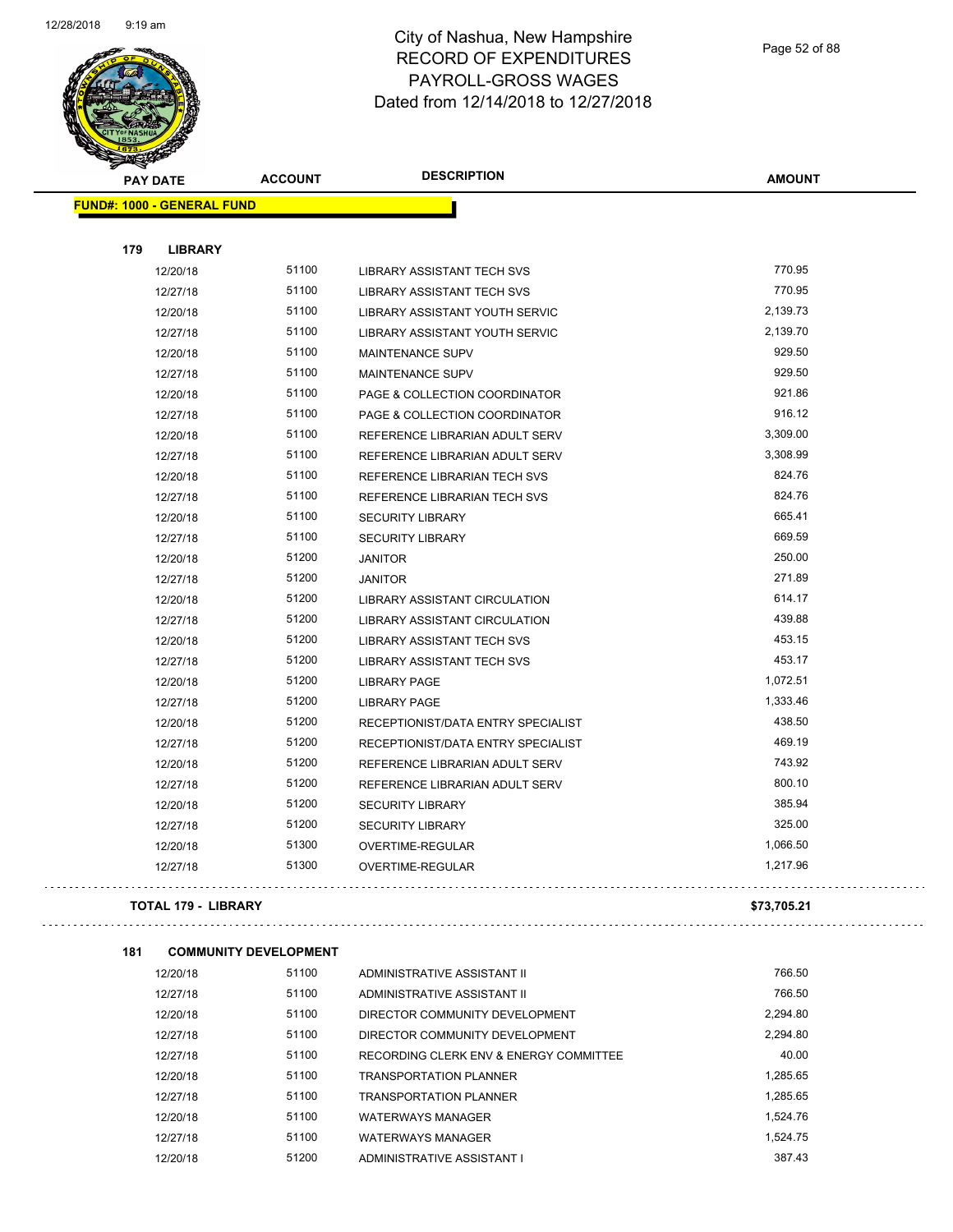# City of Nashua, New Hampshire
# RECORD OF EXPENDITURES
# PAYROLL-GROSS WAGES
# Dated from 12/14/2018 to 12/27/2018

| PAY DATE | ACCOUNT | DESCRIPTION | AMOUNT |
|---|---|---|---|
| **FUND#: 1000 - GENERAL FUND** | | | |
| **179 LIBRARY** | | | |
| 12/20/18 | 51100 | LIBRARY ASSISTANT TECH SVS | 770.95 |
| 12/27/18 | 51100 | LIBRARY ASSISTANT TECH SVS | 770.95 |
| 12/20/18 | 51100 | LIBRARY ASSISTANT YOUTH SERVIC | 2,139.73 |
| 12/27/18 | 51100 | LIBRARY ASSISTANT YOUTH SERVIC | 2,139.70 |
| 12/20/18 | 51100 | MAINTENANCE SUPV | 929.50 |
| 12/27/18 | 51100 | MAINTENANCE SUPV | 929.50 |
| 12/20/18 | 51100 | PAGE & COLLECTION COORDINATOR | 921.86 |
| 12/27/18 | 51100 | PAGE & COLLECTION COORDINATOR | 916.12 |
| 12/20/18 | 51100 | REFERENCE LIBRARIAN ADULT SERV | 3,309.00 |
| 12/27/18 | 51100 | REFERENCE LIBRARIAN ADULT SERV | 3,308.99 |
| 12/20/18 | 51100 | REFERENCE LIBRARIAN TECH SVS | 824.76 |
| 12/27/18 | 51100 | REFERENCE LIBRARIAN TECH SVS | 824.76 |
| 12/20/18 | 51100 | SECURITY LIBRARY | 665.41 |
| 12/27/18 | 51100 | SECURITY LIBRARY | 669.59 |
| 12/20/18 | 51200 | JANITOR | 250.00 |
| 12/27/18 | 51200 | JANITOR | 271.89 |
| 12/20/18 | 51200 | LIBRARY ASSISTANT CIRCULATION | 614.17 |
| 12/27/18 | 51200 | LIBRARY ASSISTANT CIRCULATION | 439.88 |
| 12/20/18 | 51200 | LIBRARY ASSISTANT TECH SVS | 453.15 |
| 12/27/18 | 51200 | LIBRARY ASSISTANT TECH SVS | 453.17 |
| 12/20/18 | 51200 | LIBRARY PAGE | 1,072.51 |
| 12/27/18 | 51200 | LIBRARY PAGE | 1,333.46 |
| 12/20/18 | 51200 | RECEPTIONIST/DATA ENTRY SPECIALIST | 438.50 |
| 12/27/18 | 51200 | RECEPTIONIST/DATA ENTRY SPECIALIST | 469.19 |
| 12/20/18 | 51200 | REFERENCE LIBRARIAN ADULT SERV | 743.92 |
| 12/27/18 | 51200 | REFERENCE LIBRARIAN ADULT SERV | 800.10 |
| 12/20/18 | 51200 | SECURITY LIBRARY | 385.94 |
| 12/27/18 | 51200 | SECURITY LIBRARY | 325.00 |
| 12/20/18 | 51300 | OVERTIME-REGULAR | 1,066.50 |
| 12/27/18 | 51300 | OVERTIME-REGULAR | 1,217.96 |
| **TOTAL 179 - LIBRARY** | | | **$73,705.21** |
| **181 COMMUNITY DEVELOPMENT** | | | |
| 12/20/18 | 51100 | ADMINISTRATIVE ASSISTANT II | 766.50 |
| 12/27/18 | 51100 | ADMINISTRATIVE ASSISTANT II | 766.50 |
| 12/20/18 | 51100 | DIRECTOR COMMUNITY DEVELOPMENT | 2,294.80 |
| 12/27/18 | 51100 | DIRECTOR COMMUNITY DEVELOPMENT | 2,294.80 |
| 12/27/18 | 51100 | RECORDING CLERK ENV & ENERGY COMMITTEE | 40.00 |
| 12/20/18 | 51100 | TRANSPORTATION PLANNER | 1,285.65 |
| 12/27/18 | 51100 | TRANSPORTATION PLANNER | 1,285.65 |
| 12/20/18 | 51100 | WATERWAYS MANAGER | 1,524.76 |
| 12/27/18 | 51100 | WATERWAYS MANAGER | 1,524.75 |
| 12/20/18 | 51200 | ADMINISTRATIVE ASSISTANT I | 387.43 |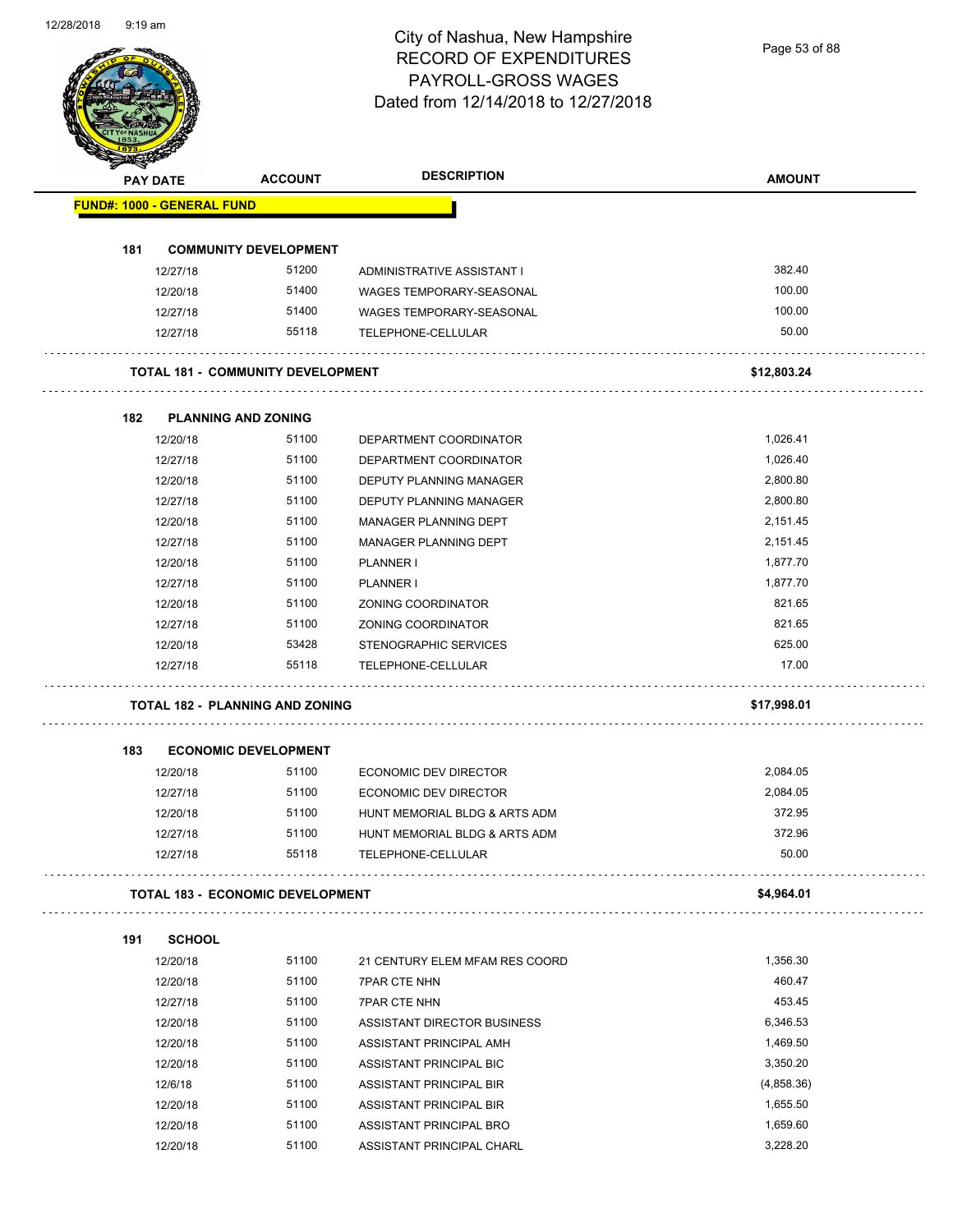# City of Nashua, New Hampshire
## RECORD OF EXPENDITURES
## PAYROLL-GROSS WAGES
## Dated from 12/14/2018 to 12/27/2018

| PAY DATE | ACCOUNT | DESCRIPTION | AMOUNT |
|---|---|---|---|
| **FUND#: 1000 - GENERAL FUND** | | | |
| **181 COMMUNITY DEVELOPMENT** | | | |
| 12/27/18 | 51200 | ADMINISTRATIVE ASSISTANT I | 382.40 |
| 12/20/18 | 51400 | WAGES TEMPORARY-SEASONAL | 100.00 |
| 12/27/18 | 51400 | WAGES TEMPORARY-SEASONAL | 100.00 |
| 12/27/18 | 55118 | TELEPHONE-CELLULAR | 50.00 |
| **TOTAL 181 - COMMUNITY DEVELOPMENT** | | | **$12,803.24** |
| **182 PLANNING AND ZONING** | | | |
| 12/20/18 | 51100 | DEPARTMENT COORDINATOR | 1,026.41 |
| 12/27/18 | 51100 | DEPARTMENT COORDINATOR | 1,026.40 |
| 12/20/18 | 51100 | DEPUTY PLANNING MANAGER | 2,800.80 |
| 12/27/18 | 51100 | DEPUTY PLANNING MANAGER | 2,800.80 |
| 12/20/18 | 51100 | MANAGER PLANNING DEPT | 2,151.45 |
| 12/27/18 | 51100 | MANAGER PLANNING DEPT | 2,151.45 |
| 12/20/18 | 51100 | PLANNER I | 1,877.70 |
| 12/27/18 | 51100 | PLANNER I | 1,877.70 |
| 12/20/18 | 51100 | ZONING COORDINATOR | 821.65 |
| 12/27/18 | 51100 | ZONING COORDINATOR | 821.65 |
| 12/20/18 | 53428 | STENOGRAPHIC SERVICES | 625.00 |
| 12/27/18 | 55118 | TELEPHONE-CELLULAR | 17.00 |
| **TOTAL 182 - PLANNING AND ZONING** | | | **$17,998.01** |
| **183 ECONOMIC DEVELOPMENT** | | | |
| 12/20/18 | 51100 | ECONOMIC DEV DIRECTOR | 2,084.05 |
| 12/27/18 | 51100 | ECONOMIC DEV DIRECTOR | 2,084.05 |
| 12/20/18 | 51100 | HUNT MEMORIAL BLDG & ARTS ADM | 372.95 |
| 12/27/18 | 51100 | HUNT MEMORIAL BLDG & ARTS ADM | 372.96 |
| 12/27/18 | 55118 | TELEPHONE-CELLULAR | 50.00 |
| **TOTAL 183 - ECONOMIC DEVELOPMENT** | | | **$4,964.01** |
| **191 SCHOOL** | | | |
| 12/20/18 | 51100 | 21 CENTURY ELEM MFAM RES COORD | 1,356.30 |
| 12/20/18 | 51100 | 7PAR CTE NHN | 460.47 |
| 12/27/18 | 51100 | 7PAR CTE NHN | 453.45 |
| 12/20/18 | 51100 | ASSISTANT DIRECTOR BUSINESS | 6,346.53 |
| 12/20/18 | 51100 | ASSISTANT PRINCIPAL AMH | 1,469.50 |
| 12/20/18 | 51100 | ASSISTANT PRINCIPAL BIC | 3,350.20 |
| 12/6/18 | 51100 | ASSISTANT PRINCIPAL BIR | (4,858.36) |
| 12/20/18 | 51100 | ASSISTANT PRINCIPAL BIR | 1,655.50 |
| 12/20/18 | 51100 | ASSISTANT PRINCIPAL BRO | 1,659.60 |
| 12/20/18 | 51100 | ASSISTANT PRINCIPAL CHARL | 3,228.20 |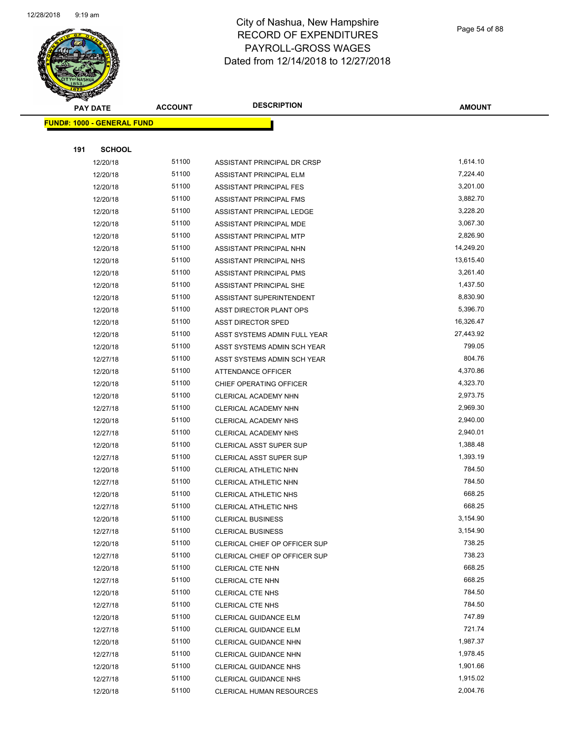# City of Nashua, New Hampshire
# RECORD OF EXPENDITURES
# PAYROLL-GROSS WAGES
# Dated from 12/14/2018 to 12/27/2018

**FUND#: 1000 - GENERAL FUND**

**191 SCHOOL**

| PAY DATE | ACCOUNT | DESCRIPTION | AMOUNT |
|---|---|---|---|
| 12/20/18 | 51100 | ASSISTANT PRINCIPAL DR CRSP | 1,614.10 |
| 12/20/18 | 51100 | ASSISTANT PRINCIPAL ELM | 7,224.40 |
| 12/20/18 | 51100 | ASSISTANT PRINCIPAL FES | 3,201.00 |
| 12/20/18 | 51100 | ASSISTANT PRINCIPAL FMS | 3,882.70 |
| 12/20/18 | 51100 | ASSISTANT PRINCIPAL LEDGE | 3,228.20 |
| 12/20/18 | 51100 | ASSISTANT PRINCIPAL MDE | 3,067.30 |
| 12/20/18 | 51100 | ASSISTANT PRINCIPAL MTP | 2,826.90 |
| 12/20/18 | 51100 | ASSISTANT PRINCIPAL NHN | 14,249.20 |
| 12/20/18 | 51100 | ASSISTANT PRINCIPAL NHS | 13,615.40 |
| 12/20/18 | 51100 | ASSISTANT PRINCIPAL PMS | 3,261.40 |
| 12/20/18 | 51100 | ASSISTANT PRINCIPAL SHE | 1,437.50 |
| 12/20/18 | 51100 | ASSISTANT SUPERINTENDENT | 8,830.90 |
| 12/20/18 | 51100 | ASST DIRECTOR PLANT OPS | 5,396.70 |
| 12/20/18 | 51100 | ASST DIRECTOR SPED | 16,326.47 |
| 12/20/18 | 51100 | ASST SYSTEMS ADMIN FULL YEAR | 27,443.92 |
| 12/20/18 | 51100 | ASST SYSTEMS ADMIN SCH YEAR | 799.05 |
| 12/27/18 | 51100 | ASST SYSTEMS ADMIN SCH YEAR | 804.76 |
| 12/20/18 | 51100 | ATTENDANCE OFFICER | 4,370.86 |
| 12/20/18 | 51100 | CHIEF OPERATING OFFICER | 4,323.70 |
| 12/20/18 | 51100 | CLERICAL ACADEMY NHN | 2,973.75 |
| 12/27/18 | 51100 | CLERICAL ACADEMY NHN | 2,969.30 |
| 12/20/18 | 51100 | CLERICAL ACADEMY NHS | 2,940.00 |
| 12/27/18 | 51100 | CLERICAL ACADEMY NHS | 2,940.01 |
| 12/20/18 | 51100 | CLERICAL ASST SUPER SUP | 1,388.48 |
| 12/27/18 | 51100 | CLERICAL ASST SUPER SUP | 1,393.19 |
| 12/20/18 | 51100 | CLERICAL ATHLETIC NHN | 784.50 |
| 12/27/18 | 51100 | CLERICAL ATHLETIC NHN | 784.50 |
| 12/20/18 | 51100 | CLERICAL ATHLETIC NHS | 668.25 |
| 12/27/18 | 51100 | CLERICAL ATHLETIC NHS | 668.25 |
| 12/20/18 | 51100 | CLERICAL BUSINESS | 3,154.90 |
| 12/27/18 | 51100 | CLERICAL BUSINESS | 3,154.90 |
| 12/20/18 | 51100 | CLERICAL CHIEF OP OFFICER SUP | 738.25 |
| 12/27/18 | 51100 | CLERICAL CHIEF OP OFFICER SUP | 738.23 |
| 12/20/18 | 51100 | CLERICAL CTE NHN | 668.25 |
| 12/27/18 | 51100 | CLERICAL CTE NHN | 668.25 |
| 12/20/18 | 51100 | CLERICAL CTE NHS | 784.50 |
| 12/27/18 | 51100 | CLERICAL CTE NHS | 784.50 |
| 12/20/18 | 51100 | CLERICAL GUIDANCE ELM | 747.89 |
| 12/27/18 | 51100 | CLERICAL GUIDANCE ELM | 721.74 |
| 12/20/18 | 51100 | CLERICAL GUIDANCE NHN | 1,987.37 |
| 12/27/18 | 51100 | CLERICAL GUIDANCE NHN | 1,978.45 |
| 12/20/18 | 51100 | CLERICAL GUIDANCE NHS | 1,901.66 |
| 12/27/18 | 51100 | CLERICAL GUIDANCE NHS | 1,915.02 |
| 12/20/18 | 51100 | CLERICAL HUMAN RESOURCES | 2,004.76 |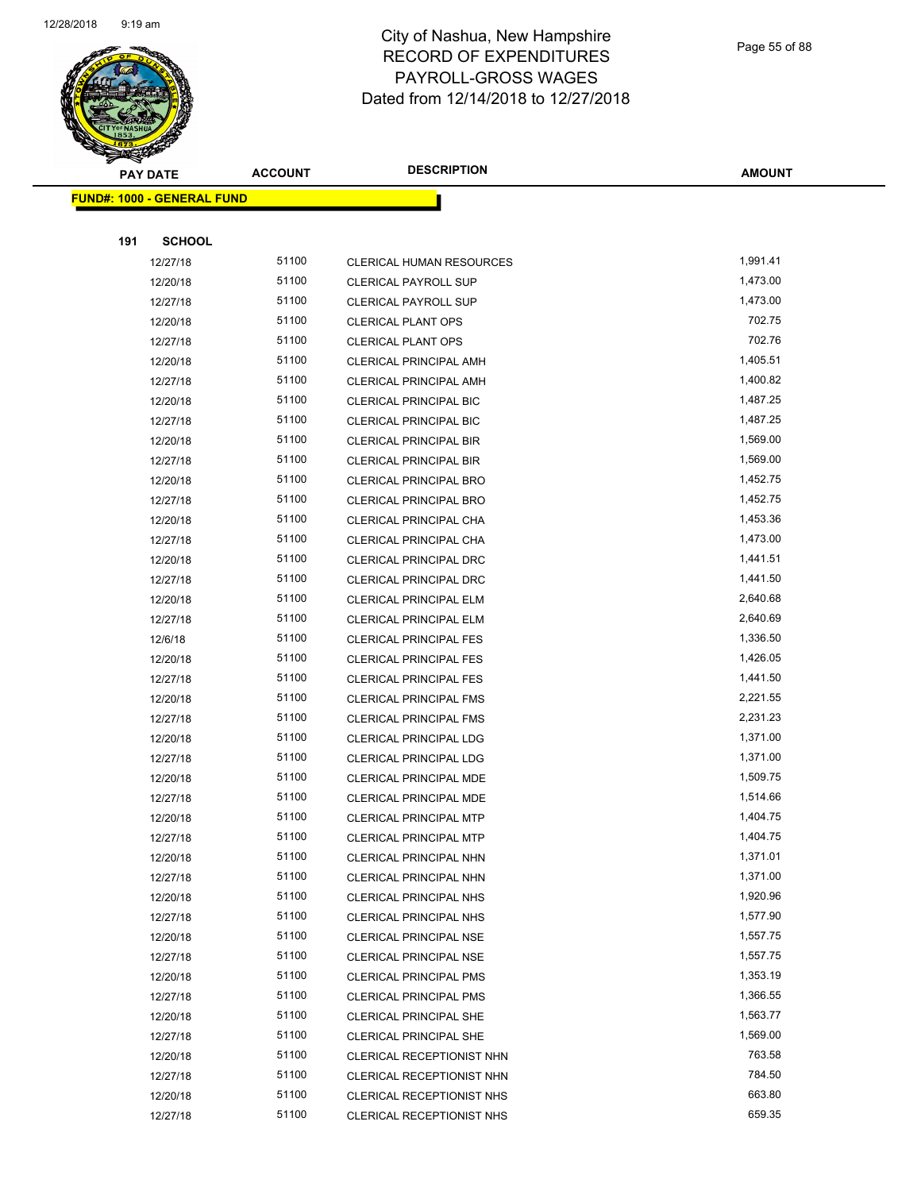# City of Nashua, New Hampshire
## RECORD OF EXPENDITURES
## PAYROLL-GROSS WAGES
## Dated from 12/14/2018 to 12/27/2018

| PAY DATE | ACCOUNT | DESCRIPTION | AMOUNT |
|---|---|---|---|
| **FUND#: 1000 - GENERAL FUND** | | | |
| **191 SCHOOL** | | | |
| 12/27/18 | 51100 | CLERICAL HUMAN RESOURCES | 1,991.41 |
| 12/20/18 | 51100 | CLERICAL PAYROLL SUP | 1,473.00 |
| 12/27/18 | 51100 | CLERICAL PAYROLL SUP | 1,473.00 |
| 12/20/18 | 51100 | CLERICAL PLANT OPS | 702.75 |
| 12/27/18 | 51100 | CLERICAL PLANT OPS | 702.76 |
| 12/20/18 | 51100 | CLERICAL PRINCIPAL AMH | 1,405.51 |
| 12/27/18 | 51100 | CLERICAL PRINCIPAL AMH | 1,400.82 |
| 12/20/18 | 51100 | CLERICAL PRINCIPAL BIC | 1,487.25 |
| 12/27/18 | 51100 | CLERICAL PRINCIPAL BIC | 1,487.25 |
| 12/20/18 | 51100 | CLERICAL PRINCIPAL BIR | 1,569.00 |
| 12/27/18 | 51100 | CLERICAL PRINCIPAL BIR | 1,569.00 |
| 12/20/18 | 51100 | CLERICAL PRINCIPAL BRO | 1,452.75 |
| 12/27/18 | 51100 | CLERICAL PRINCIPAL BRO | 1,452.75 |
| 12/20/18 | 51100 | CLERICAL PRINCIPAL CHA | 1,453.36 |
| 12/27/18 | 51100 | CLERICAL PRINCIPAL CHA | 1,473.00 |
| 12/20/18 | 51100 | CLERICAL PRINCIPAL DRC | 1,441.51 |
| 12/27/18 | 51100 | CLERICAL PRINCIPAL DRC | 1,441.50 |
| 12/20/18 | 51100 | CLERICAL PRINCIPAL ELM | 2,640.68 |
| 12/27/18 | 51100 | CLERICAL PRINCIPAL ELM | 2,640.69 |
| 12/6/18 | 51100 | CLERICAL PRINCIPAL FES | 1,336.50 |
| 12/20/18 | 51100 | CLERICAL PRINCIPAL FES | 1,426.05 |
| 12/27/18 | 51100 | CLERICAL PRINCIPAL FES | 1,441.50 |
| 12/20/18 | 51100 | CLERICAL PRINCIPAL FMS | 2,221.55 |
| 12/27/18 | 51100 | CLERICAL PRINCIPAL FMS | 2,231.23 |
| 12/20/18 | 51100 | CLERICAL PRINCIPAL LDG | 1,371.00 |
| 12/27/18 | 51100 | CLERICAL PRINCIPAL LDG | 1,371.00 |
| 12/20/18 | 51100 | CLERICAL PRINCIPAL MDE | 1,509.75 |
| 12/27/18 | 51100 | CLERICAL PRINCIPAL MDE | 1,514.66 |
| 12/20/18 | 51100 | CLERICAL PRINCIPAL MTP | 1,404.75 |
| 12/27/18 | 51100 | CLERICAL PRINCIPAL MTP | 1,404.75 |
| 12/20/18 | 51100 | CLERICAL PRINCIPAL NHN | 1,371.01 |
| 12/27/18 | 51100 | CLERICAL PRINCIPAL NHN | 1,371.00 |
| 12/20/18 | 51100 | CLERICAL PRINCIPAL NHS | 1,920.96 |
| 12/27/18 | 51100 | CLERICAL PRINCIPAL NHS | 1,577.90 |
| 12/20/18 | 51100 | CLERICAL PRINCIPAL NSE | 1,557.75 |
| 12/27/18 | 51100 | CLERICAL PRINCIPAL NSE | 1,557.75 |
| 12/20/18 | 51100 | CLERICAL PRINCIPAL PMS | 1,353.19 |
| 12/27/18 | 51100 | CLERICAL PRINCIPAL PMS | 1,366.55 |
| 12/20/18 | 51100 | CLERICAL PRINCIPAL SHE | 1,563.77 |
| 12/27/18 | 51100 | CLERICAL PRINCIPAL SHE | 1,569.00 |
| 12/20/18 | 51100 | CLERICAL RECEPTIONIST NHN | 763.58 |
| 12/27/18 | 51100 | CLERICAL RECEPTIONIST NHN | 784.50 |
| 12/20/18 | 51100 | CLERICAL RECEPTIONIST NHS | 663.80 |
| 12/27/18 | 51100 | CLERICAL RECEPTIONIST NHS | 659.35 |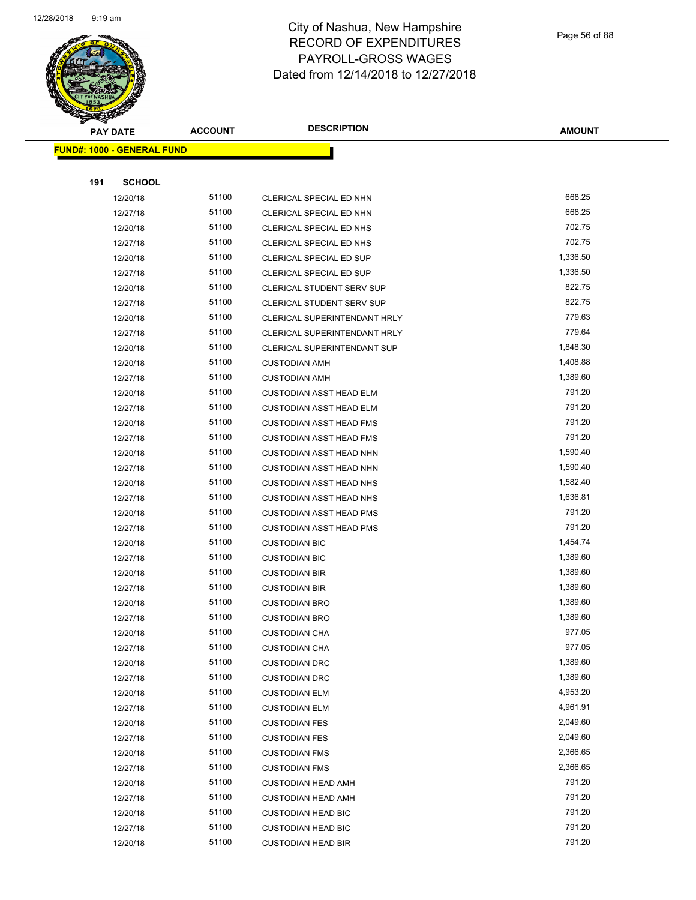# City of Nashua, New Hampshire
# RECORD OF EXPENDITURES
# PAYROLL-GROSS WAGES
# Dated from 12/14/2018 to 12/27/2018

| PAY DATE | ACCOUNT | DESCRIPTION | AMOUNT |
|---|---|---|---|

**FUND#: 1000 - GENERAL FUND**

**191 SCHOOL**

| PAY DATE | ACCOUNT | DESCRIPTION | AMOUNT |
|---|---|---|---|
| 12/20/18 | 51100 | CLERICAL SPECIAL ED NHN | 668.25 |
| 12/27/18 | 51100 | CLERICAL SPECIAL ED NHN | 668.25 |
| 12/20/18 | 51100 | CLERICAL SPECIAL ED NHS | 702.75 |
| 12/27/18 | 51100 | CLERICAL SPECIAL ED NHS | 702.75 |
| 12/20/18 | 51100 | CLERICAL SPECIAL ED SUP | 1,336.50 |
| 12/27/18 | 51100 | CLERICAL SPECIAL ED SUP | 1,336.50 |
| 12/20/18 | 51100 | CLERICAL STUDENT SERV SUP | 822.75 |
| 12/27/18 | 51100 | CLERICAL STUDENT SERV SUP | 822.75 |
| 12/20/18 | 51100 | CLERICAL SUPERINTENDANT HRLY | 779.63 |
| 12/27/18 | 51100 | CLERICAL SUPERINTENDANT HRLY | 779.64 |
| 12/20/18 | 51100 | CLERICAL SUPERINTENDANT SUP | 1,848.30 |
| 12/20/18 | 51100 | CUSTODIAN AMH | 1,408.88 |
| 12/27/18 | 51100 | CUSTODIAN AMH | 1,389.60 |
| 12/20/18 | 51100 | CUSTODIAN ASST HEAD ELM | 791.20 |
| 12/27/18 | 51100 | CUSTODIAN ASST HEAD ELM | 791.20 |
| 12/20/18 | 51100 | CUSTODIAN ASST HEAD FMS | 791.20 |
| 12/27/18 | 51100 | CUSTODIAN ASST HEAD FMS | 791.20 |
| 12/20/18 | 51100 | CUSTODIAN ASST HEAD NHN | 1,590.40 |
| 12/27/18 | 51100 | CUSTODIAN ASST HEAD NHN | 1,590.40 |
| 12/20/18 | 51100 | CUSTODIAN ASST HEAD NHS | 1,582.40 |
| 12/27/18 | 51100 | CUSTODIAN ASST HEAD NHS | 1,636.81 |
| 12/20/18 | 51100 | CUSTODIAN ASST HEAD PMS | 791.20 |
| 12/27/18 | 51100 | CUSTODIAN ASST HEAD PMS | 791.20 |
| 12/20/18 | 51100 | CUSTODIAN BIC | 1,454.74 |
| 12/27/18 | 51100 | CUSTODIAN BIC | 1,389.60 |
| 12/20/18 | 51100 | CUSTODIAN BIR | 1,389.60 |
| 12/27/18 | 51100 | CUSTODIAN BIR | 1,389.60 |
| 12/20/18 | 51100 | CUSTODIAN BRO | 1,389.60 |
| 12/27/18 | 51100 | CUSTODIAN BRO | 1,389.60 |
| 12/20/18 | 51100 | CUSTODIAN CHA | 977.05 |
| 12/27/18 | 51100 | CUSTODIAN CHA | 977.05 |
| 12/20/18 | 51100 | CUSTODIAN DRC | 1,389.60 |
| 12/27/18 | 51100 | CUSTODIAN DRC | 1,389.60 |
| 12/20/18 | 51100 | CUSTODIAN ELM | 4,953.20 |
| 12/27/18 | 51100 | CUSTODIAN ELM | 4,961.91 |
| 12/20/18 | 51100 | CUSTODIAN FES | 2,049.60 |
| 12/27/18 | 51100 | CUSTODIAN FES | 2,049.60 |
| 12/20/18 | 51100 | CUSTODIAN FMS | 2,366.65 |
| 12/27/18 | 51100 | CUSTODIAN FMS | 2,366.65 |
| 12/20/18 | 51100 | CUSTODIAN HEAD AMH | 791.20 |
| 12/27/18 | 51100 | CUSTODIAN HEAD AMH | 791.20 |
| 12/20/18 | 51100 | CUSTODIAN HEAD BIC | 791.20 |
| 12/27/18 | 51100 | CUSTODIAN HEAD BIC | 791.20 |
| 12/20/18 | 51100 | CUSTODIAN HEAD BIR | 791.20 |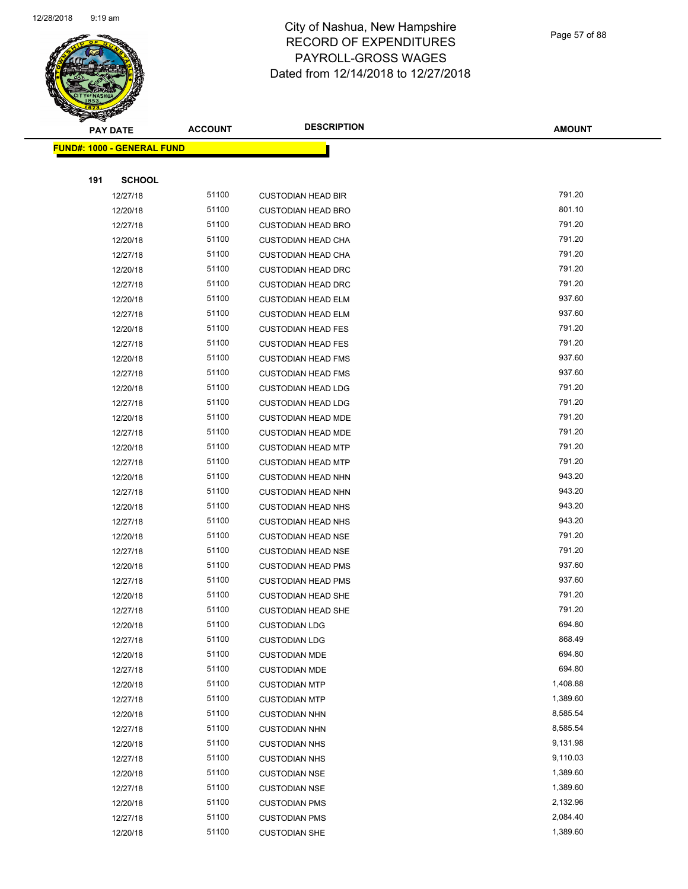City of Nashua, New Hampshire
RECORD OF EXPENDITURES
PAYROLL-GROSS WAGES
Dated from 12/14/2018 to 12/27/2018

**FUND#: 1000 - GENERAL FUND**

**191 SCHOOL**

| PAY DATE | ACCOUNT | DESCRIPTION | AMOUNT |
|---|---|---|---|
| 12/27/18 | 51100 | CUSTODIAN HEAD BIR | 791.20 |
| 12/20/18 | 51100 | CUSTODIAN HEAD BRO | 801.10 |
| 12/27/18 | 51100 | CUSTODIAN HEAD BRO | 791.20 |
| 12/20/18 | 51100 | CUSTODIAN HEAD CHA | 791.20 |
| 12/27/18 | 51100 | CUSTODIAN HEAD CHA | 791.20 |
| 12/20/18 | 51100 | CUSTODIAN HEAD DRC | 791.20 |
| 12/27/18 | 51100 | CUSTODIAN HEAD DRC | 791.20 |
| 12/20/18 | 51100 | CUSTODIAN HEAD ELM | 937.60 |
| 12/27/18 | 51100 | CUSTODIAN HEAD ELM | 937.60 |
| 12/20/18 | 51100 | CUSTODIAN HEAD FES | 791.20 |
| 12/27/18 | 51100 | CUSTODIAN HEAD FES | 791.20 |
| 12/20/18 | 51100 | CUSTODIAN HEAD FMS | 937.60 |
| 12/27/18 | 51100 | CUSTODIAN HEAD FMS | 937.60 |
| 12/20/18 | 51100 | CUSTODIAN HEAD LDG | 791.20 |
| 12/27/18 | 51100 | CUSTODIAN HEAD LDG | 791.20 |
| 12/20/18 | 51100 | CUSTODIAN HEAD MDE | 791.20 |
| 12/27/18 | 51100 | CUSTODIAN HEAD MDE | 791.20 |
| 12/20/18 | 51100 | CUSTODIAN HEAD MTP | 791.20 |
| 12/27/18 | 51100 | CUSTODIAN HEAD MTP | 791.20 |
| 12/20/18 | 51100 | CUSTODIAN HEAD NHN | 943.20 |
| 12/27/18 | 51100 | CUSTODIAN HEAD NHN | 943.20 |
| 12/20/18 | 51100 | CUSTODIAN HEAD NHS | 943.20 |
| 12/27/18 | 51100 | CUSTODIAN HEAD NHS | 943.20 |
| 12/20/18 | 51100 | CUSTODIAN HEAD NSE | 791.20 |
| 12/27/18 | 51100 | CUSTODIAN HEAD NSE | 791.20 |
| 12/20/18 | 51100 | CUSTODIAN HEAD PMS | 937.60 |
| 12/27/18 | 51100 | CUSTODIAN HEAD PMS | 937.60 |
| 12/20/18 | 51100 | CUSTODIAN HEAD SHE | 791.20 |
| 12/27/18 | 51100 | CUSTODIAN HEAD SHE | 791.20 |
| 12/20/18 | 51100 | CUSTODIAN LDG | 694.80 |
| 12/27/18 | 51100 | CUSTODIAN LDG | 868.49 |
| 12/20/18 | 51100 | CUSTODIAN MDE | 694.80 |
| 12/27/18 | 51100 | CUSTODIAN MDE | 694.80 |
| 12/20/18 | 51100 | CUSTODIAN MTP | 1,408.88 |
| 12/27/18 | 51100 | CUSTODIAN MTP | 1,389.60 |
| 12/20/18 | 51100 | CUSTODIAN NHN | 8,585.54 |
| 12/27/18 | 51100 | CUSTODIAN NHN | 8,585.54 |
| 12/20/18 | 51100 | CUSTODIAN NHS | 9,131.98 |
| 12/27/18 | 51100 | CUSTODIAN NHS | 9,110.03 |
| 12/20/18 | 51100 | CUSTODIAN NSE | 1,389.60 |
| 12/27/18 | 51100 | CUSTODIAN NSE | 1,389.60 |
| 12/20/18 | 51100 | CUSTODIAN PMS | 2,132.96 |
| 12/27/18 | 51100 | CUSTODIAN PMS | 2,084.40 |
| 12/20/18 | 51100 | CUSTODIAN SHE | 1,389.60 |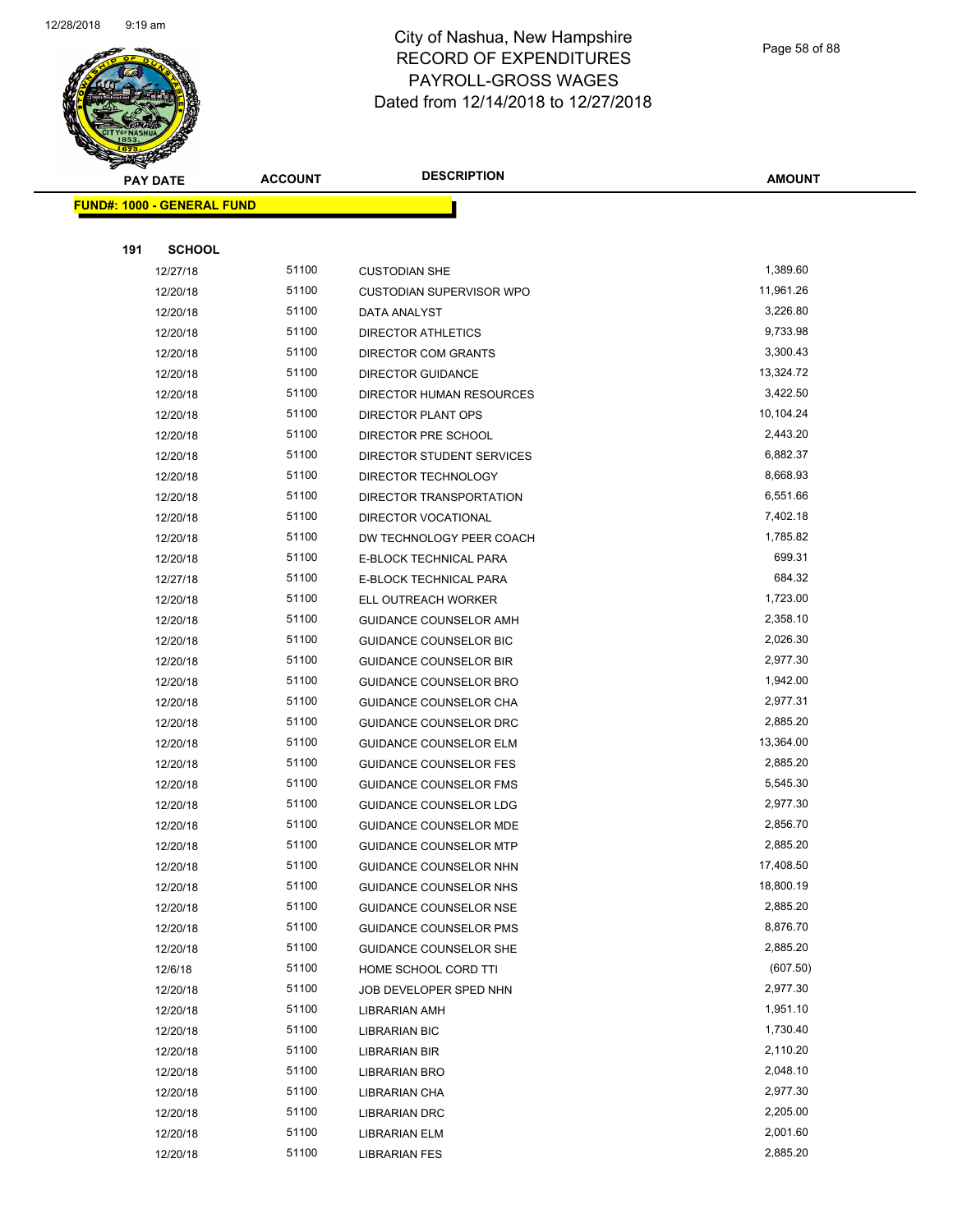# City of Nashua, New Hampshire
## RECORD OF EXPENDITURES
## PAYROLL-GROSS WAGES
## Dated from 12/14/2018 to 12/27/2018

| PAY DATE | ACCOUNT | DESCRIPTION | AMOUNT |
|---|---|---|---|

**FUND#: 1000 - GENERAL FUND**

**191 SCHOOL**

| PAY DATE | ACCOUNT | DESCRIPTION | AMOUNT |
|---|---|---|---|
| 12/27/18 | 51100 | CUSTODIAN SHE | 1,389.60 |
| 12/20/18 | 51100 | CUSTODIAN SUPERVISOR WPO | 11,961.26 |
| 12/20/18 | 51100 | DATA ANALYST | 3,226.80 |
| 12/20/18 | 51100 | DIRECTOR ATHLETICS | 9,733.98 |
| 12/20/18 | 51100 | DIRECTOR COM GRANTS | 3,300.43 |
| 12/20/18 | 51100 | DIRECTOR GUIDANCE | 13,324.72 |
| 12/20/18 | 51100 | DIRECTOR HUMAN RESOURCES | 3,422.50 |
| 12/20/18 | 51100 | DIRECTOR PLANT OPS | 10,104.24 |
| 12/20/18 | 51100 | DIRECTOR PRE SCHOOL | 2,443.20 |
| 12/20/18 | 51100 | DIRECTOR STUDENT SERVICES | 6,882.37 |
| 12/20/18 | 51100 | DIRECTOR TECHNOLOGY | 8,668.93 |
| 12/20/18 | 51100 | DIRECTOR TRANSPORTATION | 6,551.66 |
| 12/20/18 | 51100 | DIRECTOR VOCATIONAL | 7,402.18 |
| 12/20/18 | 51100 | DW TECHNOLOGY PEER COACH | 1,785.82 |
| 12/20/18 | 51100 | E-BLOCK TECHNICAL PARA | 699.31 |
| 12/27/18 | 51100 | E-BLOCK TECHNICAL PARA | 684.32 |
| 12/20/18 | 51100 | ELL OUTREACH WORKER | 1,723.00 |
| 12/20/18 | 51100 | GUIDANCE COUNSELOR AMH | 2,358.10 |
| 12/20/18 | 51100 | GUIDANCE COUNSELOR BIC | 2,026.30 |
| 12/20/18 | 51100 | GUIDANCE COUNSELOR BIR | 2,977.30 |
| 12/20/18 | 51100 | GUIDANCE COUNSELOR BRO | 1,942.00 |
| 12/20/18 | 51100 | GUIDANCE COUNSELOR CHA | 2,977.31 |
| 12/20/18 | 51100 | GUIDANCE COUNSELOR DRC | 2,885.20 |
| 12/20/18 | 51100 | GUIDANCE COUNSELOR ELM | 13,364.00 |
| 12/20/18 | 51100 | GUIDANCE COUNSELOR FES | 2,885.20 |
| 12/20/18 | 51100 | GUIDANCE COUNSELOR FMS | 5,545.30 |
| 12/20/18 | 51100 | GUIDANCE COUNSELOR LDG | 2,977.30 |
| 12/20/18 | 51100 | GUIDANCE COUNSELOR MDE | 2,856.70 |
| 12/20/18 | 51100 | GUIDANCE COUNSELOR MTP | 2,885.20 |
| 12/20/18 | 51100 | GUIDANCE COUNSELOR NHN | 17,408.50 |
| 12/20/18 | 51100 | GUIDANCE COUNSELOR NHS | 18,800.19 |
| 12/20/18 | 51100 | GUIDANCE COUNSELOR NSE | 2,885.20 |
| 12/20/18 | 51100 | GUIDANCE COUNSELOR PMS | 8,876.70 |
| 12/20/18 | 51100 | GUIDANCE COUNSELOR SHE | 2,885.20 |
| 12/6/18 | 51100 | HOME SCHOOL CORD TTI | (607.50) |
| 12/20/18 | 51100 | JOB DEVELOPER SPED NHN | 2,977.30 |
| 12/20/18 | 51100 | LIBRARIAN AMH | 1,951.10 |
| 12/20/18 | 51100 | LIBRARIAN BIC | 1,730.40 |
| 12/20/18 | 51100 | LIBRARIAN BIR | 2,110.20 |
| 12/20/18 | 51100 | LIBRARIAN BRO | 2,048.10 |
| 12/20/18 | 51100 | LIBRARIAN CHA | 2,977.30 |
| 12/20/18 | 51100 | LIBRARIAN DRC | 2,205.00 |
| 12/20/18 | 51100 | LIBRARIAN ELM | 2,001.60 |
| 12/20/18 | 51100 | LIBRARIAN FES | 2,885.20 |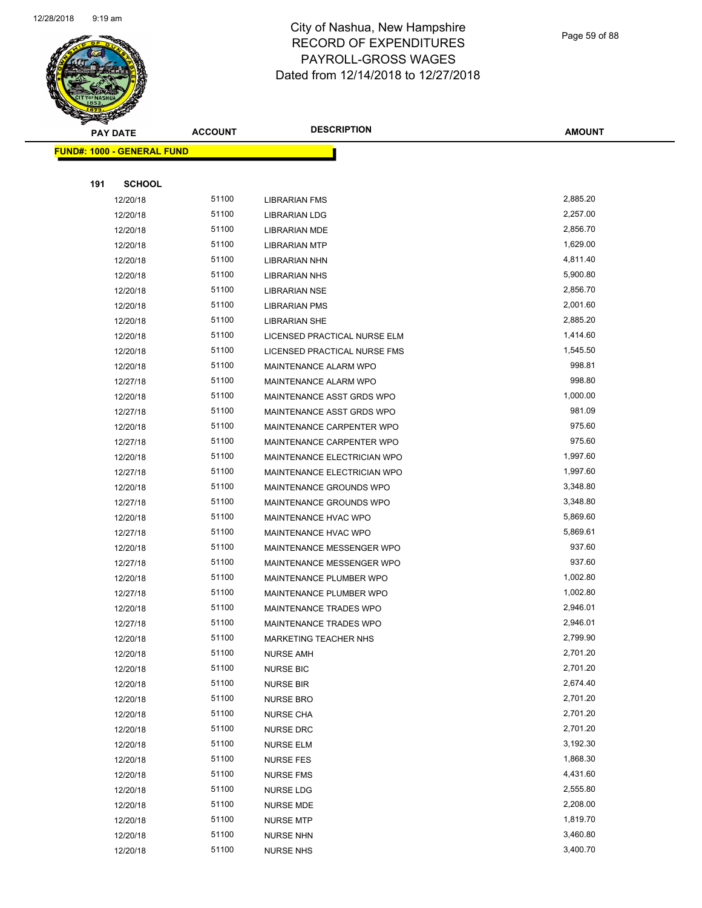# City of Nashua, New Hampshire
# RECORD OF EXPENDITURES
# PAYROLL-GROSS WAGES
# Dated from 12/14/2018 to 12/27/2018

| PAY DATE | ACCOUNT | DESCRIPTION | AMOUNT |
|---|---|---|---|

**FUND#: 1000 - GENERAL FUND**

**191 SCHOOL**

| PAY DATE | ACCOUNT | DESCRIPTION | AMOUNT |
|---|---|---|---|
| 12/20/18 | 51100 | LIBRARIAN FMS | 2,885.20 |
| 12/20/18 | 51100 | LIBRARIAN LDG | 2,257.00 |
| 12/20/18 | 51100 | LIBRARIAN MDE | 2,856.70 |
| 12/20/18 | 51100 | LIBRARIAN MTP | 1,629.00 |
| 12/20/18 | 51100 | LIBRARIAN NHN | 4,811.40 |
| 12/20/18 | 51100 | LIBRARIAN NHS | 5,900.80 |
| 12/20/18 | 51100 | LIBRARIAN NSE | 2,856.70 |
| 12/20/18 | 51100 | LIBRARIAN PMS | 2,001.60 |
| 12/20/18 | 51100 | LIBRARIAN SHE | 2,885.20 |
| 12/20/18 | 51100 | LICENSED PRACTICAL NURSE ELM | 1,414.60 |
| 12/20/18 | 51100 | LICENSED PRACTICAL NURSE FMS | 1,545.50 |
| 12/20/18 | 51100 | MAINTENANCE ALARM WPO | 998.81 |
| 12/27/18 | 51100 | MAINTENANCE ALARM WPO | 998.80 |
| 12/20/18 | 51100 | MAINTENANCE ASST GRDS WPO | 1,000.00 |
| 12/27/18 | 51100 | MAINTENANCE ASST GRDS WPO | 981.09 |
| 12/20/18 | 51100 | MAINTENANCE CARPENTER WPO | 975.60 |
| 12/27/18 | 51100 | MAINTENANCE CARPENTER WPO | 975.60 |
| 12/20/18 | 51100 | MAINTENANCE ELECTRICIAN WPO | 1,997.60 |
| 12/27/18 | 51100 | MAINTENANCE ELECTRICIAN WPO | 1,997.60 |
| 12/20/18 | 51100 | MAINTENANCE GROUNDS WPO | 3,348.80 |
| 12/27/18 | 51100 | MAINTENANCE GROUNDS WPO | 3,348.80 |
| 12/20/18 | 51100 | MAINTENANCE HVAC WPO | 5,869.60 |
| 12/27/18 | 51100 | MAINTENANCE HVAC WPO | 5,869.61 |
| 12/20/18 | 51100 | MAINTENANCE MESSENGER WPO | 937.60 |
| 12/27/18 | 51100 | MAINTENANCE MESSENGER WPO | 937.60 |
| 12/20/18 | 51100 | MAINTENANCE PLUMBER WPO | 1,002.80 |
| 12/27/18 | 51100 | MAINTENANCE PLUMBER WPO | 1,002.80 |
| 12/20/18 | 51100 | MAINTENANCE TRADES WPO | 2,946.01 |
| 12/27/18 | 51100 | MAINTENANCE TRADES WPO | 2,946.01 |
| 12/20/18 | 51100 | MARKETING TEACHER NHS | 2,799.90 |
| 12/20/18 | 51100 | NURSE AMH | 2,701.20 |
| 12/20/18 | 51100 | NURSE BIC | 2,701.20 |
| 12/20/18 | 51100 | NURSE BIR | 2,674.40 |
| 12/20/18 | 51100 | NURSE BRO | 2,701.20 |
| 12/20/18 | 51100 | NURSE CHA | 2,701.20 |
| 12/20/18 | 51100 | NURSE DRC | 2,701.20 |
| 12/20/18 | 51100 | NURSE ELM | 3,192.30 |
| 12/20/18 | 51100 | NURSE FES | 1,868.30 |
| 12/20/18 | 51100 | NURSE FMS | 4,431.60 |
| 12/20/18 | 51100 | NURSE LDG | 2,555.80 |
| 12/20/18 | 51100 | NURSE MDE | 2,208.00 |
| 12/20/18 | 51100 | NURSE MTP | 1,819.70 |
| 12/20/18 | 51100 | NURSE NHN | 3,460.80 |
| 12/20/18 | 51100 | NURSE NHS | 3,400.70 |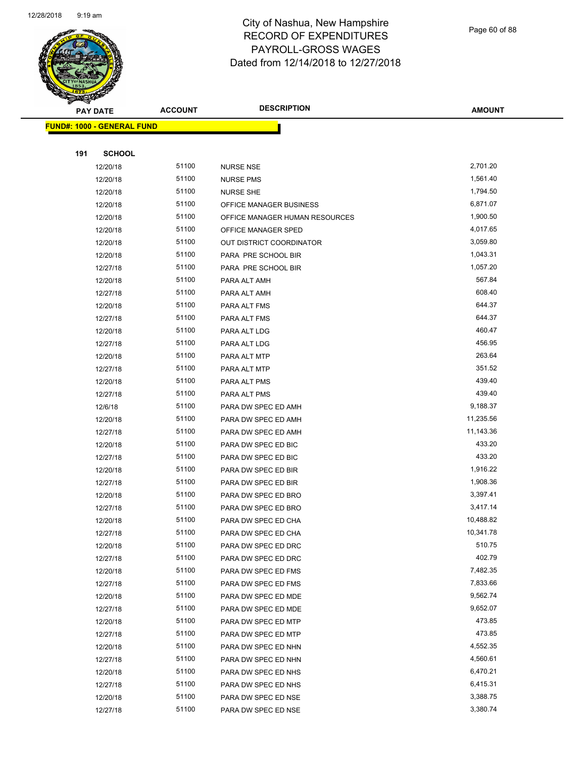# City of Nashua, New Hampshire
## RECORD OF EXPENDITURES
## PAYROLL-GROSS WAGES
## Dated from 12/14/2018 to 12/27/2018

**FUND#: 1000 - GENERAL FUND**

**191 SCHOOL**

| PAY DATE | ACCOUNT | DESCRIPTION | AMOUNT |
|---|---|---|---|
| 12/20/18 | 51100 | NURSE NSE | 2,701.20 |
| 12/20/18 | 51100 | NURSE PMS | 1,561.40 |
| 12/20/18 | 51100 | NURSE SHE | 1,794.50 |
| 12/20/18 | 51100 | OFFICE MANAGER BUSINESS | 6,871.07 |
| 12/20/18 | 51100 | OFFICE MANAGER HUMAN RESOURCES | 1,900.50 |
| 12/20/18 | 51100 | OFFICE MANAGER SPED | 4,017.65 |
| 12/20/18 | 51100 | OUT DISTRICT COORDINATOR | 3,059.80 |
| 12/20/18 | 51100 | PARA PRE SCHOOL BIR | 1,043.31 |
| 12/27/18 | 51100 | PARA PRE SCHOOL BIR | 1,057.20 |
| 12/20/18 | 51100 | PARA ALT AMH | 567.84 |
| 12/27/18 | 51100 | PARA ALT AMH | 608.40 |
| 12/20/18 | 51100 | PARA ALT FMS | 644.37 |
| 12/27/18 | 51100 | PARA ALT FMS | 644.37 |
| 12/20/18 | 51100 | PARA ALT LDG | 460.47 |
| 12/27/18 | 51100 | PARA ALT LDG | 456.95 |
| 12/20/18 | 51100 | PARA ALT MTP | 263.64 |
| 12/27/18 | 51100 | PARA ALT MTP | 351.52 |
| 12/20/18 | 51100 | PARA ALT PMS | 439.40 |
| 12/27/18 | 51100 | PARA ALT PMS | 439.40 |
| 12/6/18 | 51100 | PARA DW SPEC ED AMH | 9,188.37 |
| 12/20/18 | 51100 | PARA DW SPEC ED AMH | 11,235.56 |
| 12/27/18 | 51100 | PARA DW SPEC ED AMH | 11,143.36 |
| 12/20/18 | 51100 | PARA DW SPEC ED BIC | 433.20 |
| 12/27/18 | 51100 | PARA DW SPEC ED BIC | 433.20 |
| 12/20/18 | 51100 | PARA DW SPEC ED BIR | 1,916.22 |
| 12/27/18 | 51100 | PARA DW SPEC ED BIR | 1,908.36 |
| 12/20/18 | 51100 | PARA DW SPEC ED BRO | 3,397.41 |
| 12/27/18 | 51100 | PARA DW SPEC ED BRO | 3,417.14 |
| 12/20/18 | 51100 | PARA DW SPEC ED CHA | 10,488.82 |
| 12/27/18 | 51100 | PARA DW SPEC ED CHA | 10,341.78 |
| 12/20/18 | 51100 | PARA DW SPEC ED DRC | 510.75 |
| 12/27/18 | 51100 | PARA DW SPEC ED DRC | 402.79 |
| 12/20/18 | 51100 | PARA DW SPEC ED FMS | 7,482.35 |
| 12/27/18 | 51100 | PARA DW SPEC ED FMS | 7,833.66 |
| 12/20/18 | 51100 | PARA DW SPEC ED MDE | 9,562.74 |
| 12/27/18 | 51100 | PARA DW SPEC ED MDE | 9,652.07 |
| 12/20/18 | 51100 | PARA DW SPEC ED MTP | 473.85 |
| 12/27/18 | 51100 | PARA DW SPEC ED MTP | 473.85 |
| 12/20/18 | 51100 | PARA DW SPEC ED NHN | 4,552.35 |
| 12/27/18 | 51100 | PARA DW SPEC ED NHN | 4,560.61 |
| 12/20/18 | 51100 | PARA DW SPEC ED NHS | 6,470.21 |
| 12/27/18 | 51100 | PARA DW SPEC ED NHS | 6,415.31 |
| 12/20/18 | 51100 | PARA DW SPEC ED NSE | 3,388.75 |
| 12/27/18 | 51100 | PARA DW SPEC ED NSE | 3,380.74 |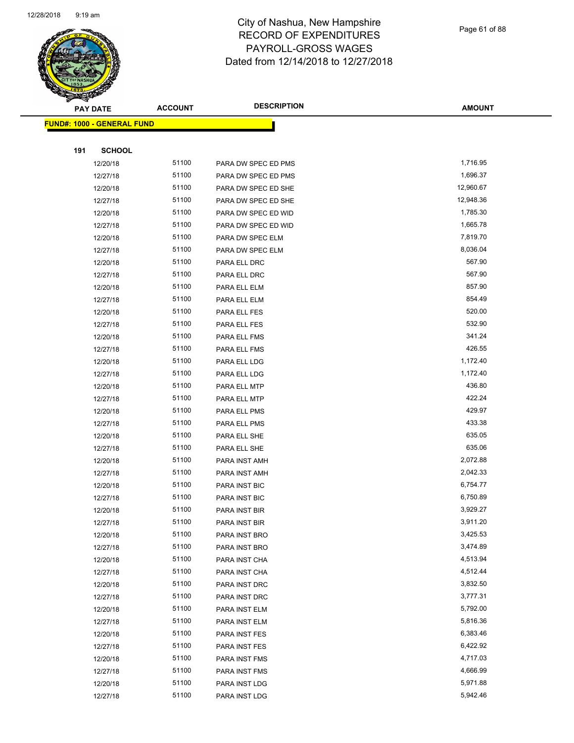# City of Nashua, New Hampshire
# RECORD OF EXPENDITURES
# PAYROLL-GROSS WAGES
# Dated from 12/14/2018 to 12/27/2018

| PAY DATE | ACCOUNT | DESCRIPTION | AMOUNT |
|---|---|---|---|
| **FUND#: 1000 - GENERAL FUND** | | | |
| **191 SCHOOL** | | | |
| 12/20/18 | 51100 | PARA DW SPEC ED PMS | 1,716.95 |
| 12/27/18 | 51100 | PARA DW SPEC ED PMS | 1,696.37 |
| 12/20/18 | 51100 | PARA DW SPEC ED SHE | 12,960.67 |
| 12/27/18 | 51100 | PARA DW SPEC ED SHE | 12,948.36 |
| 12/20/18 | 51100 | PARA DW SPEC ED WID | 1,785.30 |
| 12/27/18 | 51100 | PARA DW SPEC ED WID | 1,665.78 |
| 12/20/18 | 51100 | PARA DW SPEC ELM | 7,819.70 |
| 12/27/18 | 51100 | PARA DW SPEC ELM | 8,036.04 |
| 12/20/18 | 51100 | PARA ELL DRC | 567.90 |
| 12/27/18 | 51100 | PARA ELL DRC | 567.90 |
| 12/20/18 | 51100 | PARA ELL ELM | 857.90 |
| 12/27/18 | 51100 | PARA ELL ELM | 854.49 |
| 12/20/18 | 51100 | PARA ELL FES | 520.00 |
| 12/27/18 | 51100 | PARA ELL FES | 532.90 |
| 12/20/18 | 51100 | PARA ELL FMS | 341.24 |
| 12/27/18 | 51100 | PARA ELL FMS | 426.55 |
| 12/20/18 | 51100 | PARA ELL LDG | 1,172.40 |
| 12/27/18 | 51100 | PARA ELL LDG | 1,172.40 |
| 12/20/18 | 51100 | PARA ELL MTP | 436.80 |
| 12/27/18 | 51100 | PARA ELL MTP | 422.24 |
| 12/20/18 | 51100 | PARA ELL PMS | 429.97 |
| 12/27/18 | 51100 | PARA ELL PMS | 433.38 |
| 12/20/18 | 51100 | PARA ELL SHE | 635.05 |
| 12/27/18 | 51100 | PARA ELL SHE | 635.06 |
| 12/20/18 | 51100 | PARA INST AMH | 2,072.88 |
| 12/27/18 | 51100 | PARA INST AMH | 2,042.33 |
| 12/20/18 | 51100 | PARA INST BIC | 6,754.77 |
| 12/27/18 | 51100 | PARA INST BIC | 6,750.89 |
| 12/20/18 | 51100 | PARA INST BIR | 3,929.27 |
| 12/27/18 | 51100 | PARA INST BIR | 3,911.20 |
| 12/20/18 | 51100 | PARA INST BRO | 3,425.53 |
| 12/27/18 | 51100 | PARA INST BRO | 3,474.89 |
| 12/20/18 | 51100 | PARA INST CHA | 4,513.94 |
| 12/27/18 | 51100 | PARA INST CHA | 4,512.44 |
| 12/20/18 | 51100 | PARA INST DRC | 3,832.50 |
| 12/27/18 | 51100 | PARA INST DRC | 3,777.31 |
| 12/20/18 | 51100 | PARA INST ELM | 5,792.00 |
| 12/27/18 | 51100 | PARA INST ELM | 5,816.36 |
| 12/20/18 | 51100 | PARA INST FES | 6,383.46 |
| 12/27/18 | 51100 | PARA INST FES | 6,422.92 |
| 12/20/18 | 51100 | PARA INST FMS | 4,717.03 |
| 12/27/18 | 51100 | PARA INST FMS | 4,666.99 |
| 12/20/18 | 51100 | PARA INST LDG | 5,971.88 |
| 12/27/18 | 51100 | PARA INST LDG | 5,942.46 |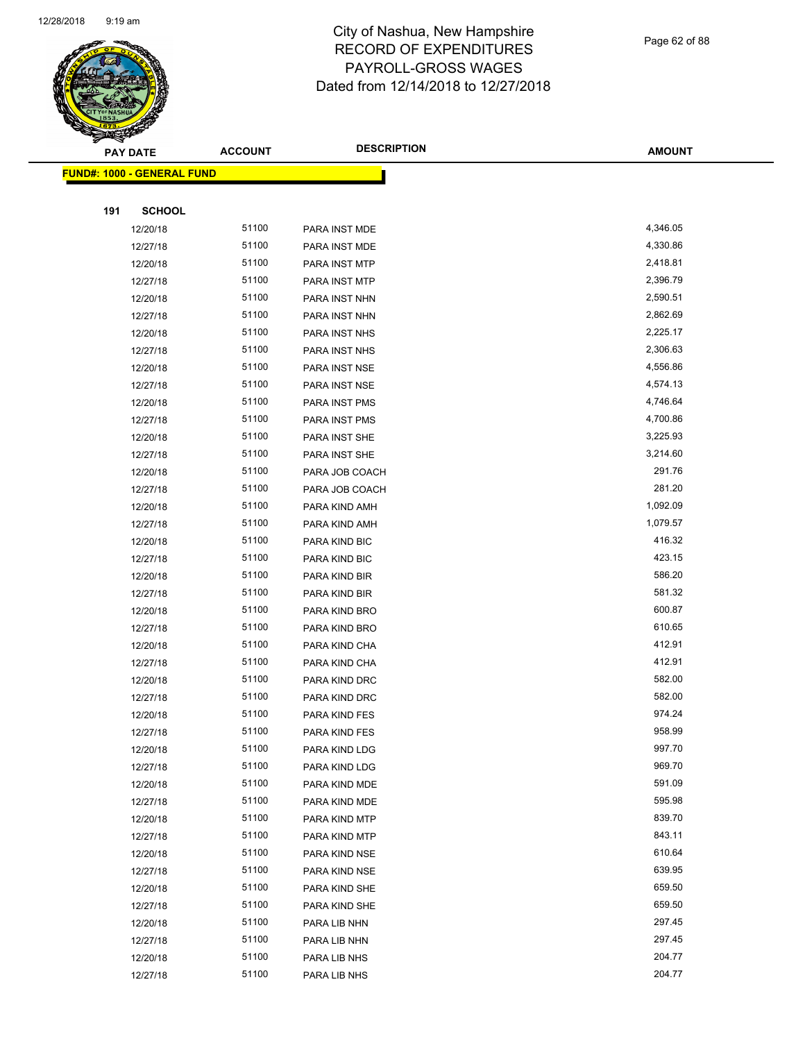# City of Nashua, New Hampshire
# RECORD OF EXPENDITURES
# PAYROLL-GROSS WAGES
# Dated from 12/14/2018 to 12/27/2018

| PAY DATE | ACCOUNT | DESCRIPTION | AMOUNT |
|---|---|---|---|

**FUND#: 1000 - GENERAL FUND**

**191 SCHOOL**

| PAY DATE | ACCOUNT | DESCRIPTION | AMOUNT |
|---|---|---|---|
| 12/20/18 | 51100 | PARA INST MDE | 4,346.05 |
| 12/27/18 | 51100 | PARA INST MDE | 4,330.86 |
| 12/20/18 | 51100 | PARA INST MTP | 2,418.81 |
| 12/27/18 | 51100 | PARA INST MTP | 2,396.79 |
| 12/20/18 | 51100 | PARA INST NHN | 2,590.51 |
| 12/27/18 | 51100 | PARA INST NHN | 2,862.69 |
| 12/20/18 | 51100 | PARA INST NHS | 2,225.17 |
| 12/27/18 | 51100 | PARA INST NHS | 2,306.63 |
| 12/20/18 | 51100 | PARA INST NSE | 4,556.86 |
| 12/27/18 | 51100 | PARA INST NSE | 4,574.13 |
| 12/20/18 | 51100 | PARA INST PMS | 4,746.64 |
| 12/27/18 | 51100 | PARA INST PMS | 4,700.86 |
| 12/20/18 | 51100 | PARA INST SHE | 3,225.93 |
| 12/27/18 | 51100 | PARA INST SHE | 3,214.60 |
| 12/20/18 | 51100 | PARA JOB COACH | 291.76 |
| 12/27/18 | 51100 | PARA JOB COACH | 281.20 |
| 12/20/18 | 51100 | PARA KIND AMH | 1,092.09 |
| 12/27/18 | 51100 | PARA KIND AMH | 1,079.57 |
| 12/20/18 | 51100 | PARA KIND BIC | 416.32 |
| 12/27/18 | 51100 | PARA KIND BIC | 423.15 |
| 12/20/18 | 51100 | PARA KIND BIR | 586.20 |
| 12/27/18 | 51100 | PARA KIND BIR | 581.32 |
| 12/20/18 | 51100 | PARA KIND BRO | 600.87 |
| 12/27/18 | 51100 | PARA KIND BRO | 610.65 |
| 12/20/18 | 51100 | PARA KIND CHA | 412.91 |
| 12/27/18 | 51100 | PARA KIND CHA | 412.91 |
| 12/20/18 | 51100 | PARA KIND DRC | 582.00 |
| 12/27/18 | 51100 | PARA KIND DRC | 582.00 |
| 12/20/18 | 51100 | PARA KIND FES | 974.24 |
| 12/27/18 | 51100 | PARA KIND FES | 958.99 |
| 12/20/18 | 51100 | PARA KIND LDG | 997.70 |
| 12/27/18 | 51100 | PARA KIND LDG | 969.70 |
| 12/20/18 | 51100 | PARA KIND MDE | 591.09 |
| 12/27/18 | 51100 | PARA KIND MDE | 595.98 |
| 12/20/18 | 51100 | PARA KIND MTP | 839.70 |
| 12/27/18 | 51100 | PARA KIND MTP | 843.11 |
| 12/20/18 | 51100 | PARA KIND NSE | 610.64 |
| 12/27/18 | 51100 | PARA KIND NSE | 639.95 |
| 12/20/18 | 51100 | PARA KIND SHE | 659.50 |
| 12/27/18 | 51100 | PARA KIND SHE | 659.50 |
| 12/20/18 | 51100 | PARA LIB NHN | 297.45 |
| 12/27/18 | 51100 | PARA LIB NHN | 297.45 |
| 12/20/18 | 51100 | PARA LIB NHS | 204.77 |
| 12/27/18 | 51100 | PARA LIB NHS | 204.77 |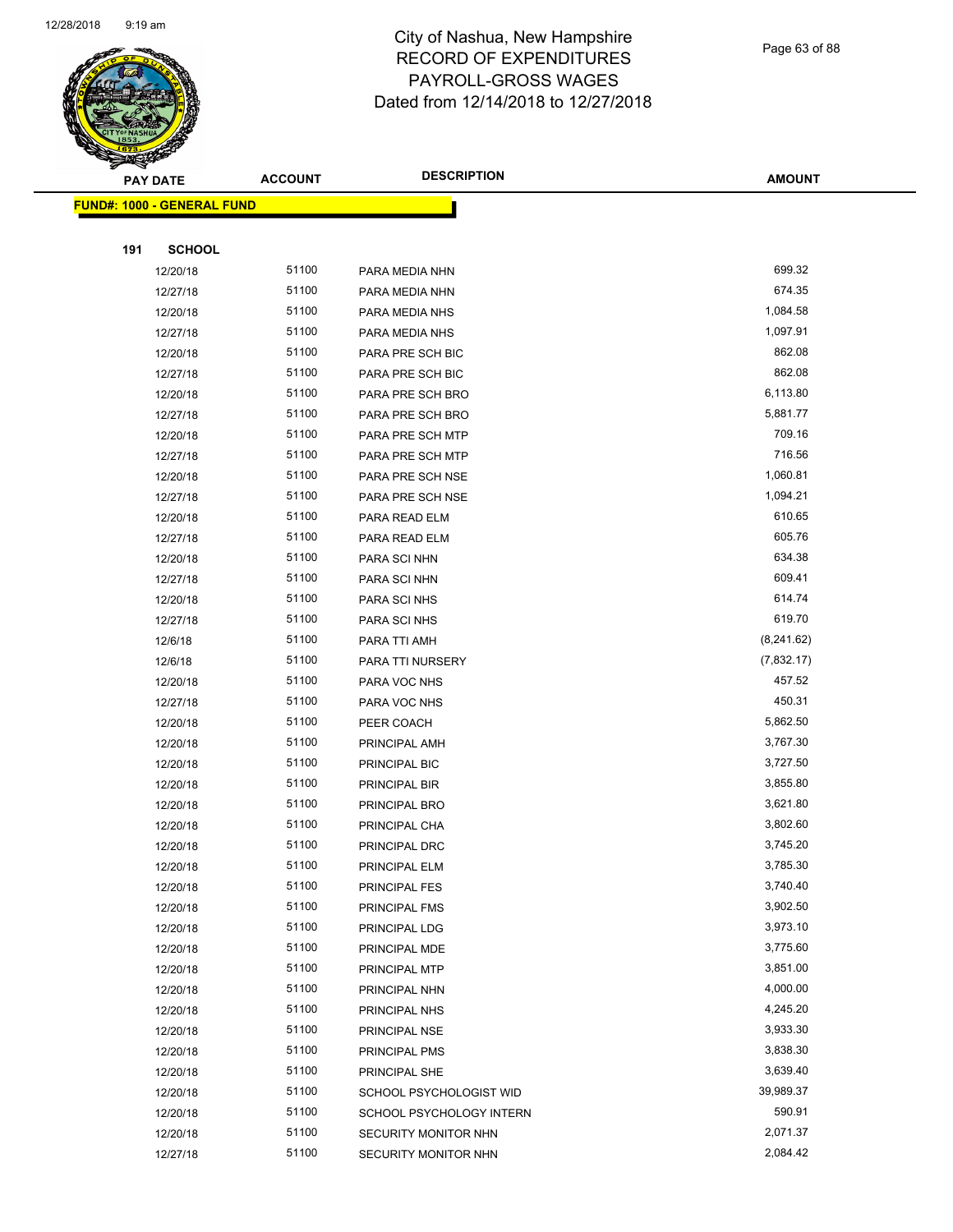# City of Nashua, New Hampshire
# RECORD OF EXPENDITURES
# PAYROLL-GROSS WAGES
# Dated from 12/14/2018 to 12/27/2018

| PAY DATE | ACCOUNT | DESCRIPTION | AMOUNT |
|---|---|---|---|

**FUND#: 1000 - GENERAL FUND**

**191 SCHOOL**

| PAY DATE | ACCOUNT | DESCRIPTION | AMOUNT |
|---|---|---|---|
| 12/20/18 | 51100 | PARA MEDIA NHN | 699.32 |
| 12/27/18 | 51100 | PARA MEDIA NHN | 674.35 |
| 12/20/18 | 51100 | PARA MEDIA NHS | 1,084.58 |
| 12/27/18 | 51100 | PARA MEDIA NHS | 1,097.91 |
| 12/20/18 | 51100 | PARA PRE SCH BIC | 862.08 |
| 12/27/18 | 51100 | PARA PRE SCH BIC | 862.08 |
| 12/20/18 | 51100 | PARA PRE SCH BRO | 6,113.80 |
| 12/27/18 | 51100 | PARA PRE SCH BRO | 5,881.77 |
| 12/20/18 | 51100 | PARA PRE SCH MTP | 709.16 |
| 12/27/18 | 51100 | PARA PRE SCH MTP | 716.56 |
| 12/20/18 | 51100 | PARA PRE SCH NSE | 1,060.81 |
| 12/27/18 | 51100 | PARA PRE SCH NSE | 1,094.21 |
| 12/20/18 | 51100 | PARA READ ELM | 610.65 |
| 12/27/18 | 51100 | PARA READ ELM | 605.76 |
| 12/20/18 | 51100 | PARA SCI NHN | 634.38 |
| 12/27/18 | 51100 | PARA SCI NHN | 609.41 |
| 12/20/18 | 51100 | PARA SCI NHS | 614.74 |
| 12/27/18 | 51100 | PARA SCI NHS | 619.70 |
| 12/6/18 | 51100 | PARA TTI AMH | (8,241.62) |
| 12/6/18 | 51100 | PARA TTI NURSERY | (7,832.17) |
| 12/20/18 | 51100 | PARA VOC NHS | 457.52 |
| 12/27/18 | 51100 | PARA VOC NHS | 450.31 |
| 12/20/18 | 51100 | PEER COACH | 5,862.50 |
| 12/20/18 | 51100 | PRINCIPAL AMH | 3,767.30 |
| 12/20/18 | 51100 | PRINCIPAL BIC | 3,727.50 |
| 12/20/18 | 51100 | PRINCIPAL BIR | 3,855.80 |
| 12/20/18 | 51100 | PRINCIPAL BRO | 3,621.80 |
| 12/20/18 | 51100 | PRINCIPAL CHA | 3,802.60 |
| 12/20/18 | 51100 | PRINCIPAL DRC | 3,745.20 |
| 12/20/18 | 51100 | PRINCIPAL ELM | 3,785.30 |
| 12/20/18 | 51100 | PRINCIPAL FES | 3,740.40 |
| 12/20/18 | 51100 | PRINCIPAL FMS | 3,902.50 |
| 12/20/18 | 51100 | PRINCIPAL LDG | 3,973.10 |
| 12/20/18 | 51100 | PRINCIPAL MDE | 3,775.60 |
| 12/20/18 | 51100 | PRINCIPAL MTP | 3,851.00 |
| 12/20/18 | 51100 | PRINCIPAL NHN | 4,000.00 |
| 12/20/18 | 51100 | PRINCIPAL NHS | 4,245.20 |
| 12/20/18 | 51100 | PRINCIPAL NSE | 3,933.30 |
| 12/20/18 | 51100 | PRINCIPAL PMS | 3,838.30 |
| 12/20/18 | 51100 | PRINCIPAL SHE | 3,639.40 |
| 12/20/18 | 51100 | SCHOOL PSYCHOLOGIST WID | 39,989.37 |
| 12/20/18 | 51100 | SCHOOL PSYCHOLOGY INTERN | 590.91 |
| 12/20/18 | 51100 | SECURITY MONITOR NHN | 2,071.37 |
| 12/27/18 | 51100 | SECURITY MONITOR NHN | 2,084.42 |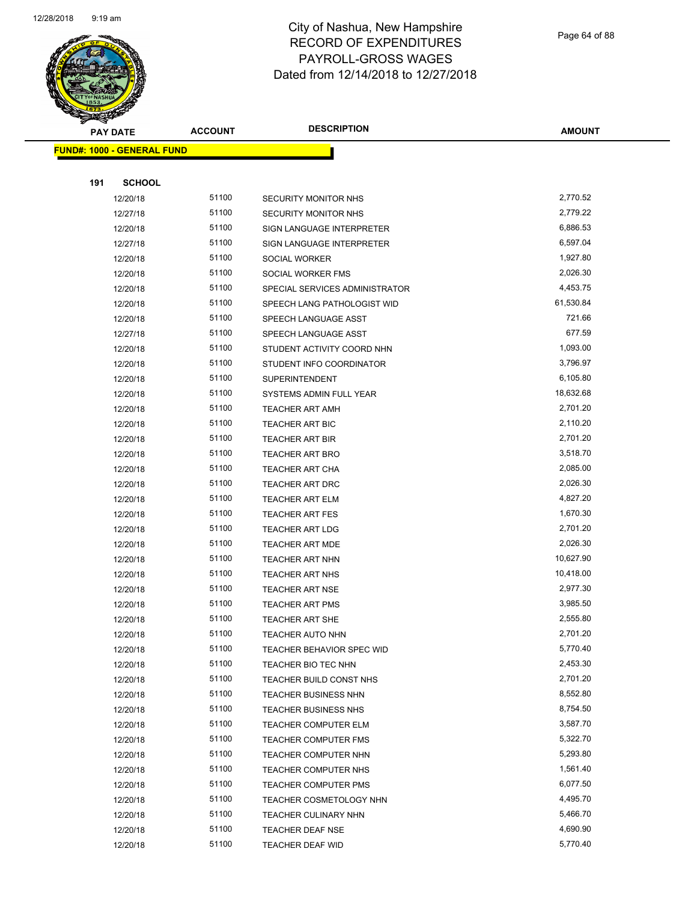# City of Nashua, New Hampshire
## RECORD OF EXPENDITURES
## PAYROLL-GROSS WAGES
## Dated from 12/14/2018 to 12/27/2018

| PAY DATE | ACCOUNT | DESCRIPTION | AMOUNT |
|---|---|---|---|
| **FUND#: 1000 - GENERAL FUND** | | | |
| **191 SCHOOL** | | | |
| 12/20/18 | 51100 | SECURITY MONITOR NHS | 2,770.52 |
| 12/27/18 | 51100 | SECURITY MONITOR NHS | 2,779.22 |
| 12/20/18 | 51100 | SIGN LANGUAGE INTERPRETER | 6,886.53 |
| 12/27/18 | 51100 | SIGN LANGUAGE INTERPRETER | 6,597.04 |
| 12/20/18 | 51100 | SOCIAL WORKER | 1,927.80 |
| 12/20/18 | 51100 | SOCIAL WORKER FMS | 2,026.30 |
| 12/20/18 | 51100 | SPECIAL SERVICES ADMINISTRATOR | 4,453.75 |
| 12/20/18 | 51100 | SPEECH LANG PATHOLOGIST WID | 61,530.84 |
| 12/20/18 | 51100 | SPEECH LANGUAGE ASST | 721.66 |
| 12/27/18 | 51100 | SPEECH LANGUAGE ASST | 677.59 |
| 12/20/18 | 51100 | STUDENT ACTIVITY COORD NHN | 1,093.00 |
| 12/20/18 | 51100 | STUDENT INFO COORDINATOR | 3,796.97 |
| 12/20/18 | 51100 | SUPERINTENDENT | 6,105.80 |
| 12/20/18 | 51100 | SYSTEMS ADMIN FULL YEAR | 18,632.68 |
| 12/20/18 | 51100 | TEACHER ART AMH | 2,701.20 |
| 12/20/18 | 51100 | TEACHER ART BIC | 2,110.20 |
| 12/20/18 | 51100 | TEACHER ART BIR | 2,701.20 |
| 12/20/18 | 51100 | TEACHER ART BRO | 3,518.70 |
| 12/20/18 | 51100 | TEACHER ART CHA | 2,085.00 |
| 12/20/18 | 51100 | TEACHER ART DRC | 2,026.30 |
| 12/20/18 | 51100 | TEACHER ART ELM | 4,827.20 |
| 12/20/18 | 51100 | TEACHER ART FES | 1,670.30 |
| 12/20/18 | 51100 | TEACHER ART LDG | 2,701.20 |
| 12/20/18 | 51100 | TEACHER ART MDE | 2,026.30 |
| 12/20/18 | 51100 | TEACHER ART NHN | 10,627.90 |
| 12/20/18 | 51100 | TEACHER ART NHS | 10,418.00 |
| 12/20/18 | 51100 | TEACHER ART NSE | 2,977.30 |
| 12/20/18 | 51100 | TEACHER ART PMS | 3,985.50 |
| 12/20/18 | 51100 | TEACHER ART SHE | 2,555.80 |
| 12/20/18 | 51100 | TEACHER AUTO NHN | 2,701.20 |
| 12/20/18 | 51100 | TEACHER BEHAVIOR SPEC WID | 5,770.40 |
| 12/20/18 | 51100 | TEACHER BIO TEC NHN | 2,453.30 |
| 12/20/18 | 51100 | TEACHER BUILD CONST NHS | 2,701.20 |
| 12/20/18 | 51100 | TEACHER BUSINESS NHN | 8,552.80 |
| 12/20/18 | 51100 | TEACHER BUSINESS NHS | 8,754.50 |
| 12/20/18 | 51100 | TEACHER COMPUTER ELM | 3,587.70 |
| 12/20/18 | 51100 | TEACHER COMPUTER FMS | 5,322.70 |
| 12/20/18 | 51100 | TEACHER COMPUTER NHN | 5,293.80 |
| 12/20/18 | 51100 | TEACHER COMPUTER NHS | 1,561.40 |
| 12/20/18 | 51100 | TEACHER COMPUTER PMS | 6,077.50 |
| 12/20/18 | 51100 | TEACHER COSMETOLOGY NHN | 4,495.70 |
| 12/20/18 | 51100 | TEACHER CULINARY NHN | 5,466.70 |
| 12/20/18 | 51100 | TEACHER DEAF NSE | 4,690.90 |
| 12/20/18 | 51100 | TEACHER DEAF WID | 5,770.40 |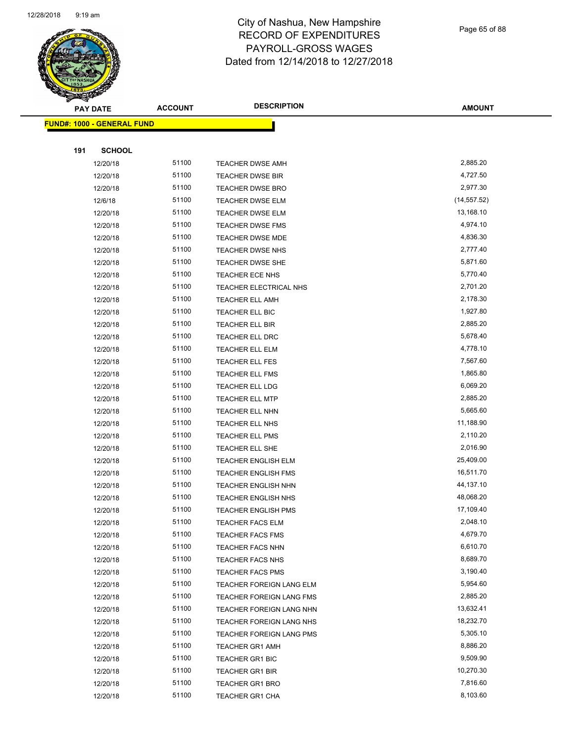# City of Nashua, New Hampshire
# RECORD OF EXPENDITURES
# PAYROLL-GROSS WAGES
# Dated from 12/14/2018 to 12/27/2018

**FUND#: 1000 - GENERAL FUND**

**191 SCHOOL**

| PAY DATE | ACCOUNT | DESCRIPTION | AMOUNT |
|---|---|---|---|
| 12/20/18 | 51100 | TEACHER DWSE AMH | 2,885.20 |
| 12/20/18 | 51100 | TEACHER DWSE BIR | 4,727.50 |
| 12/20/18 | 51100 | TEACHER DWSE BRO | 2,977.30 |
| 12/6/18 | 51100 | TEACHER DWSE ELM | (14,557.52) |
| 12/20/18 | 51100 | TEACHER DWSE ELM | 13,168.10 |
| 12/20/18 | 51100 | TEACHER DWSE FMS | 4,974.10 |
| 12/20/18 | 51100 | TEACHER DWSE MDE | 4,836.30 |
| 12/20/18 | 51100 | TEACHER DWSE NHS | 2,777.40 |
| 12/20/18 | 51100 | TEACHER DWSE SHE | 5,871.60 |
| 12/20/18 | 51100 | TEACHER ECE NHS | 5,770.40 |
| 12/20/18 | 51100 | TEACHER ELECTRICAL NHS | 2,701.20 |
| 12/20/18 | 51100 | TEACHER ELL AMH | 2,178.30 |
| 12/20/18 | 51100 | TEACHER ELL BIC | 1,927.80 |
| 12/20/18 | 51100 | TEACHER ELL BIR | 2,885.20 |
| 12/20/18 | 51100 | TEACHER ELL DRC | 5,678.40 |
| 12/20/18 | 51100 | TEACHER ELL ELM | 4,778.10 |
| 12/20/18 | 51100 | TEACHER ELL FES | 7,567.60 |
| 12/20/18 | 51100 | TEACHER ELL FMS | 1,865.80 |
| 12/20/18 | 51100 | TEACHER ELL LDG | 6,069.20 |
| 12/20/18 | 51100 | TEACHER ELL MTP | 2,885.20 |
| 12/20/18 | 51100 | TEACHER ELL NHN | 5,665.60 |
| 12/20/18 | 51100 | TEACHER ELL NHS | 11,188.90 |
| 12/20/18 | 51100 | TEACHER ELL PMS | 2,110.20 |
| 12/20/18 | 51100 | TEACHER ELL SHE | 2,016.90 |
| 12/20/18 | 51100 | TEACHER ENGLISH ELM | 25,409.00 |
| 12/20/18 | 51100 | TEACHER ENGLISH FMS | 16,511.70 |
| 12/20/18 | 51100 | TEACHER ENGLISH NHN | 44,137.10 |
| 12/20/18 | 51100 | TEACHER ENGLISH NHS | 48,068.20 |
| 12/20/18 | 51100 | TEACHER ENGLISH PMS | 17,109.40 |
| 12/20/18 | 51100 | TEACHER FACS ELM | 2,048.10 |
| 12/20/18 | 51100 | TEACHER FACS FMS | 4,679.70 |
| 12/20/18 | 51100 | TEACHER FACS NHN | 6,610.70 |
| 12/20/18 | 51100 | TEACHER FACS NHS | 8,689.70 |
| 12/20/18 | 51100 | TEACHER FACS PMS | 3,190.40 |
| 12/20/18 | 51100 | TEACHER FOREIGN LANG ELM | 5,954.60 |
| 12/20/18 | 51100 | TEACHER FOREIGN LANG FMS | 2,885.20 |
| 12/20/18 | 51100 | TEACHER FOREIGN LANG NHN | 13,632.41 |
| 12/20/18 | 51100 | TEACHER FOREIGN LANG NHS | 18,232.70 |
| 12/20/18 | 51100 | TEACHER FOREIGN LANG PMS | 5,305.10 |
| 12/20/18 | 51100 | TEACHER GR1 AMH | 8,886.20 |
| 12/20/18 | 51100 | TEACHER GR1 BIC | 9,509.90 |
| 12/20/18 | 51100 | TEACHER GR1 BIR | 10,270.30 |
| 12/20/18 | 51100 | TEACHER GR1 BRO | 7,816.60 |
| 12/20/18 | 51100 | TEACHER GR1 CHA | 8,103.60 |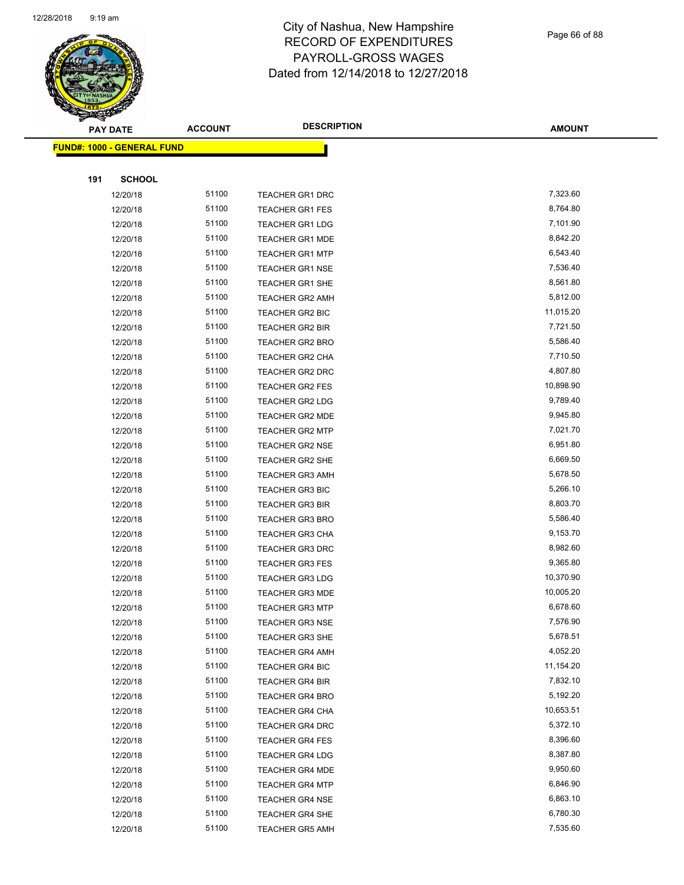# City of Nashua, New Hampshire
# RECORD OF EXPENDITURES
# PAYROLL-GROSS WAGES
# Dated from 12/14/2018 to 12/27/2018

**FUND#: 1000 - GENERAL FUND**

**191 SCHOOL**

| PAY DATE | ACCOUNT | DESCRIPTION | AMOUNT |
|---|---|---|---|
| 12/20/18 | 51100 | TEACHER GR1 DRC | 7,323.60 |
| 12/20/18 | 51100 | TEACHER GR1 FES | 8,764.80 |
| 12/20/18 | 51100 | TEACHER GR1 LDG | 7,101.90 |
| 12/20/18 | 51100 | TEACHER GR1 MDE | 8,842.20 |
| 12/20/18 | 51100 | TEACHER GR1 MTP | 6,543.40 |
| 12/20/18 | 51100 | TEACHER GR1 NSE | 7,536.40 |
| 12/20/18 | 51100 | TEACHER GR1 SHE | 8,561.80 |
| 12/20/18 | 51100 | TEACHER GR2 AMH | 5,812.00 |
| 12/20/18 | 51100 | TEACHER GR2 BIC | 11,015.20 |
| 12/20/18 | 51100 | TEACHER GR2 BIR | 7,721.50 |
| 12/20/18 | 51100 | TEACHER GR2 BRO | 5,586.40 |
| 12/20/18 | 51100 | TEACHER GR2 CHA | 7,710.50 |
| 12/20/18 | 51100 | TEACHER GR2 DRC | 4,807.80 |
| 12/20/18 | 51100 | TEACHER GR2 FES | 10,898.90 |
| 12/20/18 | 51100 | TEACHER GR2 LDG | 9,789.40 |
| 12/20/18 | 51100 | TEACHER GR2 MDE | 9,945.80 |
| 12/20/18 | 51100 | TEACHER GR2 MTP | 7,021.70 |
| 12/20/18 | 51100 | TEACHER GR2 NSE | 6,951.80 |
| 12/20/18 | 51100 | TEACHER GR2 SHE | 6,669.50 |
| 12/20/18 | 51100 | TEACHER GR3 AMH | 5,678.50 |
| 12/20/18 | 51100 | TEACHER GR3 BIC | 5,266.10 |
| 12/20/18 | 51100 | TEACHER GR3 BIR | 8,803.70 |
| 12/20/18 | 51100 | TEACHER GR3 BRO | 5,586.40 |
| 12/20/18 | 51100 | TEACHER GR3 CHA | 9,153.70 |
| 12/20/18 | 51100 | TEACHER GR3 DRC | 8,982.60 |
| 12/20/18 | 51100 | TEACHER GR3 FES | 9,365.80 |
| 12/20/18 | 51100 | TEACHER GR3 LDG | 10,370.90 |
| 12/20/18 | 51100 | TEACHER GR3 MDE | 10,005.20 |
| 12/20/18 | 51100 | TEACHER GR3 MTP | 6,678.60 |
| 12/20/18 | 51100 | TEACHER GR3 NSE | 7,576.90 |
| 12/20/18 | 51100 | TEACHER GR3 SHE | 5,678.51 |
| 12/20/18 | 51100 | TEACHER GR4 AMH | 4,052.20 |
| 12/20/18 | 51100 | TEACHER GR4 BIC | 11,154.20 |
| 12/20/18 | 51100 | TEACHER GR4 BIR | 7,832.10 |
| 12/20/18 | 51100 | TEACHER GR4 BRO | 5,192.20 |
| 12/20/18 | 51100 | TEACHER GR4 CHA | 10,653.51 |
| 12/20/18 | 51100 | TEACHER GR4 DRC | 5,372.10 |
| 12/20/18 | 51100 | TEACHER GR4 FES | 8,396.60 |
| 12/20/18 | 51100 | TEACHER GR4 LDG | 8,387.80 |
| 12/20/18 | 51100 | TEACHER GR4 MDE | 9,950.60 |
| 12/20/18 | 51100 | TEACHER GR4 MTP | 6,846.90 |
| 12/20/18 | 51100 | TEACHER GR4 NSE | 6,863.10 |
| 12/20/18 | 51100 | TEACHER GR4 SHE | 6,780.30 |
| 12/20/18 | 51100 | TEACHER GR5 AMH | 7,535.60 |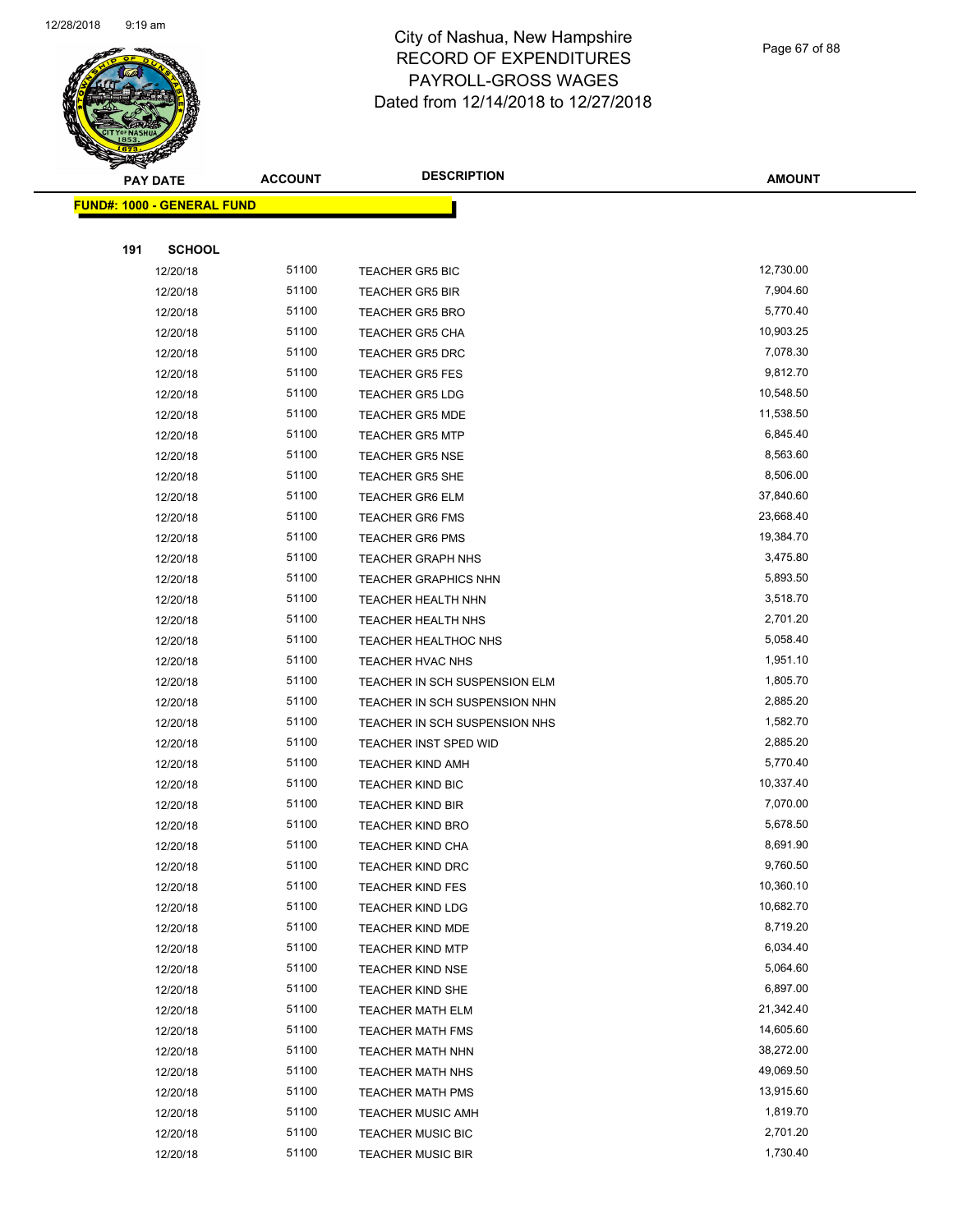# City of Nashua, New Hampshire
## RECORD OF EXPENDITURES
## PAYROLL-GROSS WAGES
## Dated from 12/14/2018 to 12/27/2018

| PAY DATE | ACCOUNT | DESCRIPTION | AMOUNT |
|---|---|---|---|

**FUND#: 1000 - GENERAL FUND**

**191 SCHOOL**

| PAY DATE | ACCOUNT | DESCRIPTION | AMOUNT |
|---|---|---|---|
| 12/20/18 | 51100 | TEACHER GR5 BIC | 12,730.00 |
| 12/20/18 | 51100 | TEACHER GR5 BIR | 7,904.60 |
| 12/20/18 | 51100 | TEACHER GR5 BRO | 5,770.40 |
| 12/20/18 | 51100 | TEACHER GR5 CHA | 10,903.25 |
| 12/20/18 | 51100 | TEACHER GR5 DRC | 7,078.30 |
| 12/20/18 | 51100 | TEACHER GR5 FES | 9,812.70 |
| 12/20/18 | 51100 | TEACHER GR5 LDG | 10,548.50 |
| 12/20/18 | 51100 | TEACHER GR5 MDE | 11,538.50 |
| 12/20/18 | 51100 | TEACHER GR5 MTP | 6,845.40 |
| 12/20/18 | 51100 | TEACHER GR5 NSE | 8,563.60 |
| 12/20/18 | 51100 | TEACHER GR5 SHE | 8,506.00 |
| 12/20/18 | 51100 | TEACHER GR6 ELM | 37,840.60 |
| 12/20/18 | 51100 | TEACHER GR6 FMS | 23,668.40 |
| 12/20/18 | 51100 | TEACHER GR6 PMS | 19,384.70 |
| 12/20/18 | 51100 | TEACHER GRAPH NHS | 3,475.80 |
| 12/20/18 | 51100 | TEACHER GRAPHICS NHN | 5,893.50 |
| 12/20/18 | 51100 | TEACHER HEALTH NHN | 3,518.70 |
| 12/20/18 | 51100 | TEACHER HEALTH NHS | 2,701.20 |
| 12/20/18 | 51100 | TEACHER HEALTHOC NHS | 5,058.40 |
| 12/20/18 | 51100 | TEACHER HVAC NHS | 1,951.10 |
| 12/20/18 | 51100 | TEACHER IN SCH SUSPENSION ELM | 1,805.70 |
| 12/20/18 | 51100 | TEACHER IN SCH SUSPENSION NHN | 2,885.20 |
| 12/20/18 | 51100 | TEACHER IN SCH SUSPENSION NHS | 1,582.70 |
| 12/20/18 | 51100 | TEACHER INST SPED WID | 2,885.20 |
| 12/20/18 | 51100 | TEACHER KIND AMH | 5,770.40 |
| 12/20/18 | 51100 | TEACHER KIND BIC | 10,337.40 |
| 12/20/18 | 51100 | TEACHER KIND BIR | 7,070.00 |
| 12/20/18 | 51100 | TEACHER KIND BRO | 5,678.50 |
| 12/20/18 | 51100 | TEACHER KIND CHA | 8,691.90 |
| 12/20/18 | 51100 | TEACHER KIND DRC | 9,760.50 |
| 12/20/18 | 51100 | TEACHER KIND FES | 10,360.10 |
| 12/20/18 | 51100 | TEACHER KIND LDG | 10,682.70 |
| 12/20/18 | 51100 | TEACHER KIND MDE | 8,719.20 |
| 12/20/18 | 51100 | TEACHER KIND MTP | 6,034.40 |
| 12/20/18 | 51100 | TEACHER KIND NSE | 5,064.60 |
| 12/20/18 | 51100 | TEACHER KIND SHE | 6,897.00 |
| 12/20/18 | 51100 | TEACHER MATH ELM | 21,342.40 |
| 12/20/18 | 51100 | TEACHER MATH FMS | 14,605.60 |
| 12/20/18 | 51100 | TEACHER MATH NHN | 38,272.00 |
| 12/20/18 | 51100 | TEACHER MATH NHS | 49,069.50 |
| 12/20/18 | 51100 | TEACHER MATH PMS | 13,915.60 |
| 12/20/18 | 51100 | TEACHER MUSIC AMH | 1,819.70 |
| 12/20/18 | 51100 | TEACHER MUSIC BIC | 2,701.20 |
| 12/20/18 | 51100 | TEACHER MUSIC BIR | 1,730.40 |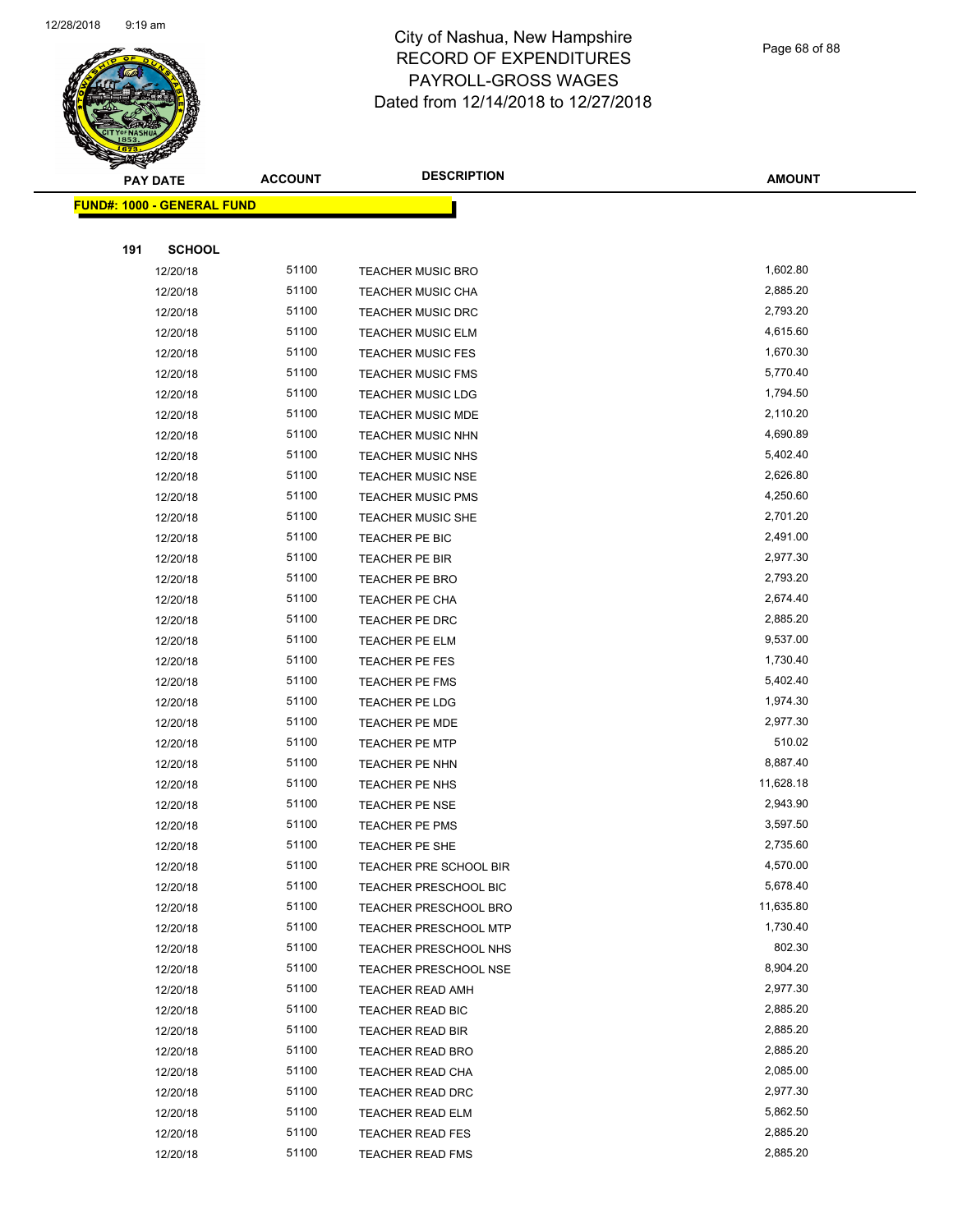# City of Nashua, New Hampshire
# RECORD OF EXPENDITURES
# PAYROLL-GROSS WAGES
# Dated from 12/14/2018 to 12/27/2018

**FUND#: 1000 - GENERAL FUND**

**191 SCHOOL**

| PAY DATE | ACCOUNT | DESCRIPTION | AMOUNT |
|---|---|---|---|
| 12/20/18 | 51100 | TEACHER MUSIC BRO | 1,602.80 |
| 12/20/18 | 51100 | TEACHER MUSIC CHA | 2,885.20 |
| 12/20/18 | 51100 | TEACHER MUSIC DRC | 2,793.20 |
| 12/20/18 | 51100 | TEACHER MUSIC ELM | 4,615.60 |
| 12/20/18 | 51100 | TEACHER MUSIC FES | 1,670.30 |
| 12/20/18 | 51100 | TEACHER MUSIC FMS | 5,770.40 |
| 12/20/18 | 51100 | TEACHER MUSIC LDG | 1,794.50 |
| 12/20/18 | 51100 | TEACHER MUSIC MDE | 2,110.20 |
| 12/20/18 | 51100 | TEACHER MUSIC NHN | 4,690.89 |
| 12/20/18 | 51100 | TEACHER MUSIC NHS | 5,402.40 |
| 12/20/18 | 51100 | TEACHER MUSIC NSE | 2,626.80 |
| 12/20/18 | 51100 | TEACHER MUSIC PMS | 4,250.60 |
| 12/20/18 | 51100 | TEACHER MUSIC SHE | 2,701.20 |
| 12/20/18 | 51100 | TEACHER PE BIC | 2,491.00 |
| 12/20/18 | 51100 | TEACHER PE BIR | 2,977.30 |
| 12/20/18 | 51100 | TEACHER PE BRO | 2,793.20 |
| 12/20/18 | 51100 | TEACHER PE CHA | 2,674.40 |
| 12/20/18 | 51100 | TEACHER PE DRC | 2,885.20 |
| 12/20/18 | 51100 | TEACHER PE ELM | 9,537.00 |
| 12/20/18 | 51100 | TEACHER PE FES | 1,730.40 |
| 12/20/18 | 51100 | TEACHER PE FMS | 5,402.40 |
| 12/20/18 | 51100 | TEACHER PE LDG | 1,974.30 |
| 12/20/18 | 51100 | TEACHER PE MDE | 2,977.30 |
| 12/20/18 | 51100 | TEACHER PE MTP | 510.02 |
| 12/20/18 | 51100 | TEACHER PE NHN | 8,887.40 |
| 12/20/18 | 51100 | TEACHER PE NHS | 11,628.18 |
| 12/20/18 | 51100 | TEACHER PE NSE | 2,943.90 |
| 12/20/18 | 51100 | TEACHER PE PMS | 3,597.50 |
| 12/20/18 | 51100 | TEACHER PE SHE | 2,735.60 |
| 12/20/18 | 51100 | TEACHER PRE SCHOOL BIR | 4,570.00 |
| 12/20/18 | 51100 | TEACHER PRESCHOOL BIC | 5,678.40 |
| 12/20/18 | 51100 | TEACHER PRESCHOOL BRO | 11,635.80 |
| 12/20/18 | 51100 | TEACHER PRESCHOOL MTP | 1,730.40 |
| 12/20/18 | 51100 | TEACHER PRESCHOOL NHS | 802.30 |
| 12/20/18 | 51100 | TEACHER PRESCHOOL NSE | 8,904.20 |
| 12/20/18 | 51100 | TEACHER READ AMH | 2,977.30 |
| 12/20/18 | 51100 | TEACHER READ BIC | 2,885.20 |
| 12/20/18 | 51100 | TEACHER READ BIR | 2,885.20 |
| 12/20/18 | 51100 | TEACHER READ BRO | 2,885.20 |
| 12/20/18 | 51100 | TEACHER READ CHA | 2,085.00 |
| 12/20/18 | 51100 | TEACHER READ DRC | 2,977.30 |
| 12/20/18 | 51100 | TEACHER READ ELM | 5,862.50 |
| 12/20/18 | 51100 | TEACHER READ FES | 2,885.20 |
| 12/20/18 | 51100 | TEACHER READ FMS | 2,885.20 |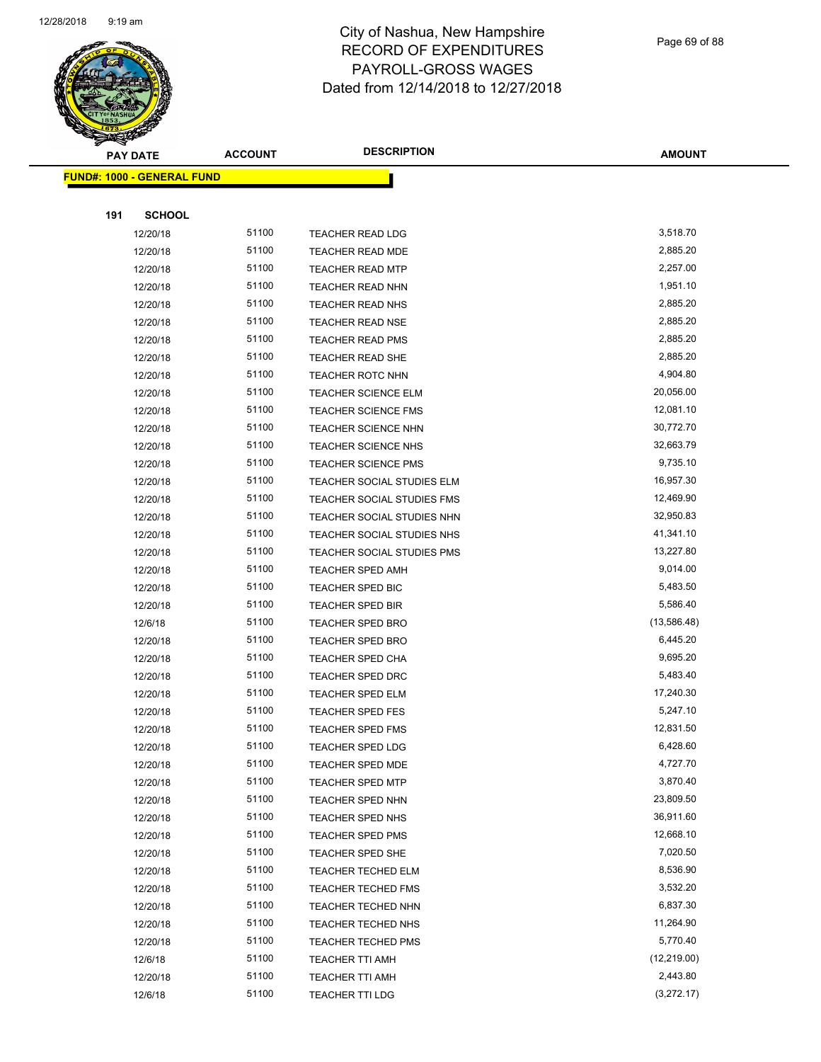# City of Nashua, New Hampshire
# RECORD OF EXPENDITURES
# PAYROLL-GROSS WAGES
# Dated from 12/14/2018 to 12/27/2018

| PAY DATE | ACCOUNT | DESCRIPTION | AMOUNT |
|---|---|---|---|

**FUND#: 1000 - GENERAL FUND**

**191 SCHOOL**

| PAY DATE | ACCOUNT | DESCRIPTION | AMOUNT |
|---|---|---|---|
| 12/20/18 | 51100 | TEACHER READ LDG | 3,518.70 |
| 12/20/18 | 51100 | TEACHER READ MDE | 2,885.20 |
| 12/20/18 | 51100 | TEACHER READ MTP | 2,257.00 |
| 12/20/18 | 51100 | TEACHER READ NHN | 1,951.10 |
| 12/20/18 | 51100 | TEACHER READ NHS | 2,885.20 |
| 12/20/18 | 51100 | TEACHER READ NSE | 2,885.20 |
| 12/20/18 | 51100 | TEACHER READ PMS | 2,885.20 |
| 12/20/18 | 51100 | TEACHER READ SHE | 2,885.20 |
| 12/20/18 | 51100 | TEACHER ROTC NHN | 4,904.80 |
| 12/20/18 | 51100 | TEACHER SCIENCE ELM | 20,056.00 |
| 12/20/18 | 51100 | TEACHER SCIENCE FMS | 12,081.10 |
| 12/20/18 | 51100 | TEACHER SCIENCE NHN | 30,772.70 |
| 12/20/18 | 51100 | TEACHER SCIENCE NHS | 32,663.79 |
| 12/20/18 | 51100 | TEACHER SCIENCE PMS | 9,735.10 |
| 12/20/18 | 51100 | TEACHER SOCIAL STUDIES ELM | 16,957.30 |
| 12/20/18 | 51100 | TEACHER SOCIAL STUDIES FMS | 12,469.90 |
| 12/20/18 | 51100 | TEACHER SOCIAL STUDIES NHN | 32,950.83 |
| 12/20/18 | 51100 | TEACHER SOCIAL STUDIES NHS | 41,341.10 |
| 12/20/18 | 51100 | TEACHER SOCIAL STUDIES PMS | 13,227.80 |
| 12/20/18 | 51100 | TEACHER SPED AMH | 9,014.00 |
| 12/20/18 | 51100 | TEACHER SPED BIC | 5,483.50 |
| 12/20/18 | 51100 | TEACHER SPED BIR | 5,586.40 |
| 12/6/18 | 51100 | TEACHER SPED BRO | (13,586.48) |
| 12/20/18 | 51100 | TEACHER SPED BRO | 6,445.20 |
| 12/20/18 | 51100 | TEACHER SPED CHA | 9,695.20 |
| 12/20/18 | 51100 | TEACHER SPED DRC | 5,483.40 |
| 12/20/18 | 51100 | TEACHER SPED ELM | 17,240.30 |
| 12/20/18 | 51100 | TEACHER SPED FES | 5,247.10 |
| 12/20/18 | 51100 | TEACHER SPED FMS | 12,831.50 |
| 12/20/18 | 51100 | TEACHER SPED LDG | 6,428.60 |
| 12/20/18 | 51100 | TEACHER SPED MDE | 4,727.70 |
| 12/20/18 | 51100 | TEACHER SPED MTP | 3,870.40 |
| 12/20/18 | 51100 | TEACHER SPED NHN | 23,809.50 |
| 12/20/18 | 51100 | TEACHER SPED NHS | 36,911.60 |
| 12/20/18 | 51100 | TEACHER SPED PMS | 12,668.10 |
| 12/20/18 | 51100 | TEACHER SPED SHE | 7,020.50 |
| 12/20/18 | 51100 | TEACHER TECHED ELM | 8,536.90 |
| 12/20/18 | 51100 | TEACHER TECHED FMS | 3,532.20 |
| 12/20/18 | 51100 | TEACHER TECHED NHN | 6,837.30 |
| 12/20/18 | 51100 | TEACHER TECHED NHS | 11,264.90 |
| 12/20/18 | 51100 | TEACHER TECHED PMS | 5,770.40 |
| 12/6/18 | 51100 | TEACHER TTI AMH | (12,219.00) |
| 12/20/18 | 51100 | TEACHER TTI AMH | 2,443.80 |
| 12/6/18 | 51100 | TEACHER TTI LDG | (3,272.17) |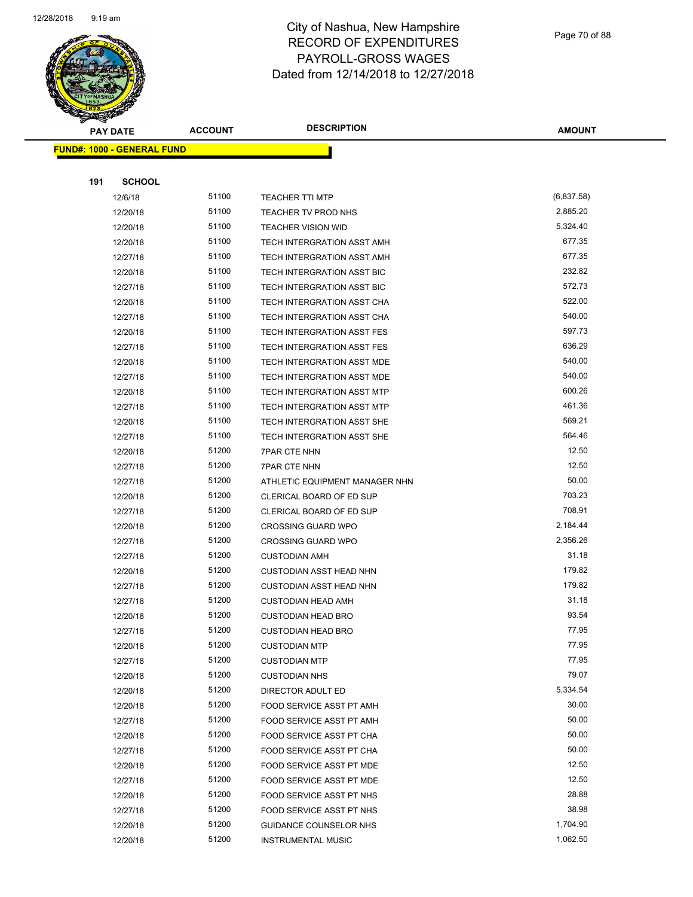# City of Nashua, New Hampshire
# RECORD OF EXPENDITURES
# PAYROLL-GROSS WAGES
# Dated from 12/14/2018 to 12/27/2018

| PAY DATE | ACCOUNT | DESCRIPTION | AMOUNT |
|---|---|---|---|

**FUND#: 1000 - GENERAL FUND**

**191 SCHOOL**

| PAY DATE | ACCOUNT | DESCRIPTION | AMOUNT |
|---|---|---|---|
| 12/6/18 | 51100 | TEACHER TTI MTP | (6,837.58) |
| 12/20/18 | 51100 | TEACHER TV PROD NHS | 2,885.20 |
| 12/20/18 | 51100 | TEACHER VISION WID | 5,324.40 |
| 12/20/18 | 51100 | TECH INTERGRATION ASST AMH | 677.35 |
| 12/27/18 | 51100 | TECH INTERGRATION ASST AMH | 677.35 |
| 12/20/18 | 51100 | TECH INTERGRATION ASST BIC | 232.82 |
| 12/27/18 | 51100 | TECH INTERGRATION ASST BIC | 572.73 |
| 12/20/18 | 51100 | TECH INTERGRATION ASST CHA | 522.00 |
| 12/27/18 | 51100 | TECH INTERGRATION ASST CHA | 540.00 |
| 12/20/18 | 51100 | TECH INTERGRATION ASST FES | 597.73 |
| 12/27/18 | 51100 | TECH INTERGRATION ASST FES | 636.29 |
| 12/20/18 | 51100 | TECH INTERGRATION ASST MDE | 540.00 |
| 12/27/18 | 51100 | TECH INTERGRATION ASST MDE | 540.00 |
| 12/20/18 | 51100 | TECH INTERGRATION ASST MTP | 600.26 |
| 12/27/18 | 51100 | TECH INTERGRATION ASST MTP | 461.36 |
| 12/20/18 | 51100 | TECH INTERGRATION ASST SHE | 569.21 |
| 12/27/18 | 51100 | TECH INTERGRATION ASST SHE | 564.46 |
| 12/20/18 | 51200 | 7PAR CTE NHN | 12.50 |
| 12/27/18 | 51200 | 7PAR CTE NHN | 12.50 |
| 12/27/18 | 51200 | ATHLETIC EQUIPMENT MANAGER NHN | 50.00 |
| 12/20/18 | 51200 | CLERICAL BOARD OF ED SUP | 703.23 |
| 12/27/18 | 51200 | CLERICAL BOARD OF ED SUP | 708.91 |
| 12/20/18 | 51200 | CROSSING GUARD WPO | 2,184.44 |
| 12/27/18 | 51200 | CROSSING GUARD WPO | 2,356.26 |
| 12/27/18 | 51200 | CUSTODIAN AMH | 31.18 |
| 12/20/18 | 51200 | CUSTODIAN ASST HEAD NHN | 179.82 |
| 12/27/18 | 51200 | CUSTODIAN ASST HEAD NHN | 179.82 |
| 12/27/18 | 51200 | CUSTODIAN HEAD AMH | 31.18 |
| 12/20/18 | 51200 | CUSTODIAN HEAD BRO | 93.54 |
| 12/27/18 | 51200 | CUSTODIAN HEAD BRO | 77.95 |
| 12/20/18 | 51200 | CUSTODIAN MTP | 77.95 |
| 12/27/18 | 51200 | CUSTODIAN MTP | 77.95 |
| 12/20/18 | 51200 | CUSTODIAN NHS | 79.07 |
| 12/20/18 | 51200 | DIRECTOR ADULT ED | 5,334.54 |
| 12/20/18 | 51200 | FOOD SERVICE ASST PT AMH | 30.00 |
| 12/27/18 | 51200 | FOOD SERVICE ASST PT AMH | 50.00 |
| 12/20/18 | 51200 | FOOD SERVICE ASST PT CHA | 50.00 |
| 12/27/18 | 51200 | FOOD SERVICE ASST PT CHA | 50.00 |
| 12/20/18 | 51200 | FOOD SERVICE ASST PT MDE | 12.50 |
| 12/27/18 | 51200 | FOOD SERVICE ASST PT MDE | 12.50 |
| 12/20/18 | 51200 | FOOD SERVICE ASST PT NHS | 28.88 |
| 12/27/18 | 51200 | FOOD SERVICE ASST PT NHS | 38.98 |
| 12/20/18 | 51200 | GUIDANCE COUNSELOR NHS | 1,704.90 |
| 12/20/18 | 51200 | INSTRUMENTAL MUSIC | 1,062.50 |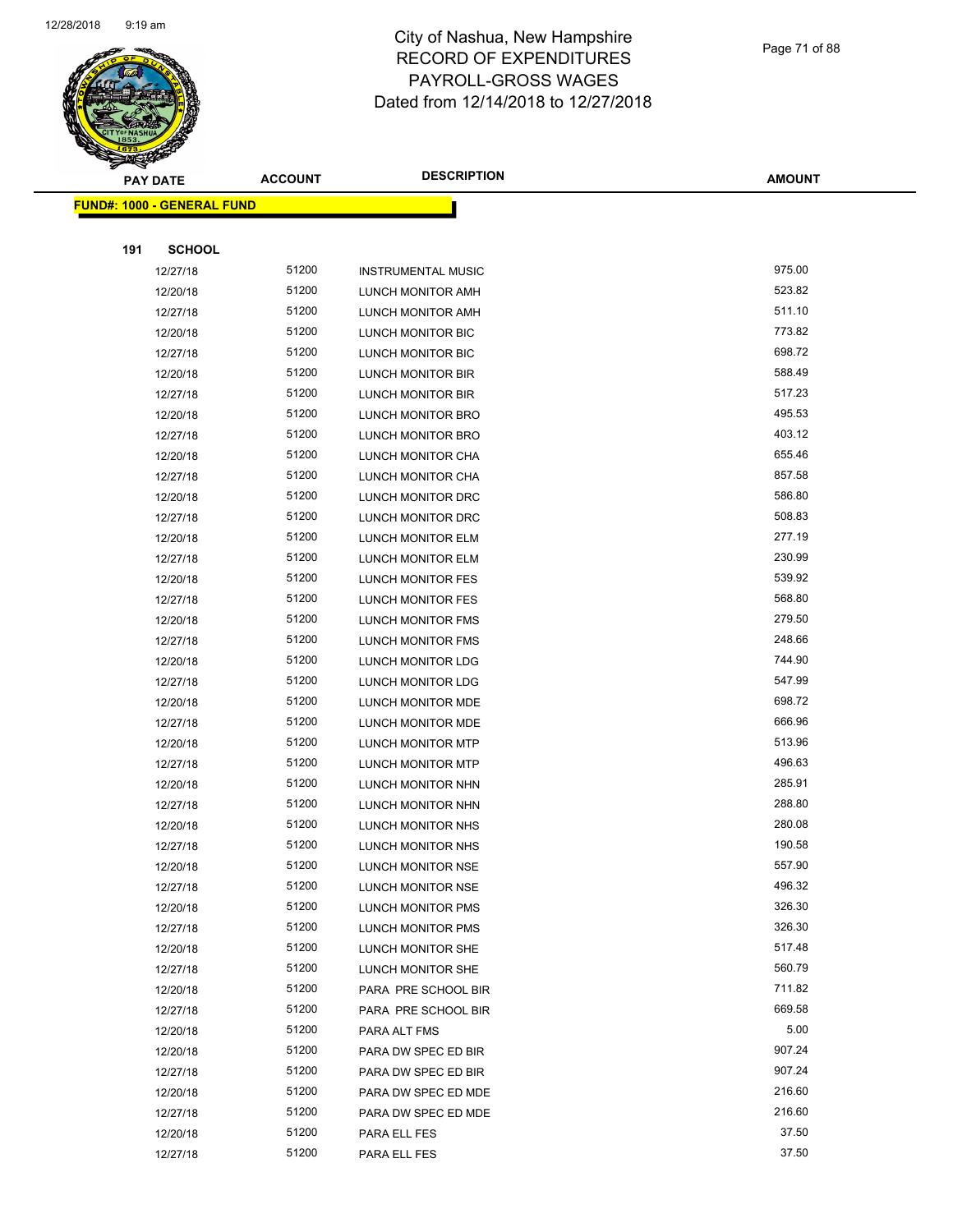# City of Nashua, New Hampshire
## RECORD OF EXPENDITURES
## PAYROLL-GROSS WAGES
## Dated from 12/14/2018 to 12/27/2018

| PAY DATE | ACCOUNT | DESCRIPTION | AMOUNT |
|---|---|---|---|

**FUND#: 1000 - GENERAL FUND**

**191 SCHOOL**

| PAY DATE | ACCOUNT | DESCRIPTION | AMOUNT |
|---|---|---|---|
| 12/27/18 | 51200 | INSTRUMENTAL MUSIC | 975.00 |
| 12/20/18 | 51200 | LUNCH MONITOR AMH | 523.82 |
| 12/27/18 | 51200 | LUNCH MONITOR AMH | 511.10 |
| 12/20/18 | 51200 | LUNCH MONITOR BIC | 773.82 |
| 12/27/18 | 51200 | LUNCH MONITOR BIC | 698.72 |
| 12/20/18 | 51200 | LUNCH MONITOR BIR | 588.49 |
| 12/27/18 | 51200 | LUNCH MONITOR BIR | 517.23 |
| 12/20/18 | 51200 | LUNCH MONITOR BRO | 495.53 |
| 12/27/18 | 51200 | LUNCH MONITOR BRO | 403.12 |
| 12/20/18 | 51200 | LUNCH MONITOR CHA | 655.46 |
| 12/27/18 | 51200 | LUNCH MONITOR CHA | 857.58 |
| 12/20/18 | 51200 | LUNCH MONITOR DRC | 586.80 |
| 12/27/18 | 51200 | LUNCH MONITOR DRC | 508.83 |
| 12/20/18 | 51200 | LUNCH MONITOR ELM | 277.19 |
| 12/27/18 | 51200 | LUNCH MONITOR ELM | 230.99 |
| 12/20/18 | 51200 | LUNCH MONITOR FES | 539.92 |
| 12/27/18 | 51200 | LUNCH MONITOR FES | 568.80 |
| 12/20/18 | 51200 | LUNCH MONITOR FMS | 279.50 |
| 12/27/18 | 51200 | LUNCH MONITOR FMS | 248.66 |
| 12/20/18 | 51200 | LUNCH MONITOR LDG | 744.90 |
| 12/27/18 | 51200 | LUNCH MONITOR LDG | 547.99 |
| 12/20/18 | 51200 | LUNCH MONITOR MDE | 698.72 |
| 12/27/18 | 51200 | LUNCH MONITOR MDE | 666.96 |
| 12/20/18 | 51200 | LUNCH MONITOR MTP | 513.96 |
| 12/27/18 | 51200 | LUNCH MONITOR MTP | 496.63 |
| 12/20/18 | 51200 | LUNCH MONITOR NHN | 285.91 |
| 12/27/18 | 51200 | LUNCH MONITOR NHN | 288.80 |
| 12/20/18 | 51200 | LUNCH MONITOR NHS | 280.08 |
| 12/27/18 | 51200 | LUNCH MONITOR NHS | 190.58 |
| 12/20/18 | 51200 | LUNCH MONITOR NSE | 557.90 |
| 12/27/18 | 51200 | LUNCH MONITOR NSE | 496.32 |
| 12/20/18 | 51200 | LUNCH MONITOR PMS | 326.30 |
| 12/27/18 | 51200 | LUNCH MONITOR PMS | 326.30 |
| 12/20/18 | 51200 | LUNCH MONITOR SHE | 517.48 |
| 12/27/18 | 51200 | LUNCH MONITOR SHE | 560.79 |
| 12/20/18 | 51200 | PARA PRE SCHOOL BIR | 711.82 |
| 12/27/18 | 51200 | PARA PRE SCHOOL BIR | 669.58 |
| 12/20/18 | 51200 | PARA ALT FMS | 5.00 |
| 12/20/18 | 51200 | PARA DW SPEC ED BIR | 907.24 |
| 12/27/18 | 51200 | PARA DW SPEC ED BIR | 907.24 |
| 12/20/18 | 51200 | PARA DW SPEC ED MDE | 216.60 |
| 12/27/18 | 51200 | PARA DW SPEC ED MDE | 216.60 |
| 12/20/18 | 51200 | PARA ELL FES | 37.50 |
| 12/27/18 | 51200 | PARA ELL FES | 37.50 |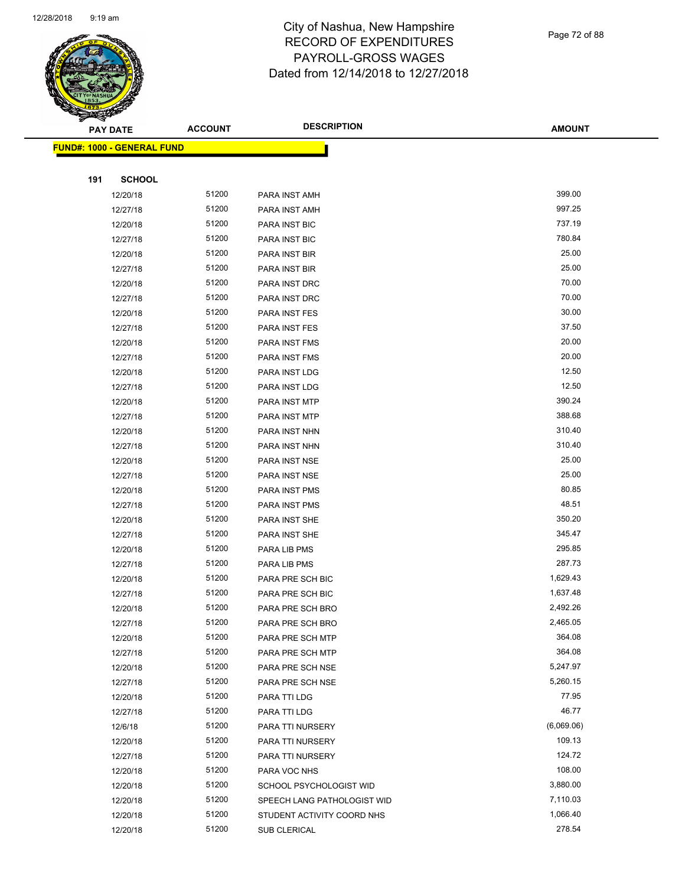# City of Nashua, New Hampshire
# RECORD OF EXPENDITURES
# PAYROLL-GROSS WAGES
# Dated from 12/14/2018 to 12/27/2018

| PAY DATE | ACCOUNT | DESCRIPTION | AMOUNT |
|---|---|---|---|

**FUND#: 1000 - GENERAL FUND**

**191 SCHOOL**

| PAY DATE | ACCOUNT | DESCRIPTION | AMOUNT |
|---|---|---|---|
| 12/20/18 | 51200 | PARA INST AMH | 399.00 |
| 12/27/18 | 51200 | PARA INST AMH | 997.25 |
| 12/20/18 | 51200 | PARA INST BIC | 737.19 |
| 12/27/18 | 51200 | PARA INST BIC | 780.84 |
| 12/20/18 | 51200 | PARA INST BIR | 25.00 |
| 12/27/18 | 51200 | PARA INST BIR | 25.00 |
| 12/20/18 | 51200 | PARA INST DRC | 70.00 |
| 12/27/18 | 51200 | PARA INST DRC | 70.00 |
| 12/20/18 | 51200 | PARA INST FES | 30.00 |
| 12/27/18 | 51200 | PARA INST FES | 37.50 |
| 12/20/18 | 51200 | PARA INST FMS | 20.00 |
| 12/27/18 | 51200 | PARA INST FMS | 20.00 |
| 12/20/18 | 51200 | PARA INST LDG | 12.50 |
| 12/27/18 | 51200 | PARA INST LDG | 12.50 |
| 12/20/18 | 51200 | PARA INST MTP | 390.24 |
| 12/27/18 | 51200 | PARA INST MTP | 388.68 |
| 12/20/18 | 51200 | PARA INST NHN | 310.40 |
| 12/27/18 | 51200 | PARA INST NHN | 310.40 |
| 12/20/18 | 51200 | PARA INST NSE | 25.00 |
| 12/27/18 | 51200 | PARA INST NSE | 25.00 |
| 12/20/18 | 51200 | PARA INST PMS | 80.85 |
| 12/27/18 | 51200 | PARA INST PMS | 48.51 |
| 12/20/18 | 51200 | PARA INST SHE | 350.20 |
| 12/27/18 | 51200 | PARA INST SHE | 345.47 |
| 12/20/18 | 51200 | PARA LIB PMS | 295.85 |
| 12/27/18 | 51200 | PARA LIB PMS | 287.73 |
| 12/20/18 | 51200 | PARA PRE SCH BIC | 1,629.43 |
| 12/27/18 | 51200 | PARA PRE SCH BIC | 1,637.48 |
| 12/20/18 | 51200 | PARA PRE SCH BRO | 2,492.26 |
| 12/27/18 | 51200 | PARA PRE SCH BRO | 2,465.05 |
| 12/20/18 | 51200 | PARA PRE SCH MTP | 364.08 |
| 12/27/18 | 51200 | PARA PRE SCH MTP | 364.08 |
| 12/20/18 | 51200 | PARA PRE SCH NSE | 5,247.97 |
| 12/27/18 | 51200 | PARA PRE SCH NSE | 5,260.15 |
| 12/20/18 | 51200 | PARA TTI LDG | 77.95 |
| 12/27/18 | 51200 | PARA TTI LDG | 46.77 |
| 12/6/18 | 51200 | PARA TTI NURSERY | (6,069.06) |
| 12/20/18 | 51200 | PARA TTI NURSERY | 109.13 |
| 12/27/18 | 51200 | PARA TTI NURSERY | 124.72 |
| 12/20/18 | 51200 | PARA VOC NHS | 108.00 |
| 12/20/18 | 51200 | SCHOOL PSYCHOLOGIST WID | 3,880.00 |
| 12/20/18 | 51200 | SPEECH LANG PATHOLOGIST WID | 7,110.03 |
| 12/20/18 | 51200 | STUDENT ACTIVITY COORD NHS | 1,066.40 |
| 12/20/18 | 51200 | SUB CLERICAL | 278.54 |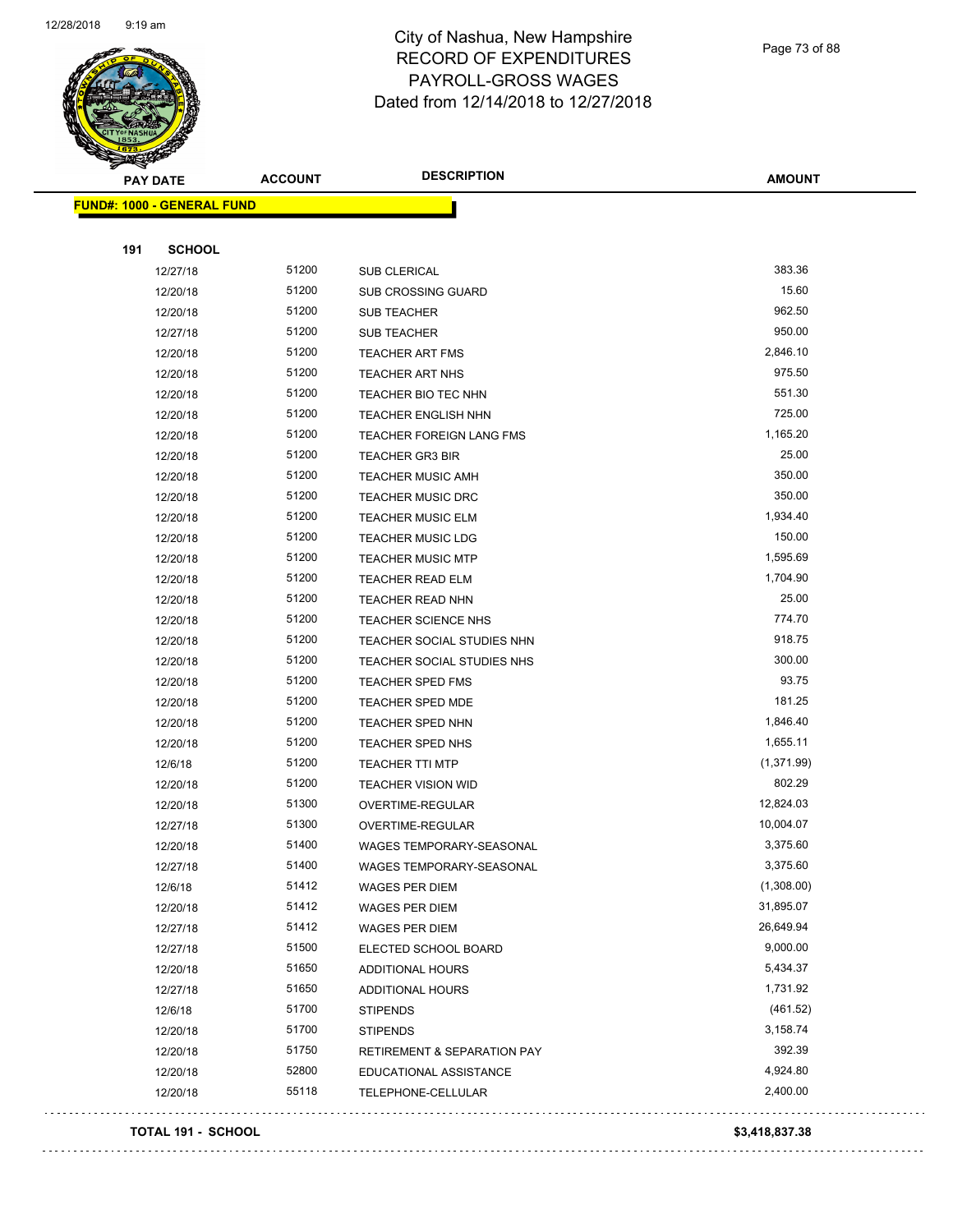# City of Nashua, New Hampshire
# RECORD OF EXPENDITURES
# PAYROLL-GROSS WAGES
# Dated from 12/14/2018 to 12/27/2018

| PAY DATE | ACCOUNT | DESCRIPTION | AMOUNT |
|---|---|---|---|
| **FUND#: 1000 - GENERAL FUND** | | | |
| **191 SCHOOL** | | | |
| 12/27/18 | 51200 | SUB CLERICAL | 383.36 |
| 12/20/18 | 51200 | SUB CROSSING GUARD | 15.60 |
| 12/20/18 | 51200 | SUB TEACHER | 962.50 |
| 12/27/18 | 51200 | SUB TEACHER | 950.00 |
| 12/20/18 | 51200 | TEACHER ART FMS | 2,846.10 |
| 12/20/18 | 51200 | TEACHER ART NHS | 975.50 |
| 12/20/18 | 51200 | TEACHER BIO TEC NHN | 551.30 |
| 12/20/18 | 51200 | TEACHER ENGLISH NHN | 725.00 |
| 12/20/18 | 51200 | TEACHER FOREIGN LANG FMS | 1,165.20 |
| 12/20/18 | 51200 | TEACHER GR3 BIR | 25.00 |
| 12/20/18 | 51200 | TEACHER MUSIC AMH | 350.00 |
| 12/20/18 | 51200 | TEACHER MUSIC DRC | 350.00 |
| 12/20/18 | 51200 | TEACHER MUSIC ELM | 1,934.40 |
| 12/20/18 | 51200 | TEACHER MUSIC LDG | 150.00 |
| 12/20/18 | 51200 | TEACHER MUSIC MTP | 1,595.69 |
| 12/20/18 | 51200 | TEACHER READ ELM | 1,704.90 |
| 12/20/18 | 51200 | TEACHER READ NHN | 25.00 |
| 12/20/18 | 51200 | TEACHER SCIENCE NHS | 774.70 |
| 12/20/18 | 51200 | TEACHER SOCIAL STUDIES NHN | 918.75 |
| 12/20/18 | 51200 | TEACHER SOCIAL STUDIES NHS | 300.00 |
| 12/20/18 | 51200 | TEACHER SPED FMS | 93.75 |
| 12/20/18 | 51200 | TEACHER SPED MDE | 181.25 |
| 12/20/18 | 51200 | TEACHER SPED NHN | 1,846.40 |
| 12/20/18 | 51200 | TEACHER SPED NHS | 1,655.11 |
| 12/6/18 | 51200 | TEACHER TTI MTP | (1,371.99) |
| 12/20/18 | 51200 | TEACHER VISION WID | 802.29 |
| 12/20/18 | 51300 | OVERTIME-REGULAR | 12,824.03 |
| 12/27/18 | 51300 | OVERTIME-REGULAR | 10,004.07 |
| 12/20/18 | 51400 | WAGES TEMPORARY-SEASONAL | 3,375.60 |
| 12/27/18 | 51400 | WAGES TEMPORARY-SEASONAL | 3,375.60 |
| 12/6/18 | 51412 | WAGES PER DIEM | (1,308.00) |
| 12/20/18 | 51412 | WAGES PER DIEM | 31,895.07 |
| 12/27/18 | 51412 | WAGES PER DIEM | 26,649.94 |
| 12/27/18 | 51500 | ELECTED SCHOOL BOARD | 9,000.00 |
| 12/20/18 | 51650 | ADDITIONAL HOURS | 5,434.37 |
| 12/27/18 | 51650 | ADDITIONAL HOURS | 1,731.92 |
| 12/6/18 | 51700 | STIPENDS | (461.52) |
| 12/20/18 | 51700 | STIPENDS | 3,158.74 |
| 12/20/18 | 51750 | RETIREMENT & SEPARATION PAY | 392.39 |
| 12/20/18 | 52800 | EDUCATIONAL ASSISTANCE | 4,924.80 |
| 12/20/18 | 55118 | TELEPHONE-CELLULAR | 2,400.00 |
| **TOTAL 191 - SCHOOL** | | | **$3,418,837.38** |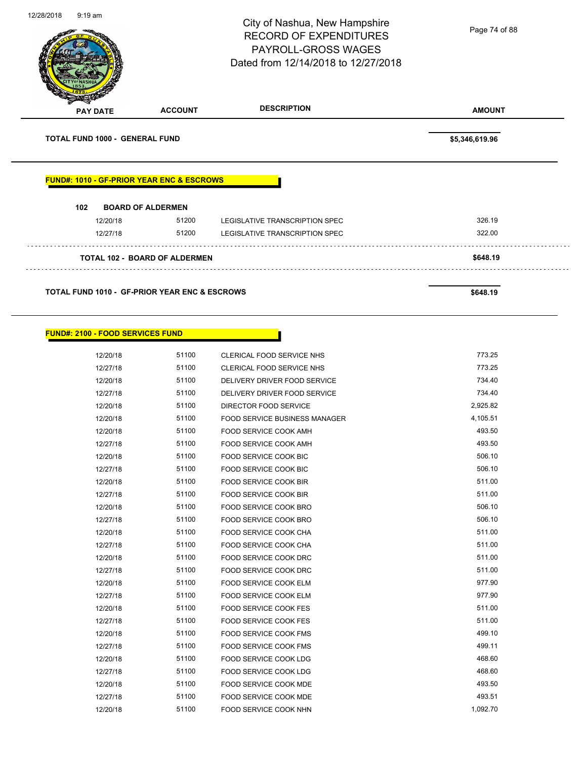City of Nashua, New Hampshire
RECORD OF EXPENDITURES
PAYROLL-GROSS WAGES
Dated from 12/14/2018 to 12/27/2018

| PAY DATE | ACCOUNT | DESCRIPTION | AMOUNT |
|---|---|---|---|
| **TOTAL FUND 1000 - GENERAL FUND** | | | **$5,346,619.96** |

**FUND#: 1010 - GF-PRIOR YEAR ENC & ESCROWS**

**102 BOARD OF ALDERMEN**

| PAY DATE | ACCOUNT | DESCRIPTION | AMOUNT |
|---|---|---|---|
| 12/20/18 | 51200 | LEGISLATIVE TRANSCRIPTION SPEC | 326.19 |
| 12/27/18 | 51200 | LEGISLATIVE TRANSCRIPTION SPEC | 322.00 |
| **TOTAL 102 - BOARD OF ALDERMEN** | | | **$648.19** |
| **TOTAL FUND 1010 - GF-PRIOR YEAR ENC & ESCROWS** | | | **$648.19** |

**FUND#: 2100 - FOOD SERVICES FUND**

| PAY DATE | ACCOUNT | DESCRIPTION | AMOUNT |
|---|---|---|---|
| 12/20/18 | 51100 | CLERICAL FOOD SERVICE NHS | 773.25 |
| 12/27/18 | 51100 | CLERICAL FOOD SERVICE NHS | 773.25 |
| 12/20/18 | 51100 | DELIVERY DRIVER FOOD SERVICE | 734.40 |
| 12/27/18 | 51100 | DELIVERY DRIVER FOOD SERVICE | 734.40 |
| 12/20/18 | 51100 | DIRECTOR FOOD SERVICE | 2,925.82 |
| 12/20/18 | 51100 | FOOD SERVICE BUSINESS MANAGER | 4,105.51 |
| 12/20/18 | 51100 | FOOD SERVICE COOK AMH | 493.50 |
| 12/27/18 | 51100 | FOOD SERVICE COOK AMH | 493.50 |
| 12/20/18 | 51100 | FOOD SERVICE COOK BIC | 506.10 |
| 12/27/18 | 51100 | FOOD SERVICE COOK BIC | 506.10 |
| 12/20/18 | 51100 | FOOD SERVICE COOK BIR | 511.00 |
| 12/27/18 | 51100 | FOOD SERVICE COOK BIR | 511.00 |
| 12/20/18 | 51100 | FOOD SERVICE COOK BRO | 506.10 |
| 12/27/18 | 51100 | FOOD SERVICE COOK BRO | 506.10 |
| 12/20/18 | 51100 | FOOD SERVICE COOK CHA | 511.00 |
| 12/27/18 | 51100 | FOOD SERVICE COOK CHA | 511.00 |
| 12/20/18 | 51100 | FOOD SERVICE COOK DRC | 511.00 |
| 12/27/18 | 51100 | FOOD SERVICE COOK DRC | 511.00 |
| 12/20/18 | 51100 | FOOD SERVICE COOK ELM | 977.90 |
| 12/27/18 | 51100 | FOOD SERVICE COOK ELM | 977.90 |
| 12/20/18 | 51100 | FOOD SERVICE COOK FES | 511.00 |
| 12/27/18 | 51100 | FOOD SERVICE COOK FES | 511.00 |
| 12/20/18 | 51100 | FOOD SERVICE COOK FMS | 499.10 |
| 12/27/18 | 51100 | FOOD SERVICE COOK FMS | 499.11 |
| 12/20/18 | 51100 | FOOD SERVICE COOK LDG | 468.60 |
| 12/27/18 | 51100 | FOOD SERVICE COOK LDG | 468.60 |
| 12/20/18 | 51100 | FOOD SERVICE COOK MDE | 493.50 |
| 12/27/18 | 51100 | FOOD SERVICE COOK MDE | 493.51 |
| 12/20/18 | 51100 | FOOD SERVICE COOK NHN | 1,092.70 |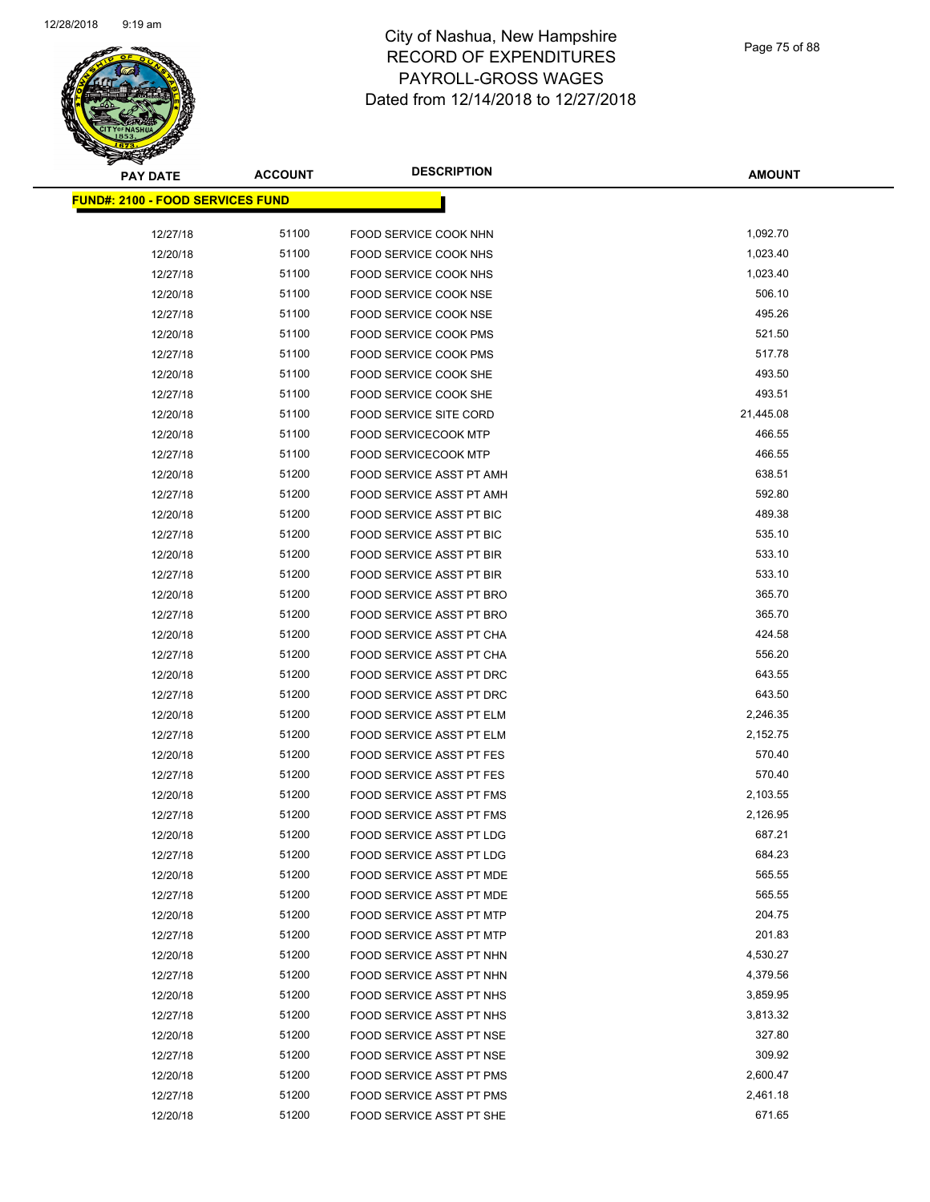# City of Nashua, New Hampshire
# RECORD OF EXPENDITURES
# PAYROLL-GROSS WAGES
# Dated from 12/14/2018 to 12/27/2018

**FUND#: 2100 - FOOD SERVICES FUND**

| PAY DATE | ACCOUNT | DESCRIPTION | AMOUNT |
|---|---|---|---|
| 12/27/18 | 51100 | FOOD SERVICE COOK NHN | 1,092.70 |
| 12/20/18 | 51100 | FOOD SERVICE COOK NHS | 1,023.40 |
| 12/27/18 | 51100 | FOOD SERVICE COOK NHS | 1,023.40 |
| 12/20/18 | 51100 | FOOD SERVICE COOK NSE | 506.10 |
| 12/27/18 | 51100 | FOOD SERVICE COOK NSE | 495.26 |
| 12/20/18 | 51100 | FOOD SERVICE COOK PMS | 521.50 |
| 12/27/18 | 51100 | FOOD SERVICE COOK PMS | 517.78 |
| 12/20/18 | 51100 | FOOD SERVICE COOK SHE | 493.50 |
| 12/27/18 | 51100 | FOOD SERVICE COOK SHE | 493.51 |
| 12/20/18 | 51100 | FOOD SERVICE SITE CORD | 21,445.08 |
| 12/20/18 | 51100 | FOOD SERVICECOOK MTP | 466.55 |
| 12/27/18 | 51100 | FOOD SERVICECOOK MTP | 466.55 |
| 12/20/18 | 51200 | FOOD SERVICE ASST PT AMH | 638.51 |
| 12/27/18 | 51200 | FOOD SERVICE ASST PT AMH | 592.80 |
| 12/20/18 | 51200 | FOOD SERVICE ASST PT BIC | 489.38 |
| 12/27/18 | 51200 | FOOD SERVICE ASST PT BIC | 535.10 |
| 12/20/18 | 51200 | FOOD SERVICE ASST PT BIR | 533.10 |
| 12/27/18 | 51200 | FOOD SERVICE ASST PT BIR | 533.10 |
| 12/20/18 | 51200 | FOOD SERVICE ASST PT BRO | 365.70 |
| 12/27/18 | 51200 | FOOD SERVICE ASST PT BRO | 365.70 |
| 12/20/18 | 51200 | FOOD SERVICE ASST PT CHA | 424.58 |
| 12/27/18 | 51200 | FOOD SERVICE ASST PT CHA | 556.20 |
| 12/20/18 | 51200 | FOOD SERVICE ASST PT DRC | 643.55 |
| 12/27/18 | 51200 | FOOD SERVICE ASST PT DRC | 643.50 |
| 12/20/18 | 51200 | FOOD SERVICE ASST PT ELM | 2,246.35 |
| 12/27/18 | 51200 | FOOD SERVICE ASST PT ELM | 2,152.75 |
| 12/20/18 | 51200 | FOOD SERVICE ASST PT FES | 570.40 |
| 12/27/18 | 51200 | FOOD SERVICE ASST PT FES | 570.40 |
| 12/20/18 | 51200 | FOOD SERVICE ASST PT FMS | 2,103.55 |
| 12/27/18 | 51200 | FOOD SERVICE ASST PT FMS | 2,126.95 |
| 12/20/18 | 51200 | FOOD SERVICE ASST PT LDG | 687.21 |
| 12/27/18 | 51200 | FOOD SERVICE ASST PT LDG | 684.23 |
| 12/20/18 | 51200 | FOOD SERVICE ASST PT MDE | 565.55 |
| 12/27/18 | 51200 | FOOD SERVICE ASST PT MDE | 565.55 |
| 12/20/18 | 51200 | FOOD SERVICE ASST PT MTP | 204.75 |
| 12/27/18 | 51200 | FOOD SERVICE ASST PT MTP | 201.83 |
| 12/20/18 | 51200 | FOOD SERVICE ASST PT NHN | 4,530.27 |
| 12/27/18 | 51200 | FOOD SERVICE ASST PT NHN | 4,379.56 |
| 12/20/18 | 51200 | FOOD SERVICE ASST PT NHS | 3,859.95 |
| 12/27/18 | 51200 | FOOD SERVICE ASST PT NHS | 3,813.32 |
| 12/20/18 | 51200 | FOOD SERVICE ASST PT NSE | 327.80 |
| 12/27/18 | 51200 | FOOD SERVICE ASST PT NSE | 309.92 |
| 12/20/18 | 51200 | FOOD SERVICE ASST PT PMS | 2,600.47 |
| 12/27/18 | 51200 | FOOD SERVICE ASST PT PMS | 2,461.18 |
| 12/20/18 | 51200 | FOOD SERVICE ASST PT SHE | 671.65 |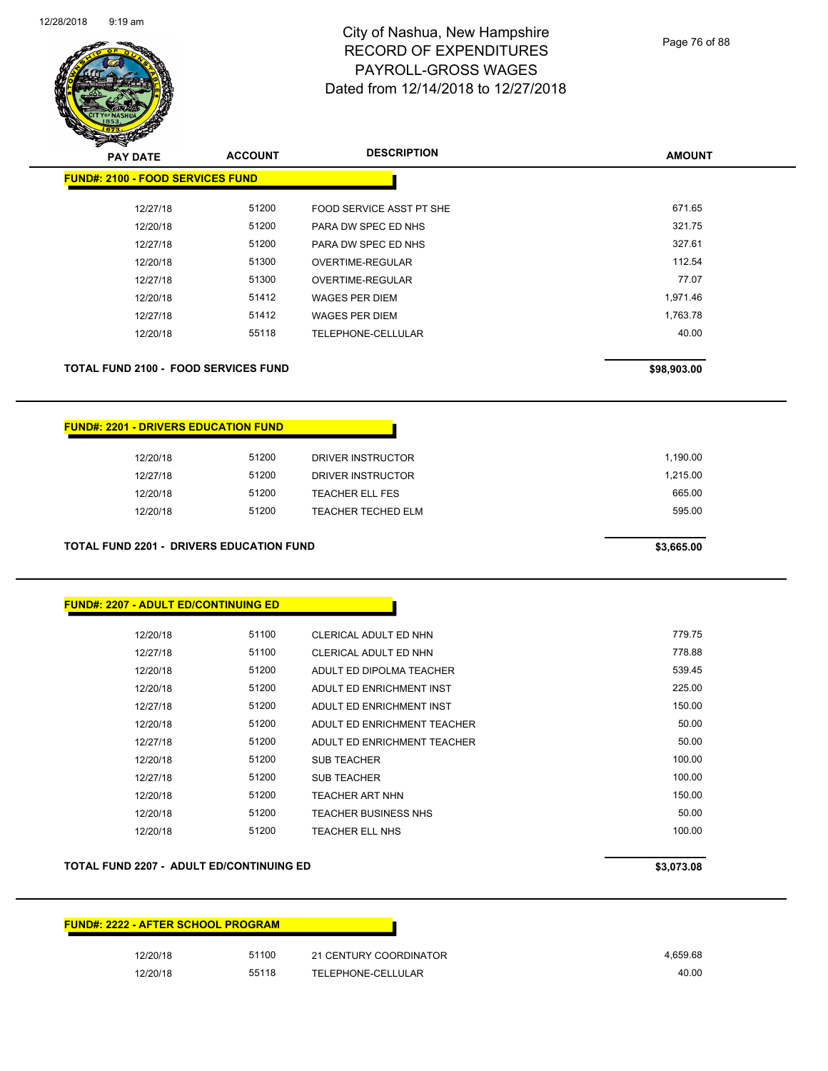# City of Nashua, New Hampshire
# RECORD OF EXPENDITURES
# PAYROLL-GROSS WAGES
# Dated from 12/14/2018 to 12/27/2018

## FUND#: 2100 - FOOD SERVICES FUND

| PAY DATE | ACCOUNT | DESCRIPTION | AMOUNT |
|---|---|---|---|
| 12/27/18 | 51200 | FOOD SERVICE ASST PT SHE | 671.65 |
| 12/20/18 | 51200 | PARA DW SPEC ED NHS | 321.75 |
| 12/27/18 | 51200 | PARA DW SPEC ED NHS | 327.61 |
| 12/20/18 | 51300 | OVERTIME-REGULAR | 112.54 |
| 12/27/18 | 51300 | OVERTIME-REGULAR | 77.07 |
| 12/20/18 | 51412 | WAGES PER DIEM | 1,971.46 |
| 12/27/18 | 51412 | WAGES PER DIEM | 1,763.78 |
| 12/20/18 | 55118 | TELEPHONE-CELLULAR | 40.00 |

**TOTAL FUND 2100 - FOOD SERVICES FUND** **$98,903.00**

## FUND#: 2201 - DRIVERS EDUCATION FUND

| PAY DATE | ACCOUNT | DESCRIPTION | AMOUNT |
|---|---|---|---|
| 12/20/18 | 51200 | DRIVER INSTRUCTOR | 1,190.00 |
| 12/27/18 | 51200 | DRIVER INSTRUCTOR | 1,215.00 |
| 12/20/18 | 51200 | TEACHER ELL FES | 665.00 |
| 12/20/18 | 51200 | TEACHER TECHED ELM | 595.00 |

**TOTAL FUND 2201 - DRIVERS EDUCATION FUND** **$3,665.00**

## FUND#: 2207 - ADULT ED/CONTINUING ED

| PAY DATE | ACCOUNT | DESCRIPTION | AMOUNT |
|---|---|---|---|
| 12/20/18 | 51100 | CLERICAL ADULT ED NHN | 779.75 |
| 12/27/18 | 51100 | CLERICAL ADULT ED NHN | 778.88 |
| 12/20/18 | 51200 | ADULT ED DIPOLMA TEACHER | 539.45 |
| 12/20/18 | 51200 | ADULT ED ENRICHMENT INST | 225.00 |
| 12/27/18 | 51200 | ADULT ED ENRICHMENT INST | 150.00 |
| 12/20/18 | 51200 | ADULT ED ENRICHMENT TEACHER | 50.00 |
| 12/27/18 | 51200 | ADULT ED ENRICHMENT TEACHER | 50.00 |
| 12/20/18 | 51200 | SUB TEACHER | 100.00 |
| 12/27/18 | 51200 | SUB TEACHER | 100.00 |
| 12/20/18 | 51200 | TEACHER ART NHN | 150.00 |
| 12/20/18 | 51200 | TEACHER BUSINESS NHS | 50.00 |
| 12/20/18 | 51200 | TEACHER ELL NHS | 100.00 |

**TOTAL FUND 2207 - ADULT ED/CONTINUING ED** **$3,073.08**

## FUND#: 2222 - AFTER SCHOOL PROGRAM

| PAY DATE | ACCOUNT | DESCRIPTION | AMOUNT |
|---|---|---|---|
| 12/20/18 | 51100 | 21 CENTURY COORDINATOR | 4,659.68 |
| 12/20/18 | 55118 | TELEPHONE-CELLULAR | 40.00 |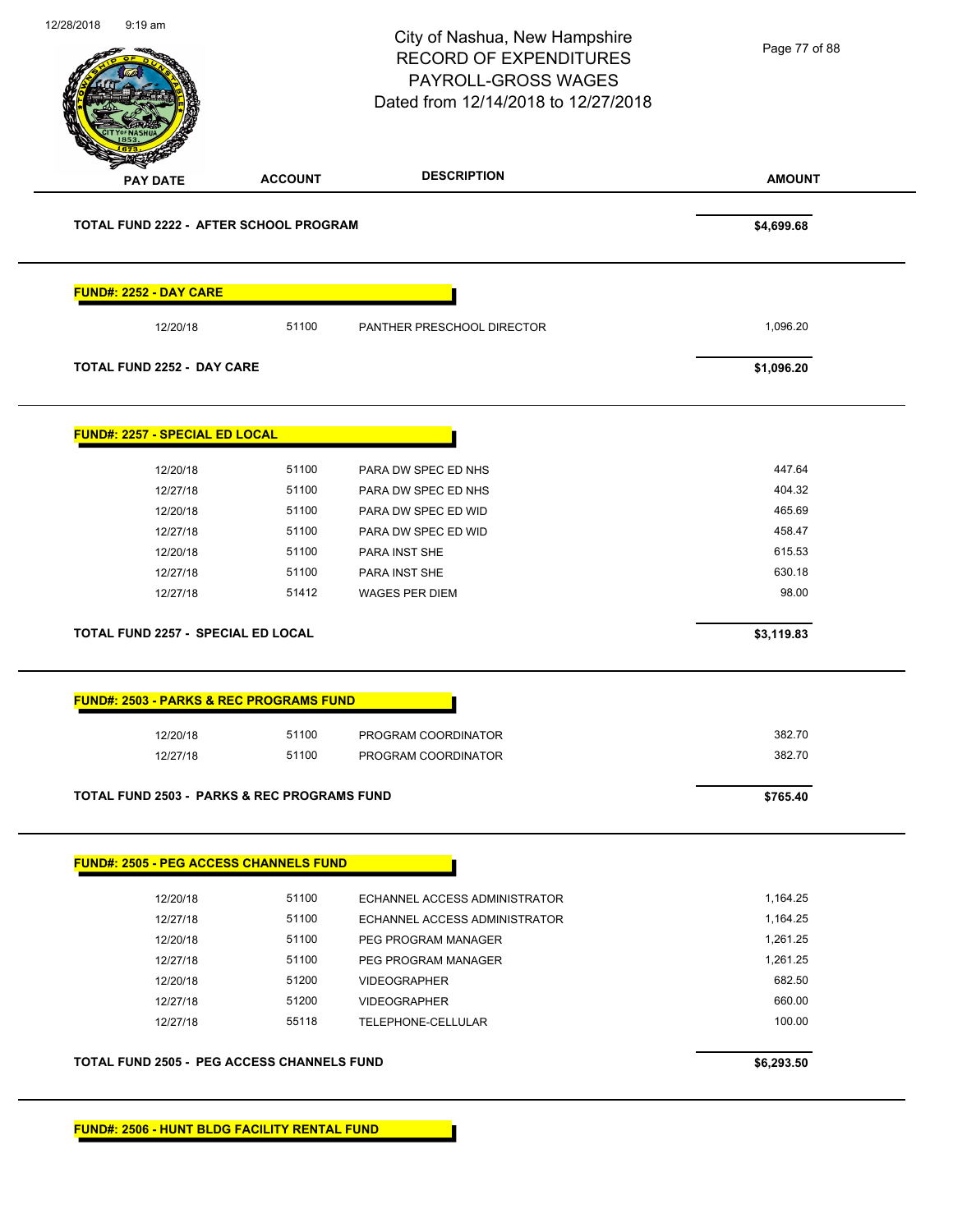# City of Nashua, New Hampshire
## RECORD OF EXPENDITURES
## PAYROLL-GROSS WAGES
## Dated from 12/14/2018 to 12/27/2018

| PAY DATE | ACCOUNT | DESCRIPTION | AMOUNT |
|---|---|---|---|
| **TOTAL FUND 2222 - AFTER SCHOOL PROGRAM** | | | **$4,699.68** |

**FUND#: 2252 - DAY CARE**

| PAY DATE | ACCOUNT | DESCRIPTION | AMOUNT |
|---|---|---|---|
| 12/20/18 | 51100 | PANTHER PRESCHOOL DIRECTOR | 1,096.20 |
| **TOTAL FUND 2252 - DAY CARE** | | | **$1,096.20** |

**FUND#: 2257 - SPECIAL ED LOCAL**

| PAY DATE | ACCOUNT | DESCRIPTION | AMOUNT |
|---|---|---|---|
| 12/20/18 | 51100 | PARA DW SPEC ED NHS | 447.64 |
| 12/27/18 | 51100 | PARA DW SPEC ED NHS | 404.32 |
| 12/20/18 | 51100 | PARA DW SPEC ED WID | 465.69 |
| 12/27/18 | 51100 | PARA DW SPEC ED WID | 458.47 |
| 12/20/18 | 51100 | PARA INST SHE | 615.53 |
| 12/27/18 | 51100 | PARA INST SHE | 630.18 |
| 12/27/18 | 51412 | WAGES PER DIEM | 98.00 |
| **TOTAL FUND 2257 - SPECIAL ED LOCAL** | | | **$3,119.83** |

**FUND#: 2503 - PARKS & REC PROGRAMS FUND**

| PAY DATE | ACCOUNT | DESCRIPTION | AMOUNT |
|---|---|---|---|
| 12/20/18 | 51100 | PROGRAM COORDINATOR | 382.70 |
| 12/27/18 | 51100 | PROGRAM COORDINATOR | 382.70 |
| **TOTAL FUND 2503 - PARKS & REC PROGRAMS FUND** | | | **$765.40** |

**FUND#: 2505 - PEG ACCESS CHANNELS FUND**

| PAY DATE | ACCOUNT | DESCRIPTION | AMOUNT |
|---|---|---|---|
| 12/20/18 | 51100 | ECHANNEL ACCESS ADMINISTRATOR | 1,164.25 |
| 12/27/18 | 51100 | ECHANNEL ACCESS ADMINISTRATOR | 1,164.25 |
| 12/20/18 | 51100 | PEG PROGRAM MANAGER | 1,261.25 |
| 12/27/18 | 51100 | PEG PROGRAM MANAGER | 1,261.25 |
| 12/20/18 | 51200 | VIDEOGRAPHER | 682.50 |
| 12/27/18 | 51200 | VIDEOGRAPHER | 660.00 |
| 12/27/18 | 55118 | TELEPHONE-CELLULAR | 100.00 |
| **TOTAL FUND 2505 - PEG ACCESS CHANNELS FUND** | | | **$6,293.50** |

**FUND#: 2506 - HUNT BLDG FACILITY RENTAL FUND**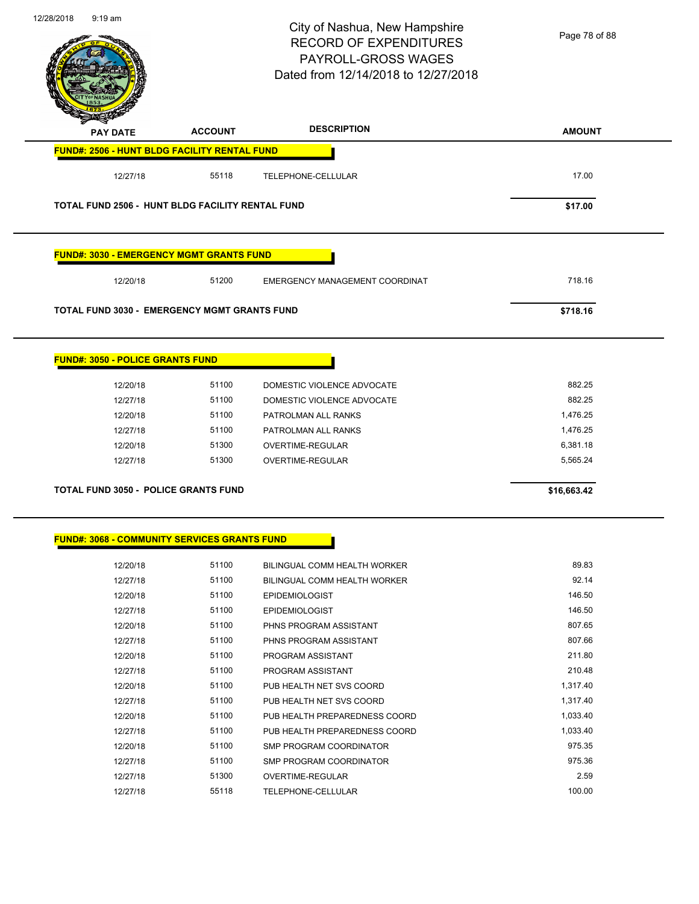# City of Nashua, New Hampshire
## RECORD OF EXPENDITURES
## PAYROLL-GROSS WAGES
## Dated from 12/14/2018 to 12/27/2018

| PAY DATE | ACCOUNT | DESCRIPTION | AMOUNT |
|---|---|---|---|

**FUND#: 2506 - HUNT BLDG FACILITY RENTAL FUND**

| PAY DATE | ACCOUNT | DESCRIPTION | AMOUNT |
|---|---|---|---|
| 12/27/18 | 55118 | TELEPHONE-CELLULAR | 17.00 |
| **TOTAL FUND 2506 - HUNT BLDG FACILITY RENTAL FUND** | | | **$17.00** |

**FUND#: 3030 - EMERGENCY MGMT GRANTS FUND**

| PAY DATE | ACCOUNT | DESCRIPTION | AMOUNT |
|---|---|---|---|
| 12/20/18 | 51200 | EMERGENCY MANAGEMENT COORDINAT | 718.16 |
| **TOTAL FUND 3030 - EMERGENCY MGMT GRANTS FUND** | | | **$718.16** |

**FUND#: 3050 - POLICE GRANTS FUND**

| PAY DATE | ACCOUNT | DESCRIPTION | AMOUNT |
|---|---|---|---|
| 12/20/18 | 51100 | DOMESTIC VIOLENCE ADVOCATE | 882.25 |
| 12/27/18 | 51100 | DOMESTIC VIOLENCE ADVOCATE | 882.25 |
| 12/20/18 | 51100 | PATROLMAN ALL RANKS | 1,476.25 |
| 12/27/18 | 51100 | PATROLMAN ALL RANKS | 1,476.25 |
| 12/20/18 | 51300 | OVERTIME-REGULAR | 6,381.18 |
| 12/27/18 | 51300 | OVERTIME-REGULAR | 5,565.24 |
| **TOTAL FUND 3050 - POLICE GRANTS FUND** | | | **$16,663.42** |

**FUND#: 3068 - COMMUNITY SERVICES GRANTS FUND**

| PAY DATE | ACCOUNT | DESCRIPTION | AMOUNT |
|---|---|---|---|
| 12/20/18 | 51100 | BILINGUAL COMM HEALTH WORKER | 89.83 |
| 12/27/18 | 51100 | BILINGUAL COMM HEALTH WORKER | 92.14 |
| 12/20/18 | 51100 | EPIDEMIOLOGIST | 146.50 |
| 12/27/18 | 51100 | EPIDEMIOLOGIST | 146.50 |
| 12/20/18 | 51100 | PHNS PROGRAM ASSISTANT | 807.65 |
| 12/27/18 | 51100 | PHNS PROGRAM ASSISTANT | 807.66 |
| 12/20/18 | 51100 | PROGRAM ASSISTANT | 211.80 |
| 12/27/18 | 51100 | PROGRAM ASSISTANT | 210.48 |
| 12/20/18 | 51100 | PUB HEALTH NET SVS COORD | 1,317.40 |
| 12/27/18 | 51100 | PUB HEALTH NET SVS COORD | 1,317.40 |
| 12/20/18 | 51100 | PUB HEALTH PREPAREDNESS COORD | 1,033.40 |
| 12/27/18 | 51100 | PUB HEALTH PREPAREDNESS COORD | 1,033.40 |
| 12/20/18 | 51100 | SMP PROGRAM COORDINATOR | 975.35 |
| 12/27/18 | 51100 | SMP PROGRAM COORDINATOR | 975.36 |
| 12/27/18 | 51300 | OVERTIME-REGULAR | 2.59 |
| 12/27/18 | 55118 | TELEPHONE-CELLULAR | 100.00 |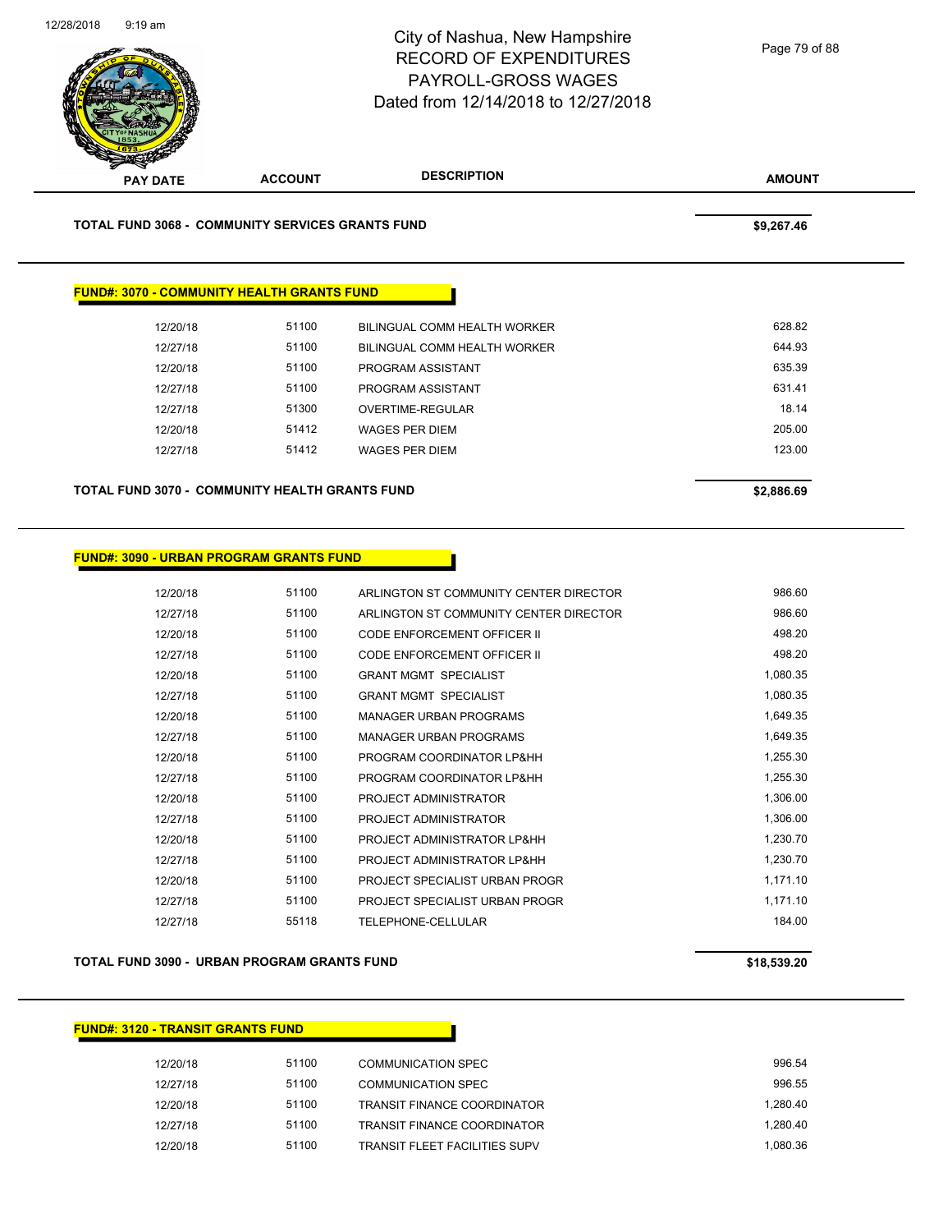City of Nashua, New Hampshire
RECORD OF EXPENDITURES
PAYROLL-GROSS WAGES
Dated from 12/14/2018 to 12/27/2018

| PAY DATE | ACCOUNT | DESCRIPTION | AMOUNT |
|---|---|---|---|

**TOTAL FUND 3068 - COMMUNITY SERVICES GRANTS FUND** **$9,267.46**

**FUND#: 3070 - COMMUNITY HEALTH GRANTS FUND**

| PAY DATE | ACCOUNT | DESCRIPTION | AMOUNT |
|---|---|---|---|
| 12/20/18 | 51100 | BILINGUAL COMM HEALTH WORKER | 628.82 |
| 12/27/18 | 51100 | BILINGUAL COMM HEALTH WORKER | 644.93 |
| 12/20/18 | 51100 | PROGRAM ASSISTANT | 635.39 |
| 12/27/18 | 51100 | PROGRAM ASSISTANT | 631.41 |
| 12/27/18 | 51300 | OVERTIME-REGULAR | 18.14 |
| 12/20/18 | 51412 | WAGES PER DIEM | 205.00 |
| 12/27/18 | 51412 | WAGES PER DIEM | 123.00 |

**TOTAL FUND 3070 - COMMUNITY HEALTH GRANTS FUND** **$2,886.69**

**FUND#: 3090 - URBAN PROGRAM GRANTS FUND**

| PAY DATE | ACCOUNT | DESCRIPTION | AMOUNT |
|---|---|---|---|
| 12/20/18 | 51100 | ARLINGTON ST COMMUNITY CENTER DIRECTOR | 986.60 |
| 12/27/18 | 51100 | ARLINGTON ST COMMUNITY CENTER DIRECTOR | 986.60 |
| 12/20/18 | 51100 | CODE ENFORCEMENT OFFICER II | 498.20 |
| 12/27/18 | 51100 | CODE ENFORCEMENT OFFICER II | 498.20 |
| 12/20/18 | 51100 | GRANT MGMT SPECIALIST | 1,080.35 |
| 12/27/18 | 51100 | GRANT MGMT SPECIALIST | 1,080.35 |
| 12/20/18 | 51100 | MANAGER URBAN PROGRAMS | 1,649.35 |
| 12/27/18 | 51100 | MANAGER URBAN PROGRAMS | 1,649.35 |
| 12/20/18 | 51100 | PROGRAM COORDINATOR LP&HH | 1,255.30 |
| 12/27/18 | 51100 | PROGRAM COORDINATOR LP&HH | 1,255.30 |
| 12/20/18 | 51100 | PROJECT ADMINISTRATOR | 1,306.00 |
| 12/27/18 | 51100 | PROJECT ADMINISTRATOR | 1,306.00 |
| 12/20/18 | 51100 | PROJECT ADMINISTRATOR LP&HH | 1,230.70 |
| 12/27/18 | 51100 | PROJECT ADMINISTRATOR LP&HH | 1,230.70 |
| 12/20/18 | 51100 | PROJECT SPECIALIST URBAN PROGR | 1,171.10 |
| 12/27/18 | 51100 | PROJECT SPECIALIST URBAN PROGR | 1,171.10 |
| 12/27/18 | 55118 | TELEPHONE-CELLULAR | 184.00 |

**TOTAL FUND 3090 - URBAN PROGRAM GRANTS FUND** **$18,539.20**

**FUND#: 3120 - TRANSIT GRANTS FUND**

| PAY DATE | ACCOUNT | DESCRIPTION | AMOUNT |
|---|---|---|---|
| 12/20/18 | 51100 | COMMUNICATION SPEC | 996.54 |
| 12/27/18 | 51100 | COMMUNICATION SPEC | 996.55 |
| 12/20/18 | 51100 | TRANSIT FINANCE COORDINATOR | 1,280.40 |
| 12/27/18 | 51100 | TRANSIT FINANCE COORDINATOR | 1,280.40 |
| 12/20/18 | 51100 | TRANSIT FLEET FACILITIES SUPV | 1,080.36 |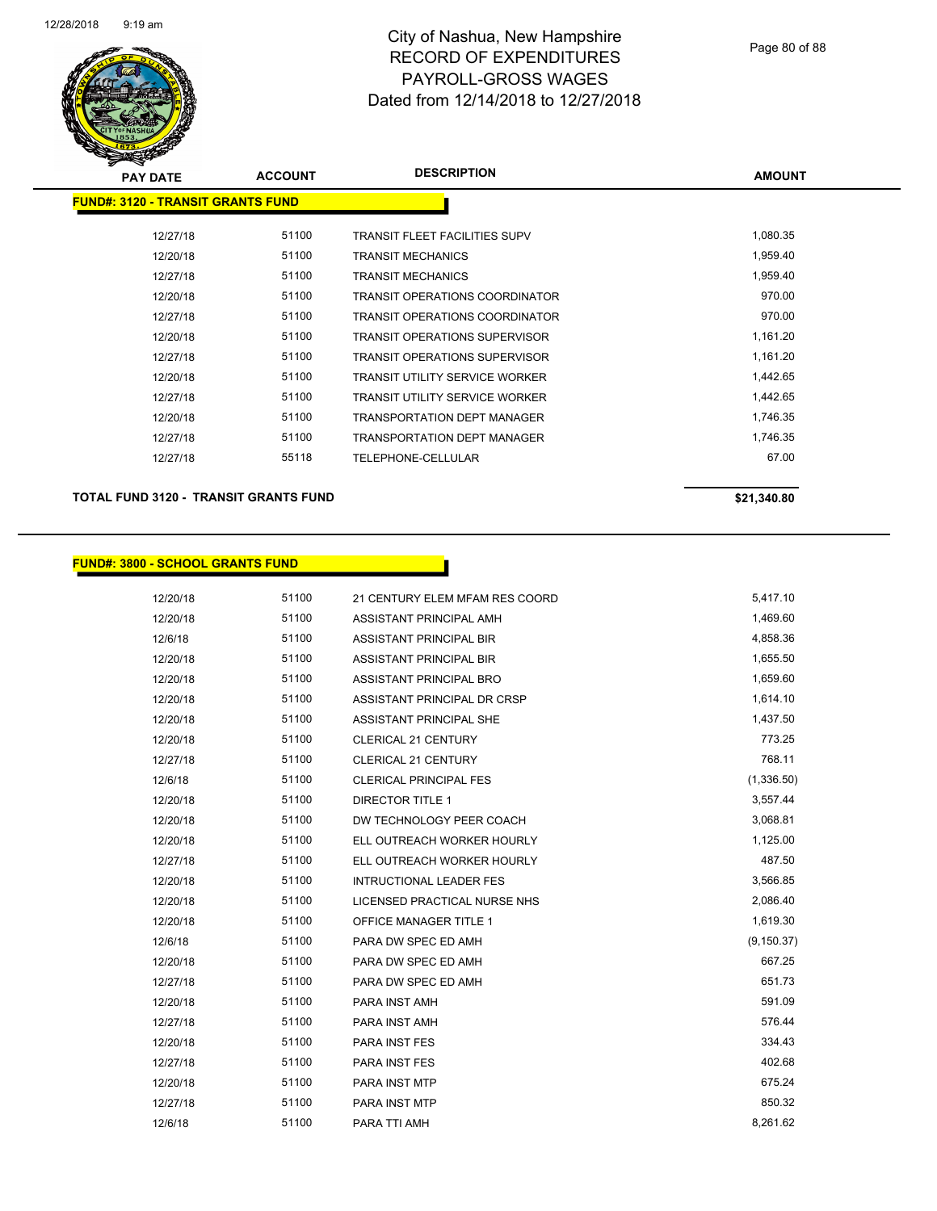# City of Nashua, New Hampshire
## RECORD OF EXPENDITURES
## PAYROLL-GROSS WAGES
## Dated from 12/14/2018 to 12/27/2018

| PAY DATE | ACCOUNT | DESCRIPTION | AMOUNT |
|---|---|---|---|
| **FUND#: 3120 - TRANSIT GRANTS FUND** | | | |
| 12/27/18 | 51100 | TRANSIT FLEET FACILITIES SUPV | 1,080.35 |
| 12/20/18 | 51100 | TRANSIT MECHANICS | 1,959.40 |
| 12/27/18 | 51100 | TRANSIT MECHANICS | 1,959.40 |
| 12/20/18 | 51100 | TRANSIT OPERATIONS COORDINATOR | 970.00 |
| 12/27/18 | 51100 | TRANSIT OPERATIONS COORDINATOR | 970.00 |
| 12/20/18 | 51100 | TRANSIT OPERATIONS SUPERVISOR | 1,161.20 |
| 12/27/18 | 51100 | TRANSIT OPERATIONS SUPERVISOR | 1,161.20 |
| 12/20/18 | 51100 | TRANSIT UTILITY SERVICE WORKER | 1,442.65 |
| 12/27/18 | 51100 | TRANSIT UTILITY SERVICE WORKER | 1,442.65 |
| 12/20/18 | 51100 | TRANSPORTATION DEPT MANAGER | 1,746.35 |
| 12/27/18 | 51100 | TRANSPORTATION DEPT MANAGER | 1,746.35 |
| 12/27/18 | 55118 | TELEPHONE-CELLULAR | 67.00 |
| **TOTAL FUND 3120 - TRANSIT GRANTS FUND** | | | **$21,340.80** |

| PAY DATE | ACCOUNT | DESCRIPTION | AMOUNT |
|---|---|---|---|
| **FUND#: 3800 - SCHOOL GRANTS FUND** | | | |
| 12/20/18 | 51100 | 21 CENTURY ELEM MFAM RES COORD | 5,417.10 |
| 12/20/18 | 51100 | ASSISTANT PRINCIPAL AMH | 1,469.60 |
| 12/6/18 | 51100 | ASSISTANT PRINCIPAL BIR | 4,858.36 |
| 12/20/18 | 51100 | ASSISTANT PRINCIPAL BIR | 1,655.50 |
| 12/20/18 | 51100 | ASSISTANT PRINCIPAL BRO | 1,659.60 |
| 12/20/18 | 51100 | ASSISTANT PRINCIPAL DR CRSP | 1,614.10 |
| 12/20/18 | 51100 | ASSISTANT PRINCIPAL SHE | 1,437.50 |
| 12/20/18 | 51100 | CLERICAL 21 CENTURY | 773.25 |
| 12/27/18 | 51100 | CLERICAL 21 CENTURY | 768.11 |
| 12/6/18 | 51100 | CLERICAL PRINCIPAL FES | (1,336.50) |
| 12/20/18 | 51100 | DIRECTOR TITLE 1 | 3,557.44 |
| 12/20/18 | 51100 | DW TECHNOLOGY PEER COACH | 3,068.81 |
| 12/20/18 | 51100 | ELL OUTREACH WORKER HOURLY | 1,125.00 |
| 12/27/18 | 51100 | ELL OUTREACH WORKER HOURLY | 487.50 |
| 12/20/18 | 51100 | INTRUCTIONAL LEADER FES | 3,566.85 |
| 12/20/18 | 51100 | LICENSED PRACTICAL NURSE NHS | 2,086.40 |
| 12/20/18 | 51100 | OFFICE MANAGER TITLE 1 | 1,619.30 |
| 12/6/18 | 51100 | PARA DW SPEC ED AMH | (9,150.37) |
| 12/20/18 | 51100 | PARA DW SPEC ED AMH | 667.25 |
| 12/27/18 | 51100 | PARA DW SPEC ED AMH | 651.73 |
| 12/20/18 | 51100 | PARA INST AMH | 591.09 |
| 12/27/18 | 51100 | PARA INST AMH | 576.44 |
| 12/20/18 | 51100 | PARA INST FES | 334.43 |
| 12/27/18 | 51100 | PARA INST FES | 402.68 |
| 12/20/18 | 51100 | PARA INST MTP | 675.24 |
| 12/27/18 | 51100 | PARA INST MTP | 850.32 |
| 12/6/18 | 51100 | PARA TTI AMH | 8,261.62 |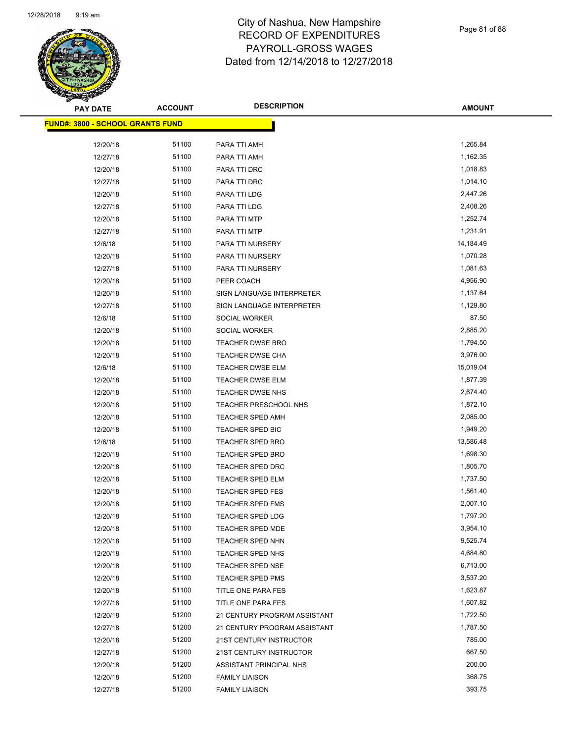# City of Nashua, New Hampshire
# RECORD OF EXPENDITURES
# PAYROLL-GROSS WAGES
# Dated from 12/14/2018 to 12/27/2018

| PAY DATE | ACCOUNT | DESCRIPTION | AMOUNT |
|---|---|---|---|
| **FUND#: 3800 - SCHOOL GRANTS FUND** | | | |
| 12/20/18 | 51100 | PARA TTI AMH | 1,265.84 |
| 12/27/18 | 51100 | PARA TTI AMH | 1,162.35 |
| 12/20/18 | 51100 | PARA TTI DRC | 1,018.83 |
| 12/27/18 | 51100 | PARA TTI DRC | 1,014.10 |
| 12/20/18 | 51100 | PARA TTI LDG | 2,447.26 |
| 12/27/18 | 51100 | PARA TTI LDG | 2,408.26 |
| 12/20/18 | 51100 | PARA TTI MTP | 1,252.74 |
| 12/27/18 | 51100 | PARA TTI MTP | 1,231.91 |
| 12/6/18 | 51100 | PARA TTI NURSERY | 14,184.49 |
| 12/20/18 | 51100 | PARA TTI NURSERY | 1,070.28 |
| 12/27/18 | 51100 | PARA TTI NURSERY | 1,081.63 |
| 12/20/18 | 51100 | PEER COACH | 4,956.90 |
| 12/20/18 | 51100 | SIGN LANGUAGE INTERPRETER | 1,137.64 |
| 12/27/18 | 51100 | SIGN LANGUAGE INTERPRETER | 1,129.80 |
| 12/6/18 | 51100 | SOCIAL WORKER | 87.50 |
| 12/20/18 | 51100 | SOCIAL WORKER | 2,885.20 |
| 12/20/18 | 51100 | TEACHER DWSE BRO | 1,794.50 |
| 12/20/18 | 51100 | TEACHER DWSE CHA | 3,976.00 |
| 12/6/18 | 51100 | TEACHER DWSE ELM | 15,019.04 |
| 12/20/18 | 51100 | TEACHER DWSE ELM | 1,877.39 |
| 12/20/18 | 51100 | TEACHER DWSE NHS | 2,674.40 |
| 12/20/18 | 51100 | TEACHER PRESCHOOL NHS | 1,872.10 |
| 12/20/18 | 51100 | TEACHER SPED AMH | 2,085.00 |
| 12/20/18 | 51100 | TEACHER SPED BIC | 1,949.20 |
| 12/6/18 | 51100 | TEACHER SPED BRO | 13,586.48 |
| 12/20/18 | 51100 | TEACHER SPED BRO | 1,698.30 |
| 12/20/18 | 51100 | TEACHER SPED DRC | 1,805.70 |
| 12/20/18 | 51100 | TEACHER SPED ELM | 1,737.50 |
| 12/20/18 | 51100 | TEACHER SPED FES | 1,561.40 |
| 12/20/18 | 51100 | TEACHER SPED FMS | 2,007.10 |
| 12/20/18 | 51100 | TEACHER SPED LDG | 1,797.20 |
| 12/20/18 | 51100 | TEACHER SPED MDE | 3,954.10 |
| 12/20/18 | 51100 | TEACHER SPED NHN | 9,525.74 |
| 12/20/18 | 51100 | TEACHER SPED NHS | 4,684.80 |
| 12/20/18 | 51100 | TEACHER SPED NSE | 6,713.00 |
| 12/20/18 | 51100 | TEACHER SPED PMS | 3,537.20 |
| 12/20/18 | 51100 | TITLE ONE PARA FES | 1,623.87 |
| 12/27/18 | 51100 | TITLE ONE PARA FES | 1,607.82 |
| 12/20/18 | 51200 | 21 CENTURY PROGRAM ASSISTANT | 1,722.50 |
| 12/27/18 | 51200 | 21 CENTURY PROGRAM ASSISTANT | 1,787.50 |
| 12/20/18 | 51200 | 21ST CENTURY INSTRUCTOR | 785.00 |
| 12/27/18 | 51200 | 21ST CENTURY INSTRUCTOR | 667.50 |
| 12/20/18 | 51200 | ASSISTANT PRINCIPAL NHS | 200.00 |
| 12/20/18 | 51200 | FAMILY LIAISON | 368.75 |
| 12/27/18 | 51200 | FAMILY LIAISON | 393.75 |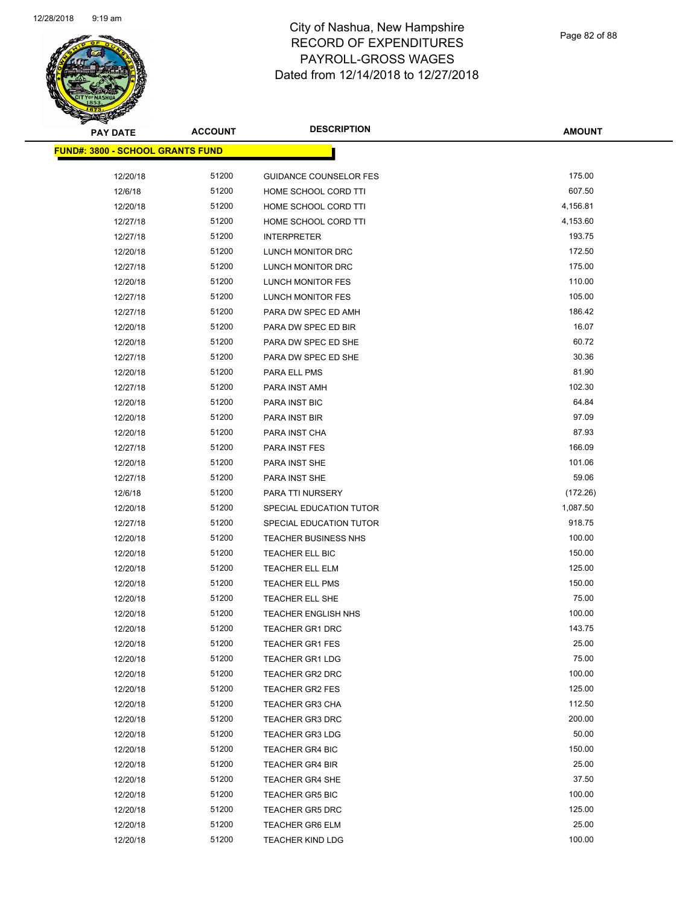# City of Nashua, New Hampshire
# RECORD OF EXPENDITURES
# PAYROLL-GROSS WAGES
# Dated from 12/14/2018 to 12/27/2018

| PAY DATE | ACCOUNT | DESCRIPTION | AMOUNT |
|---|---|---|---|
| **FUND#: 3800 - SCHOOL GRANTS FUND** | | | |
| 12/20/18 | 51200 | GUIDANCE COUNSELOR FES | 175.00 |
| 12/6/18 | 51200 | HOME SCHOOL CORD TTI | 607.50 |
| 12/20/18 | 51200 | HOME SCHOOL CORD TTI | 4,156.81 |
| 12/27/18 | 51200 | HOME SCHOOL CORD TTI | 4,153.60 |
| 12/27/18 | 51200 | INTERPRETER | 193.75 |
| 12/20/18 | 51200 | LUNCH MONITOR DRC | 172.50 |
| 12/27/18 | 51200 | LUNCH MONITOR DRC | 175.00 |
| 12/20/18 | 51200 | LUNCH MONITOR FES | 110.00 |
| 12/27/18 | 51200 | LUNCH MONITOR FES | 105.00 |
| 12/27/18 | 51200 | PARA DW SPEC ED AMH | 186.42 |
| 12/20/18 | 51200 | PARA DW SPEC ED BIR | 16.07 |
| 12/20/18 | 51200 | PARA DW SPEC ED SHE | 60.72 |
| 12/27/18 | 51200 | PARA DW SPEC ED SHE | 30.36 |
| 12/20/18 | 51200 | PARA ELL PMS | 81.90 |
| 12/27/18 | 51200 | PARA INST AMH | 102.30 |
| 12/20/18 | 51200 | PARA INST BIC | 64.84 |
| 12/20/18 | 51200 | PARA INST BIR | 97.09 |
| 12/20/18 | 51200 | PARA INST CHA | 87.93 |
| 12/27/18 | 51200 | PARA INST FES | 166.09 |
| 12/20/18 | 51200 | PARA INST SHE | 101.06 |
| 12/27/18 | 51200 | PARA INST SHE | 59.06 |
| 12/6/18 | 51200 | PARA TTI NURSERY | (172.26) |
| 12/20/18 | 51200 | SPECIAL EDUCATION TUTOR | 1,087.50 |
| 12/27/18 | 51200 | SPECIAL EDUCATION TUTOR | 918.75 |
| 12/20/18 | 51200 | TEACHER BUSINESS NHS | 100.00 |
| 12/20/18 | 51200 | TEACHER ELL BIC | 150.00 |
| 12/20/18 | 51200 | TEACHER ELL ELM | 125.00 |
| 12/20/18 | 51200 | TEACHER ELL PMS | 150.00 |
| 12/20/18 | 51200 | TEACHER ELL SHE | 75.00 |
| 12/20/18 | 51200 | TEACHER ENGLISH NHS | 100.00 |
| 12/20/18 | 51200 | TEACHER GR1 DRC | 143.75 |
| 12/20/18 | 51200 | TEACHER GR1 FES | 25.00 |
| 12/20/18 | 51200 | TEACHER GR1 LDG | 75.00 |
| 12/20/18 | 51200 | TEACHER GR2 DRC | 100.00 |
| 12/20/18 | 51200 | TEACHER GR2 FES | 125.00 |
| 12/20/18 | 51200 | TEACHER GR3 CHA | 112.50 |
| 12/20/18 | 51200 | TEACHER GR3 DRC | 200.00 |
| 12/20/18 | 51200 | TEACHER GR3 LDG | 50.00 |
| 12/20/18 | 51200 | TEACHER GR4 BIC | 150.00 |
| 12/20/18 | 51200 | TEACHER GR4 BIR | 25.00 |
| 12/20/18 | 51200 | TEACHER GR4 SHE | 37.50 |
| 12/20/18 | 51200 | TEACHER GR5 BIC | 100.00 |
| 12/20/18 | 51200 | TEACHER GR5 DRC | 125.00 |
| 12/20/18 | 51200 | TEACHER GR6 ELM | 25.00 |
| 12/20/18 | 51200 | TEACHER KIND LDG | 100.00 |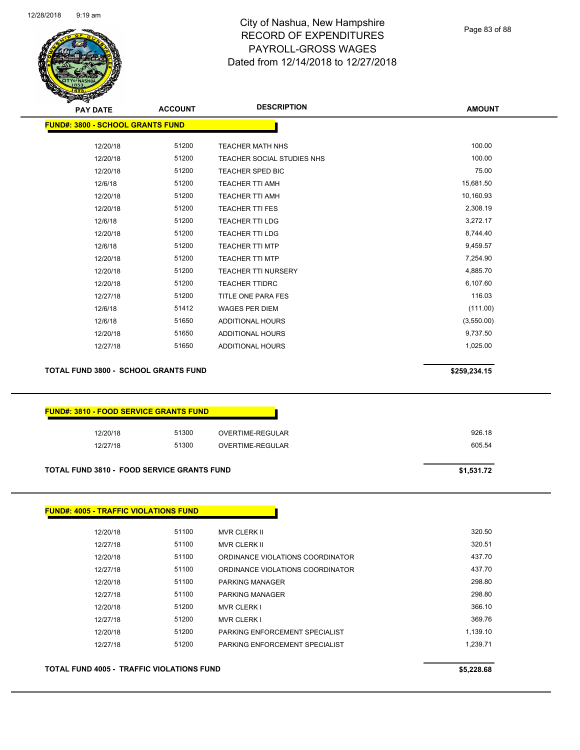# City of Nashua, New Hampshire
# RECORD OF EXPENDITURES
# PAYROLL-GROSS WAGES
# Dated from 12/14/2018 to 12/27/2018

| PAY DATE | ACCOUNT | DESCRIPTION | AMOUNT |
|---|---|---|---|

**FUND#: 3800 - SCHOOL GRANTS FUND**

| PAY DATE | ACCOUNT | DESCRIPTION | AMOUNT |
|---|---|---|---|
| 12/20/18 | 51200 | TEACHER MATH NHS | 100.00 |
| 12/20/18 | 51200 | TEACHER SOCIAL STUDIES NHS | 100.00 |
| 12/20/18 | 51200 | TEACHER SPED BIC | 75.00 |
| 12/6/18 | 51200 | TEACHER TTI AMH | 15,681.50 |
| 12/20/18 | 51200 | TEACHER TTI AMH | 10,160.93 |
| 12/20/18 | 51200 | TEACHER TTI FES | 2,308.19 |
| 12/6/18 | 51200 | TEACHER TTI LDG | 3,272.17 |
| 12/20/18 | 51200 | TEACHER TTI LDG | 8,744.40 |
| 12/6/18 | 51200 | TEACHER TTI MTP | 9,459.57 |
| 12/20/18 | 51200 | TEACHER TTI MTP | 7,254.90 |
| 12/20/18 | 51200 | TEACHER TTI NURSERY | 4,885.70 |
| 12/20/18 | 51200 | TEACHER TTIDRC | 6,107.60 |
| 12/27/18 | 51200 | TITLE ONE PARA FES | 116.03 |
| 12/6/18 | 51412 | WAGES PER DIEM | (111.00) |
| 12/6/18 | 51650 | ADDITIONAL HOURS | (3,550.00) |
| 12/20/18 | 51650 | ADDITIONAL HOURS | 9,737.50 |
| 12/27/18 | 51650 | ADDITIONAL HOURS | 1,025.00 |

**TOTAL FUND 3800 - SCHOOL GRANTS FUND** **$259,234.15**

**FUND#: 3810 - FOOD SERVICE GRANTS FUND**

| PAY DATE | ACCOUNT | DESCRIPTION | AMOUNT |
|---|---|---|---|
| 12/20/18 | 51300 | OVERTIME-REGULAR | 926.18 |
| 12/27/18 | 51300 | OVERTIME-REGULAR | 605.54 |

**TOTAL FUND 3810 - FOOD SERVICE GRANTS FUND** **$1,531.72**

**FUND#: 4005 - TRAFFIC VIOLATIONS FUND**

| PAY DATE | ACCOUNT | DESCRIPTION | AMOUNT |
|---|---|---|---|
| 12/20/18 | 51100 | MVR CLERK II | 320.50 |
| 12/27/18 | 51100 | MVR CLERK II | 320.51 |
| 12/20/18 | 51100 | ORDINANCE VIOLATIONS COORDINATOR | 437.70 |
| 12/27/18 | 51100 | ORDINANCE VIOLATIONS COORDINATOR | 437.70 |
| 12/20/18 | 51100 | PARKING MANAGER | 298.80 |
| 12/27/18 | 51100 | PARKING MANAGER | 298.80 |
| 12/20/18 | 51200 | MVR CLERK I | 366.10 |
| 12/27/18 | 51200 | MVR CLERK I | 369.76 |
| 12/20/18 | 51200 | PARKING ENFORCEMENT SPECIALIST | 1,139.10 |
| 12/27/18 | 51200 | PARKING ENFORCEMENT SPECIALIST | 1,239.71 |

**TOTAL FUND 4005 - TRAFFIC VIOLATIONS FUND** **$5,228.68**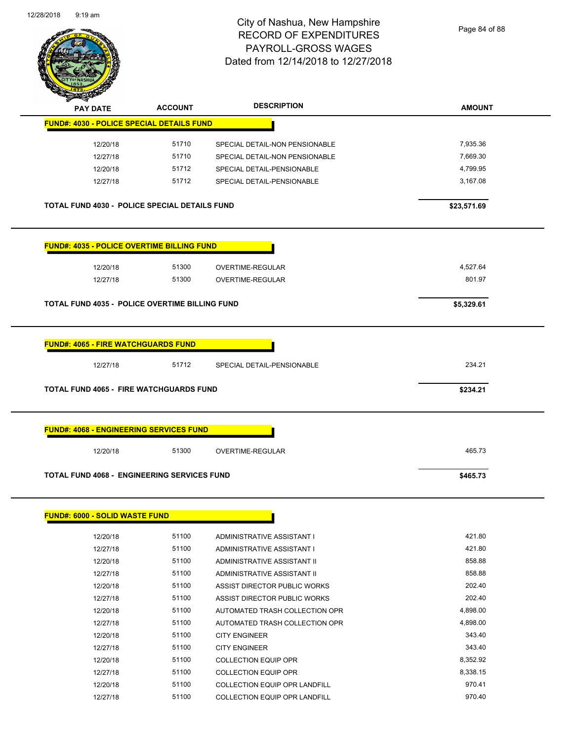# City of Nashua, New Hampshire
## RECORD OF EXPENDITURES
## PAYROLL-GROSS WAGES
## Dated from 12/14/2018 to 12/27/2018

12/28/2018 9:19 am

| PAY DATE | ACCOUNT | DESCRIPTION | AMOUNT |
|---|---|---|---|
| **FUND#: 4030 - POLICE SPECIAL DETAILS FUND** | | | |
| 12/20/18 | 51710 | SPECIAL DETAIL-NON PENSIONABLE | 7,935.36 |
| 12/27/18 | 51710 | SPECIAL DETAIL-NON PENSIONABLE | 7,669.30 |
| 12/20/18 | 51712 | SPECIAL DETAIL-PENSIONABLE | 4,799.95 |
| 12/27/18 | 51712 | SPECIAL DETAIL-PENSIONABLE | 3,167.08 |
| **TOTAL FUND 4030 - POLICE SPECIAL DETAILS FUND** | | | **$23,571.69** |
| **FUND#: 4035 - POLICE OVERTIME BILLING FUND** | | | |
| 12/20/18 | 51300 | OVERTIME-REGULAR | 4,527.64 |
| 12/27/18 | 51300 | OVERTIME-REGULAR | 801.97 |
| **TOTAL FUND 4035 - POLICE OVERTIME BILLING FUND** | | | **$5,329.61** |
| **FUND#: 4065 - FIRE WATCHGUARDS FUND** | | | |
| 12/27/18 | 51712 | SPECIAL DETAIL-PENSIONABLE | 234.21 |
| **TOTAL FUND 4065 - FIRE WATCHGUARDS FUND** | | | **$234.21** |
| **FUND#: 4068 - ENGINEERING SERVICES FUND** | | | |
| 12/20/18 | 51300 | OVERTIME-REGULAR | 465.73 |
| **TOTAL FUND 4068 - ENGINEERING SERVICES FUND** | | | **$465.73** |
| **FUND#: 6000 - SOLID WASTE FUND** | | | |
| 12/20/18 | 51100 | ADMINISTRATIVE ASSISTANT I | 421.80 |
| 12/27/18 | 51100 | ADMINISTRATIVE ASSISTANT I | 421.80 |
| 12/20/18 | 51100 | ADMINISTRATIVE ASSISTANT II | 858.88 |
| 12/27/18 | 51100 | ADMINISTRATIVE ASSISTANT II | 858.88 |
| 12/20/18 | 51100 | ASSIST DIRECTOR PUBLIC WORKS | 202.40 |
| 12/27/18 | 51100 | ASSIST DIRECTOR PUBLIC WORKS | 202.40 |
| 12/20/18 | 51100 | AUTOMATED TRASH COLLECTION OPR | 4,898.00 |
| 12/27/18 | 51100 | AUTOMATED TRASH COLLECTION OPR | 4,898.00 |
| 12/20/18 | 51100 | CITY ENGINEER | 343.40 |
| 12/27/18 | 51100 | CITY ENGINEER | 343.40 |
| 12/20/18 | 51100 | COLLECTION EQUIP OPR | 8,352.92 |
| 12/27/18 | 51100 | COLLECTION EQUIP OPR | 8,338.15 |
| 12/20/18 | 51100 | COLLECTION EQUIP OPR LANDFILL | 970.41 |
| 12/27/18 | 51100 | COLLECTION EQUIP OPR LANDFILL | 970.40 |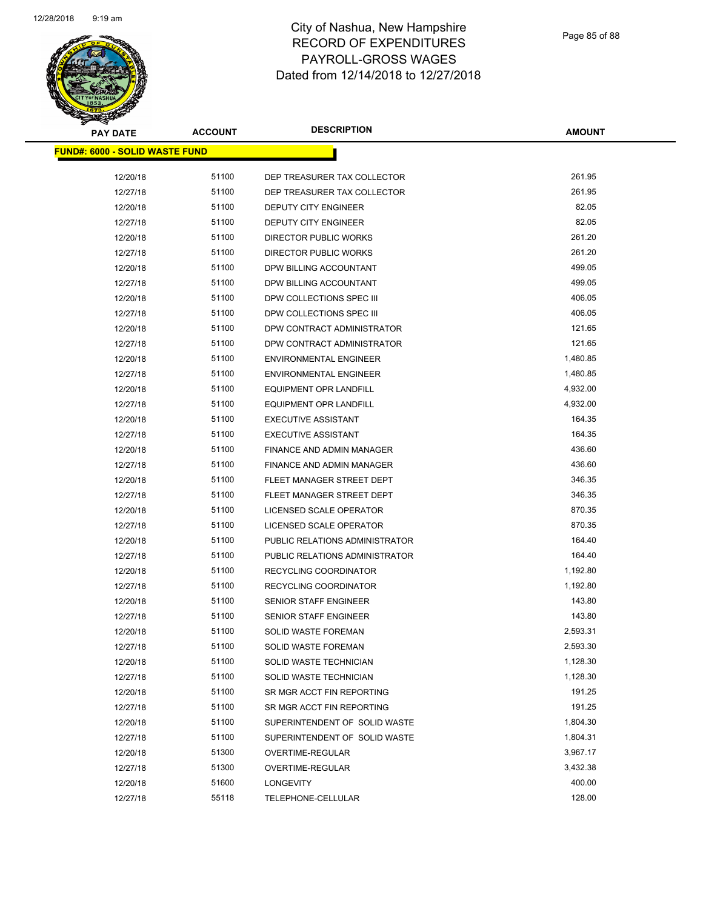# City of Nashua, New Hampshire
## RECORD OF EXPENDITURES
## PAYROLL-GROSS WAGES
## Dated from 12/14/2018 to 12/27/2018

| PAY DATE | ACCOUNT | DESCRIPTION | AMOUNT |
|---|---|---|---|
| **FUND#: 6000 - SOLID WASTE FUND** | | | |
| 12/20/18 | 51100 | DEP TREASURER TAX COLLECTOR | 261.95 |
| 12/27/18 | 51100 | DEP TREASURER TAX COLLECTOR | 261.95 |
| 12/20/18 | 51100 | DEPUTY CITY ENGINEER | 82.05 |
| 12/27/18 | 51100 | DEPUTY CITY ENGINEER | 82.05 |
| 12/20/18 | 51100 | DIRECTOR PUBLIC WORKS | 261.20 |
| 12/27/18 | 51100 | DIRECTOR PUBLIC WORKS | 261.20 |
| 12/20/18 | 51100 | DPW BILLING ACCOUNTANT | 499.05 |
| 12/27/18 | 51100 | DPW BILLING ACCOUNTANT | 499.05 |
| 12/20/18 | 51100 | DPW COLLECTIONS SPEC III | 406.05 |
| 12/27/18 | 51100 | DPW COLLECTIONS SPEC III | 406.05 |
| 12/20/18 | 51100 | DPW CONTRACT ADMINISTRATOR | 121.65 |
| 12/27/18 | 51100 | DPW CONTRACT ADMINISTRATOR | 121.65 |
| 12/20/18 | 51100 | ENVIRONMENTAL ENGINEER | 1,480.85 |
| 12/27/18 | 51100 | ENVIRONMENTAL ENGINEER | 1,480.85 |
| 12/20/18 | 51100 | EQUIPMENT OPR LANDFILL | 4,932.00 |
| 12/27/18 | 51100 | EQUIPMENT OPR LANDFILL | 4,932.00 |
| 12/20/18 | 51100 | EXECUTIVE ASSISTANT | 164.35 |
| 12/27/18 | 51100 | EXECUTIVE ASSISTANT | 164.35 |
| 12/20/18 | 51100 | FINANCE AND ADMIN MANAGER | 436.60 |
| 12/27/18 | 51100 | FINANCE AND ADMIN MANAGER | 436.60 |
| 12/20/18 | 51100 | FLEET MANAGER STREET DEPT | 346.35 |
| 12/27/18 | 51100 | FLEET MANAGER STREET DEPT | 346.35 |
| 12/20/18 | 51100 | LICENSED SCALE OPERATOR | 870.35 |
| 12/27/18 | 51100 | LICENSED SCALE OPERATOR | 870.35 |
| 12/20/18 | 51100 | PUBLIC RELATIONS ADMINISTRATOR | 164.40 |
| 12/27/18 | 51100 | PUBLIC RELATIONS ADMINISTRATOR | 164.40 |
| 12/20/18 | 51100 | RECYCLING COORDINATOR | 1,192.80 |
| 12/27/18 | 51100 | RECYCLING COORDINATOR | 1,192.80 |
| 12/20/18 | 51100 | SENIOR STAFF ENGINEER | 143.80 |
| 12/27/18 | 51100 | SENIOR STAFF ENGINEER | 143.80 |
| 12/20/18 | 51100 | SOLID WASTE FOREMAN | 2,593.31 |
| 12/27/18 | 51100 | SOLID WASTE FOREMAN | 2,593.30 |
| 12/20/18 | 51100 | SOLID WASTE TECHNICIAN | 1,128.30 |
| 12/27/18 | 51100 | SOLID WASTE TECHNICIAN | 1,128.30 |
| 12/20/18 | 51100 | SR MGR ACCT FIN REPORTING | 191.25 |
| 12/27/18 | 51100 | SR MGR ACCT FIN REPORTING | 191.25 |
| 12/20/18 | 51100 | SUPERINTENDENT OF SOLID WASTE | 1,804.30 |
| 12/27/18 | 51100 | SUPERINTENDENT OF SOLID WASTE | 1,804.31 |
| 12/20/18 | 51300 | OVERTIME-REGULAR | 3,967.17 |
| 12/27/18 | 51300 | OVERTIME-REGULAR | 3,432.38 |
| 12/20/18 | 51600 | LONGEVITY | 400.00 |
| 12/27/18 | 55118 | TELEPHONE-CELLULAR | 128.00 |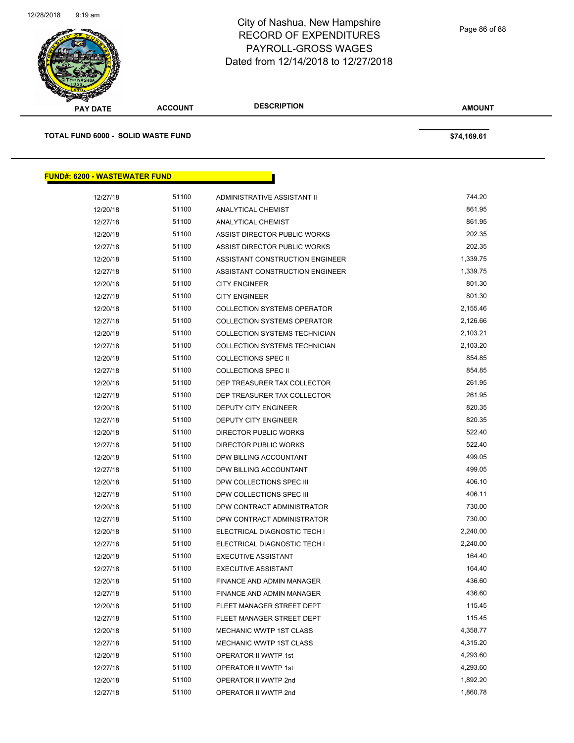| PAY DATE | ACCOUNT | DESCRIPTION | AMOUNT |
|---|---|---|---|

**TOTAL FUND 6000 - SOLID WASTE FUND** $74,169.61

## FUND#: 6200 - WASTEWATER FUND

| PAY DATE | ACCOUNT | DESCRIPTION | AMOUNT |
|---|---|---|---|
| 12/27/18 | 51100 | ADMINISTRATIVE ASSISTANT II | 744.20 |
| 12/20/18 | 51100 | ANALYTICAL CHEMIST | 861.95 |
| 12/27/18 | 51100 | ANALYTICAL CHEMIST | 861.95 |
| 12/20/18 | 51100 | ASSIST DIRECTOR PUBLIC WORKS | 202.35 |
| 12/27/18 | 51100 | ASSIST DIRECTOR PUBLIC WORKS | 202.35 |
| 12/20/18 | 51100 | ASSISTANT CONSTRUCTION ENGINEER | 1,339.75 |
| 12/27/18 | 51100 | ASSISTANT CONSTRUCTION ENGINEER | 1,339.75 |
| 12/20/18 | 51100 | CITY ENGINEER | 801.30 |
| 12/27/18 | 51100 | CITY ENGINEER | 801.30 |
| 12/20/18 | 51100 | COLLECTION SYSTEMS OPERATOR | 2,155.46 |
| 12/27/18 | 51100 | COLLECTION SYSTEMS OPERATOR | 2,126.66 |
| 12/20/18 | 51100 | COLLECTION SYSTEMS TECHNICIAN | 2,103.21 |
| 12/27/18 | 51100 | COLLECTION SYSTEMS TECHNICIAN | 2,103.20 |
| 12/20/18 | 51100 | COLLECTIONS SPEC II | 854.85 |
| 12/27/18 | 51100 | COLLECTIONS SPEC II | 854.85 |
| 12/20/18 | 51100 | DEP TREASURER TAX COLLECTOR | 261.95 |
| 12/27/18 | 51100 | DEP TREASURER TAX COLLECTOR | 261.95 |
| 12/20/18 | 51100 | DEPUTY CITY ENGINEER | 820.35 |
| 12/27/18 | 51100 | DEPUTY CITY ENGINEER | 820.35 |
| 12/20/18 | 51100 | DIRECTOR PUBLIC WORKS | 522.40 |
| 12/27/18 | 51100 | DIRECTOR PUBLIC WORKS | 522.40 |
| 12/20/18 | 51100 | DPW BILLING ACCOUNTANT | 499.05 |
| 12/27/18 | 51100 | DPW BILLING ACCOUNTANT | 499.05 |
| 12/20/18 | 51100 | DPW COLLECTIONS SPEC III | 406.10 |
| 12/27/18 | 51100 | DPW COLLECTIONS SPEC III | 406.11 |
| 12/20/18 | 51100 | DPW CONTRACT ADMINISTRATOR | 730.00 |
| 12/27/18 | 51100 | DPW CONTRACT ADMINISTRATOR | 730.00 |
| 12/20/18 | 51100 | ELECTRICAL DIAGNOSTIC TECH I | 2,240.00 |
| 12/27/18 | 51100 | ELECTRICAL DIAGNOSTIC TECH I | 2,240.00 |
| 12/20/18 | 51100 | EXECUTIVE ASSISTANT | 164.40 |
| 12/27/18 | 51100 | EXECUTIVE ASSISTANT | 164.40 |
| 12/20/18 | 51100 | FINANCE AND ADMIN MANAGER | 436.60 |
| 12/27/18 | 51100 | FINANCE AND ADMIN MANAGER | 436.60 |
| 12/20/18 | 51100 | FLEET MANAGER STREET DEPT | 115.45 |
| 12/27/18 | 51100 | FLEET MANAGER STREET DEPT | 115.45 |
| 12/20/18 | 51100 | MECHANIC WWTP 1ST CLASS | 4,358.77 |
| 12/27/18 | 51100 | MECHANIC WWTP 1ST CLASS | 4,315.20 |
| 12/20/18 | 51100 | OPERATOR II WWTP 1st | 4,293.60 |
| 12/27/18 | 51100 | OPERATOR II WWTP 1st | 4,293.60 |
| 12/20/18 | 51100 | OPERATOR II WWTP 2nd | 1,892.20 |
| 12/27/18 | 51100 | OPERATOR II WWTP 2nd | 1,860.78 |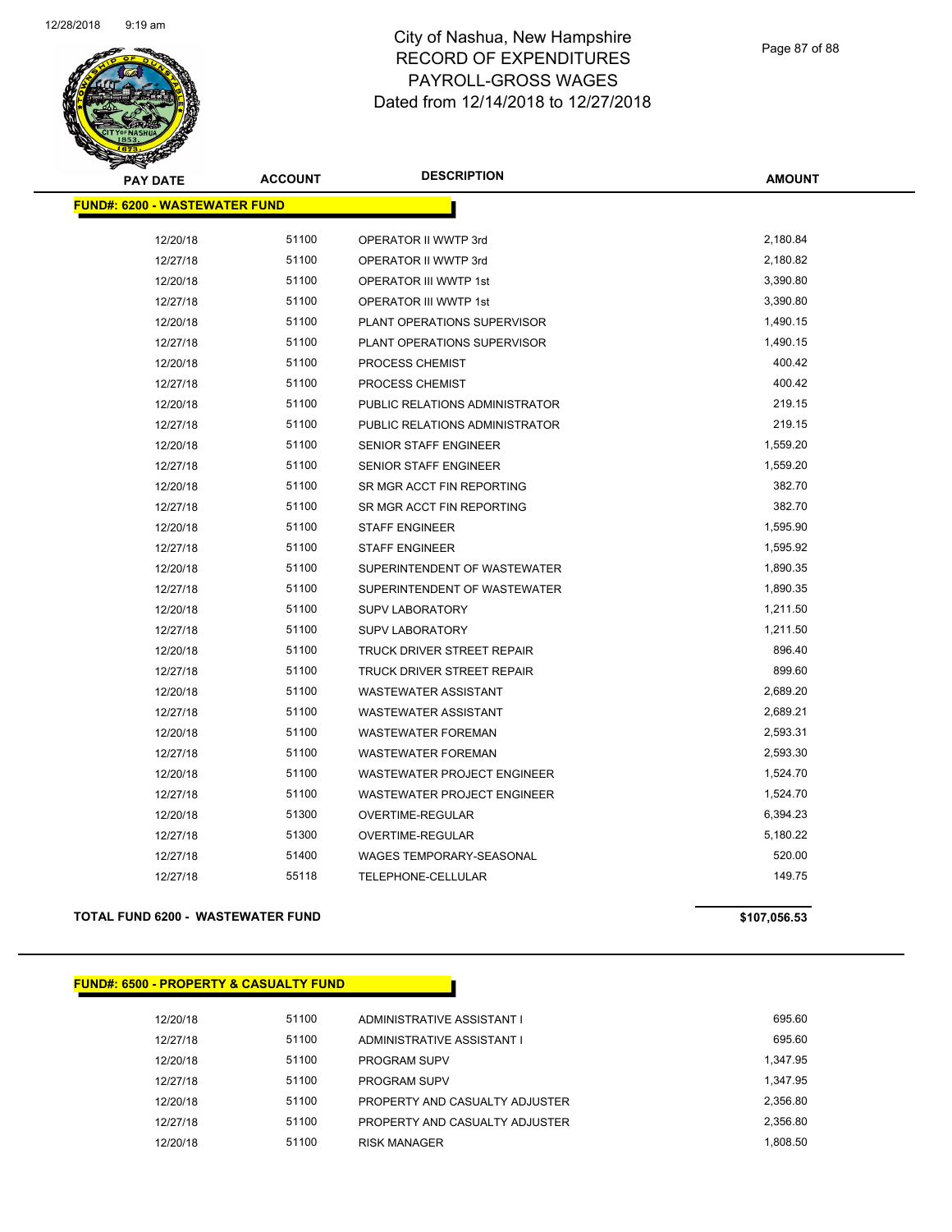# City of Nashua, New Hampshire
## RECORD OF EXPENDITURES
## PAYROLL-GROSS WAGES
## Dated from 12/14/2018 to 12/27/2018

**FUND#: 6200 - WASTEWATER FUND**

| PAY DATE | ACCOUNT | DESCRIPTION | AMOUNT |
|---|---|---|---|
| 12/20/18 | 51100 | OPERATOR II WWTP 3rd | 2,180.84 |
| 12/27/18 | 51100 | OPERATOR II WWTP 3rd | 2,180.82 |
| 12/20/18 | 51100 | OPERATOR III WWTP 1st | 3,390.80 |
| 12/27/18 | 51100 | OPERATOR III WWTP 1st | 3,390.80 |
| 12/20/18 | 51100 | PLANT OPERATIONS SUPERVISOR | 1,490.15 |
| 12/27/18 | 51100 | PLANT OPERATIONS SUPERVISOR | 1,490.15 |
| 12/20/18 | 51100 | PROCESS CHEMIST | 400.42 |
| 12/27/18 | 51100 | PROCESS CHEMIST | 400.42 |
| 12/20/18 | 51100 | PUBLIC RELATIONS ADMINISTRATOR | 219.15 |
| 12/27/18 | 51100 | PUBLIC RELATIONS ADMINISTRATOR | 219.15 |
| 12/20/18 | 51100 | SENIOR STAFF ENGINEER | 1,559.20 |
| 12/27/18 | 51100 | SENIOR STAFF ENGINEER | 1,559.20 |
| 12/20/18 | 51100 | SR MGR ACCT FIN REPORTING | 382.70 |
| 12/27/18 | 51100 | SR MGR ACCT FIN REPORTING | 382.70 |
| 12/20/18 | 51100 | STAFF ENGINEER | 1,595.90 |
| 12/27/18 | 51100 | STAFF ENGINEER | 1,595.92 |
| 12/20/18 | 51100 | SUPERINTENDENT OF WASTEWATER | 1,890.35 |
| 12/27/18 | 51100 | SUPERINTENDENT OF WASTEWATER | 1,890.35 |
| 12/20/18 | 51100 | SUPV LABORATORY | 1,211.50 |
| 12/27/18 | 51100 | SUPV LABORATORY | 1,211.50 |
| 12/20/18 | 51100 | TRUCK DRIVER STREET REPAIR | 896.40 |
| 12/27/18 | 51100 | TRUCK DRIVER STREET REPAIR | 899.60 |
| 12/20/18 | 51100 | WASTEWATER ASSISTANT | 2,689.20 |
| 12/27/18 | 51100 | WASTEWATER ASSISTANT | 2,689.21 |
| 12/20/18 | 51100 | WASTEWATER FOREMAN | 2,593.31 |
| 12/27/18 | 51100 | WASTEWATER FOREMAN | 2,593.30 |
| 12/20/18 | 51100 | WASTEWATER PROJECT ENGINEER | 1,524.70 |
| 12/27/18 | 51100 | WASTEWATER PROJECT ENGINEER | 1,524.70 |
| 12/20/18 | 51300 | OVERTIME-REGULAR | 6,394.23 |
| 12/27/18 | 51300 | OVERTIME-REGULAR | 5,180.22 |
| 12/27/18 | 51400 | WAGES TEMPORARY-SEASONAL | 520.00 |
| 12/27/18 | 55118 | TELEPHONE-CELLULAR | 149.75 |

**TOTAL FUND 6200 - WASTEWATER FUND** **$107,056.53**

**FUND#: 6500 - PROPERTY & CASUALTY FUND**

| PAY DATE | ACCOUNT | DESCRIPTION | AMOUNT |
|---|---|---|---|
| 12/20/18 | 51100 | ADMINISTRATIVE ASSISTANT I | 695.60 |
| 12/27/18 | 51100 | ADMINISTRATIVE ASSISTANT I | 695.60 |
| 12/20/18 | 51100 | PROGRAM SUPV | 1,347.95 |
| 12/27/18 | 51100 | PROGRAM SUPV | 1,347.95 |
| 12/20/18 | 51100 | PROPERTY AND CASUALTY ADJUSTER | 2,356.80 |
| 12/27/18 | 51100 | PROPERTY AND CASUALTY ADJUSTER | 2,356.80 |
| 12/20/18 | 51100 | RISK MANAGER | 1,808.50 |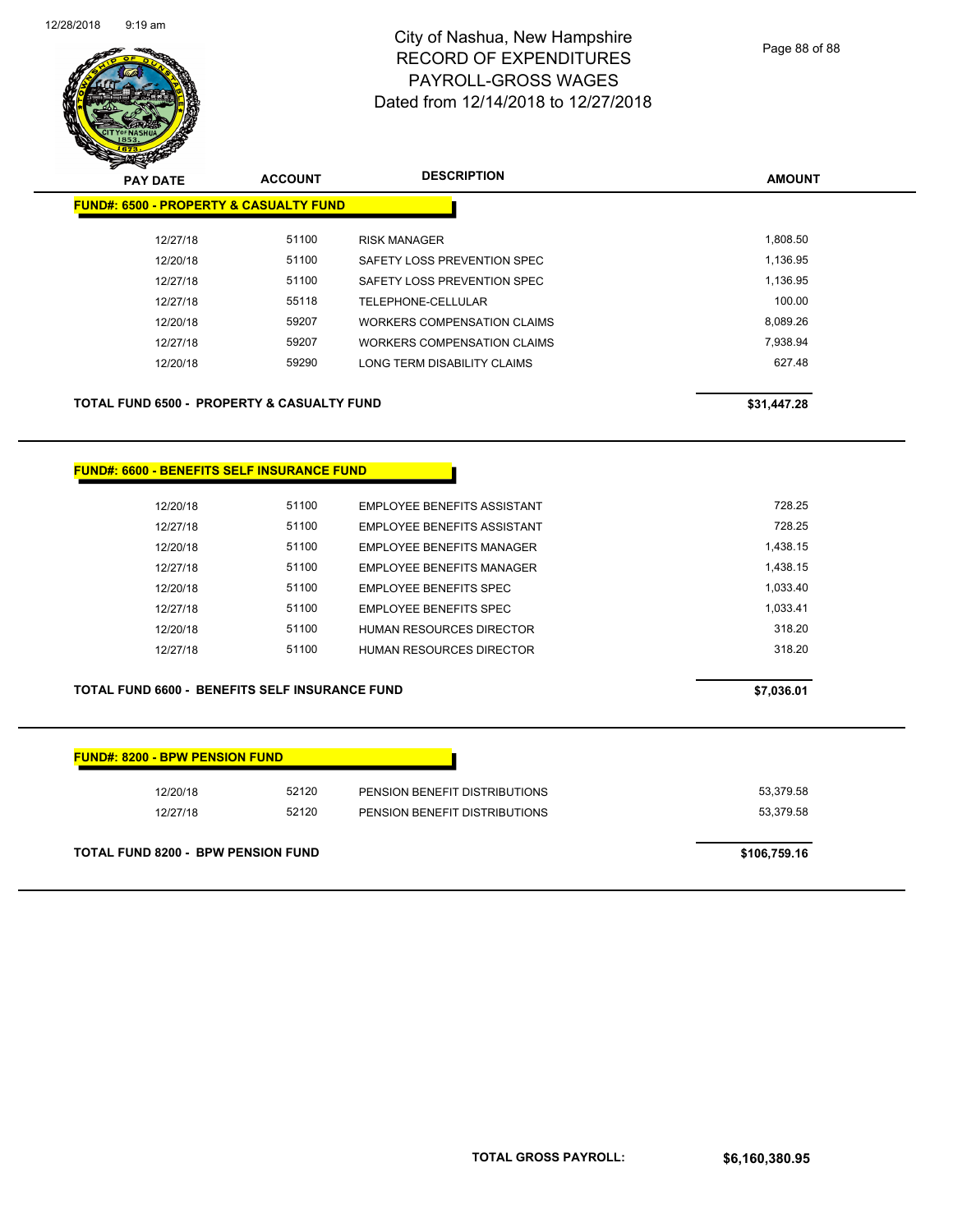# City of Nashua, New Hampshire
# RECORD OF EXPENDITURES
# PAYROLL-GROSS WAGES
# Dated from 12/14/2018 to 12/27/2018

| PAY DATE | ACCOUNT | DESCRIPTION | AMOUNT |
|---|---|---|---|
| **FUND#: 6500 - PROPERTY & CASUALTY FUND** | | | |
| 12/27/18 | 51100 | RISK MANAGER | 1,808.50 |
| 12/20/18 | 51100 | SAFETY LOSS PREVENTION SPEC | 1,136.95 |
| 12/27/18 | 51100 | SAFETY LOSS PREVENTION SPEC | 1,136.95 |
| 12/27/18 | 55118 | TELEPHONE-CELLULAR | 100.00 |
| 12/20/18 | 59207 | WORKERS COMPENSATION CLAIMS | 8,089.26 |
| 12/27/18 | 59207 | WORKERS COMPENSATION CLAIMS | 7,938.94 |
| 12/20/18 | 59290 | LONG TERM DISABILITY CLAIMS | 627.48 |
| **TOTAL FUND 6500 - PROPERTY & CASUALTY FUND** | | | **$31,447.28** |
| **FUND#: 6600 - BENEFITS SELF INSURANCE FUND** | | | |
| 12/20/18 | 51100 | EMPLOYEE BENEFITS ASSISTANT | 728.25 |
| 12/27/18 | 51100 | EMPLOYEE BENEFITS ASSISTANT | 728.25 |
| 12/20/18 | 51100 | EMPLOYEE BENEFITS MANAGER | 1,438.15 |
| 12/27/18 | 51100 | EMPLOYEE BENEFITS MANAGER | 1,438.15 |
| 12/20/18 | 51100 | EMPLOYEE BENEFITS SPEC | 1,033.40 |
| 12/27/18 | 51100 | EMPLOYEE BENEFITS SPEC | 1,033.41 |
| 12/20/18 | 51100 | HUMAN RESOURCES DIRECTOR | 318.20 |
| 12/27/18 | 51100 | HUMAN RESOURCES DIRECTOR | 318.20 |
| **TOTAL FUND 6600 - BENEFITS SELF INSURANCE FUND** | | | **$7,036.01** |
| **FUND#: 8200 - BPW PENSION FUND** | | | |
| 12/20/18 | 52120 | PENSION BENEFIT DISTRIBUTIONS | 53,379.58 |
| 12/27/18 | 52120 | PENSION BENEFIT DISTRIBUTIONS | 53,379.58 |
| **TOTAL FUND 8200 - BPW PENSION FUND** | | | **$106,759.16** |

**TOTAL GROSS PAYROLL: $6,160,380.95**